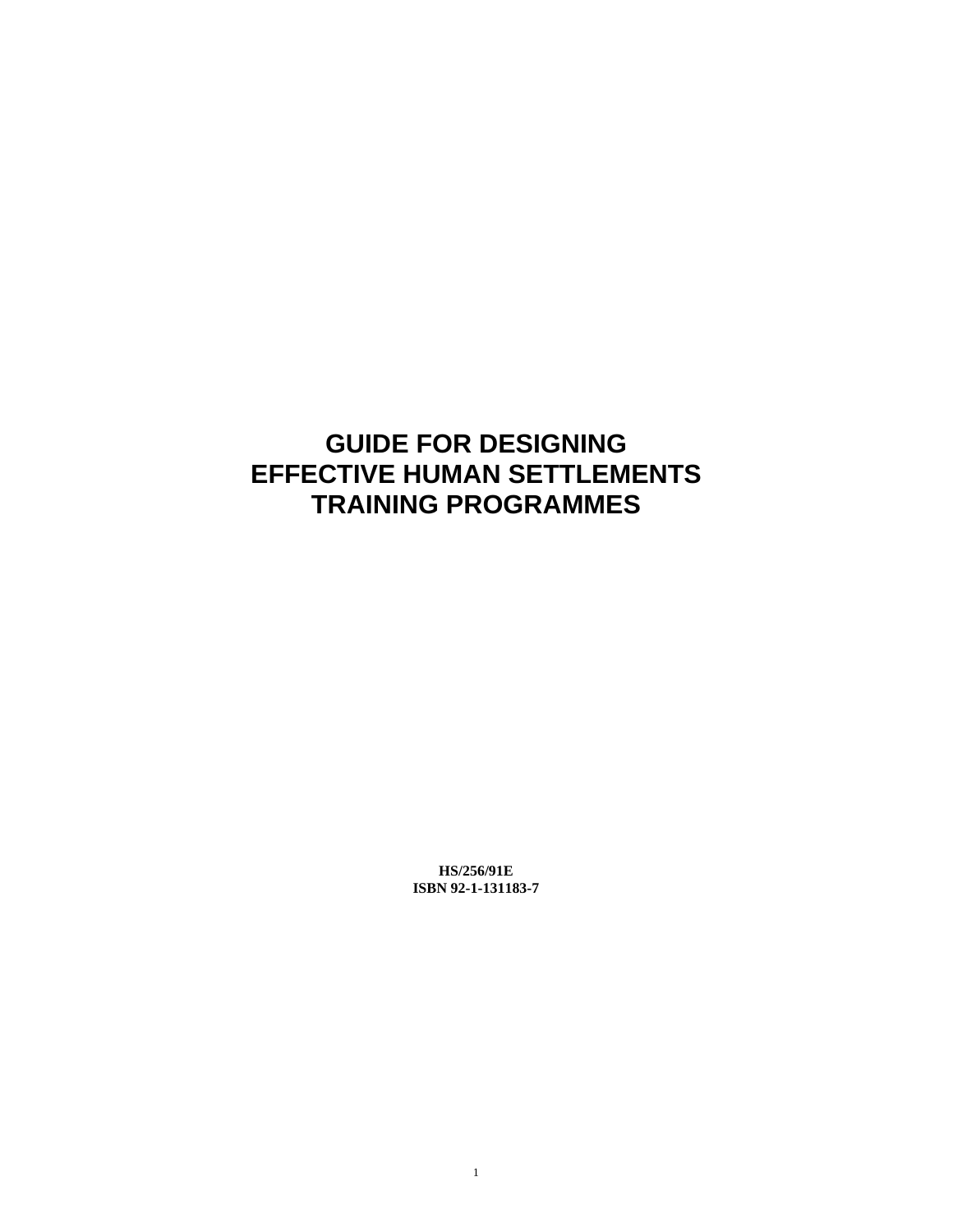# GUIDE FOR DESIGNING EFFECTIVE HUMAN SETTLEMENTS TRAINING PROGRAMMES

**HS/256/91E**
**ISBN 92-1-131183-7**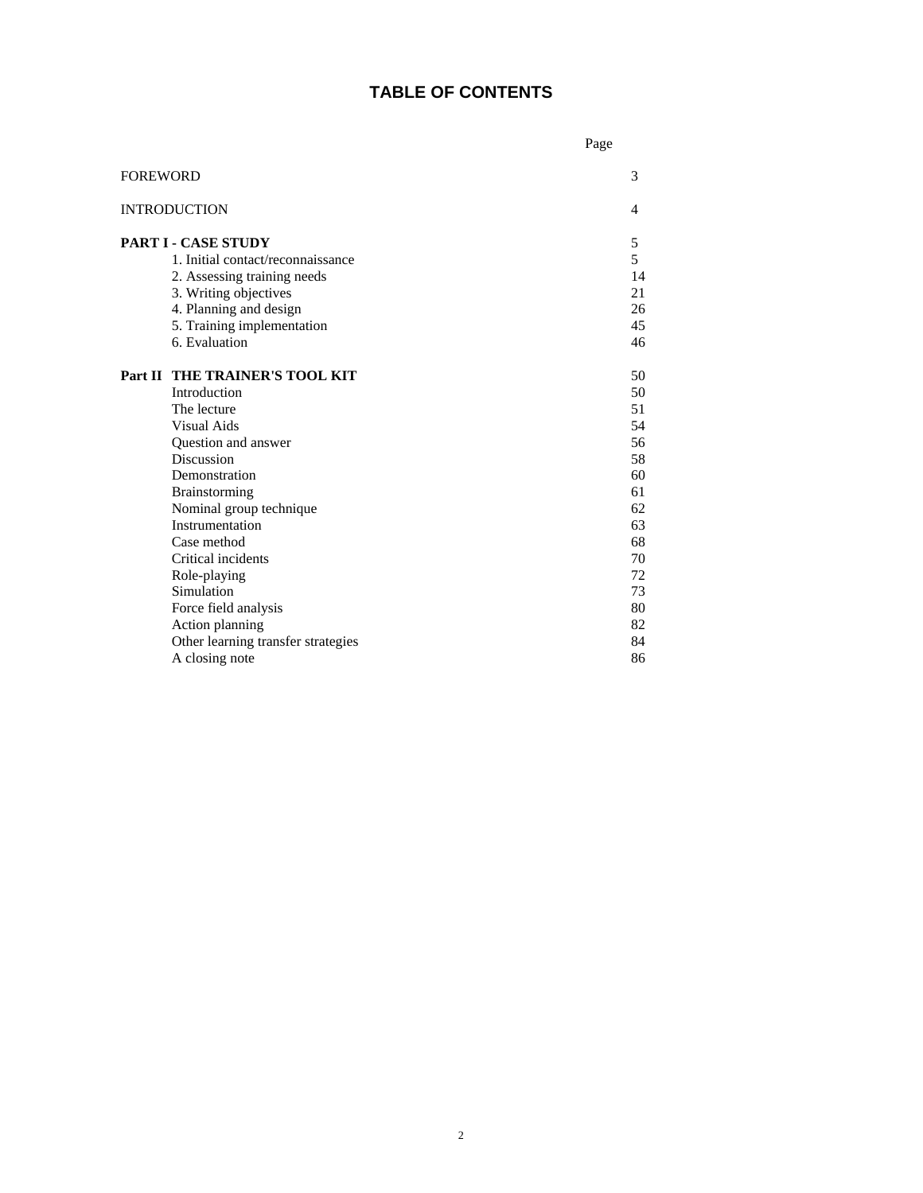# TABLE OF CONTENTS

| | Page |
|---|---|
| FOREWORD | 3 |
| INTRODUCTION | 4 |
| **PART I - CASE STUDY** | 5 |
| 1. Initial contact/reconnaissance | 5 |
| 2. Assessing training needs | 14 |
| 3. Writing objectives | 21 |
| 4. Planning and design | 26 |
| 5. Training implementation | 45 |
| 6. Evaluation | 46 |
| **Part II THE TRAINER'S TOOL KIT** | 50 |
| Introduction | 50 |
| The lecture | 51 |
| Visual Aids | 54 |
| Question and answer | 56 |
| Discussion | 58 |
| Demonstration | 60 |
| Brainstorming | 61 |
| Nominal group technique | 62 |
| Instrumentation | 63 |
| Case method | 68 |
| Critical incidents | 70 |
| Role-playing | 72 |
| Simulation | 73 |
| Force field analysis | 80 |
| Action planning | 82 |
| Other learning transfer strategies | 84 |
| A closing note | 86 |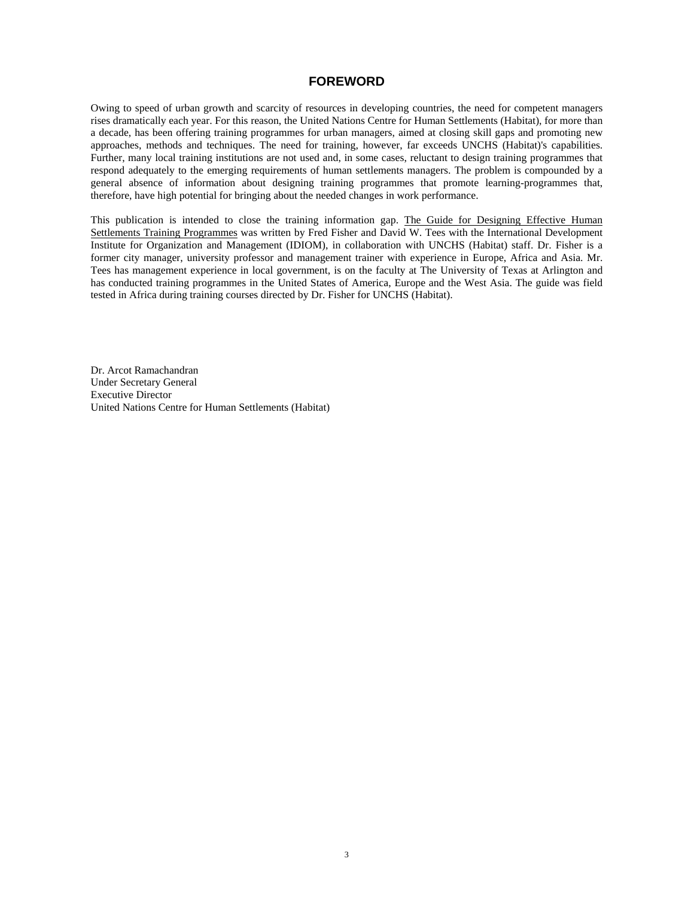# FOREWORD

Owing to speed of urban growth and scarcity of resources in developing countries, the need for competent managers rises dramatically each year. For this reason, the United Nations Centre for Human Settlements (Habitat), for more than a decade, has been offering training programmes for urban managers, aimed at closing skill gaps and promoting new approaches, methods and techniques. The need for training, however, far exceeds UNCHS (Habitat)'s capabilities. Further, many local training institutions are not used and, in some cases, reluctant to design training programmes that respond adequately to the emerging requirements of human settlements managers. The problem is compounded by a general absence of information about designing training programmes that promote learning-programmes that, therefore, have high potential for bringing about the needed changes in work performance.

This publication is intended to close the training information gap. The Guide for Designing Effective Human Settlements Training Programmes was written by Fred Fisher and David W. Tees with the International Development Institute for Organization and Management (IDIOM), in collaboration with UNCHS (Habitat) staff. Dr. Fisher is a former city manager, university professor and management trainer with experience in Europe, Africa and Asia. Mr. Tees has management experience in local government, is on the faculty at The University of Texas at Arlington and has conducted training programmes in the United States of America, Europe and the West Asia. The guide was field tested in Africa during training courses directed by Dr. Fisher for UNCHS (Habitat).

Dr. Arcot Ramachandran
Under Secretary General
Executive Director
United Nations Centre for Human Settlements (Habitat)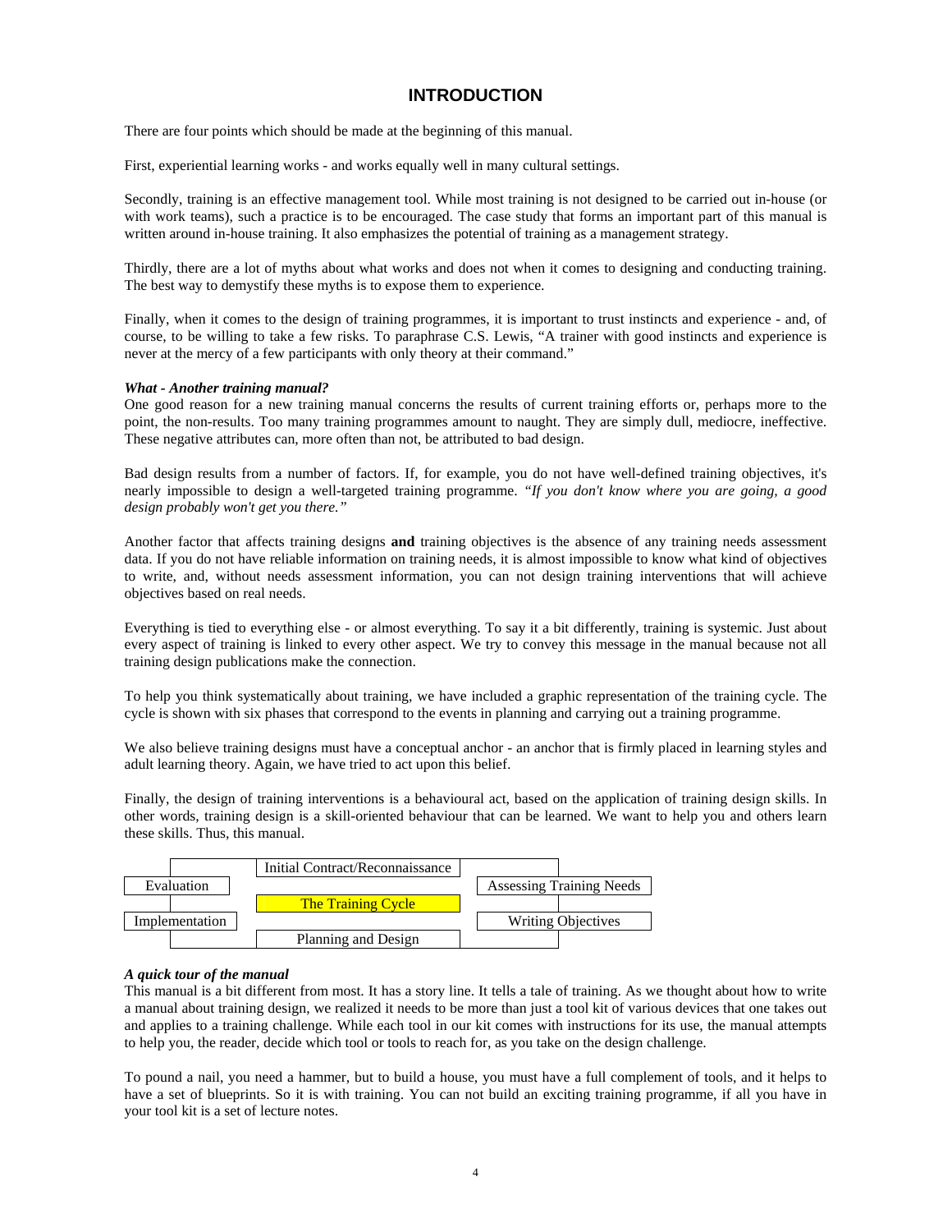# INTRODUCTION

There are four points which should be made at the beginning of this manual.

First, experiential learning works - and works equally well in many cultural settings.

Secondly, training is an effective management tool. While most training is not designed to be carried out in-house (or with work teams), such a practice is to be encouraged. The case study that forms an important part of this manual is written around in-house training. It also emphasizes the potential of training as a management strategy.

Thirdly, there are a lot of myths about what works and does not when it comes to designing and conducting training. The best way to demystify these myths is to expose them to experience.

Finally, when it comes to the design of training programmes, it is important to trust instincts and experience - and, of course, to be willing to take a few risks. To paraphrase C.S. Lewis, "A trainer with good instincts and experience is never at the mercy of a few participants with only theory at their command."

***What - Another training manual?***

One good reason for a new training manual concerns the results of current training efforts or, perhaps more to the point, the non-results. Too many training programmes amount to naught. They are simply dull, mediocre, ineffective. These negative attributes can, more often than not, be attributed to bad design.

Bad design results from a number of factors. If, for example, you do not have well-defined training objectives, it's nearly impossible to design a well-targeted training programme. *"If you don't know where you are going, a good design probably won't get you there."*

Another factor that affects training designs **and** training objectives is the absence of any training needs assessment data. If you do not have reliable information on training needs, it is almost impossible to know what kind of objectives to write, and, without needs assessment information, you can not design training interventions that will achieve objectives based on real needs.

Everything is tied to everything else - or almost everything. To say it a bit differently, training is systemic. Just about every aspect of training is linked to every other aspect. We try to convey this message in the manual because not all training design publications make the connection.

To help you think systematically about training, we have included a graphic representation of the training cycle. The cycle is shown with six phases that correspond to the events in planning and carrying out a training programme.

We also believe training designs must have a conceptual anchor - an anchor that is firmly placed in learning styles and adult learning theory. Again, we have tried to act upon this belief.

Finally, the design of training interventions is a behavioural act, based on the application of training design skills. In other words, training design is a skill-oriented behaviour that can be learned. We want to help you and others learn these skills. Thus, this manual.

| | | |
|---|---|---|
| | Initial Contract/Reconnaissance | |
| Evaluation | | Assessing Training Needs |
| | The Training Cycle | |
| Implementation | | Writing Objectives |
| | Planning and Design | |

***A quick tour of the manual***

This manual is a bit different from most. It has a story line. It tells a tale of training. As we thought about how to write a manual about training design, we realized it needs to be more than just a tool kit of various devices that one takes out and applies to a training challenge. While each tool in our kit comes with instructions for its use, the manual attempts to help you, the reader, decide which tool or tools to reach for, as you take on the design challenge.

To pound a nail, you need a hammer, but to build a house, you must have a full complement of tools, and it helps to have a set of blueprints. So it is with training. You can not build an exciting training programme, if all you have in your tool kit is a set of lecture notes.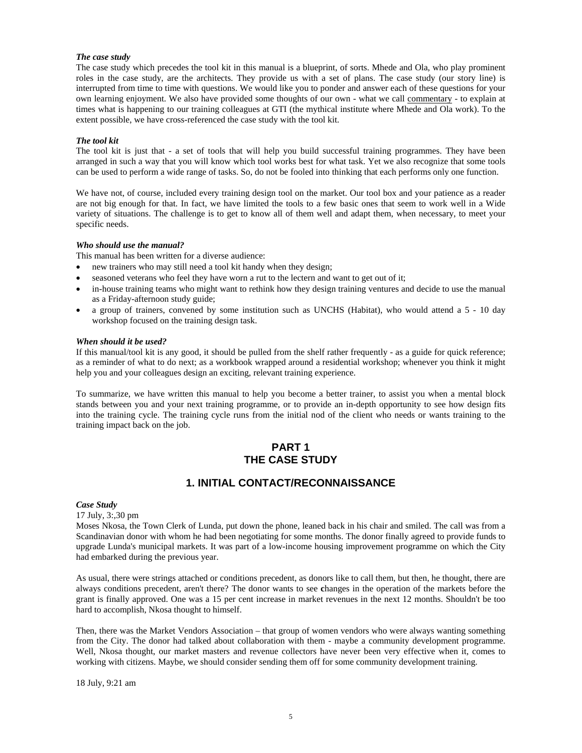***The case study***

The case study which precedes the tool kit in this manual is a blueprint, of sorts. Mhede and Ola, who play prominent roles in the case study, are the architects. They provide us with a set of plans. The case study (our story line) is interrupted from time to time with questions. We would like you to ponder and answer each of these questions for your own learning enjoyment. We also have provided some thoughts of our own - what we call commentary - to explain at times what is happening to our training colleagues at GTI (the mythical institute where Mhede and Ola work). To the extent possible, we have cross-referenced the case study with the tool kit.

***The tool kit***

The tool kit is just that - a set of tools that will help you build successful training programmes. They have been arranged in such a way that you will know which tool works best for what task. Yet we also recognize that some tools can be used to perform a wide range of tasks. So, do not be fooled into thinking that each performs only one function.

We have not, of course, included every training design tool on the market. Our tool box and your patience as a reader are not big enough for that. In fact, we have limited the tools to a few basic ones that seem to work well in a Wide variety of situations. The challenge is to get to know all of them well and adapt them, when necessary, to meet your specific needs.

***Who should use the manual?***

This manual has been written for a diverse audience:

- new trainers who may still need a tool kit handy when they design;
- seasoned veterans who feel they have worn a rut to the lectern and want to get out of it;
- in-house training teams who might want to rethink how they design training ventures and decide to use the manual as a Friday-afternoon study guide;
- a group of trainers, convened by some institution such as UNCHS (Habitat), who would attend a 5 - 10 day workshop focused on the training design task.

***When should it be used?***

If this manual/tool kit is any good, it should be pulled from the shelf rather frequently - as a guide for quick reference; as a reminder of what to do next; as a workbook wrapped around a residential workshop; whenever you think it might help you and your colleagues design an exciting, relevant training experience.

To summarize, we have written this manual to help you become a better trainer, to assist you when a mental block stands between you and your next training programme, or to provide an in-depth opportunity to see how design fits into the training cycle. The training cycle runs from the initial nod of the client who needs or wants training to the training impact back on the job.

# PART 1
# THE CASE STUDY

## 1. INITIAL CONTACT/RECONNAISSANCE

***Case Study***

17 July, 3:,30 pm

Moses Nkosa, the Town Clerk of Lunda, put down the phone, leaned back in his chair and smiled. The call was from a Scandinavian donor with whom he had been negotiating for some months. The donor finally agreed to provide funds to upgrade Lunda's municipal markets. It was part of a low-income housing improvement programme on which the City had embarked during the previous year.

As usual, there were strings attached or conditions precedent, as donors like to call them, but then, he thought, there are always conditions precedent, aren't there? The donor wants to see changes in the operation of the markets before the grant is finally approved. One was a 15 per cent increase in market revenues in the next 12 months. Shouldn't be too hard to accomplish, Nkosa thought to himself.

Then, there was the Market Vendors Association – that group of women vendors who were always wanting something from the City. The donor had talked about collaboration with them - maybe a community development programme. Well, Nkosa thought, our market masters and revenue collectors have never been very effective when it, comes to working with citizens. Maybe, we should consider sending them off for some community development training.

18 July, 9:21 am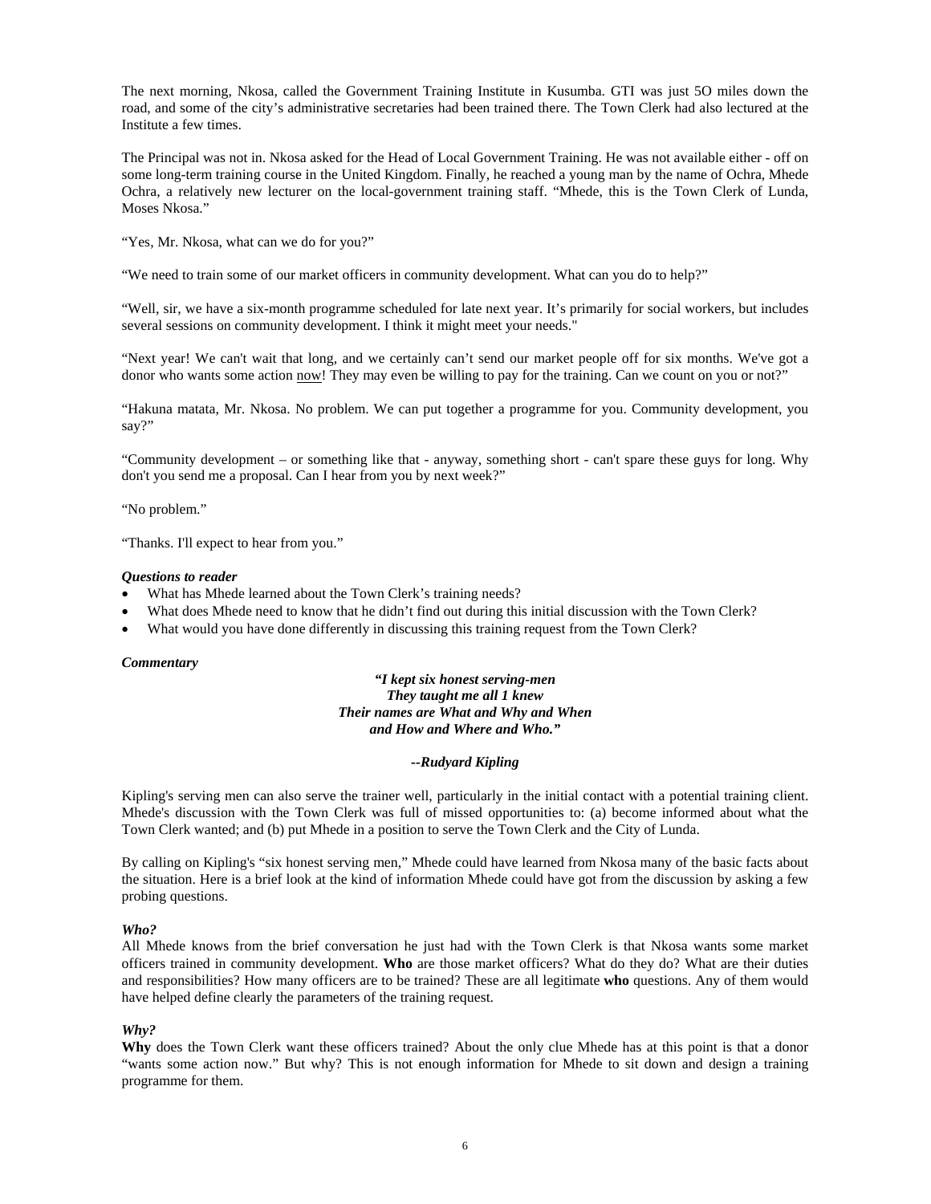The next morning, Nkosa, called the Government Training Institute in Kusumba. GTI was just 5O miles down the road, and some of the city's administrative secretaries had been trained there. The Town Clerk had also lectured at the Institute a few times.

The Principal was not in. Nkosa asked for the Head of Local Government Training. He was not available either - off on some long-term training course in the United Kingdom. Finally, he reached a young man by the name of Ochra, Mhede Ochra, a relatively new lecturer on the local-government training staff. "Mhede, this is the Town Clerk of Lunda, Moses Nkosa."

"Yes, Mr. Nkosa, what can we do for you?"

"We need to train some of our market officers in community development. What can you do to help?"

"Well, sir, we have a six-month programme scheduled for late next year. It's primarily for social workers, but includes several sessions on community development. I think it might meet your needs."

"Next year! We can't wait that long, and we certainly can't send our market people off for six months. We've got a donor who wants some action now! They may even be willing to pay for the training. Can we count on you or not?"

"Hakuna matata, Mr. Nkosa. No problem. We can put together a programme for you. Community development, you say?"

"Community development – or something like that - anyway, something short - can't spare these guys for long. Why don't you send me a proposal. Can I hear from you by next week?"

"No problem."

"Thanks. I'll expect to hear from you."

***Questions to reader***

- What has Mhede learned about the Town Clerk's training needs?
- What does Mhede need to know that he didn't find out during this initial discussion with the Town Clerk?
- What would you have done differently in discussing this training request from the Town Clerk?

***Commentary***

***"I kept six honest serving-men***
***They taught me all 1 knew***
***Their names are What and Why and When***
***and How and Where and Who."***

***--Rudyard Kipling***

Kipling's serving men can also serve the trainer well, particularly in the initial contact with a potential training client. Mhede's discussion with the Town Clerk was full of missed opportunities to: (a) become informed about what the Town Clerk wanted; and (b) put Mhede in a position to serve the Town Clerk and the City of Lunda.

By calling on Kipling's "six honest serving men," Mhede could have learned from Nkosa many of the basic facts about the situation. Here is a brief look at the kind of information Mhede could have got from the discussion by asking a few probing questions.

***Who?***

All Mhede knows from the brief conversation he just had with the Town Clerk is that Nkosa wants some market officers trained in community development. **Who** are those market officers? What do they do? What are their duties and responsibilities? How many officers are to be trained? These are all legitimate **who** questions. Any of them would have helped define clearly the parameters of the training request.

***Why?***

**Why** does the Town Clerk want these officers trained? About the only clue Mhede has at this point is that a donor "wants some action now." But why? This is not enough information for Mhede to sit down and design a training programme for them.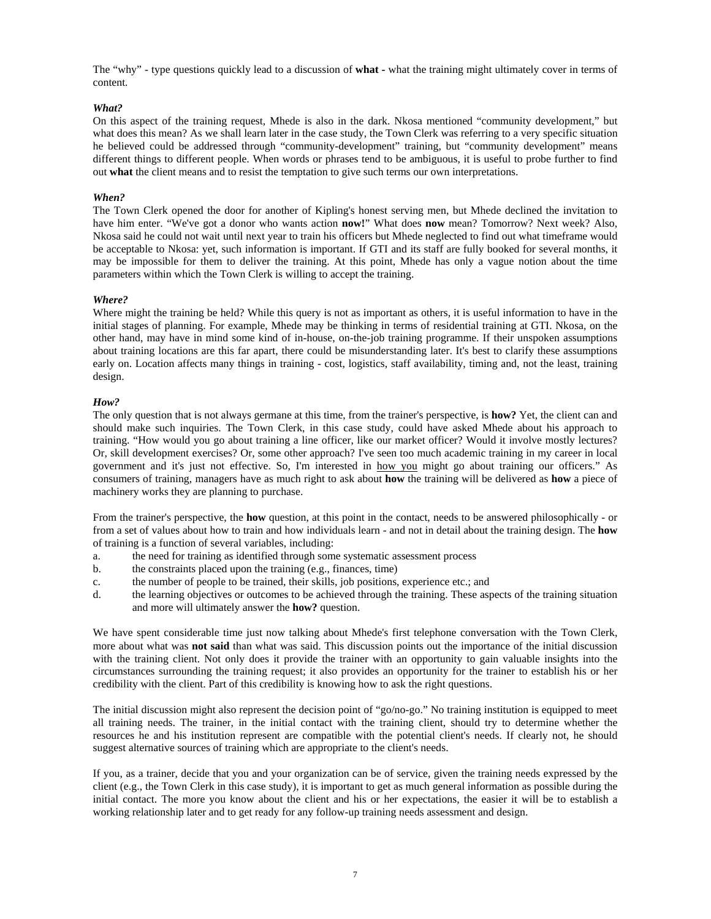The "why" - type questions quickly lead to a discussion of **what -** what the training might ultimately cover in terms of content.

***What?***

On this aspect of the training request, Mhede is also in the dark. Nkosa mentioned "community development," but what does this mean? As we shall learn later in the case study, the Town Clerk was referring to a very specific situation he believed could be addressed through "community-development" training, but "community development" means different things to different people. When words or phrases tend to be ambiguous, it is useful to probe further to find out **what** the client means and to resist the temptation to give such terms our own interpretations.

***When?***

The Town Clerk opened the door for another of Kipling's honest serving men, but Mhede declined the invitation to have him enter. "We've got a donor who wants action **now!**" What does **now** mean? Tomorrow? Next week? Also, Nkosa said he could not wait until next year to train his officers but Mhede neglected to find out what timeframe would be acceptable to Nkosa: yet, such information is important. If GTI and its staff are fully booked for several months, it may be impossible for them to deliver the training. At this point, Mhede has only a vague notion about the time parameters within which the Town Clerk is willing to accept the training.

***Where?***

Where might the training be held? While this query is not as important as others, it is useful information to have in the initial stages of planning. For example, Mhede may be thinking in terms of residential training at GTI. Nkosa, on the other hand, may have in mind some kind of in-house, on-the-job training programme. If their unspoken assumptions about training locations are this far apart, there could be misunderstanding later. It's best to clarify these assumptions early on. Location affects many things in training - cost, logistics, staff availability, timing and, not the least, training design.

***How?***

The only question that is not always germane at this time, from the trainer's perspective, is **how?** Yet, the client can and should make such inquiries. The Town Clerk, in this case study, could have asked Mhede about his approach to training. "How would you go about training a line officer, like our market officer? Would it involve mostly lectures? Or, skill development exercises? Or, some other approach? I've seen too much academic training in my career in local government and it's just not effective. So, I'm interested in <u>how you</u> might go about training our officers." As consumers of training, managers have as much right to ask about **how** the training will be delivered as **how** a piece of machinery works they are planning to purchase.

From the trainer's perspective, the **how** question, at this point in the contact, needs to be answered philosophically - or from a set of values about how to train and how individuals learn - and not in detail about the training design. The **how** of training is a function of several variables, including:

a. the need for training as identified through some systematic assessment process
b. the constraints placed upon the training (e.g., finances, time)
c. the number of people to be trained, their skills, job positions, experience etc.; and
d. the learning objectives or outcomes to be achieved through the training. These aspects of the training situation and more will ultimately answer the **how?** question.

We have spent considerable time just now talking about Mhede's first telephone conversation with the Town Clerk, more about what was **not said** than what was said. This discussion points out the importance of the initial discussion with the training client. Not only does it provide the trainer with an opportunity to gain valuable insights into the circumstances surrounding the training request; it also provides an opportunity for the trainer to establish his or her credibility with the client. Part of this credibility is knowing how to ask the right questions.

The initial discussion might also represent the decision point of "go/no-go." No training institution is equipped to meet all training needs. The trainer, in the initial contact with the training client, should try to determine whether the resources he and his institution represent are compatible with the potential client's needs. If clearly not, he should suggest alternative sources of training which are appropriate to the client's needs.

If you, as a trainer, decide that you and your organization can be of service, given the training needs expressed by the client (e.g., the Town Clerk in this case study), it is important to get as much general information as possible during the initial contact. The more you know about the client and his or her expectations, the easier it will be to establish a working relationship later and to get ready for any follow-up training needs assessment and design.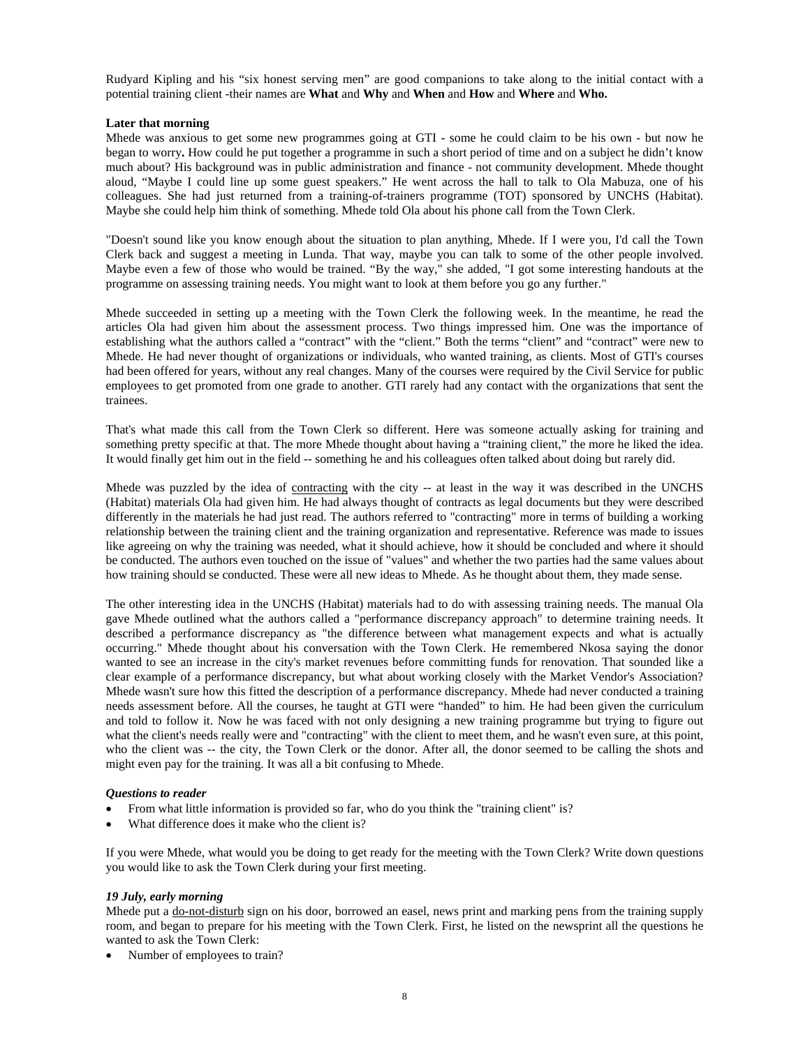Rudyard Kipling and his "six honest serving men" are good companions to take along to the initial contact with a potential training client -their names are **What** and **Why** and **When** and **How** and **Where** and **Who.**

**Later that morning**

Mhede was anxious to get some new programmes going at GTI - some he could claim to be his own - but now he began to worry**.** How could he put together a programme in such a short period of time and on a subject he didn't know much about? His background was in public administration and finance - not community development. Mhede thought aloud, "Maybe I could line up some guest speakers." He went across the hall to talk to Ola Mabuza, one of his colleagues. She had just returned from a training-of-trainers programme (TOT) sponsored by UNCHS (Habitat). Maybe she could help him think of something. Mhede told Ola about his phone call from the Town Clerk.

"Doesn't sound like you know enough about the situation to plan anything, Mhede. If I were you, I'd call the Town Clerk back and suggest a meeting in Lunda. That way, maybe you can talk to some of the other people involved. Maybe even a few of those who would be trained. "By the way," she added, "I got some interesting handouts at the programme on assessing training needs. You might want to look at them before you go any further."

Mhede succeeded in setting up a meeting with the Town Clerk the following week. In the meantime, he read the articles Ola had given him about the assessment process. Two things impressed him. One was the importance of establishing what the authors called a "contract" with the "client." Both the terms "client" and "contract" were new to Mhede. He had never thought of organizations or individuals, who wanted training, as clients. Most of GTI's courses had been offered for years, without any real changes. Many of the courses were required by the Civil Service for public employees to get promoted from one grade to another. GTI rarely had any contact with the organizations that sent the trainees.

That's what made this call from the Town Clerk so different. Here was someone actually asking for training and something pretty specific at that. The more Mhede thought about having a "training client," the more he liked the idea. It would finally get him out in the field -- something he and his colleagues often talked about doing but rarely did.

Mhede was puzzled by the idea of contracting with the city -- at least in the way it was described in the UNCHS (Habitat) materials Ola had given him. He had always thought of contracts as legal documents but they were described differently in the materials he had just read. The authors referred to "contracting" more in terms of building a working relationship between the training client and the training organization and representative. Reference was made to issues like agreeing on why the training was needed, what it should achieve, how it should be concluded and where it should be conducted. The authors even touched on the issue of "values" and whether the two parties had the same values about how training should se conducted. These were all new ideas to Mhede. As he thought about them, they made sense.

The other interesting idea in the UNCHS (Habitat) materials had to do with assessing training needs. The manual Ola gave Mhede outlined what the authors called a "performance discrepancy approach" to determine training needs. It described a performance discrepancy as "the difference between what management expects and what is actually occurring." Mhede thought about his conversation with the Town Clerk. He remembered Nkosa saying the donor wanted to see an increase in the city's market revenues before committing funds for renovation. That sounded like a clear example of a performance discrepancy, but what about working closely with the Market Vendor's Association? Mhede wasn't sure how this fitted the description of a performance discrepancy. Mhede had never conducted a training needs assessment before. All the courses, he taught at GTI were "handed" to him. He had been given the curriculum and told to follow it. Now he was faced with not only designing a new training programme but trying to figure out what the client's needs really were and "contracting" with the client to meet them, and he wasn't even sure, at this point, who the client was -- the city, the Town Clerk or the donor. After all, the donor seemed to be calling the shots and might even pay for the training. It was all a bit confusing to Mhede.

***Questions to reader***

- From what little information is provided so far, who do you think the "training client" is?
- What difference does it make who the client is?

If you were Mhede, what would you be doing to get ready for the meeting with the Town Clerk? Write down questions you would like to ask the Town Clerk during your first meeting.

***19 July, early morning***

Mhede put a do-not-disturb sign on his door, borrowed an easel, news print and marking pens from the training supply room, and began to prepare for his meeting with the Town Clerk. First, he listed on the newsprint all the questions he wanted to ask the Town Clerk:

- Number of employees to train?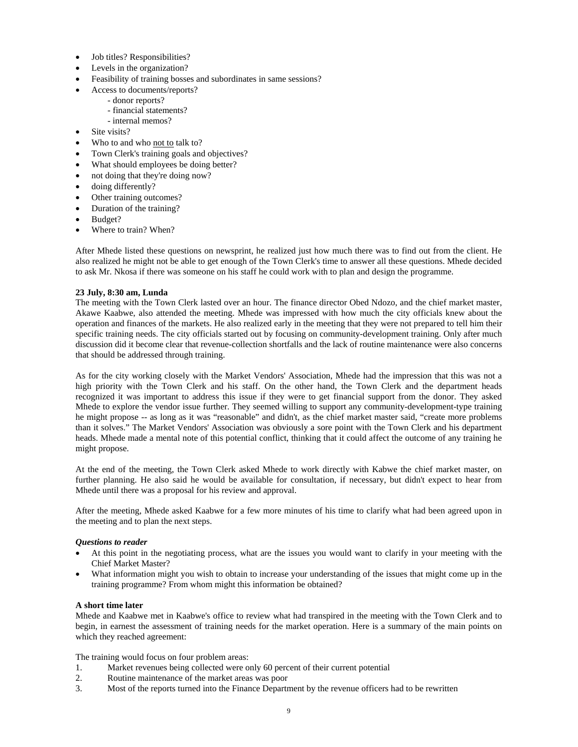- Job titles? Responsibilities?
- Levels in the organization?
- Feasibility of training bosses and subordinates in same sessions?
- Access to documents/reports?
    - donor reports?
    - financial statements?
    - internal memos?
- Site visits?
- Who to and who not to talk to?
- Town Clerk's training goals and objectives?
- What should employees be doing better?
- not doing that they're doing now?
- doing differently?
- Other training outcomes?
- Duration of the training?
- Budget?
- Where to train? When?

After Mhede listed these questions on newsprint, he realized just how much there was to find out from the client. He also realized he might not be able to get enough of the Town Clerk's time to answer all these questions. Mhede decided to ask Mr. Nkosa if there was someone on his staff he could work with to plan and design the programme.

**23 July, 8:30 am, Lunda**

The meeting with the Town Clerk lasted over an hour. The finance director Obed Ndozo, and the chief market master, Akawe Kaabwe, also attended the meeting. Mhede was impressed with how much the city officials knew about the operation and finances of the markets. He also realized early in the meeting that they were not prepared to tell him their specific training needs. The city officials started out by focusing on community-development training. Only after much discussion did it become clear that revenue-collection shortfalls and the lack of routine maintenance were also concerns that should be addressed through training.

As for the city working closely with the Market Vendors' Association, Mhede had the impression that this was not a high priority with the Town Clerk and his staff. On the other hand, the Town Clerk and the department heads recognized it was important to address this issue if they were to get financial support from the donor. They asked Mhede to explore the vendor issue further. They seemed willing to support any community-development-type training he might propose -- as long as it was "reasonable" and didn't, as the chief market master said, "create more problems than it solves." The Market Vendors' Association was obviously a sore point with the Town Clerk and his department heads. Mhede made a mental note of this potential conflict, thinking that it could affect the outcome of any training he might propose.

At the end of the meeting, the Town Clerk asked Mhede to work directly with Kabwe the chief market master, on further planning. He also said he would be available for consultation, if necessary, but didn't expect to hear from Mhede until there was a proposal for his review and approval.

After the meeting, Mhede asked Kaabwe for a few more minutes of his time to clarify what had been agreed upon in the meeting and to plan the next steps.

***Questions to reader***

- At this point in the negotiating process, what are the issues you would want to clarify in your meeting with the Chief Market Master?
- What information might you wish to obtain to increase your understanding of the issues that might come up in the training programme? From whom might this information be obtained?

**A short time later**

Mhede and Kaabwe met in Kaabwe's office to review what had transpired in the meeting with the Town Clerk and to begin, in earnest the assessment of training needs for the market operation. Here is a summary of the main points on which they reached agreement:

The training would focus on four problem areas:

1. Market revenues being collected were only 60 percent of their current potential
2. Routine maintenance of the market areas was poor
3. Most of the reports turned into the Finance Department by the revenue officers had to be rewritten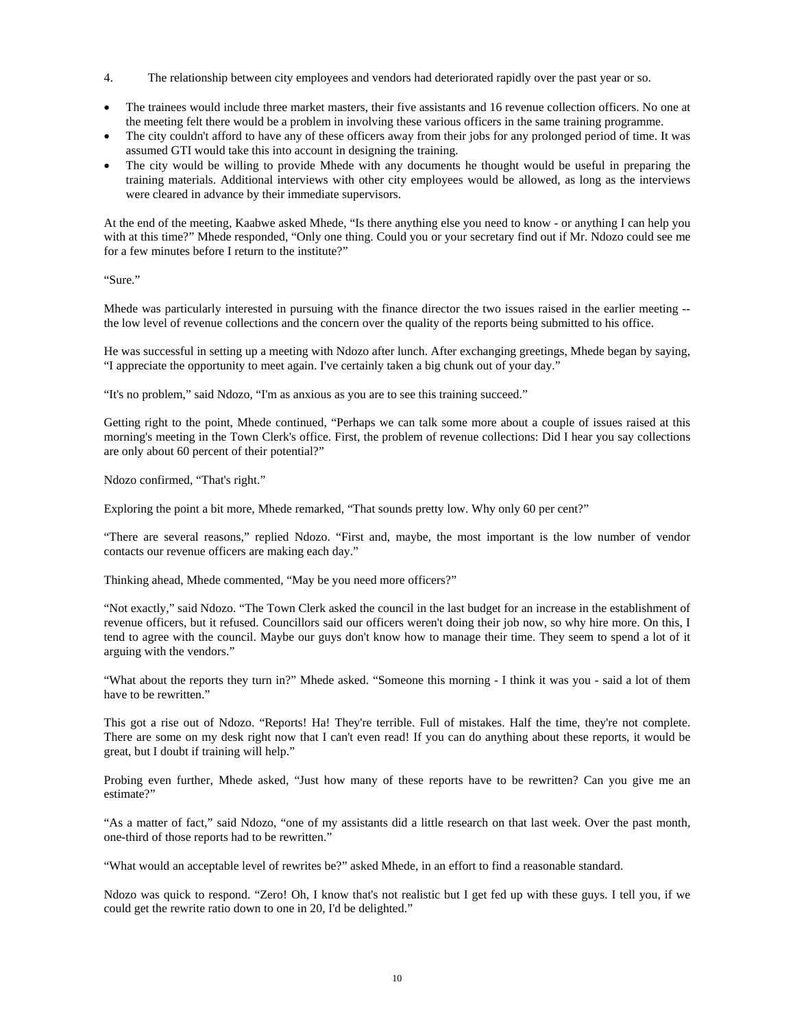4. The relationship between city employees and vendors had deteriorated rapidly over the past year or so.

- The trainees would include three market masters, their five assistants and 16 revenue collection officers. No one at the meeting felt there would be a problem in involving these various officers in the same training programme.
- The city couldn't afford to have any of these officers away from their jobs for any prolonged period of time. It was assumed GTI would take this into account in designing the training.
- The city would be willing to provide Mhede with any documents he thought would be useful in preparing the training materials. Additional interviews with other city employees would be allowed, as long as the interviews were cleared in advance by their immediate supervisors.

At the end of the meeting, Kaabwe asked Mhede, "Is there anything else you need to know - or anything I can help you with at this time?" Mhede responded, "Only one thing. Could you or your secretary find out if Mr. Ndozo could see me for a few minutes before I return to the institute?"

"Sure."

Mhede was particularly interested in pursuing with the finance director the two issues raised in the earlier meeting -- the low level of revenue collections and the concern over the quality of the reports being submitted to his office.

He was successful in setting up a meeting with Ndozo after lunch. After exchanging greetings, Mhede began by saying, "I appreciate the opportunity to meet again. I've certainly taken a big chunk out of your day."

"It's no problem," said Ndozo, "I'm as anxious as you are to see this training succeed."

Getting right to the point, Mhede continued, "Perhaps we can talk some more about a couple of issues raised at this morning's meeting in the Town Clerk's office. First, the problem of revenue collections: Did I hear you say collections are only about 60 percent of their potential?"

Ndozo confirmed, "That's right."

Exploring the point a bit more, Mhede remarked, "That sounds pretty low. Why only 60 per cent?"

"There are several reasons," replied Ndozo. "First and, maybe, the most important is the low number of vendor contacts our revenue officers are making each day."

Thinking ahead, Mhede commented, "May be you need more officers?"

"Not exactly," said Ndozo. "The Town Clerk asked the council in the last budget for an increase in the establishment of revenue officers, but it refused. Councillors said our officers weren't doing their job now, so why hire more. On this, I tend to agree with the council. Maybe our guys don't know how to manage their time. They seem to spend a lot of it arguing with the vendors."

"What about the reports they turn in?" Mhede asked. "Someone this morning - I think it was you - said a lot of them have to be rewritten."

This got a rise out of Ndozo. "Reports! Ha! They're terrible. Full of mistakes. Half the time, they're not complete. There are some on my desk right now that I can't even read! If you can do anything about these reports, it would be great, but I doubt if training will help."

Probing even further, Mhede asked, "Just how many of these reports have to be rewritten? Can you give me an estimate?"

"As a matter of fact," said Ndozo, "one of my assistants did a little research on that last week. Over the past month, one-third of those reports had to be rewritten."

"What would an acceptable level of rewrites be?" asked Mhede, in an effort to find a reasonable standard.

Ndozo was quick to respond. "Zero! Oh, I know that's not realistic but I get fed up with these guys. I tell you, if we could get the rewrite ratio down to one in 20, I'd be delighted."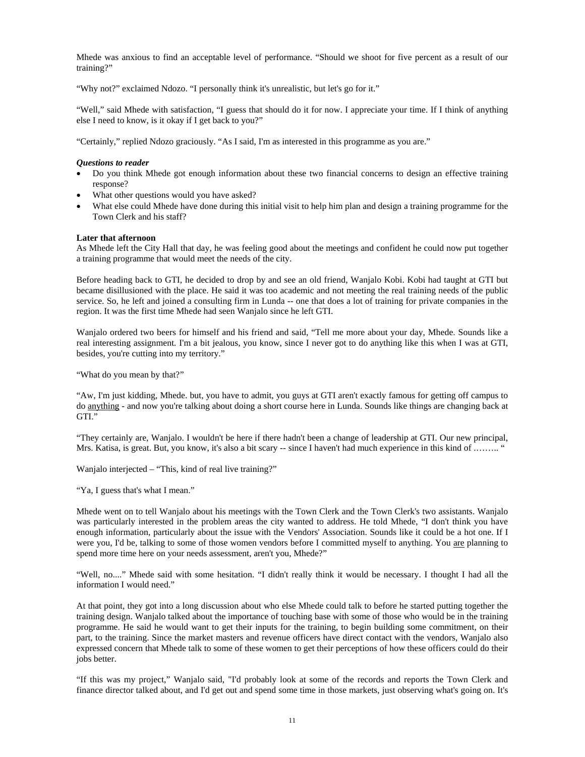Mhede was anxious to find an acceptable level of performance. “Should we shoot for five percent as a result of our training?”

“Why not?” exclaimed Ndozo. “I personally think it's unrealistic, but let's go for it.”

“Well,” said Mhede with satisfaction, “I guess that should do it for now. I appreciate your time. If I think of anything else I need to know, is it okay if I get back to you?”

“Certainly,” replied Ndozo graciously. “As I said, I'm as interested in this programme as you are.”

***Questions to reader***

- Do you think Mhede got enough information about these two financial concerns to design an effective training response?
- What other questions would you have asked?
- What else could Mhede have done during this initial visit to help him plan and design a training programme for the Town Clerk and his staff?

**Later that afternoon**

As Mhede left the City Hall that day, he was feeling good about the meetings and confident he could now put together a training programme that would meet the needs of the city.

Before heading back to GTI, he decided to drop by and see an old friend, Wanjalo Kobi. Kobi had taught at GTI but became disillusioned with the place. He said it was too academic and not meeting the real training needs of the public service. So, he left and joined a consulting firm in Lunda -- one that does a lot of training for private companies in the region. It was the first time Mhede had seen Wanjalo since he left GTI.

Wanjalo ordered two beers for himself and his friend and said, “Tell me more about your day, Mhede. Sounds like a real interesting assignment. I'm a bit jealous, you know, since I never got to do anything like this when I was at GTI, besides, you're cutting into my territory.”

“What do you mean by that?”

“Aw, I'm just kidding, Mhede. but, you have to admit, you guys at GTI aren't exactly famous for getting off campus to do <u>anything</u> - and now you're talking about doing a short course here in Lunda. Sounds like things are changing back at GTI.”

“They certainly are, Wanjalo. I wouldn't be here if there hadn't been a change of leadership at GTI. Our new principal, Mrs. Katisa, is great. But, you know, it's also a bit scary -- since I haven't had much experience in this kind of ……… “

Wanjalo interjected – “This, kind of real live training?”

“Ya, I guess that's what I mean.”

Mhede went on to tell Wanjalo about his meetings with the Town Clerk and the Town Clerk's two assistants. Wanjalo was particularly interested in the problem areas the city wanted to address. He told Mhede, “I don't think you have enough information, particularly about the issue with the Vendors' Association. Sounds like it could be a hot one. If I were you, I'd be, talking to some of those women vendors before I committed myself to anything. You <u>are</u> planning to spend more time here on your needs assessment, aren't you, Mhede?”

“Well, no....” Mhede said with some hesitation. “I didn't really think it would be necessary. I thought I had all the information I would need.”

At that point, they got into a long discussion about who else Mhede could talk to before he started putting together the training design. Wanjalo talked about the importance of touching base with some of those who would be in the training programme. He said he would want to get their inputs for the training, to begin building some commitment, on their part, to the training. Since the market masters and revenue officers have direct contact with the vendors, Wanjalo also expressed concern that Mhede talk to some of these women to get their perceptions of how these officers could do their jobs better.

“If this was my project,” Wanjalo said, "I'd probably look at some of the records and reports the Town Clerk and finance director talked about, and I'd get out and spend some time in those markets, just observing what's going on. It's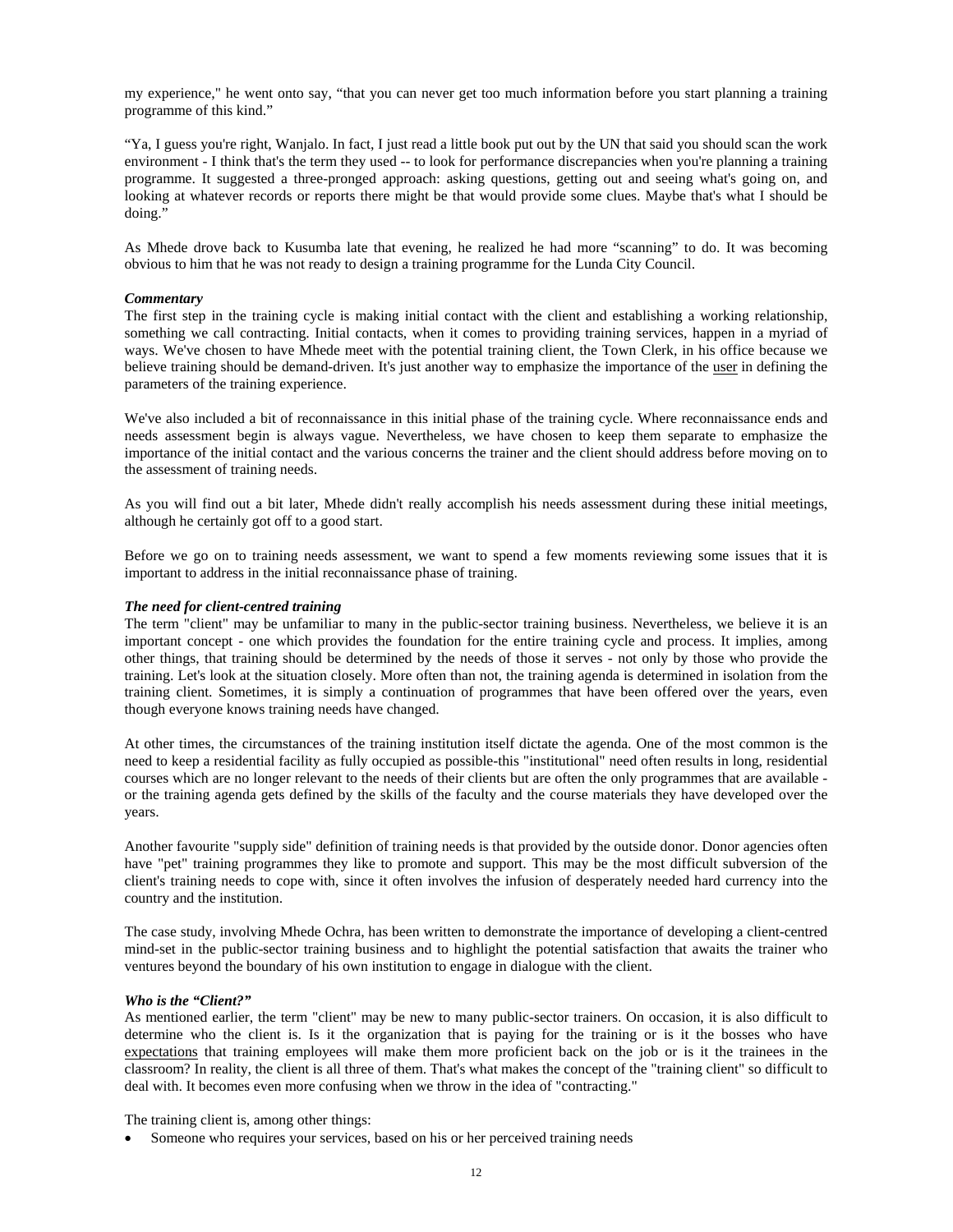my experience," he went onto say, "that you can never get too much information before you start planning a training programme of this kind."

"Ya, I guess you're right, Wanjalo. In fact, I just read a little book put out by the UN that said you should scan the work environment - I think that's the term they used -- to look for performance discrepancies when you're planning a training programme. It suggested a three-pronged approach: asking questions, getting out and seeing what's going on, and looking at whatever records or reports there might be that would provide some clues. Maybe that's what I should be doing."

As Mhede drove back to Kusumba late that evening, he realized he had more "scanning" to do. It was becoming obvious to him that he was not ready to design a training programme for the Lunda City Council.

***Commentary***

The first step in the training cycle is making initial contact with the client and establishing a working relationship, something we call contracting. Initial contacts, when it comes to providing training services, happen in a myriad of ways. We've chosen to have Mhede meet with the potential training client, the Town Clerk, in his office because we believe training should be demand-driven. It's just another way to emphasize the importance of the user in defining the parameters of the training experience.

We've also included a bit of reconnaissance in this initial phase of the training cycle. Where reconnaissance ends and needs assessment begin is always vague. Nevertheless, we have chosen to keep them separate to emphasize the importance of the initial contact and the various concerns the trainer and the client should address before moving on to the assessment of training needs.

As you will find out a bit later, Mhede didn't really accomplish his needs assessment during these initial meetings, although he certainly got off to a good start.

Before we go on to training needs assessment, we want to spend a few moments reviewing some issues that it is important to address in the initial reconnaissance phase of training.

***The need for client-centred training***

The term "client" may be unfamiliar to many in the public-sector training business. Nevertheless, we believe it is an important concept - one which provides the foundation for the entire training cycle and process. It implies, among other things, that training should be determined by the needs of those it serves - not only by those who provide the training. Let's look at the situation closely. More often than not, the training agenda is determined in isolation from the training client. Sometimes, it is simply a continuation of programmes that have been offered over the years, even though everyone knows training needs have changed.

At other times, the circumstances of the training institution itself dictate the agenda. One of the most common is the need to keep a residential facility as fully occupied as possible-this "institutional" need often results in long, residential courses which are no longer relevant to the needs of their clients but are often the only programmes that are available - or the training agenda gets defined by the skills of the faculty and the course materials they have developed over the years.

Another favourite "supply side" definition of training needs is that provided by the outside donor. Donor agencies often have "pet" training programmes they like to promote and support. This may be the most difficult subversion of the client's training needs to cope with, since it often involves the infusion of desperately needed hard currency into the country and the institution.

The case study, involving Mhede Ochra, has been written to demonstrate the importance of developing a client-centred mind-set in the public-sector training business and to highlight the potential satisfaction that awaits the trainer who ventures beyond the boundary of his own institution to engage in dialogue with the client.

***Who is the "Client?"***

As mentioned earlier, the term "client" may be new to many public-sector trainers. On occasion, it is also difficult to determine who the client is. Is it the organization that is paying for the training or is it the bosses who have expectations that training employees will make them more proficient back on the job or is it the trainees in the classroom? In reality, the client is all three of them. That's what makes the concept of the "training client" so difficult to deal with. It becomes even more confusing when we throw in the idea of "contracting."

The training client is, among other things:

- Someone who requires your services, based on his or her perceived training needs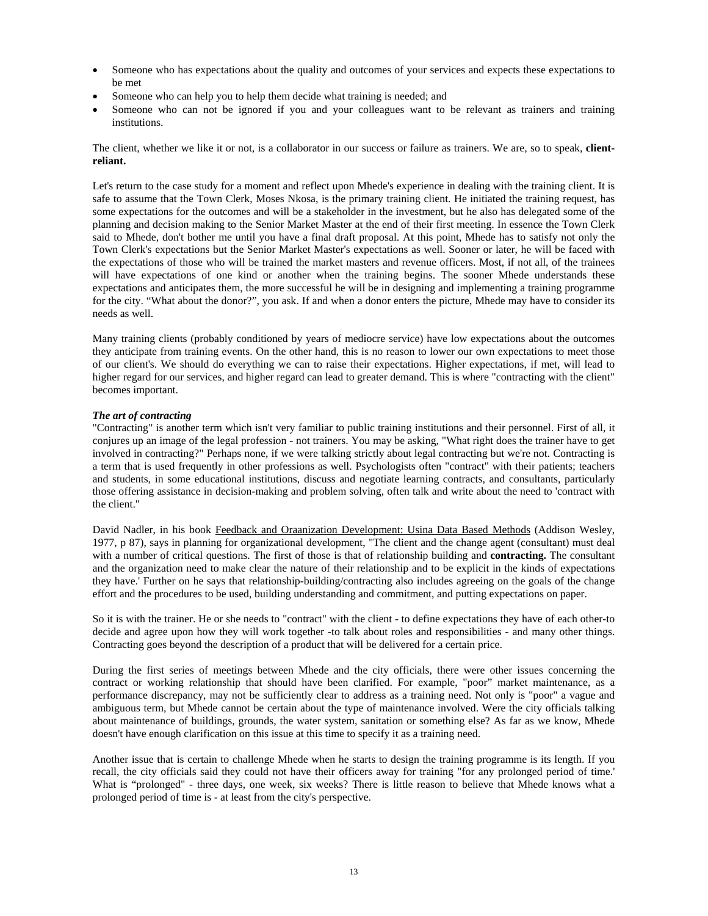- Someone who has expectations about the quality and outcomes of your services and expects these expectations to be met
- Someone who can help you to help them decide what training is needed; and
- Someone who can not be ignored if you and your colleagues want to be relevant as trainers and training institutions.

The client, whether we like it or not, is a collaborator in our success or failure as trainers. We are, so to speak, **client-reliant.**

Let's return to the case study for a moment and reflect upon Mhede's experience in dealing with the training client. It is safe to assume that the Town Clerk, Moses Nkosa, is the primary training client. He initiated the training request, has some expectations for the outcomes and will be a stakeholder in the investment, but he also has delegated some of the planning and decision making to the Senior Market Master at the end of their first meeting. In essence the Town Clerk said to Mhede, don't bother me until you have a final draft proposal. At this point, Mhede has to satisfy not only the Town Clerk's expectations but the Senior Market Master's expectations as well. Sooner or later, he will be faced with the expectations of those who will be trained the market masters and revenue officers. Most, if not all, of the trainees will have expectations of one kind or another when the training begins. The sooner Mhede understands these expectations and anticipates them, the more successful he will be in designing and implementing a training programme for the city. "What about the donor?", you ask. If and when a donor enters the picture, Mhede may have to consider its needs as well.

Many training clients (probably conditioned by years of mediocre service) have low expectations about the outcomes they anticipate from training events. On the other hand, this is no reason to lower our own expectations to meet those of our client's. We should do everything we can to raise their expectations. Higher expectations, if met, will lead to higher regard for our services, and higher regard can lead to greater demand. This is where "contracting with the client" becomes important.

***The art of contracting***

"Contracting" is another term which isn't very familiar to public training institutions and their personnel. First of all, it conjures up an image of the legal profession - not trainers. You may be asking, "What right does the trainer have to get involved in contracting?" Perhaps none, if we were talking strictly about legal contracting but we're not. Contracting is a term that is used frequently in other professions as well. Psychologists often "contract" with their patients; teachers and students, in some educational institutions, discuss and negotiate learning contracts, and consultants, particularly those offering assistance in decision-making and problem solving, often talk and write about the need to 'contract with the client."

David Nadler, in his book Feedback and Oraanization Development: Usina Data Based Methods (Addison Wesley, 1977, p 87), says in planning for organizational development, "The client and the change agent (consultant) must deal with a number of critical questions. The first of those is that of relationship building and **contracting.** The consultant and the organization need to make clear the nature of their relationship and to be explicit in the kinds of expectations they have.' Further on he says that relationship-building/contracting also includes agreeing on the goals of the change effort and the procedures to be used, building understanding and commitment, and putting expectations on paper.

So it is with the trainer. He or she needs to "contract" with the client - to define expectations they have of each other-to decide and agree upon how they will work together -to talk about roles and responsibilities - and many other things. Contracting goes beyond the description of a product that will be delivered for a certain price.

During the first series of meetings between Mhede and the city officials, there were other issues concerning the contract or working relationship that should have been clarified. For example, "poor" market maintenance, as a performance discrepancy, may not be sufficiently clear to address as a training need. Not only is "poor" a vague and ambiguous term, but Mhede cannot be certain about the type of maintenance involved. Were the city officials talking about maintenance of buildings, grounds, the water system, sanitation or something else? As far as we know, Mhede doesn't have enough clarification on this issue at this time to specify it as a training need.

Another issue that is certain to challenge Mhede when he starts to design the training programme is its length. If you recall, the city officials said they could not have their officers away for training "for any prolonged period of time.' What is "prolonged" - three days, one week, six weeks? There is little reason to believe that Mhede knows what a prolonged period of time is - at least from the city's perspective.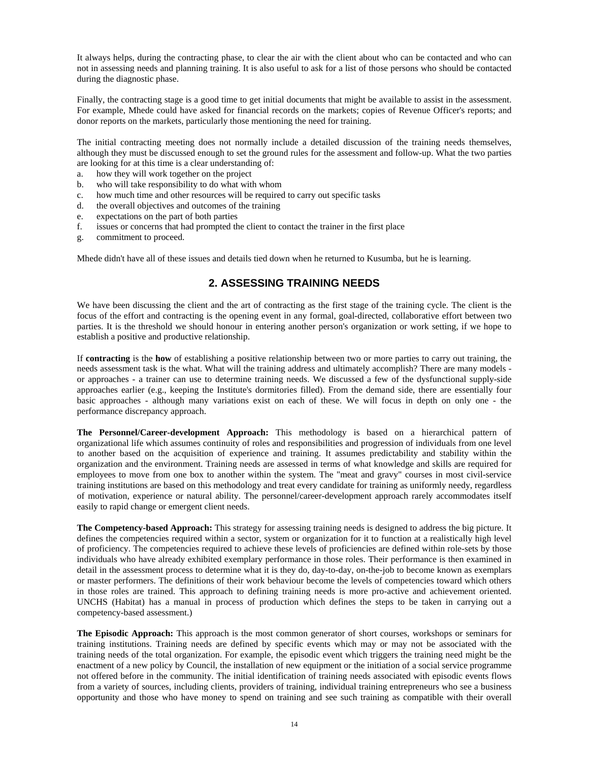It always helps, during the contracting phase, to clear the air with the client about who can be contacted and who can not in assessing needs and planning training. It is also useful to ask for a list of those persons who should be contacted during the diagnostic phase.

Finally, the contracting stage is a good time to get initial documents that might be available to assist in the assessment. For example, Mhede could have asked for financial records on the markets; copies of Revenue Officer's reports; and donor reports on the markets, particularly those mentioning the need for training.

The initial contracting meeting does not normally include a detailed discussion of the training needs themselves, although they must be discussed enough to set the ground rules for the assessment and follow-up. What the two parties are looking for at this time is a clear understanding of:

a. how they will work together on the project
b. who will take responsibility to do what with whom
c. how much time and other resources will be required to carry out specific tasks
d. the overall objectives and outcomes of the training
e. expectations on the part of both parties
f. issues or concerns that had prompted the client to contact the trainer in the first place
g. commitment to proceed.

Mhede didn't have all of these issues and details tied down when he returned to Kusumba, but he is learning.

## 2. ASSESSING TRAINING NEEDS

We have been discussing the client and the art of contracting as the first stage of the training cycle. The client is the focus of the effort and contracting is the opening event in any formal, goal-directed, collaborative effort between two parties. It is the threshold we should honour in entering another person's organization or work setting, if we hope to establish a positive and productive relationship.

If **contracting** is the **how** of establishing a positive relationship between two or more parties to carry out training, the needs assessment task is the what. What will the training address and ultimately accomplish? There are many models - or approaches - a trainer can use to determine training needs. We discussed a few of the dysfunctional supply-side approaches earlier (e.g., keeping the Institute's dormitories filled). From the demand side, there are essentially four basic approaches - although many variations exist on each of these. We will focus in depth on only one - the performance discrepancy approach.

**The Personnel/Career-development Approach:** This methodology is based on a hierarchical pattern of organizational life which assumes continuity of roles and responsibilities and progression of individuals from one level to another based on the acquisition of experience and training. It assumes predictability and stability within the organization and the environment. Training needs are assessed in terms of what knowledge and skills are required for employees to move from one box to another within the system. The "meat and gravy" courses in most civil-service training institutions are based on this methodology and treat every candidate for training as uniformly needy, regardless of motivation, experience or natural ability. The personnel/career-development approach rarely accommodates itself easily to rapid change or emergent client needs.

**The Competency-based Approach:** This strategy for assessing training needs is designed to address the big picture. It defines the competencies required within a sector, system or organization for it to function at a realistically high level of proficiency. The competencies required to achieve these levels of proficiencies are defined within role-sets by those individuals who have already exhibited exemplary performance in those roles. Their performance is then examined in detail in the assessment process to determine what it is they do, day-to-day, on-the-job to become known as exemplars or master performers. The definitions of their work behaviour become the levels of competencies toward which others in those roles are trained. This approach to defining training needs is more pro-active and achievement oriented. UNCHS (Habitat) has a manual in process of production which defines the steps to be taken in carrying out a competency-based assessment.)

**The Episodic Approach:** This approach is the most common generator of short courses, workshops or seminars for training institutions. Training needs are defined by specific events which may or may not be associated with the training needs of the total organization. For example, the episodic event which triggers the training need might be the enactment of a new policy by Council, the installation of new equipment or the initiation of a social service programme not offered before in the community. The initial identification of training needs associated with episodic events flows from a variety of sources, including clients, providers of training, individual training entrepreneurs who see a business opportunity and those who have money to spend on training and see such training as compatible with their overall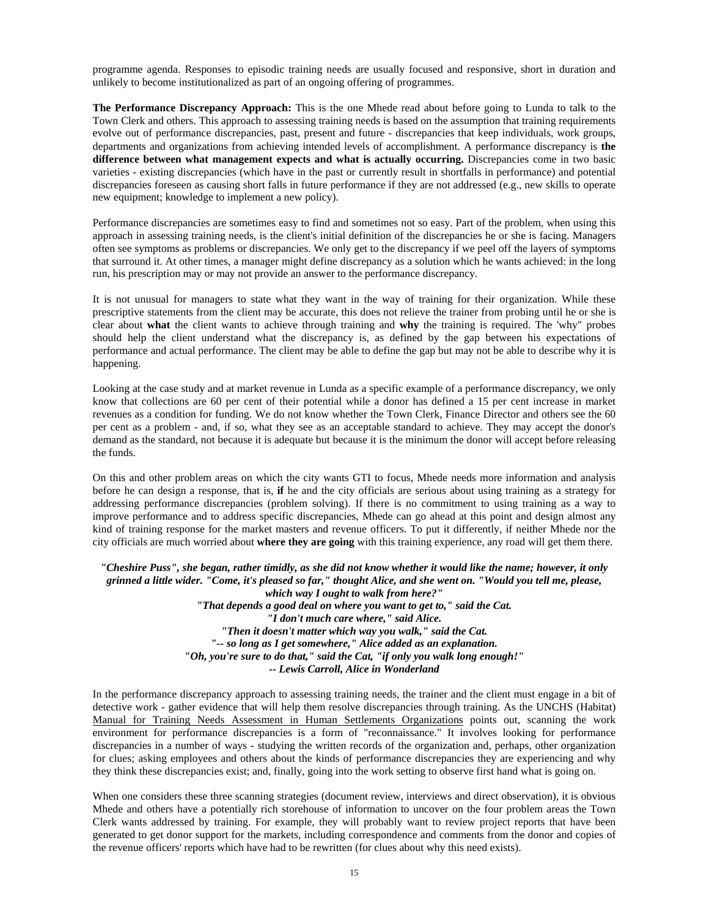programme agenda. Responses to episodic training needs are usually focused and responsive, short in duration and unlikely to become institutionalized as part of an ongoing offering of programmes.

**The Performance Discrepancy Approach:** This is the one Mhede read about before going to Lunda to talk to the Town Clerk and others. This approach to assessing training needs is based on the assumption that training requirements evolve out of performance discrepancies, past, present and future - discrepancies that keep individuals, work groups, departments and organizations from achieving intended levels of accomplishment. A performance discrepancy is **the difference between what management expects and what is actually occurring.** Discrepancies come in two basic varieties - existing discrepancies (which have in the past or currently result in shortfalls in performance) and potential discrepancies foreseen as causing short falls in future performance if they are not addressed (e.g., new skills to operate new equipment; knowledge to implement a new policy).

Performance discrepancies are sometimes easy to find and sometimes not so easy. Part of the problem, when using this approach in assessing training needs, is the client's initial definition of the discrepancies he or she is facing. Managers often see symptoms as problems or discrepancies. We only get to the discrepancy if we peel off the layers of symptoms that surround it. At other times, a manager might define discrepancy as a solution which he wants achieved: in the long run, his prescription may or may not provide an answer to the performance discrepancy.

It is not unusual for managers to state what they want in the way of training for their organization. While these prescriptive statements from the client may be accurate, this does not relieve the trainer from probing until he or she is clear about **what** the client wants to achieve through training and **why** the training is required. The 'why" probes should help the client understand what the discrepancy is, as defined by the gap between his expectations of performance and actual performance. The client may be able to define the gap but may not be able to describe why it is happening.

Looking at the case study and at market revenue in Lunda as a specific example of a performance discrepancy, we only know that collections are 60 per cent of their potential while a donor has defined a 15 per cent increase in market revenues as a condition for funding. We do not know whether the Town Clerk, Finance Director and others see the 60 per cent as a problem - and, if so, what they see as an acceptable standard to achieve. They may accept the donor's demand as the standard, not because it is adequate but because it is the minimum the donor will accept before releasing the funds.

On this and other problem areas on which the city wants GTI to focus, Mhede needs more information and analysis before he can design a response, that is, **if** he and the city officials are serious about using training as a strategy for addressing performance discrepancies (problem solving). If there is no commitment to using training as a way to improve performance and to address specific discrepancies, Mhede can go ahead at this point and design almost any kind of training response for the market masters and revenue officers. To put it differently, if neither Mhede nor the city officials are much worried about **where they are going** with this training experience, any road will get them there.

***"Cheshire Puss", she began, rather timidly, as she did not know whether it would like the name; however, it only grinned a little wider. "Come, it's pleased so far," thought Alice, and she went on. "Would you tell me, please, which way I ought to walk from here?"***
***"That depends a good deal on where you want to get to," said the Cat.***
***"I don't much care where," said Alice.***
***"Then it doesn't matter which way you walk," said the Cat.***
***"-- so long as I get somewhere," Alice added as an explanation.***
***"Oh, you're sure to do that," said the Cat, "if only you walk long enough!"***
***-- Lewis Carroll, Alice in Wonderland***

In the performance discrepancy approach to assessing training needs, the trainer and the client must engage in a bit of detective work - gather evidence that will help them resolve discrepancies through training. As the UNCHS (Habitat) Manual for Training Needs Assessment in Human Settlements Organizations points out, scanning the work environment for performance discrepancies is a form of "reconnaissance." It involves looking for performance discrepancies in a number of ways - studying the written records of the organization and, perhaps, other organization for clues; asking employees and others about the kinds of performance discrepancies they are experiencing and why they think these discrepancies exist; and, finally, going into the work setting to observe first hand what is going on.

When one considers these three scanning strategies (document review, interviews and direct observation), it is obvious Mhede and others have a potentially rich storehouse of information to uncover on the four problem areas the Town Clerk wants addressed by training. For example, they will probably want to review project reports that have been generated to get donor support for the markets, including correspondence and comments from the donor and copies of the revenue officers' reports which have had to be rewritten (for clues about why this need exists).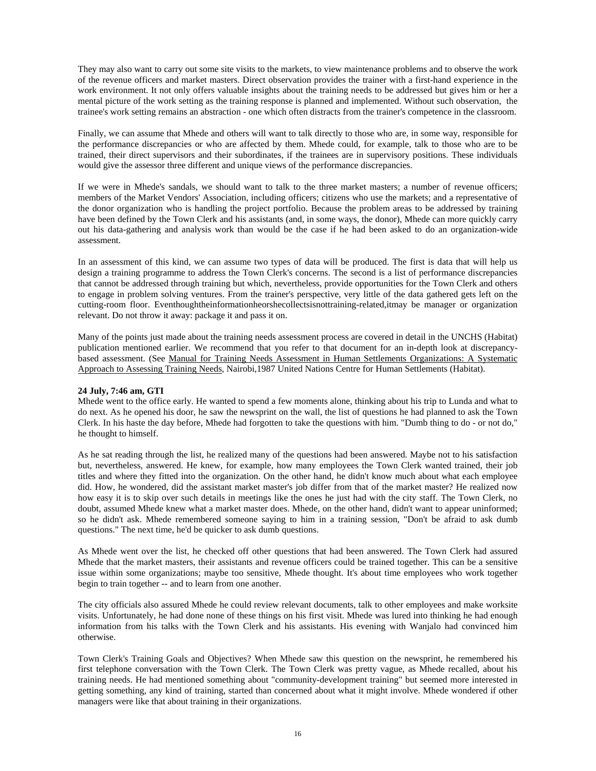They may also want to carry out some site visits to the markets, to view maintenance problems and to observe the work of the revenue officers and market masters. Direct observation provides the trainer with a first-hand experience in the work environment. It not only offers valuable insights about the training needs to be addressed but gives him or her a mental picture of the work setting as the training response is planned and implemented. Without such observation, the trainee's work setting remains an abstraction - one which often distracts from the trainer's competence in the classroom.

Finally, we can assume that Mhede and others will want to talk directly to those who are, in some way, responsible for the performance discrepancies or who are affected by them. Mhede could, for example, talk to those who are to be trained, their direct supervisors and their subordinates, if the trainees are in supervisory positions. These individuals would give the assessor three different and unique views of the performance discrepancies.

If we were in Mhede's sandals, we should want to talk to the three market masters; a number of revenue officers; members of the Market Vendors' Association, including officers; citizens who use the markets; and a representative of the donor organization who is handling the project portfolio. Because the problem areas to be addressed by training have been defined by the Town Clerk and his assistants (and, in some ways, the donor), Mhede can more quickly carry out his data-gathering and analysis work than would be the case if he had been asked to do an organization-wide assessment.

In an assessment of this kind, we can assume two types of data will be produced. The first is data that will help us design a training programme to address the Town Clerk's concerns. The second is a list of performance discrepancies that cannot be addressed through training but which, nevertheless, provide opportunities for the Town Clerk and others to engage in problem solving ventures. From the trainer's perspective, very little of the data gathered gets left on the cutting-room floor. Eventhoughtheinformationheorshecollectsisnottraining-related,itmay be manager or organization relevant. Do not throw it away: package it and pass it on.

Many of the points just made about the training needs assessment process are covered in detail in the UNCHS (Habitat) publication mentioned earlier. We recommend that you refer to that document for an in-depth look at discrepancy-based assessment. (See Manual for Training Needs Assessment in Human Settlements Organizations: A Systematic Approach to Assessing Training Needs, Nairobi,1987 United Nations Centre for Human Settlements (Habitat).

**24 July, 7:46 am, GTI**

Mhede went to the office early. He wanted to spend a few moments alone, thinking about his trip to Lunda and what to do next. As he opened his door, he saw the newsprint on the wall, the list of questions he had planned to ask the Town Clerk. In his haste the day before, Mhede had forgotten to take the questions with him. "Dumb thing to do - or not do," he thought to himself.

As he sat reading through the list, he realized many of the questions had been answered. Maybe not to his satisfaction but, nevertheless, answered. He knew, for example, how many employees the Town Clerk wanted trained, their job titles and where they fitted into the organization. On the other hand, he didn't know much about what each employee did. How, he wondered, did the assistant market master's job differ from that of the market master? He realized now how easy it is to skip over such details in meetings like the ones he just had with the city staff. The Town Clerk, no doubt, assumed Mhede knew what a market master does. Mhede, on the other hand, didn't want to appear uninformed; so he didn't ask. Mhede remembered someone saying to him in a training session, "Don't be afraid to ask dumb questions." The next time, he'd be quicker to ask dumb questions.

As Mhede went over the list, he checked off other questions that had been answered. The Town Clerk had assured Mhede that the market masters, their assistants and revenue officers could be trained together. This can be a sensitive issue within some organizations; maybe too sensitive, Mhede thought. It's about time employees who work together begin to train together -- and to learn from one another.

The city officials also assured Mhede he could review relevant documents, talk to other employees and make worksite visits. Unfortunately, he had done none of these things on his first visit. Mhede was lured into thinking he had enough information from his talks with the Town Clerk and his assistants. His evening with Wanjalo had convinced him otherwise.

Town Clerk's Training Goals and Objectives? When Mhede saw this question on the newsprint, he remembered his first telephone conversation with the Town Clerk. The Town Clerk was pretty vague, as Mhede recalled, about his training needs. He had mentioned something about "community-development training" but seemed more interested in getting something, any kind of training, started than concerned about what it might involve. Mhede wondered if other managers were like that about training in their organizations.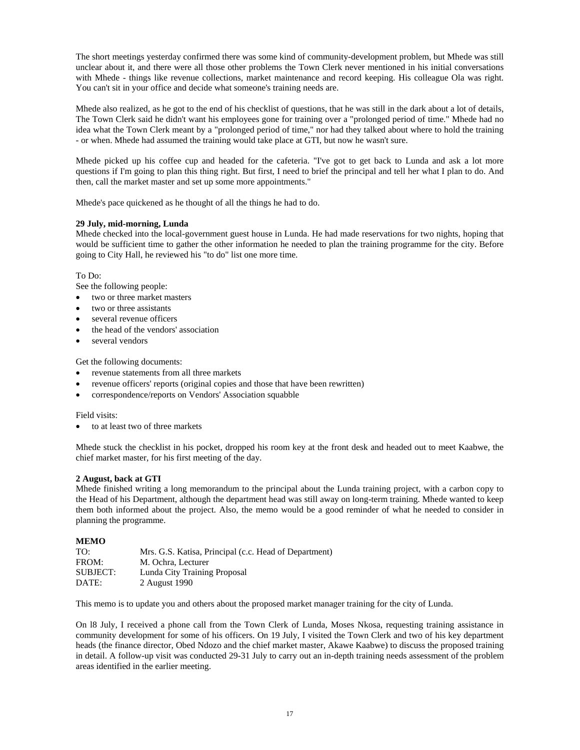The short meetings yesterday confirmed there was some kind of community-development problem, but Mhede was still unclear about it, and there were all those other problems the Town Clerk never mentioned in his initial conversations with Mhede - things like revenue collections, market maintenance and record keeping. His colleague Ola was right. You can't sit in your office and decide what someone's training needs are.

Mhede also realized, as he got to the end of his checklist of questions, that he was still in the dark about a lot of details, The Town Clerk said he didn't want his employees gone for training over a "prolonged period of time." Mhede had no idea what the Town Clerk meant by a "prolonged period of time," nor had they talked about where to hold the training - or when. Mhede had assumed the training would take place at GTI, but now he wasn't sure.

Mhede picked up his coffee cup and headed for the cafeteria. "I've got to get back to Lunda and ask a lot more questions if I'm going to plan this thing right. But first, I need to brief the principal and tell her what I plan to do. And then, call the market master and set up some more appointments."

Mhede's pace quickened as he thought of all the things he had to do.

**29 July, mid-morning, Lunda**

Mhede checked into the local-government guest house in Lunda. He had made reservations for two nights, hoping that would be sufficient time to gather the other information he needed to plan the training programme for the city. Before going to City Hall, he reviewed his "to do" list one more time.

To Do:

See the following people:

- two or three market masters
- two or three assistants
- several revenue officers
- the head of the vendors' association
- several vendors

Get the following documents:

- revenue statements from all three markets
- revenue officers' reports (original copies and those that have been rewritten)
- correspondence/reports on Vendors' Association squabble

Field visits:

- to at least two of three markets

Mhede stuck the checklist in his pocket, dropped his room key at the front desk and headed out to meet Kaabwe, the chief market master, for his first meeting of the day.

**2 August, back at GTI**

Mhede finished writing a long memorandum to the principal about the Lunda training project, with a carbon copy to the Head of his Department, although the department head was still away on long-term training. Mhede wanted to keep them both informed about the project. Also, the memo would be a good reminder of what he needed to consider in planning the programme.

**MEMO**

TO: Mrs. G.S. Katisa, Principal (c.c. Head of Department)
FROM: M. Ochra, Lecturer
SUBJECT: Lunda City Training Proposal
DATE: 2 August 1990

This memo is to update you and others about the proposed market manager training for the city of Lunda.

On 18 July, I received a phone call from the Town Clerk of Lunda, Moses Nkosa, requesting training assistance in community development for some of his officers. On 19 July, I visited the Town Clerk and two of his key department heads (the finance director, Obed Ndozo and the chief market master, Akawe Kaabwe) to discuss the proposed training in detail. A follow-up visit was conducted 29-31 July to carry out an in-depth training needs assessment of the problem areas identified in the earlier meeting.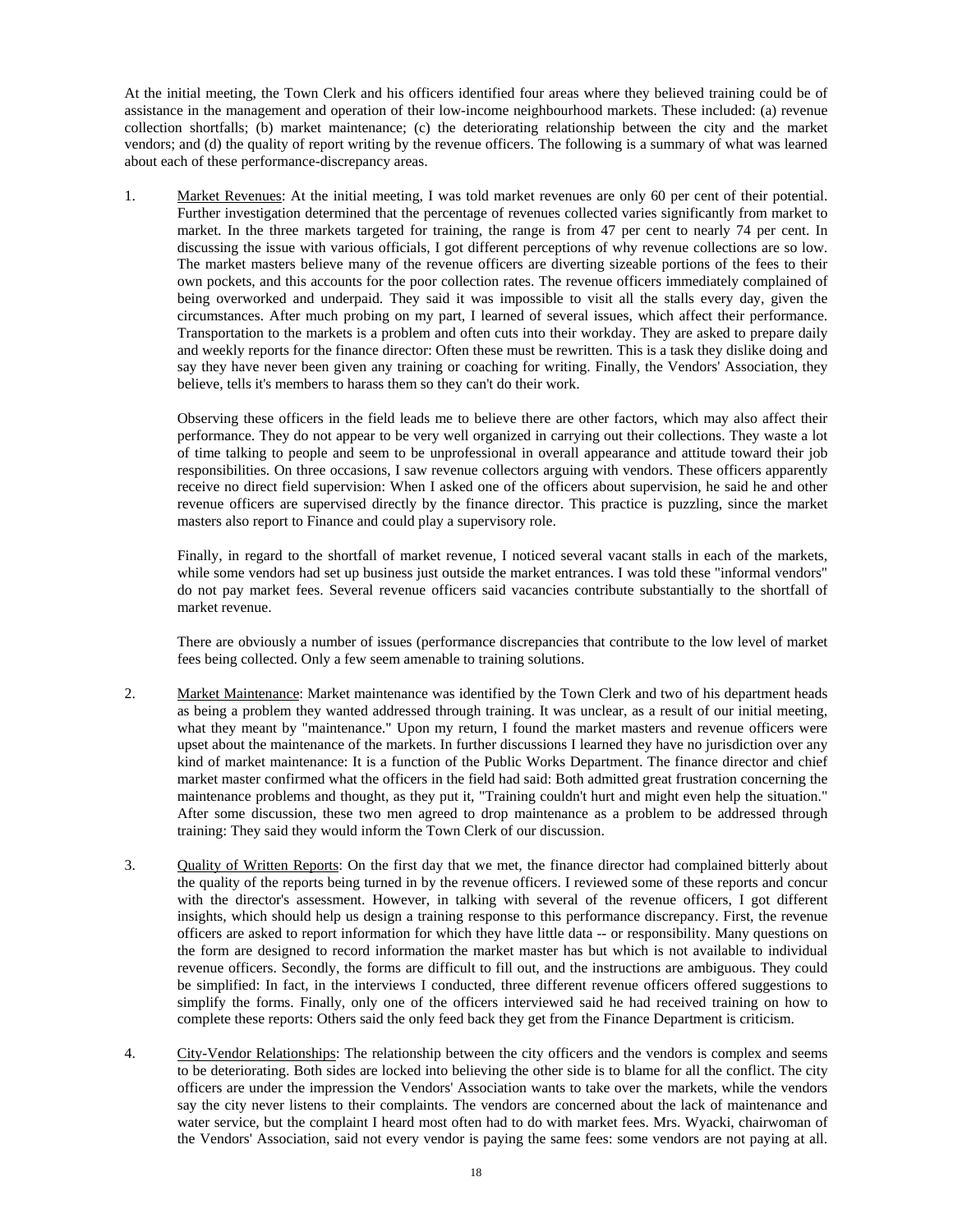At the initial meeting, the Town Clerk and his officers identified four areas where they believed training could be of assistance in the management and operation of their low-income neighbourhood markets. These included: (a) revenue collection shortfalls; (b) market maintenance; (c) the deteriorating relationship between the city and the market vendors; and (d) the quality of report writing by the revenue officers. The following is a summary of what was learned about each of these performance-discrepancy areas.

1. Market Revenues: At the initial meeting, I was told market revenues are only 60 per cent of their potential. Further investigation determined that the percentage of revenues collected varies significantly from market to market. In the three markets targeted for training, the range is from 47 per cent to nearly 74 per cent. In discussing the issue with various officials, I got different perceptions of why revenue collections are so low. The market masters believe many of the revenue officers are diverting sizeable portions of the fees to their own pockets, and this accounts for the poor collection rates. The revenue officers immediately complained of being overworked and underpaid. They said it was impossible to visit all the stalls every day, given the circumstances. After much probing on my part, I learned of several issues, which affect their performance. Transportation to the markets is a problem and often cuts into their workday. They are asked to prepare daily and weekly reports for the finance director: Often these must be rewritten. This is a task they dislike doing and say they have never been given any training or coaching for writing. Finally, the Vendors' Association, they believe, tells it's members to harass them so they can't do their work.

   Observing these officers in the field leads me to believe there are other factors, which may also affect their performance. They do not appear to be very well organized in carrying out their collections. They waste a lot of time talking to people and seem to be unprofessional in overall appearance and attitude toward their job responsibilities. On three occasions, I saw revenue collectors arguing with vendors. These officers apparently receive no direct field supervision: When I asked one of the officers about supervision, he said he and other revenue officers are supervised directly by the finance director. This practice is puzzling, since the market masters also report to Finance and could play a supervisory role.

   Finally, in regard to the shortfall of market revenue, I noticed several vacant stalls in each of the markets, while some vendors had set up business just outside the market entrances. I was told these "informal vendors" do not pay market fees. Several revenue officers said vacancies contribute substantially to the shortfall of market revenue.

   There are obviously a number of issues (performance discrepancies that contribute to the low level of market fees being collected. Only a few seem amenable to training solutions.

2. Market Maintenance: Market maintenance was identified by the Town Clerk and two of his department heads as being a problem they wanted addressed through training. It was unclear, as a result of our initial meeting, what they meant by "maintenance." Upon my return, I found the market masters and revenue officers were upset about the maintenance of the markets. In further discussions I learned they have no jurisdiction over any kind of market maintenance: It is a function of the Public Works Department. The finance director and chief market master confirmed what the officers in the field had said: Both admitted great frustration concerning the maintenance problems and thought, as they put it, "Training couldn't hurt and might even help the situation." After some discussion, these two men agreed to drop maintenance as a problem to be addressed through training: They said they would inform the Town Clerk of our discussion.

3. Quality of Written Reports: On the first day that we met, the finance director had complained bitterly about the quality of the reports being turned in by the revenue officers. I reviewed some of these reports and concur with the director's assessment. However, in talking with several of the revenue officers, I got different insights, which should help us design a training response to this performance discrepancy. First, the revenue officers are asked to report information for which they have little data -- or responsibility. Many questions on the form are designed to record information the market master has but which is not available to individual revenue officers. Secondly, the forms are difficult to fill out, and the instructions are ambiguous. They could be simplified: In fact, in the interviews I conducted, three different revenue officers offered suggestions to simplify the forms. Finally, only one of the officers interviewed said he had received training on how to complete these reports: Others said the only feed back they get from the Finance Department is criticism.

4. City-Vendor Relationships: The relationship between the city officers and the vendors is complex and seems to be deteriorating. Both sides are locked into believing the other side is to blame for all the conflict. The city officers are under the impression the Vendors' Association wants to take over the markets, while the vendors say the city never listens to their complaints. The vendors are concerned about the lack of maintenance and water service, but the complaint I heard most often had to do with market fees. Mrs. Wyacki, chairwoman of the Vendors' Association, said not every vendor is paying the same fees: some vendors are not paying at all.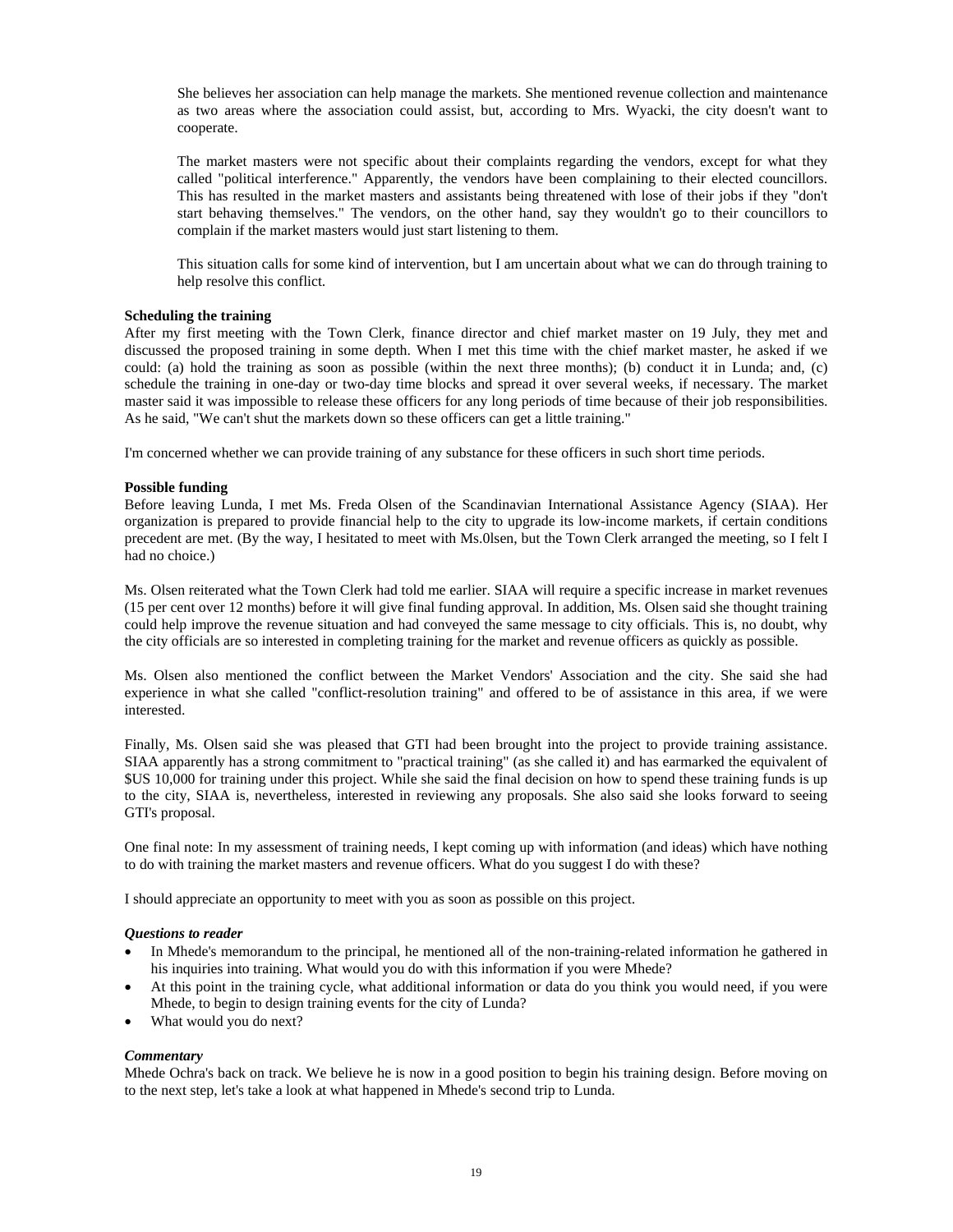She believes her association can help manage the markets. She mentioned revenue collection and maintenance as two areas where the association could assist, but, according to Mrs. Wyacki, the city doesn't want to cooperate.

The market masters were not specific about their complaints regarding the vendors, except for what they called "political interference." Apparently, the vendors have been complaining to their elected councillors. This has resulted in the market masters and assistants being threatened with lose of their jobs if they "don't start behaving themselves." The vendors, on the other hand, say they wouldn't go to their councillors to complain if the market masters would just start listening to them.

This situation calls for some kind of intervention, but I am uncertain about what we can do through training to help resolve this conflict.

**Scheduling the training**

After my first meeting with the Town Clerk, finance director and chief market master on 19 July, they met and discussed the proposed training in some depth. When I met this time with the chief market master, he asked if we could: (a) hold the training as soon as possible (within the next three months); (b) conduct it in Lunda; and, (c) schedule the training in one-day or two-day time blocks and spread it over several weeks, if necessary. The market master said it was impossible to release these officers for any long periods of time because of their job responsibilities. As he said, "We can't shut the markets down so these officers can get a little training."

I'm concerned whether we can provide training of any substance for these officers in such short time periods.

**Possible funding**

Before leaving Lunda, I met Ms. Freda Olsen of the Scandinavian International Assistance Agency (SIAA). Her organization is prepared to provide financial help to the city to upgrade its low-income markets, if certain conditions precedent are met. (By the way, I hesitated to meet with Ms.0lsen, but the Town Clerk arranged the meeting, so I felt I had no choice.)

Ms. Olsen reiterated what the Town Clerk had told me earlier. SIAA will require a specific increase in market revenues (15 per cent over 12 months) before it will give final funding approval. In addition, Ms. Olsen said she thought training could help improve the revenue situation and had conveyed the same message to city officials. This is, no doubt, why the city officials are so interested in completing training for the market and revenue officers as quickly as possible.

Ms. Olsen also mentioned the conflict between the Market Vendors' Association and the city. She said she had experience in what she called "conflict-resolution training" and offered to be of assistance in this area, if we were interested.

Finally, Ms. Olsen said she was pleased that GTI had been brought into the project to provide training assistance. SIAA apparently has a strong commitment to "practical training" (as she called it) and has earmarked the equivalent of $US 10,000 for training under this project. While she said the final decision on how to spend these training funds is up to the city, SIAA is, nevertheless, interested in reviewing any proposals. She also said she looks forward to seeing GTI's proposal.

One final note: In my assessment of training needs, I kept coming up with information (and ideas) which have nothing to do with training the market masters and revenue officers. What do you suggest I do with these?

I should appreciate an opportunity to meet with you as soon as possible on this project.

***Questions to reader***

- In Mhede's memorandum to the principal, he mentioned all of the non-training-related information he gathered in his inquiries into training. What would you do with this information if you were Mhede?
- At this point in the training cycle, what additional information or data do you think you would need, if you were Mhede, to begin to design training events for the city of Lunda?
- What would you do next?

***Commentary***

Mhede Ochra's back on track. We believe he is now in a good position to begin his training design. Before moving on to the next step, let's take a look at what happened in Mhede's second trip to Lunda.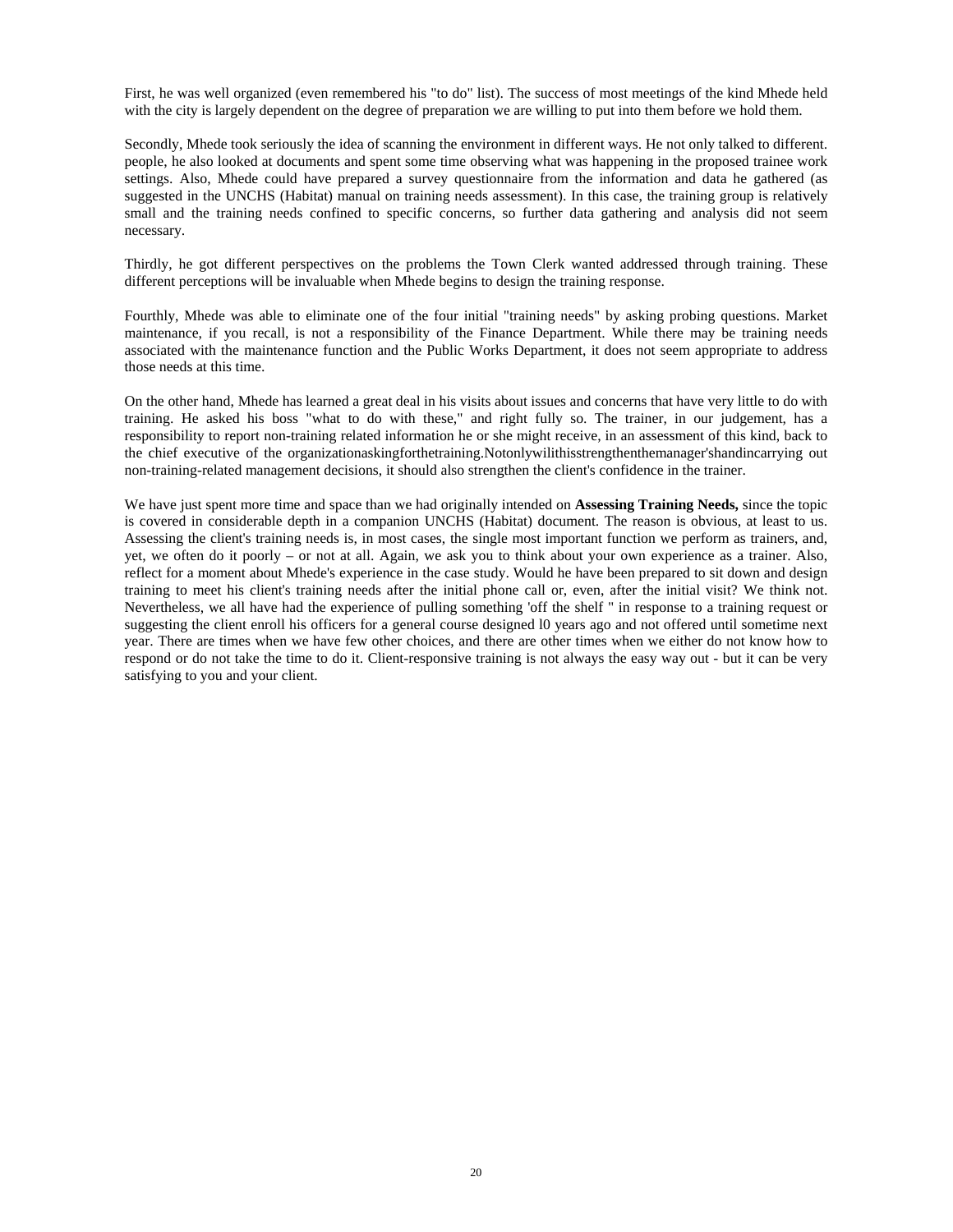First, he was well organized (even remembered his "to do" list). The success of most meetings of the kind Mhede held with the city is largely dependent on the degree of preparation we are willing to put into them before we hold them.

Secondly, Mhede took seriously the idea of scanning the environment in different ways. He not only talked to different. people, he also looked at documents and spent some time observing what was happening in the proposed trainee work settings. Also, Mhede could have prepared a survey questionnaire from the information and data he gathered (as suggested in the UNCHS (Habitat) manual on training needs assessment). In this case, the training group is relatively small and the training needs confined to specific concerns, so further data gathering and analysis did not seem necessary.

Thirdly, he got different perspectives on the problems the Town Clerk wanted addressed through training. These different perceptions will be invaluable when Mhede begins to design the training response.

Fourthly, Mhede was able to eliminate one of the four initial "training needs" by asking probing questions. Market maintenance, if you recall, is not a responsibility of the Finance Department. While there may be training needs associated with the maintenance function and the Public Works Department, it does not seem appropriate to address those needs at this time.

On the other hand, Mhede has learned a great deal in his visits about issues and concerns that have very little to do with training. He asked his boss "what to do with these," and right fully so. The trainer, in our judgement, has a responsibility to report non-training related information he or she might receive, in an assessment of this kind, back to the chief executive of the organizationaskingforthetraining.Notonlywilithisstrengthenthemanager'shandincarrying out non-training-related management decisions, it should also strengthen the client's confidence in the trainer.

We have just spent more time and space than we had originally intended on **Assessing Training Needs,** since the topic is covered in considerable depth in a companion UNCHS (Habitat) document. The reason is obvious, at least to us. Assessing the client's training needs is, in most cases, the single most important function we perform as trainers, and, yet, we often do it poorly – or not at all. Again, we ask you to think about your own experience as a trainer. Also, reflect for a moment about Mhede's experience in the case study. Would he have been prepared to sit down and design training to meet his client's training needs after the initial phone call or, even, after the initial visit? We think not. Nevertheless, we all have had the experience of pulling something 'off the shelf " in response to a training request or suggesting the client enroll his officers for a general course designed l0 years ago and not offered until sometime next year. There are times when we have few other choices, and there are other times when we either do not know how to respond or do not take the time to do it. Client-responsive training is not always the easy way out - but it can be very satisfying to you and your client.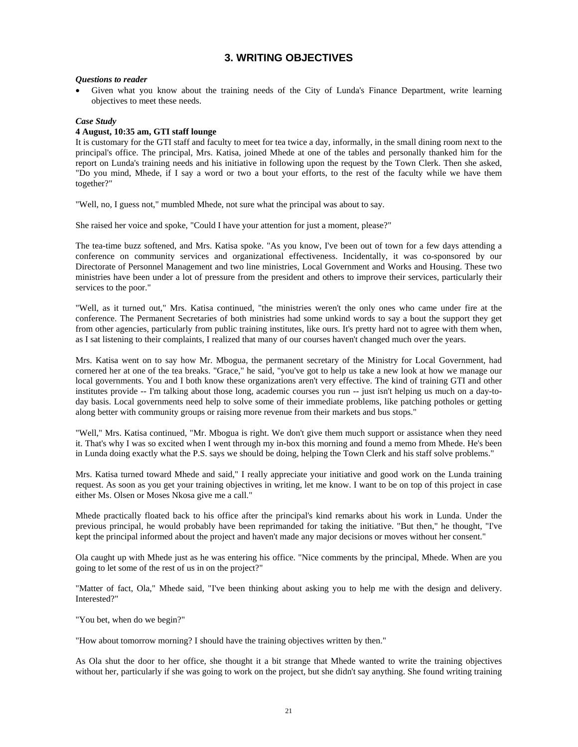## 3. WRITING OBJECTIVES

***Questions to reader***

- Given what you know about the training needs of the City of Lunda's Finance Department, write learning objectives to meet these needs.

***Case Study***

**4 August, 10:35 am, GTI staff lounge**

It is customary for the GTI staff and faculty to meet for tea twice a day, informally, in the small dining room next to the principal's office. The principal, Mrs. Katisa, joined Mhede at one of the tables and personally thanked him for the report on Lunda's training needs and his initiative in following upon the request by the Town Clerk. Then she asked, "Do you mind, Mhede, if I say a word or two a bout your efforts, to the rest of the faculty while we have them together?"

"Well, no, I guess not," mumbled Mhede, not sure what the principal was about to say.

She raised her voice and spoke, "Could I have your attention for just a moment, please?"

The tea-time buzz softened, and Mrs. Katisa spoke. "As you know, I've been out of town for a few days attending a conference on community services and organizational effectiveness. Incidentally, it was co-sponsored by our Directorate of Personnel Management and two line ministries, Local Government and Works and Housing. These two ministries have been under a lot of pressure from the president and others to improve their services, particularly their services to the poor."

"Well, as it turned out," Mrs. Katisa continued, "the ministries weren't the only ones who came under fire at the conference. The Permanent Secretaries of both ministries had some unkind words to say a bout the support they get from other agencies, particularly from public training institutes, like ours. It's pretty hard not to agree with them when, as I sat listening to their complaints, I realized that many of our courses haven't changed much over the years.

Mrs. Katisa went on to say how Mr. Mbogua, the permanent secretary of the Ministry for Local Government, had cornered her at one of the tea breaks. "Grace," he said, "you've got to help us take a new look at how we manage our local governments. You and I both know these organizations aren't very effective. The kind of training GTI and other institutes provide -- I'm talking about those long, academic courses you run -- just isn't helping us much on a day-to-day basis. Local governments need help to solve some of their immediate problems, like patching potholes or getting along better with community groups or raising more revenue from their markets and bus stops."

"Well," Mrs. Katisa continued, "Mr. Mbogua is right. We don't give them much support or assistance when they need it. That's why I was so excited when I went through my in-box this morning and found a memo from Mhede. He's been in Lunda doing exactly what the P.S. says we should be doing, helping the Town Clerk and his staff solve problems."

Mrs. Katisa turned toward Mhede and said," I really appreciate your initiative and good work on the Lunda training request. As soon as you get your training objectives in writing, let me know. I want to be on top of this project in case either Ms. Olsen or Moses Nkosa give me a call."

Mhede practically floated back to his office after the principal's kind remarks about his work in Lunda. Under the previous principal, he would probably have been reprimanded for taking the initiative. "But then," he thought, "I've kept the principal informed about the project and haven't made any major decisions or moves without her consent."

Ola caught up with Mhede just as he was entering his office. "Nice comments by the principal, Mhede. When are you going to let some of the rest of us in on the project?"

"Matter of fact, Ola," Mhede said, "I've been thinking about asking you to help me with the design and delivery. Interested?"

"You bet, when do we begin?"

"How about tomorrow morning? I should have the training objectives written by then."

As Ola shut the door to her office, she thought it a bit strange that Mhede wanted to write the training objectives without her, particularly if she was going to work on the project, but she didn't say anything. She found writing training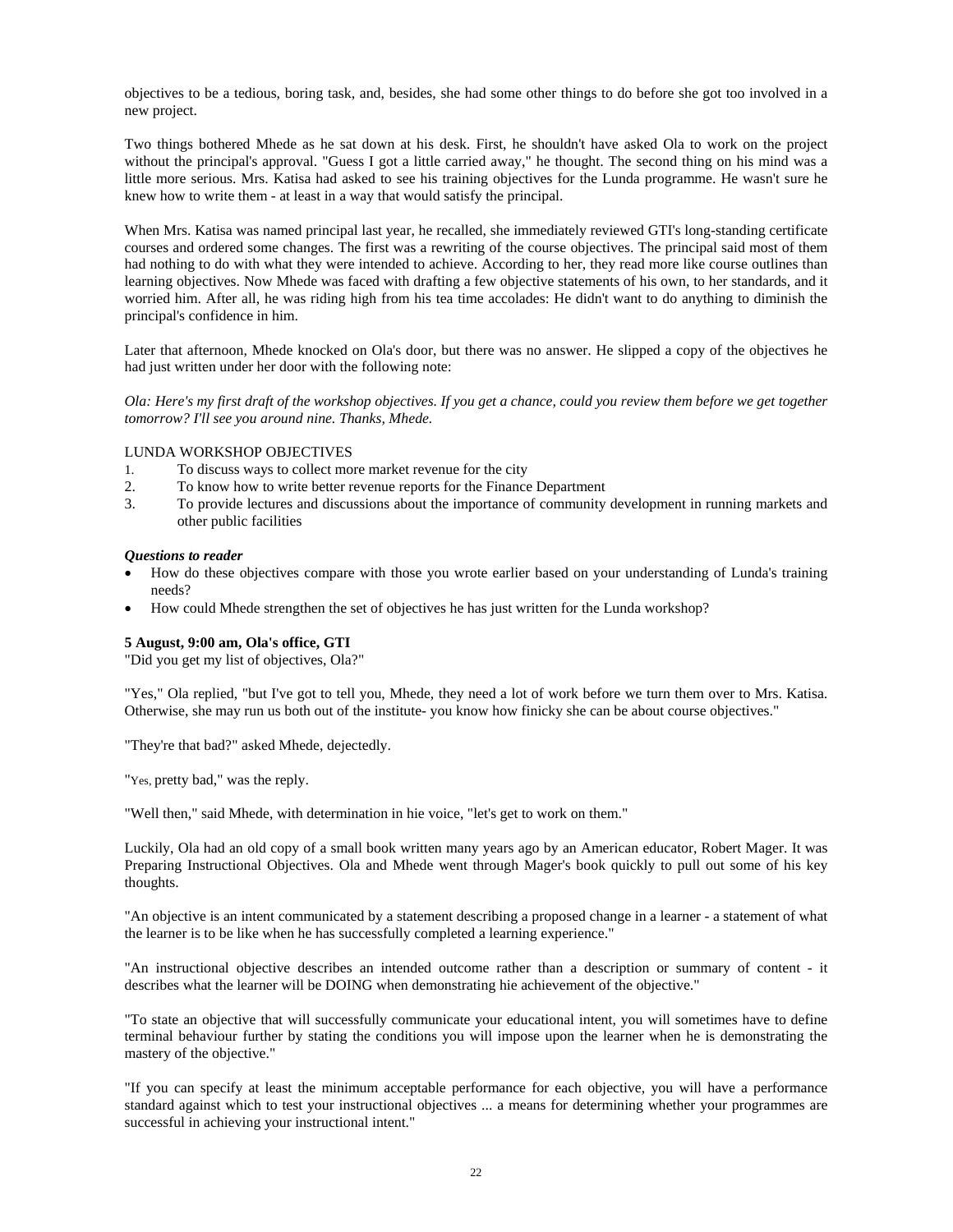objectives to be a tedious, boring task, and, besides, she had some other things to do before she got too involved in a new project.

Two things bothered Mhede as he sat down at his desk. First, he shouldn't have asked Ola to work on the project without the principal's approval. "Guess I got a little carried away," he thought. The second thing on his mind was a little more serious. Mrs. Katisa had asked to see his training objectives for the Lunda programme. He wasn't sure he knew how to write them - at least in a way that would satisfy the principal.

When Mrs. Katisa was named principal last year, he recalled, she immediately reviewed GTI's long-standing certificate courses and ordered some changes. The first was a rewriting of the course objectives. The principal said most of them had nothing to do with what they were intended to achieve. According to her, they read more like course outlines than learning objectives. Now Mhede was faced with drafting a few objective statements of his own, to her standards, and it worried him. After all, he was riding high from his tea time accolades: He didn't want to do anything to diminish the principal's confidence in him.

Later that afternoon, Mhede knocked on Ola's door, but there was no answer. He slipped a copy of the objectives he had just written under her door with the following note:

*Ola: Here's my first draft of the workshop objectives. If you get a chance, could you review them before we get together tomorrow? I'll see you around nine. Thanks, Mhede.*

LUNDA WORKSHOP OBJECTIVES

1. To discuss ways to collect more market revenue for the city
2. To know how to write better revenue reports for the Finance Department
3. To provide lectures and discussions about the importance of community development in running markets and other public facilities

***Questions to reader***

- How do these objectives compare with those you wrote earlier based on your understanding of Lunda's training needs?
- How could Mhede strengthen the set of objectives he has just written for the Lunda workshop?

**5 August, 9:00 am, Ola's office, GTI**

"Did you get my list of objectives, Ola?"

"Yes," Ola replied, "but I've got to tell you, Mhede, they need a lot of work before we turn them over to Mrs. Katisa. Otherwise, she may run us both out of the institute- you know how finicky she can be about course objectives."

"They're that bad?" asked Mhede, dejectedly.

"Yes, pretty bad," was the reply.

"Well then," said Mhede, with determination in hie voice, "let's get to work on them."

Luckily, Ola had an old copy of a small book written many years ago by an American educator, Robert Mager. It was Preparing Instructional Objectives. Ola and Mhede went through Mager's book quickly to pull out some of his key thoughts.

"An objective is an intent communicated by a statement describing a proposed change in a learner - a statement of what the learner is to be like when he has successfully completed a learning experience."

"An instructional objective describes an intended outcome rather than a description or summary of content - it describes what the learner will be DOING when demonstrating hie achievement of the objective."

"To state an objective that will successfully communicate your educational intent, you will sometimes have to define terminal behaviour further by stating the conditions you will impose upon the learner when he is demonstrating the mastery of the objective."

"If you can specify at least the minimum acceptable performance for each objective, you will have a performance standard against which to test your instructional objectives ... a means for determining whether your programmes are successful in achieving your instructional intent."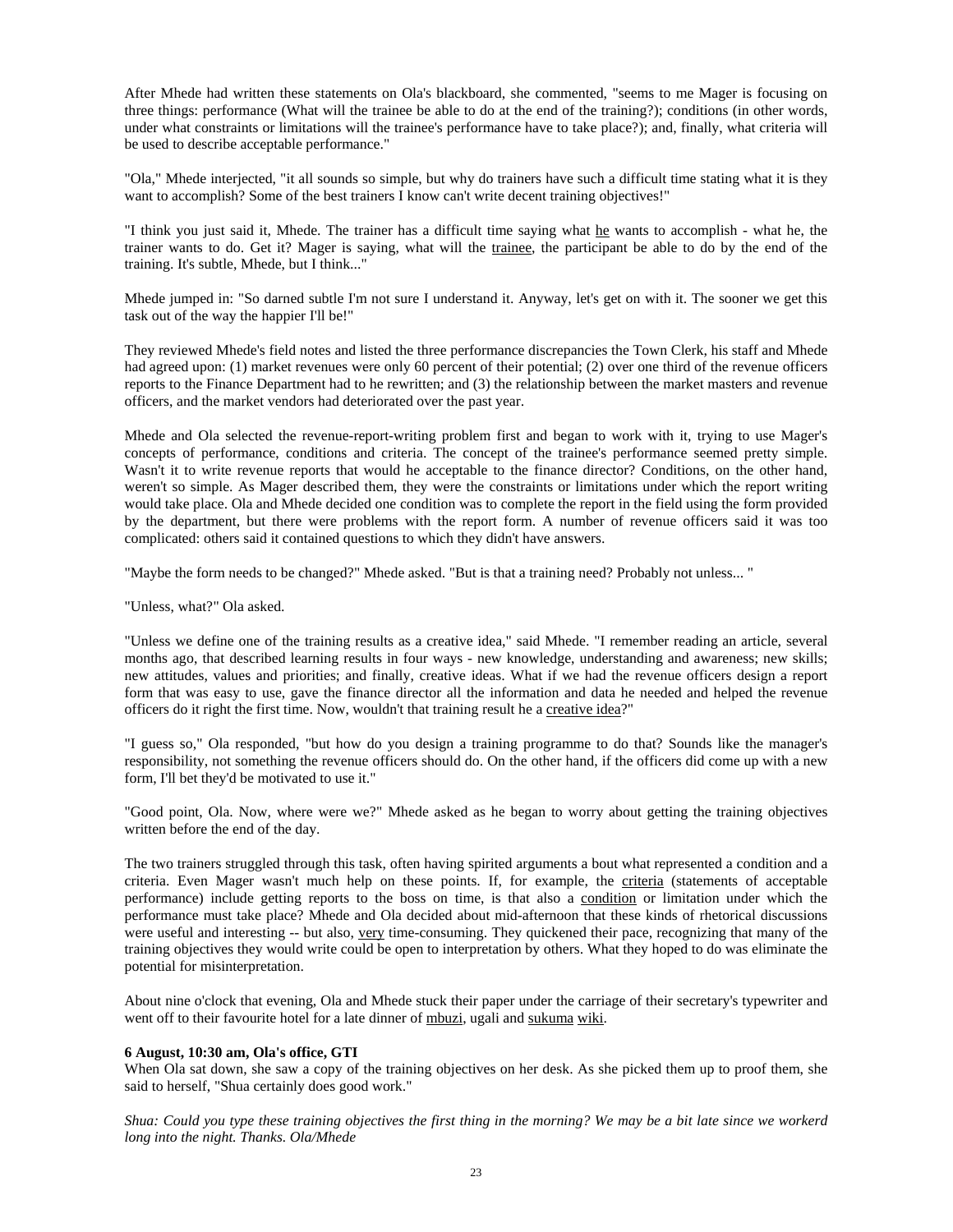After Mhede had written these statements on Ola's blackboard, she commented, "seems to me Mager is focusing on three things: performance (What will the trainee be able to do at the end of the training?); conditions (in other words, under what constraints or limitations will the trainee's performance have to take place?); and, finally, what criteria will be used to describe acceptable performance."

"Ola," Mhede interjected, "it all sounds so simple, but why do trainers have such a difficult time stating what it is they want to accomplish? Some of the best trainers I know can't write decent training objectives!"

"I think you just said it, Mhede. The trainer has a difficult time saying what he wants to accomplish - what he, the trainer wants to do. Get it? Mager is saying, what will the trainee, the participant be able to do by the end of the training. It's subtle, Mhede, but I think..."

Mhede jumped in: "So darned subtle I'm not sure I understand it. Anyway, let's get on with it. The sooner we get this task out of the way the happier I'll be!"

They reviewed Mhede's field notes and listed the three performance discrepancies the Town Clerk, his staff and Mhede had agreed upon: (1) market revenues were only 60 percent of their potential; (2) over one third of the revenue officers reports to the Finance Department had to he rewritten; and (3) the relationship between the market masters and revenue officers, and the market vendors had deteriorated over the past year.

Mhede and Ola selected the revenue-report-writing problem first and began to work with it, trying to use Mager's concepts of performance, conditions and criteria. The concept of the trainee's performance seemed pretty simple. Wasn't it to write revenue reports that would he acceptable to the finance director? Conditions, on the other hand, weren't so simple. As Mager described them, they were the constraints or limitations under which the report writing would take place. Ola and Mhede decided one condition was to complete the report in the field using the form provided by the department, but there were problems with the report form. A number of revenue officers said it was too complicated: others said it contained questions to which they didn't have answers.

"Maybe the form needs to be changed?" Mhede asked. "But is that a training need? Probably not unless... "

"Unless, what?" Ola asked.

"Unless we define one of the training results as a creative idea," said Mhede. "I remember reading an article, several months ago, that described learning results in four ways - new knowledge, understanding and awareness; new skills; new attitudes, values and priorities; and finally, creative ideas. What if we had the revenue officers design a report form that was easy to use, gave the finance director all the information and data he needed and helped the revenue officers do it right the first time. Now, wouldn't that training result he a creative idea?"

"I guess so," Ola responded, "but how do you design a training programme to do that? Sounds like the manager's responsibility, not something the revenue officers should do. On the other hand, if the officers did come up with a new form, I'll bet they'd be motivated to use it."

"Good point, Ola. Now, where were we?" Mhede asked as he began to worry about getting the training objectives written before the end of the day.

The two trainers struggled through this task, often having spirited arguments a bout what represented a condition and a criteria. Even Mager wasn't much help on these points. If, for example, the criteria (statements of acceptable performance) include getting reports to the boss on time, is that also a condition or limitation under which the performance must take place? Mhede and Ola decided about mid-afternoon that these kinds of rhetorical discussions were useful and interesting -- but also, very time-consuming. They quickened their pace, recognizing that many of the training objectives they would write could be open to interpretation by others. What they hoped to do was eliminate the potential for misinterpretation.

About nine o'clock that evening, Ola and Mhede stuck their paper under the carriage of their secretary's typewriter and went off to their favourite hotel for a late dinner of mbuzi, ugali and sukuma wiki.

**6 August, 10:30 am, Ola's office, GTI**

When Ola sat down, she saw a copy of the training objectives on her desk. As she picked them up to proof them, she said to herself, "Shua certainly does good work."

*Shua: Could you type these training objectives the first thing in the morning? We may be a bit late since we workerd long into the night. Thanks. Ola/Mhede*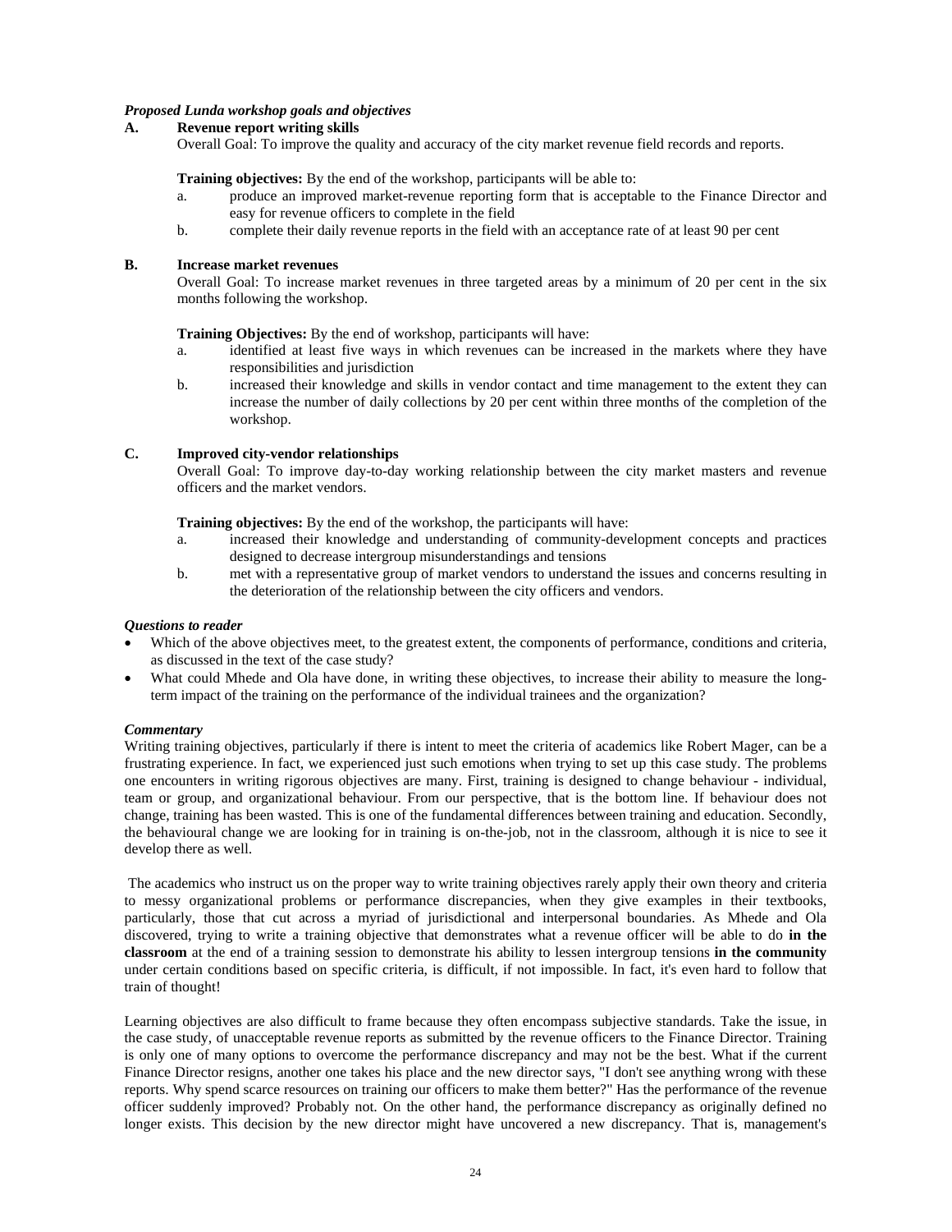### *Proposed Lunda workshop goals and objectives*

**A. Revenue report writing skills**

Overall Goal: To improve the quality and accuracy of the city market revenue field records and reports.

**Training objectives:** By the end of the workshop, participants will be able to:

a. produce an improved market-revenue reporting form that is acceptable to the Finance Director and easy for revenue officers to complete in the field
b. complete their daily revenue reports in the field with an acceptance rate of at least 90 per cent

**B. Increase market revenues**

Overall Goal: To increase market revenues in three targeted areas by a minimum of 20 per cent in the six months following the workshop.

**Training Objectives:** By the end of workshop, participants will have:

a. identified at least five ways in which revenues can be increased in the markets where they have responsibilities and jurisdiction
b. increased their knowledge and skills in vendor contact and time management to the extent they can increase the number of daily collections by 20 per cent within three months of the completion of the workshop.

**C. Improved city-vendor relationships**

Overall Goal: To improve day-to-day working relationship between the city market masters and revenue officers and the market vendors.

**Training objectives:** By the end of the workshop, the participants will have:

a. increased their knowledge and understanding of community-development concepts and practices designed to decrease intergroup misunderstandings and tensions
b. met with a representative group of market vendors to understand the issues and concerns resulting in the deterioration of the relationship between the city officers and vendors.

### *Questions to reader*

- Which of the above objectives meet, to the greatest extent, the components of performance, conditions and criteria, as discussed in the text of the case study?
- What could Mhede and Ola have done, in writing these objectives, to increase their ability to measure the long-term impact of the training on the performance of the individual trainees and the organization?

### *Commentary*

Writing training objectives, particularly if there is intent to meet the criteria of academics like Robert Mager, can be a frustrating experience. In fact, we experienced just such emotions when trying to set up this case study. The problems one encounters in writing rigorous objectives are many. First, training is designed to change behaviour - individual, team or group, and organizational behaviour. From our perspective, that is the bottom line. If behaviour does not change, training has been wasted. This is one of the fundamental differences between training and education. Secondly, the behavioural change we are looking for in training is on-the-job, not in the classroom, although it is nice to see it develop there as well.

The academics who instruct us on the proper way to write training objectives rarely apply their own theory and criteria to messy organizational problems or performance discrepancies, when they give examples in their textbooks, particularly, those that cut across a myriad of jurisdictional and interpersonal boundaries. As Mhede and Ola discovered, trying to write a training objective that demonstrates what a revenue officer will be able to do **in the classroom** at the end of a training session to demonstrate his ability to lessen intergroup tensions **in the community** under certain conditions based on specific criteria, is difficult, if not impossible. In fact, it's even hard to follow that train of thought!

Learning objectives are also difficult to frame because they often encompass subjective standards. Take the issue, in the case study, of unacceptable revenue reports as submitted by the revenue officers to the Finance Director. Training is only one of many options to overcome the performance discrepancy and may not be the best. What if the current Finance Director resigns, another one takes his place and the new director says, "I don't see anything wrong with these reports. Why spend scarce resources on training our officers to make them better?" Has the performance of the revenue officer suddenly improved? Probably not. On the other hand, the performance discrepancy as originally defined no longer exists. This decision by the new director might have uncovered a new discrepancy. That is, management's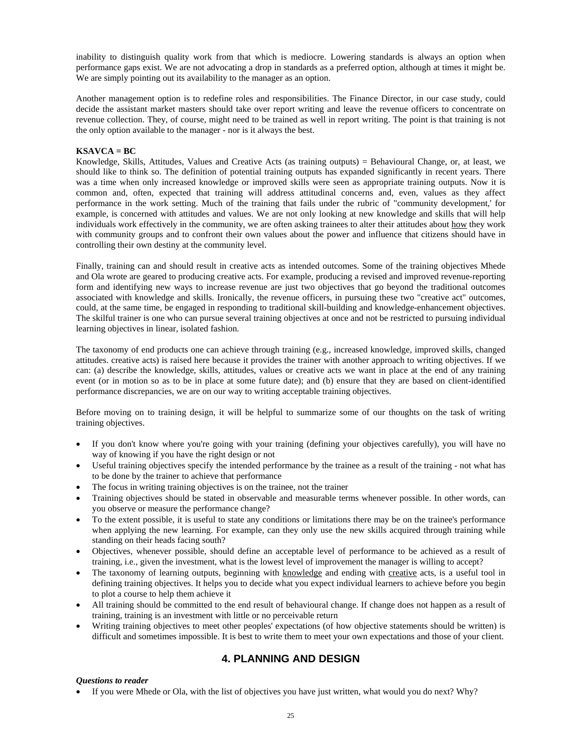inability to distinguish quality work from that which is mediocre. Lowering standards is always an option when performance gaps exist. We are not advocating a drop in standards as a preferred option, although at times it might be. We are simply pointing out its availability to the manager as an option.

Another management option is to redefine roles and responsibilities. The Finance Director, in our case study, could decide the assistant market masters should take over report writing and leave the revenue officers to concentrate on revenue collection. They, of course, might need to be trained as well in report writing. The point is that training is not the only option available to the manager - nor is it always the best.

**KSAVCA = BC**

Knowledge, Skills, Attitudes, Values and Creative Acts (as training outputs) = Behavioural Change, or, at least, we should like to think so. The definition of potential training outputs has expanded significantly in recent years. There was a time when only increased knowledge or improved skills were seen as appropriate training outputs. Now it is common and, often, expected that training will address attitudinal concerns and, even, values as they affect performance in the work setting. Much of the training that fails under the rubric of "community development,' for example, is concerned with attitudes and values. We are not only looking at new knowledge and skills that will help individuals work effectively in the community, we are often asking trainees to alter their attitudes about <u>how</u> they work with community groups and to confront their own values about the power and influence that citizens should have in controlling their own destiny at the community level.

Finally, training can and should result in creative acts as intended outcomes. Some of the training objectives Mhede and Ola wrote are geared to producing creative acts. For example, producing a revised and improved revenue-reporting form and identifying new ways to increase revenue are just two objectives that go beyond the traditional outcomes associated with knowledge and skills. Ironically, the revenue officers, in pursuing these two "creative act" outcomes, could, at the same time, be engaged in responding to traditional skill-building and knowledge-enhancement objectives. The skilful trainer is one who can pursue several training objectives at once and not be restricted to pursuing individual learning objectives in linear, isolated fashion.

The taxonomy of end products one can achieve through training (e.g., increased knowledge, improved skills, changed attitudes. creative acts) is raised here because it provides the trainer with another approach to writing objectives. If we can: (a) describe the knowledge, skills, attitudes, values or creative acts we want in place at the end of any training event (or in motion so as to be in place at some future date); and (b) ensure that they are based on client-identified performance discrepancies, we are on our way to writing acceptable training objectives.

Before moving on to training design, it will be helpful to summarize some of our thoughts on the task of writing training objectives.

- If you don't know where you're going with your training (defining your objectives carefully), you will have no way of knowing if you have the right design or not
- Useful training objectives specify the intended performance by the trainee as a result of the training - not what has to be done by the trainer to achieve that performance
- The focus in writing training objectives is on the trainee, not the trainer
- Training objectives should be stated in observable and measurable terms whenever possible. In other words, can you observe or measure the performance change?
- To the extent possible, it is useful to state any conditions or limitations there may be on the trainee's performance when applying the new learning. For example, can they only use the new skills acquired through training while standing on their heads facing south?
- Objectives, whenever possible, should define an acceptable level of performance to be achieved as a result of training, i.e., given the investment, what is the lowest level of improvement the manager is willing to accept?
- The taxonomy of learning outputs, beginning with <u>knowledge</u> and ending with <u>creative</u> acts, is a useful tool in defining training objectives. It helps you to decide what you expect individual learners to achieve before you begin to plot a course to help them achieve it
- All training should be committed to the end result of behavioural change. If change does not happen as a result of training, training is an investment with little or no perceivable return
- Writing training objectives to meet other peoples' expectations (of how objective statements should be written) is difficult and sometimes impossible. It is best to write them to meet your own expectations and those of your client.

## 4. PLANNING AND DESIGN

***Questions to reader***

- If you were Mhede or Ola, with the list of objectives you have just written, what would you do next? Why?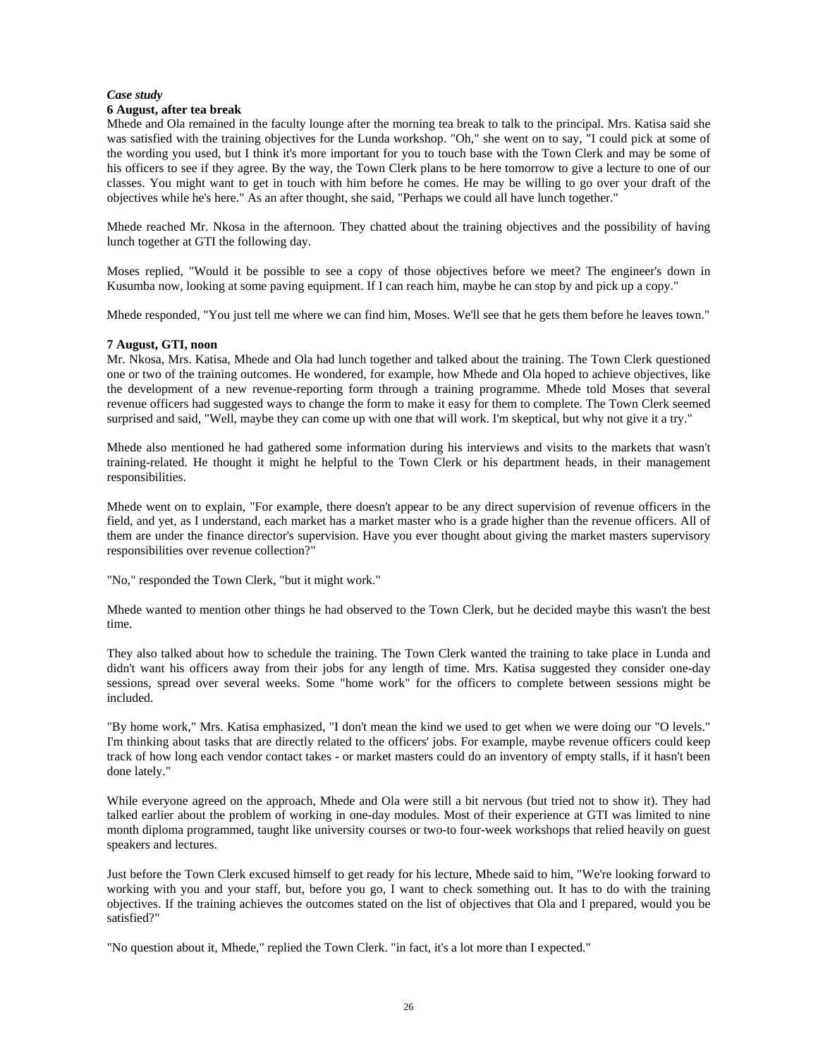***Case study***

**6 August, after tea break**

Mhede and Ola remained in the faculty lounge after the morning tea break to talk to the principal. Mrs. Katisa said she was satisfied with the training objectives for the Lunda workshop. "Oh," she went on to say, "I could pick at some of the wording you used, but I think it's more important for you to touch base with the Town Clerk and may be some of his officers to see if they agree. By the way, the Town Clerk plans to be here tomorrow to give a lecture to one of our classes. You might want to get in touch with him before he comes. He may be willing to go over your draft of the objectives while he's here." As an after thought, she said, "Perhaps we could all have lunch together."

Mhede reached Mr. Nkosa in the afternoon. They chatted about the training objectives and the possibility of having lunch together at GTI the following day.

Moses replied, "Would it be possible to see a copy of those objectives before we meet? The engineer's down in Kusumba now, looking at some paving equipment. If I can reach him, maybe he can stop by and pick up a copy."

Mhede responded, "You just tell me where we can find him, Moses. We'll see that he gets them before he leaves town."

**7 August, GTI, noon**

Mr. Nkosa, Mrs. Katisa, Mhede and Ola had lunch together and talked about the training. The Town Clerk questioned one or two of the training outcomes. He wondered, for example, how Mhede and Ola hoped to achieve objectives, like the development of a new revenue-reporting form through a training programme. Mhede told Moses that several revenue officers had suggested ways to change the form to make it easy for them to complete. The Town Clerk seemed surprised and said, "Well, maybe they can come up with one that will work. I'm skeptical, but why not give it a try."

Mhede also mentioned he had gathered some information during his interviews and visits to the markets that wasn't training-related. He thought it might he helpful to the Town Clerk or his department heads, in their management responsibilities.

Mhede went on to explain, "For example, there doesn't appear to be any direct supervision of revenue officers in the field, and yet, as I understand, each market has a market master who is a grade higher than the revenue officers. All of them are under the finance director's supervision. Have you ever thought about giving the market masters supervisory responsibilities over revenue collection?"

"No," responded the Town Clerk, "but it might work."

Mhede wanted to mention other things he had observed to the Town Clerk, but he decided maybe this wasn't the best time.

They also talked about how to schedule the training. The Town Clerk wanted the training to take place in Lunda and didn't want his officers away from their jobs for any length of time. Mrs. Katisa suggested they consider one-day sessions, spread over several weeks. Some "home work" for the officers to complete between sessions might be included.

"By home work," Mrs. Katisa emphasized, "I don't mean the kind we used to get when we were doing our "O levels." I'm thinking about tasks that are directly related to the officers' jobs. For example, maybe revenue officers could keep track of how long each vendor contact takes - or market masters could do an inventory of empty stalls, if it hasn't been done lately."

While everyone agreed on the approach, Mhede and Ola were still a bit nervous (but tried not to show it). They had talked earlier about the problem of working in one-day modules. Most of their experience at GTI was limited to nine month diploma programmed, taught like university courses or two-to four-week workshops that relied heavily on guest speakers and lectures.

Just before the Town Clerk excused himself to get ready for his lecture, Mhede said to him, "We're looking forward to working with you and your staff, but, before you go, I want to check something out. It has to do with the training objectives. If the training achieves the outcomes stated on the list of objectives that Ola and I prepared, would you be satisfied?"

"No question about it, Mhede," replied the Town Clerk. "in fact, it's a lot more than I expected."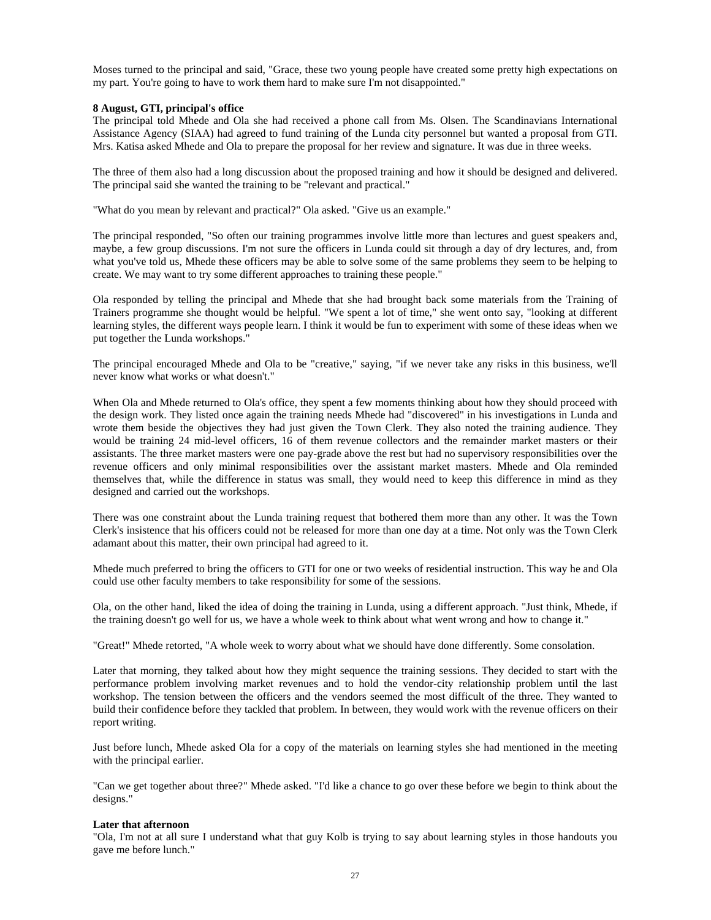Moses turned to the principal and said, "Grace, these two young people have created some pretty high expectations on my part. You're going to have to work them hard to make sure I'm not disappointed."

**8 August, GTI, principal's office**

The principal told Mhede and Ola she had received a phone call from Ms. Olsen. The Scandinavians International Assistance Agency (SIAA) had agreed to fund training of the Lunda city personnel but wanted a proposal from GTI. Mrs. Katisa asked Mhede and Ola to prepare the proposal for her review and signature. It was due in three weeks.

The three of them also had a long discussion about the proposed training and how it should be designed and delivered. The principal said she wanted the training to be "relevant and practical."

"What do you mean by relevant and practical?" Ola asked. "Give us an example."

The principal responded, "So often our training programmes involve little more than lectures and guest speakers and, maybe, a few group discussions. I'm not sure the officers in Lunda could sit through a day of dry lectures, and, from what you've told us, Mhede these officers may be able to solve some of the same problems they seem to be helping to create. We may want to try some different approaches to training these people."

Ola responded by telling the principal and Mhede that she had brought back some materials from the Training of Trainers programme she thought would be helpful. "We spent a lot of time," she went onto say, "looking at different learning styles, the different ways people learn. I think it would be fun to experiment with some of these ideas when we put together the Lunda workshops."

The principal encouraged Mhede and Ola to be "creative," saying, "if we never take any risks in this business, we'll never know what works or what doesn't."

When Ola and Mhede returned to Ola's office, they spent a few moments thinking about how they should proceed with the design work. They listed once again the training needs Mhede had "discovered" in his investigations in Lunda and wrote them beside the objectives they had just given the Town Clerk. They also noted the training audience. They would be training 24 mid-level officers, 16 of them revenue collectors and the remainder market masters or their assistants. The three market masters were one pay-grade above the rest but had no supervisory responsibilities over the revenue officers and only minimal responsibilities over the assistant market masters. Mhede and Ola reminded themselves that, while the difference in status was small, they would need to keep this difference in mind as they designed and carried out the workshops.

There was one constraint about the Lunda training request that bothered them more than any other. It was the Town Clerk's insistence that his officers could not be released for more than one day at a time. Not only was the Town Clerk adamant about this matter, their own principal had agreed to it.

Mhede much preferred to bring the officers to GTI for one or two weeks of residential instruction. This way he and Ola could use other faculty members to take responsibility for some of the sessions.

Ola, on the other hand, liked the idea of doing the training in Lunda, using a different approach. "Just think, Mhede, if the training doesn't go well for us, we have a whole week to think about what went wrong and how to change it."

"Great!" Mhede retorted, "A whole week to worry about what we should have done differently. Some consolation.

Later that morning, they talked about how they might sequence the training sessions. They decided to start with the performance problem involving market revenues and to hold the vendor-city relationship problem until the last workshop. The tension between the officers and the vendors seemed the most difficult of the three. They wanted to build their confidence before they tackled that problem. In between, they would work with the revenue officers on their report writing.

Just before lunch, Mhede asked Ola for a copy of the materials on learning styles she had mentioned in the meeting with the principal earlier.

"Can we get together about three?" Mhede asked. "I'd like a chance to go over these before we begin to think about the designs."

**Later that afternoon**

"Ola, I'm not at all sure I understand what that guy Kolb is trying to say about learning styles in those handouts you gave me before lunch."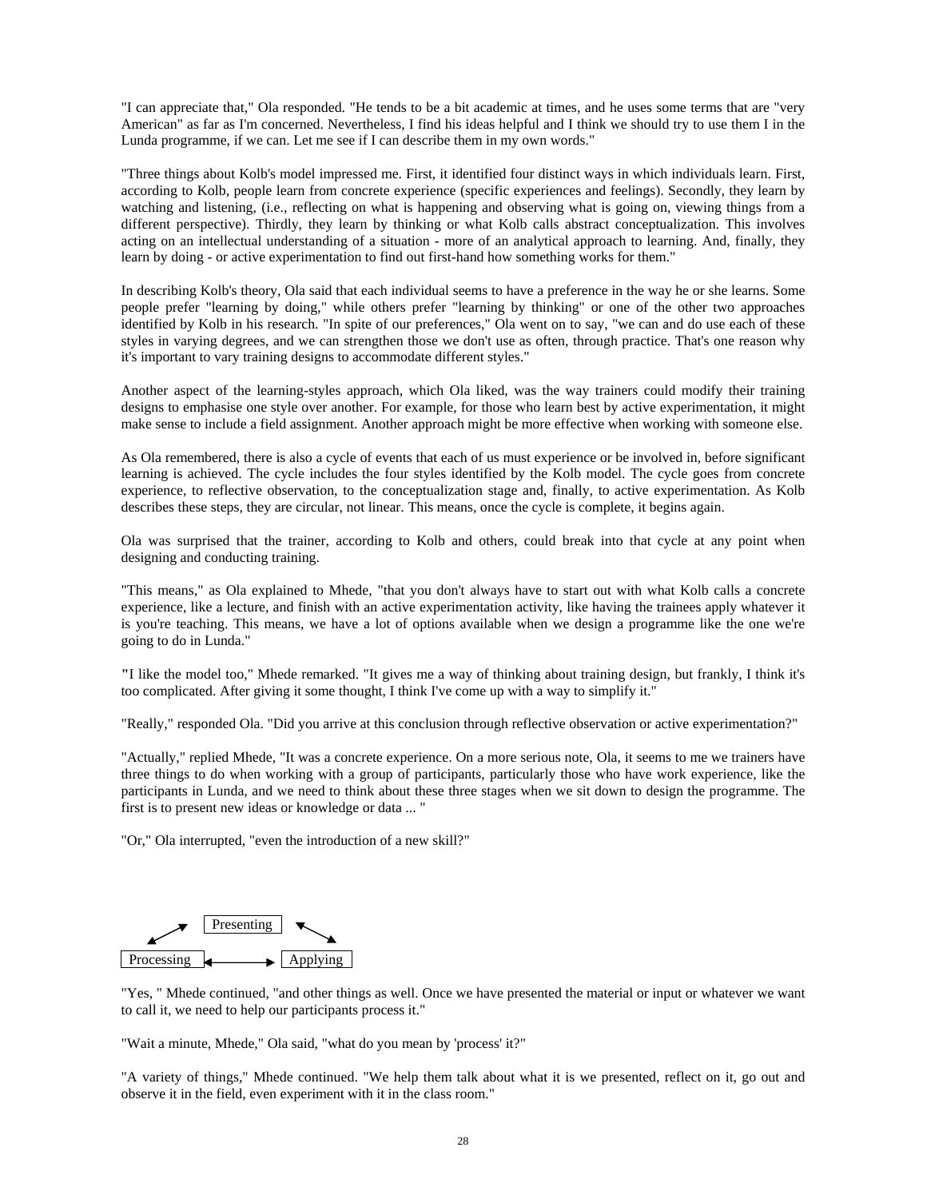"I can appreciate that," Ola responded. "He tends to be a bit academic at times, and he uses some terms that are "very American" as far as I'm concerned. Nevertheless, I find his ideas helpful and I think we should try to use them I in the Lunda programme, if we can. Let me see if I can describe them in my own words."

"Three things about Kolb's model impressed me. First, it identified four distinct ways in which individuals learn. First, according to Kolb, people learn from concrete experience (specific experiences and feelings). Secondly, they learn by watching and listening, (i.e., reflecting on what is happening and observing what is going on, viewing things from a different perspective). Thirdly, they learn by thinking or what Kolb calls abstract conceptualization. This involves acting on an intellectual understanding of a situation - more of an analytical approach to learning. And, finally, they learn by doing - or active experimentation to find out first-hand how something works for them."

In describing Kolb's theory, Ola said that each individual seems to have a preference in the way he or she learns. Some people prefer "learning by doing," while others prefer "learning by thinking" or one of the other two approaches identified by Kolb in his research. "In spite of our preferences," Ola went on to say, "we can and do use each of these styles in varying degrees, and we can strengthen those we don't use as often, through practice. That's one reason why it's important to vary training designs to accommodate different styles."

Another aspect of the learning-styles approach, which Ola liked, was the way trainers could modify their training designs to emphasise one style over another. For example, for those who learn best by active experimentation, it might make sense to include a field assignment. Another approach might be more effective when working with someone else.

As Ola remembered, there is also a cycle of events that each of us must experience or be involved in, before significant learning is achieved. The cycle includes the four styles identified by the Kolb model. The cycle goes from concrete experience, to reflective observation, to the conceptualization stage and, finally, to active experimentation. As Kolb describes these steps, they are circular, not linear. This means, once the cycle is complete, it begins again.

Ola was surprised that the trainer, according to Kolb and others, could break into that cycle at any point when designing and conducting training.

"This means," as Ola explained to Mhede, "that you don't always have to start out with what Kolb calls a concrete experience, like a lecture, and finish with an active experimentation activity, like having the trainees apply whatever it is you're teaching. This means, we have a lot of options available when we design a programme like the one we're going to do in Lunda."

"I like the model too," Mhede remarked. "It gives me a way of thinking about training design, but frankly, I think it's too complicated. After giving it some thought, I think I've come up with a way to simplify it."

"Really," responded Ola. "Did you arrive at this conclusion through reflective observation or active experimentation?"

"Actually," replied Mhede, "It was a concrete experience. On a more serious note, Ola, it seems to me we trainers have three things to do when working with a group of participants, particularly those who have work experience, like the participants in Lunda, and we need to think about these three stages when we sit down to design the programme. The first is to present new ideas or knowledge or data ... "

"Or," Ola interrupted, "even the introduction of a new skill?"

Presenting

Processing ⟷ Applying

"Yes, " Mhede continued, "and other things as well. Once we have presented the material or input or whatever we want to call it, we need to help our participants process it."

"Wait a minute, Mhede," Ola said, "what do you mean by 'process' it?"

"A variety of things," Mhede continued. "We help them talk about what it is we presented, reflect on it, go out and observe it in the field, even experiment with it in the class room."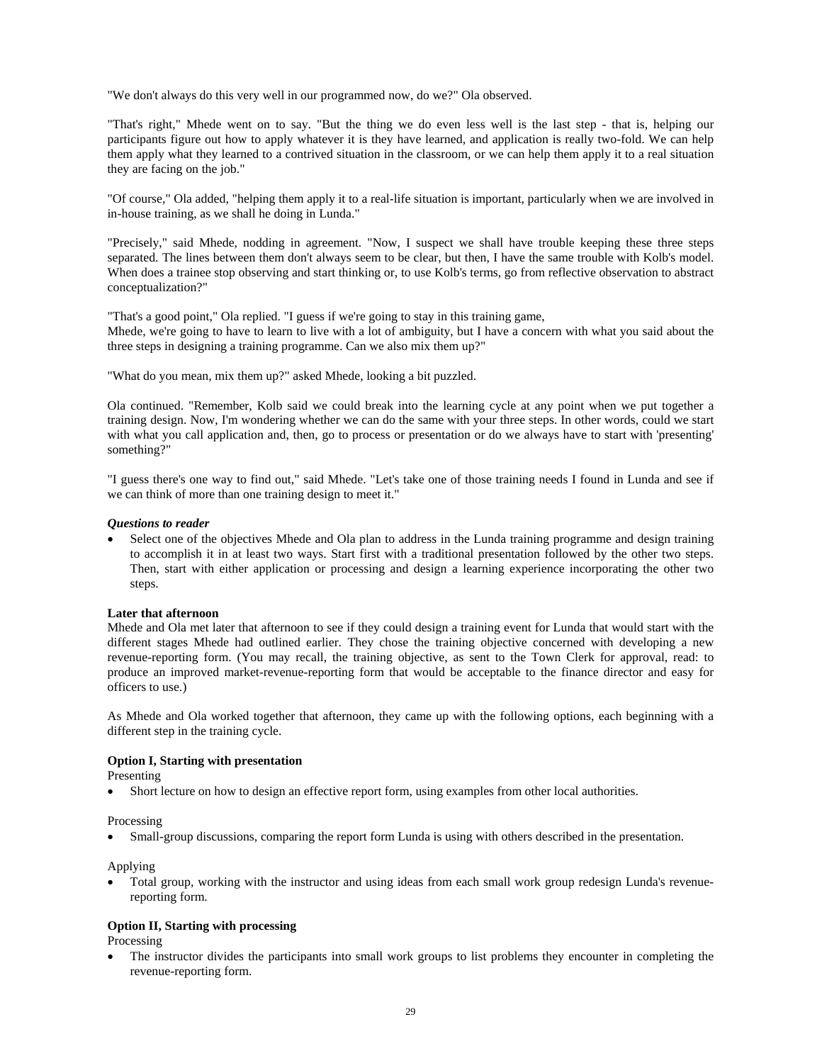"We don't always do this very well in our programmed now, do we?" Ola observed.

"That's right," Mhede went on to say. "But the thing we do even less well is the last step - that is, helping our participants figure out how to apply whatever it is they have learned, and application is really two-fold. We can help them apply what they learned to a contrived situation in the classroom, or we can help them apply it to a real situation they are facing on the job."

"Of course," Ola added, "helping them apply it to a real-life situation is important, particularly when we are involved in in-house training, as we shall he doing in Lunda."

"Precisely," said Mhede, nodding in agreement. "Now, I suspect we shall have trouble keeping these three steps separated. The lines between them don't always seem to be clear, but then, I have the same trouble with Kolb's model. When does a trainee stop observing and start thinking or, to use Kolb's terms, go from reflective observation to abstract conceptualization?"

"That's a good point," Ola replied. "I guess if we're going to stay in this training game,
Mhede, we're going to have to learn to live with a lot of ambiguity, but I have a concern with what you said about the three steps in designing a training programme. Can we also mix them up?"

"What do you mean, mix them up?" asked Mhede, looking a bit puzzled.

Ola continued. "Remember, Kolb said we could break into the learning cycle at any point when we put together a training design. Now, I'm wondering whether we can do the same with your three steps. In other words, could we start with what you call application and, then, go to process or presentation or do we always have to start with 'presenting' something?"

"I guess there's one way to find out," said Mhede. "Let's take one of those training needs I found in Lunda and see if we can think of more than one training design to meet it."

***Questions to reader***

- Select one of the objectives Mhede and Ola plan to address in the Lunda training programme and design training to accomplish it in at least two ways. Start first with a traditional presentation followed by the other two steps. Then, start with either application or processing and design a learning experience incorporating the other two steps.

**Later that afternoon**

Mhede and Ola met later that afternoon to see if they could design a training event for Lunda that would start with the different stages Mhede had outlined earlier. They chose the training objective concerned with developing a new revenue-reporting form. (You may recall, the training objective, as sent to the Town Clerk for approval, read: to produce an improved market-revenue-reporting form that would be acceptable to the finance director and easy for officers to use.)

As Mhede and Ola worked together that afternoon, they came up with the following options, each beginning with a different step in the training cycle.

**Option I, Starting with presentation**

Presenting

- Short lecture on how to design an effective report form, using examples from other local authorities.

Processing

- Small-group discussions, comparing the report form Lunda is using with others described in the presentation.

Applying

- Total group, working with the instructor and using ideas from each small work group redesign Lunda's revenue-reporting form.

**Option II, Starting with processing**

Processing

- The instructor divides the participants into small work groups to list problems they encounter in completing the revenue-reporting form.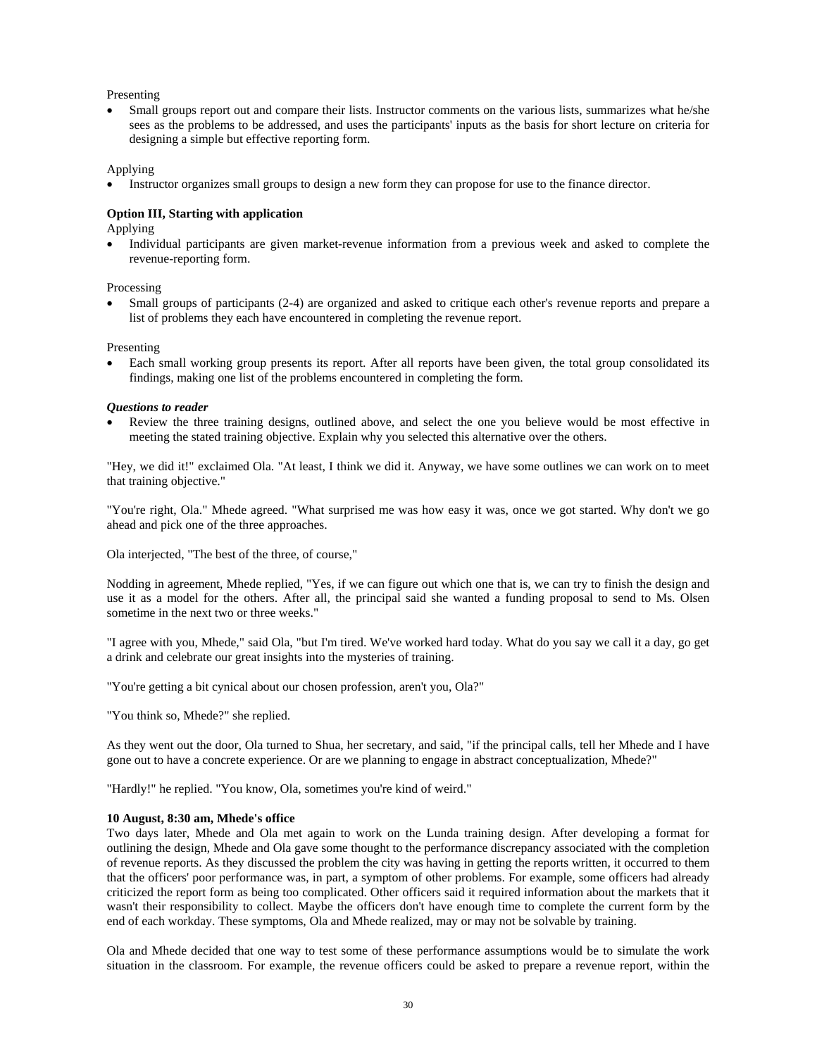Presenting

- Small groups report out and compare their lists. Instructor comments on the various lists, summarizes what he/she sees as the problems to be addressed, and uses the participants' inputs as the basis for short lecture on criteria for designing a simple but effective reporting form.

Applying

- Instructor organizes small groups to design a new form they can propose for use to the finance director.

**Option III, Starting with application**

Applying

- Individual participants are given market-revenue information from a previous week and asked to complete the revenue-reporting form.

Processing

- Small groups of participants (2-4) are organized and asked to critique each other's revenue reports and prepare a list of problems they each have encountered in completing the revenue report.

Presenting

- Each small working group presents its report. After all reports have been given, the total group consolidated its findings, making one list of the problems encountered in completing the form.

***Questions to reader***

- Review the three training designs, outlined above, and select the one you believe would be most effective in meeting the stated training objective. Explain why you selected this alternative over the others.

"Hey, we did it!" exclaimed Ola. "At least, I think we did it. Anyway, we have some outlines we can work on to meet that training objective."

"You're right, Ola." Mhede agreed. "What surprised me was how easy it was, once we got started. Why don't we go ahead and pick one of the three approaches.

Ola interjected, "The best of the three, of course,"

Nodding in agreement, Mhede replied, "Yes, if we can figure out which one that is, we can try to finish the design and use it as a model for the others. After all, the principal said she wanted a funding proposal to send to Ms. Olsen sometime in the next two or three weeks."

"I agree with you, Mhede," said Ola, "but I'm tired. We've worked hard today. What do you say we call it a day, go get a drink and celebrate our great insights into the mysteries of training.

"You're getting a bit cynical about our chosen profession, aren't you, Ola?"

"You think so, Mhede?" she replied.

As they went out the door, Ola turned to Shua, her secretary, and said, "if the principal calls, tell her Mhede and I have gone out to have a concrete experience. Or are we planning to engage in abstract conceptualization, Mhede?"

"Hardly!" he replied. "You know, Ola, sometimes you're kind of weird."

**10 August, 8:30 am, Mhede's office**

Two days later, Mhede and Ola met again to work on the Lunda training design. After developing a format for outlining the design, Mhede and Ola gave some thought to the performance discrepancy associated with the completion of revenue reports. As they discussed the problem the city was having in getting the reports written, it occurred to them that the officers' poor performance was, in part, a symptom of other problems. For example, some officers had already criticized the report form as being too complicated. Other officers said it required information about the markets that it wasn't their responsibility to collect. Maybe the officers don't have enough time to complete the current form by the end of each workday. These symptoms, Ola and Mhede realized, may or may not be solvable by training.

Ola and Mhede decided that one way to test some of these performance assumptions would be to simulate the work situation in the classroom. For example, the revenue officers could be asked to prepare a revenue report, within the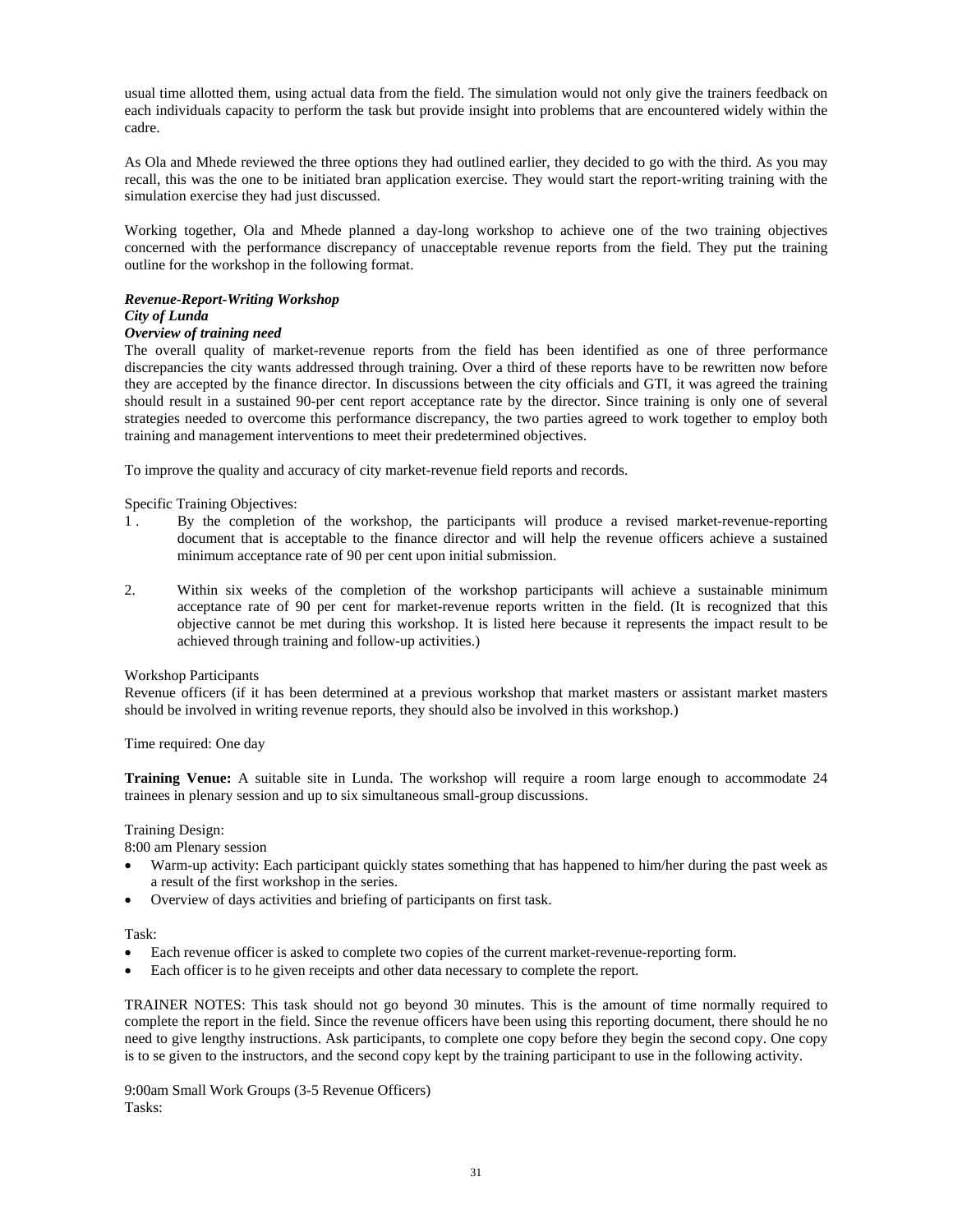usual time allotted them, using actual data from the field. The simulation would not only give the trainers feedback on each individuals capacity to perform the task but provide insight into problems that are encountered widely within the cadre.

As Ola and Mhede reviewed the three options they had outlined earlier, they decided to go with the third. As you may recall, this was the one to be initiated bran application exercise. They would start the report-writing training with the simulation exercise they had just discussed.

Working together, Ola and Mhede planned a day-long workshop to achieve one of the two training objectives concerned with the performance discrepancy of unacceptable revenue reports from the field. They put the training outline for the workshop in the following format.

***Revenue-Report-Writing Workshop***
***City of Lunda***
***Overview of training need***

The overall quality of market-revenue reports from the field has been identified as one of three performance discrepancies the city wants addressed through training. Over a third of these reports have to be rewritten now before they are accepted by the finance director. In discussions between the city officials and GTI, it was agreed the training should result in a sustained 90-per cent report acceptance rate by the director. Since training is only one of several strategies needed to overcome this performance discrepancy, the two parties agreed to work together to employ both training and management interventions to meet their predetermined objectives.

To improve the quality and accuracy of city market-revenue field reports and records.

Specific Training Objectives:

1. By the completion of the workshop, the participants will produce a revised market-revenue-reporting document that is acceptable to the finance director and will help the revenue officers achieve a sustained minimum acceptance rate of 90 per cent upon initial submission.

2. Within six weeks of the completion of the workshop participants will achieve a sustainable minimum acceptance rate of 90 per cent for market-revenue reports written in the field. (It is recognized that this objective cannot be met during this workshop. It is listed here because it represents the impact result to be achieved through training and follow-up activities.)

Workshop Participants

Revenue officers (if it has been determined at a previous workshop that market masters or assistant market masters should be involved in writing revenue reports, they should also be involved in this workshop.)

Time required: One day

**Training Venue:** A suitable site in Lunda. The workshop will require a room large enough to accommodate 24 trainees in plenary session and up to six simultaneous small-group discussions.

Training Design:

8:00 am Plenary session

- Warm-up activity: Each participant quickly states something that has happened to him/her during the past week as a result of the first workshop in the series.
- Overview of days activities and briefing of participants on first task.

Task:

- Each revenue officer is asked to complete two copies of the current market-revenue-reporting form.
- Each officer is to he given receipts and other data necessary to complete the report.

TRAINER NOTES: This task should not go beyond 30 minutes. This is the amount of time normally required to complete the report in the field. Since the revenue officers have been using this reporting document, there should he no need to give lengthy instructions. Ask participants, to complete one copy before they begin the second copy. One copy is to se given to the instructors, and the second copy kept by the training participant to use in the following activity.

9:00am Small Work Groups (3-5 Revenue Officers)
Tasks: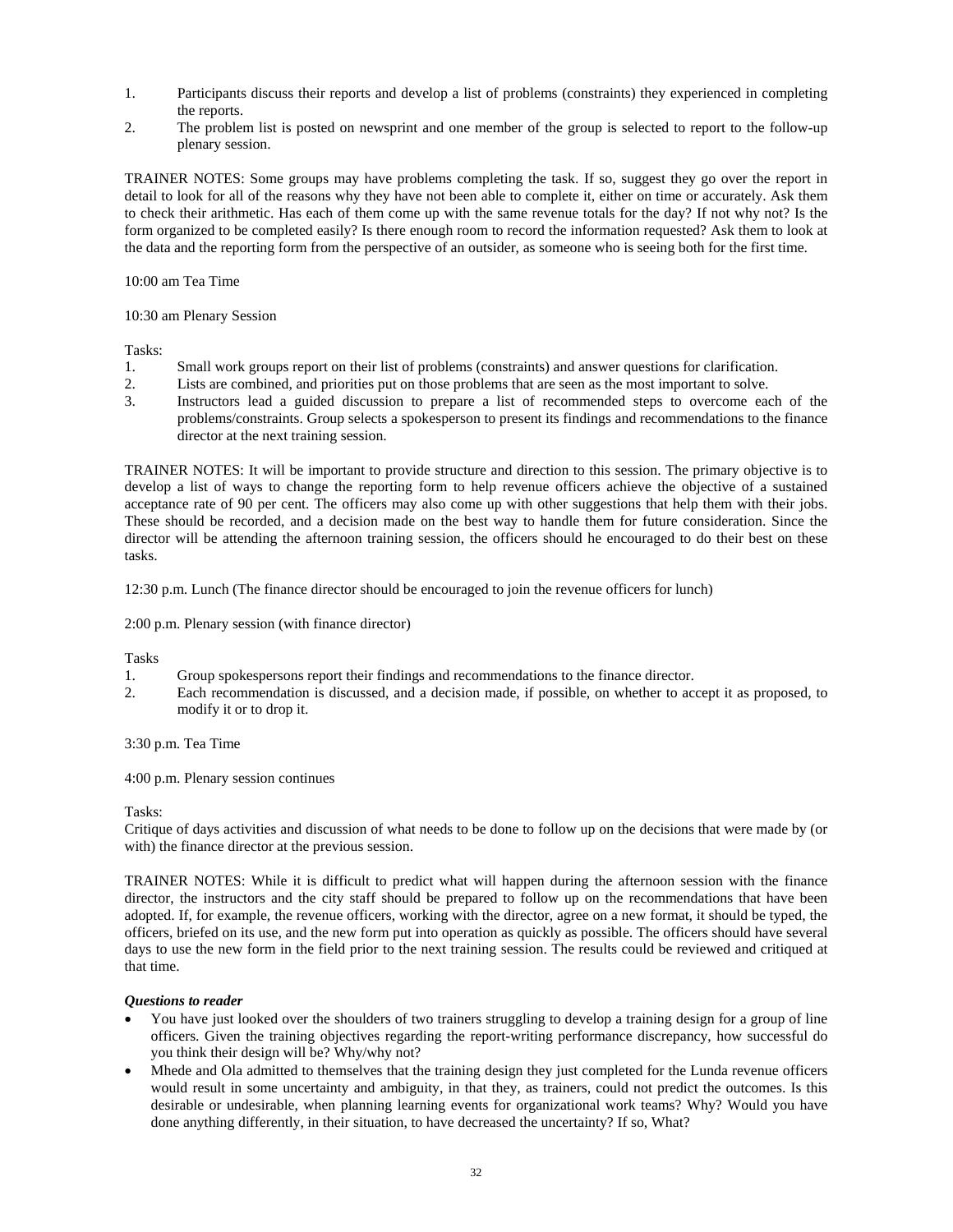1. Participants discuss their reports and develop a list of problems (constraints) they experienced in completing the reports.
2. The problem list is posted on newsprint and one member of the group is selected to report to the follow-up plenary session.

TRAINER NOTES: Some groups may have problems completing the task. If so, suggest they go over the report in detail to look for all of the reasons why they have not been able to complete it, either on time or accurately. Ask them to check their arithmetic. Has each of them come up with the same revenue totals for the day? If not why not? Is the form organized to be completed easily? Is there enough room to record the information requested? Ask them to look at the data and the reporting form from the perspective of an outsider, as someone who is seeing both for the first time.

10:00 am Tea Time

10:30 am Plenary Session

Tasks:

1. Small work groups report on their list of problems (constraints) and answer questions for clarification.
2. Lists are combined, and priorities put on those problems that are seen as the most important to solve.
3. Instructors lead a guided discussion to prepare a list of recommended steps to overcome each of the problems/constraints. Group selects a spokesperson to present its findings and recommendations to the finance director at the next training session.

TRAINER NOTES: It will be important to provide structure and direction to this session. The primary objective is to develop a list of ways to change the reporting form to help revenue officers achieve the objective of a sustained acceptance rate of 90 per cent. The officers may also come up with other suggestions that help them with their jobs. These should be recorded, and a decision made on the best way to handle them for future consideration. Since the director will be attending the afternoon training session, the officers should he encouraged to do their best on these tasks.

12:30 p.m. Lunch (The finance director should be encouraged to join the revenue officers for lunch)

2:00 p.m. Plenary session (with finance director)

Tasks

1. Group spokespersons report their findings and recommendations to the finance director.
2. Each recommendation is discussed, and a decision made, if possible, on whether to accept it as proposed, to modify it or to drop it.

3:30 p.m. Tea Time

4:00 p.m. Plenary session continues

Tasks:

Critique of days activities and discussion of what needs to be done to follow up on the decisions that were made by (or with) the finance director at the previous session.

TRAINER NOTES: While it is difficult to predict what will happen during the afternoon session with the finance director, the instructors and the city staff should be prepared to follow up on the recommendations that have been adopted. If, for example, the revenue officers, working with the director, agree on a new format, it should be typed, the officers, briefed on its use, and the new form put into operation as quickly as possible. The officers should have several days to use the new form in the field prior to the next training session. The results could be reviewed and critiqued at that time.

***Questions to reader***

- You have just looked over the shoulders of two trainers struggling to develop a training design for a group of line officers. Given the training objectives regarding the report-writing performance discrepancy, how successful do you think their design will be? Why/why not?
- Mhede and Ola admitted to themselves that the training design they just completed for the Lunda revenue officers would result in some uncertainty and ambiguity, in that they, as trainers, could not predict the outcomes. Is this desirable or undesirable, when planning learning events for organizational work teams? Why? Would you have done anything differently, in their situation, to have decreased the uncertainty? If so, What?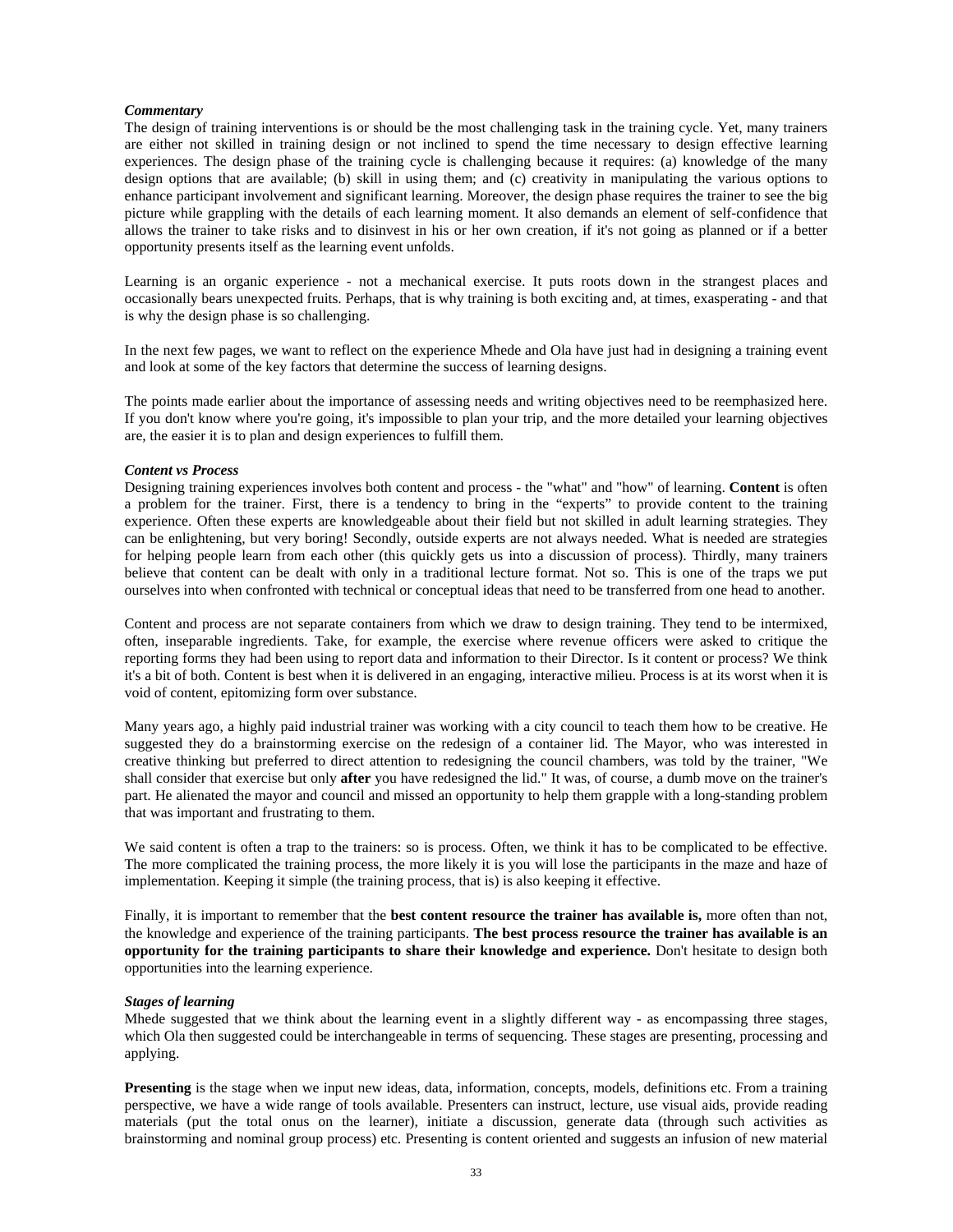### *Commentary*

The design of training interventions is or should be the most challenging task in the training cycle. Yet, many trainers are either not skilled in training design or not inclined to spend the time necessary to design effective learning experiences. The design phase of the training cycle is challenging because it requires: (a) knowledge of the many design options that are available; (b) skill in using them; and (c) creativity in manipulating the various options to enhance participant involvement and significant learning. Moreover, the design phase requires the trainer to see the big picture while grappling with the details of each learning moment. It also demands an element of self-confidence that allows the trainer to take risks and to disinvest in his or her own creation, if it's not going as planned or if a better opportunity presents itself as the learning event unfolds.

Learning is an organic experience - not a mechanical exercise. It puts roots down in the strangest places and occasionally bears unexpected fruits. Perhaps, that is why training is both exciting and, at times, exasperating - and that is why the design phase is so challenging.

In the next few pages, we want to reflect on the experience Mhede and Ola have just had in designing a training event and look at some of the key factors that determine the success of learning designs.

The points made earlier about the importance of assessing needs and writing objectives need to be reemphasized here. If you don't know where you're going, it's impossible to plan your trip, and the more detailed your learning objectives are, the easier it is to plan and design experiences to fulfill them.

### *Content vs Process*

Designing training experiences involves both content and process - the "what" and "how" of learning. **Content** is often a problem for the trainer. First, there is a tendency to bring in the “experts” to provide content to the training experience. Often these experts are knowledgeable about their field but not skilled in adult learning strategies. They can be enlightening, but very boring! Secondly, outside experts are not always needed. What is needed are strategies for helping people learn from each other (this quickly gets us into a discussion of process). Thirdly, many trainers believe that content can be dealt with only in a traditional lecture format. Not so. This is one of the traps we put ourselves into when confronted with technical or conceptual ideas that need to be transferred from one head to another.

Content and process are not separate containers from which we draw to design training. They tend to be intermixed, often, inseparable ingredients. Take, for example, the exercise where revenue officers were asked to critique the reporting forms they had been using to report data and information to their Director. Is it content or process? We think it's a bit of both. Content is best when it is delivered in an engaging, interactive milieu. Process is at its worst when it is void of content, epitomizing form over substance.

Many years ago, a highly paid industrial trainer was working with a city council to teach them how to be creative. He suggested they do a brainstorming exercise on the redesign of a container lid. The Mayor, who was interested in creative thinking but preferred to direct attention to redesigning the council chambers, was told by the trainer, "We shall consider that exercise but only **after** you have redesigned the lid." It was, of course, a dumb move on the trainer's part. He alienated the mayor and council and missed an opportunity to help them grapple with a long-standing problem that was important and frustrating to them.

We said content is often a trap to the trainers: so is process. Often, we think it has to be complicated to be effective. The more complicated the training process, the more likely it is you will lose the participants in the maze and haze of implementation. Keeping it simple (the training process, that is) is also keeping it effective.

Finally, it is important to remember that the **best content resource the trainer has available is,** more often than not, the knowledge and experience of the training participants. **The best process resource the trainer has available is an opportunity for the training participants to share their knowledge and experience.** Don't hesitate to design both opportunities into the learning experience.

### *Stages of learning*

Mhede suggested that we think about the learning event in a slightly different way - as encompassing three stages, which Ola then suggested could be interchangeable in terms of sequencing. These stages are presenting, processing and applying.

**Presenting** is the stage when we input new ideas, data, information, concepts, models, definitions etc. From a training perspective, we have a wide range of tools available. Presenters can instruct, lecture, use visual aids, provide reading materials (put the total onus on the learner), initiate a discussion, generate data (through such activities as brainstorming and nominal group process) etc. Presenting is content oriented and suggests an infusion of new material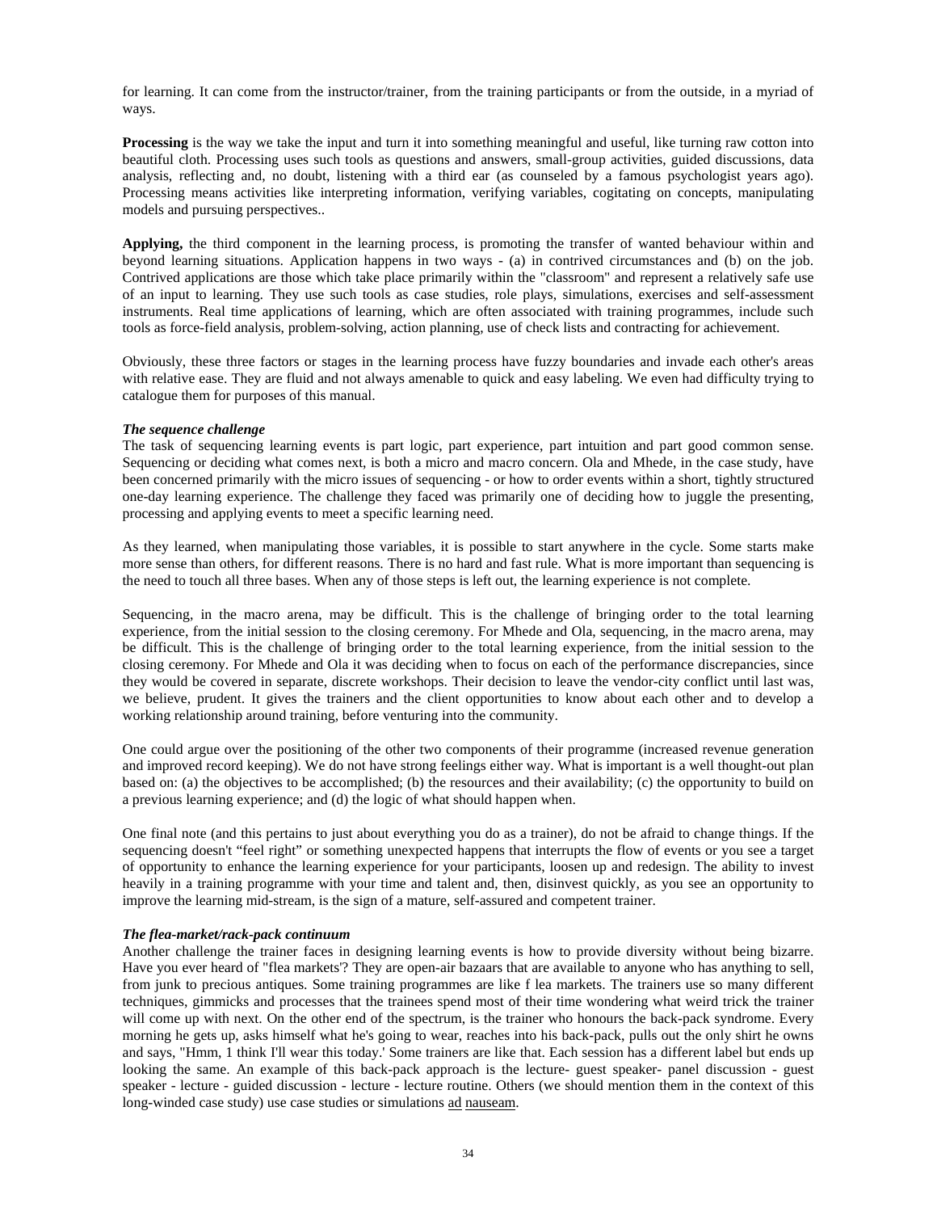for learning. It can come from the instructor/trainer, from the training participants or from the outside, in a myriad of ways.

**Processing** is the way we take the input and turn it into something meaningful and useful, like turning raw cotton into beautiful cloth. Processing uses such tools as questions and answers, small-group activities, guided discussions, data analysis, reflecting and, no doubt, listening with a third ear (as counseled by a famous psychologist years ago). Processing means activities like interpreting information, verifying variables, cogitating on concepts, manipulating models and pursuing perspectives..

**Applying,** the third component in the learning process, is promoting the transfer of wanted behaviour within and beyond learning situations. Application happens in two ways - (a) in contrived circumstances and (b) on the job. Contrived applications are those which take place primarily within the "classroom" and represent a relatively safe use of an input to learning. They use such tools as case studies, role plays, simulations, exercises and self-assessment instruments. Real time applications of learning, which are often associated with training programmes, include such tools as force-field analysis, problem-solving, action planning, use of check lists and contracting for achievement.

Obviously, these three factors or stages in the learning process have fuzzy boundaries and invade each other's areas with relative ease. They are fluid and not always amenable to quick and easy labeling. We even had difficulty trying to catalogue them for purposes of this manual.

***The sequence challenge***

The task of sequencing learning events is part logic, part experience, part intuition and part good common sense. Sequencing or deciding what comes next, is both a micro and macro concern. Ola and Mhede, in the case study, have been concerned primarily with the micro issues of sequencing - or how to order events within a short, tightly structured one-day learning experience. The challenge they faced was primarily one of deciding how to juggle the presenting, processing and applying events to meet a specific learning need.

As they learned, when manipulating those variables, it is possible to start anywhere in the cycle. Some starts make more sense than others, for different reasons. There is no hard and fast rule. What is more important than sequencing is the need to touch all three bases. When any of those steps is left out, the learning experience is not complete.

Sequencing, in the macro arena, may be difficult. This is the challenge of bringing order to the total learning experience, from the initial session to the closing ceremony. For Mhede and Ola, sequencing, in the macro arena, may be difficult. This is the challenge of bringing order to the total learning experience, from the initial session to the closing ceremony. For Mhede and Ola it was deciding when to focus on each of the performance discrepancies, since they would be covered in separate, discrete workshops. Their decision to leave the vendor-city conflict until last was, we believe, prudent. It gives the trainers and the client opportunities to know about each other and to develop a working relationship around training, before venturing into the community.

One could argue over the positioning of the other two components of their programme (increased revenue generation and improved record keeping). We do not have strong feelings either way. What is important is a well thought-out plan based on: (a) the objectives to be accomplished; (b) the resources and their availability; (c) the opportunity to build on a previous learning experience; and (d) the logic of what should happen when.

One final note (and this pertains to just about everything you do as a trainer), do not be afraid to change things. If the sequencing doesn't "feel right" or something unexpected happens that interrupts the flow of events or you see a target of opportunity to enhance the learning experience for your participants, loosen up and redesign. The ability to invest heavily in a training programme with your time and talent and, then, disinvest quickly, as you see an opportunity to improve the learning mid-stream, is the sign of a mature, self-assured and competent trainer.

***The flea-market/rack-pack continuum***

Another challenge the trainer faces in designing learning events is how to provide diversity without being bizarre. Have you ever heard of "flea markets'? They are open-air bazaars that are available to anyone who has anything to sell, from junk to precious antiques. Some training programmes are like f lea markets. The trainers use so many different techniques, gimmicks and processes that the trainees spend most of their time wondering what weird trick the trainer will come up with next. On the other end of the spectrum, is the trainer who honours the back-pack syndrome. Every morning he gets up, asks himself what he's going to wear, reaches into his back-pack, pulls out the only shirt he owns and says, "Hmm, 1 think I'll wear this today.' Some trainers are like that. Each session has a different label but ends up looking the same. An example of this back-pack approach is the lecture- guest speaker- panel discussion - guest speaker - lecture - guided discussion - lecture - lecture routine. Others (we should mention them in the context of this long-winded case study) use case studies or simulations ad nauseam.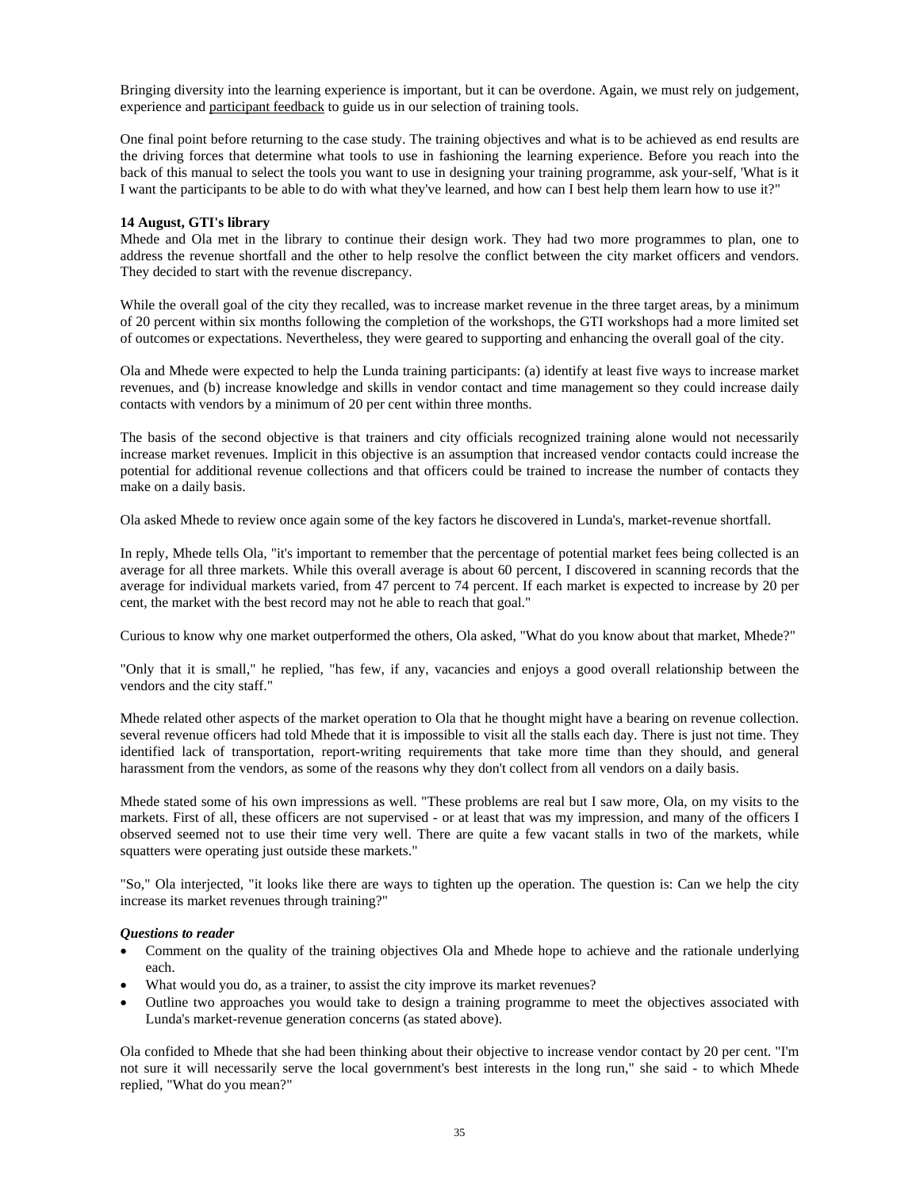Bringing diversity into the learning experience is important, but it can be overdone. Again, we must rely on judgement, experience and participant feedback to guide us in our selection of training tools.

One final point before returning to the case study. The training objectives and what is to be achieved as end results are the driving forces that determine what tools to use in fashioning the learning experience. Before you reach into the back of this manual to select the tools you want to use in designing your training programme, ask your-self, 'What is it I want the participants to be able to do with what they've learned, and how can I best help them learn how to use it?"

**14 August, GTI's library**

Mhede and Ola met in the library to continue their design work. They had two more programmes to plan, one to address the revenue shortfall and the other to help resolve the conflict between the city market officers and vendors. They decided to start with the revenue discrepancy.

While the overall goal of the city they recalled, was to increase market revenue in the three target areas, by a minimum of 20 percent within six months following the completion of the workshops, the GTI workshops had a more limited set of outcomes or expectations. Nevertheless, they were geared to supporting and enhancing the overall goal of the city.

Ola and Mhede were expected to help the Lunda training participants: (a) identify at least five ways to increase market revenues, and (b) increase knowledge and skills in vendor contact and time management so they could increase daily contacts with vendors by a minimum of 20 per cent within three months.

The basis of the second objective is that trainers and city officials recognized training alone would not necessarily increase market revenues. Implicit in this objective is an assumption that increased vendor contacts could increase the potential for additional revenue collections and that officers could be trained to increase the number of contacts they make on a daily basis.

Ola asked Mhede to review once again some of the key factors he discovered in Lunda's, market-revenue shortfall.

In reply, Mhede tells Ola, "it's important to remember that the percentage of potential market fees being collected is an average for all three markets. While this overall average is about 60 percent, I discovered in scanning records that the average for individual markets varied, from 47 percent to 74 percent. If each market is expected to increase by 20 per cent, the market with the best record may not he able to reach that goal."

Curious to know why one market outperformed the others, Ola asked, "What do you know about that market, Mhede?"

"Only that it is small," he replied, "has few, if any, vacancies and enjoys a good overall relationship between the vendors and the city staff."

Mhede related other aspects of the market operation to Ola that he thought might have a bearing on revenue collection. several revenue officers had told Mhede that it is impossible to visit all the stalls each day. There is just not time. They identified lack of transportation, report-writing requirements that take more time than they should, and general harassment from the vendors, as some of the reasons why they don't collect from all vendors on a daily basis.

Mhede stated some of his own impressions as well. "These problems are real but I saw more, Ola, on my visits to the markets. First of all, these officers are not supervised - or at least that was my impression, and many of the officers I observed seemed not to use their time very well. There are quite a few vacant stalls in two of the markets, while squatters were operating just outside these markets."

"So," Ola interjected, "it looks like there are ways to tighten up the operation. The question is: Can we help the city increase its market revenues through training?"

***Questions to reader***

- Comment on the quality of the training objectives Ola and Mhede hope to achieve and the rationale underlying each.
- What would you do, as a trainer, to assist the city improve its market revenues?
- Outline two approaches you would take to design a training programme to meet the objectives associated with Lunda's market-revenue generation concerns (as stated above).

Ola confided to Mhede that she had been thinking about their objective to increase vendor contact by 20 per cent. "I'm not sure it will necessarily serve the local government's best interests in the long run," she said - to which Mhede replied, "What do you mean?"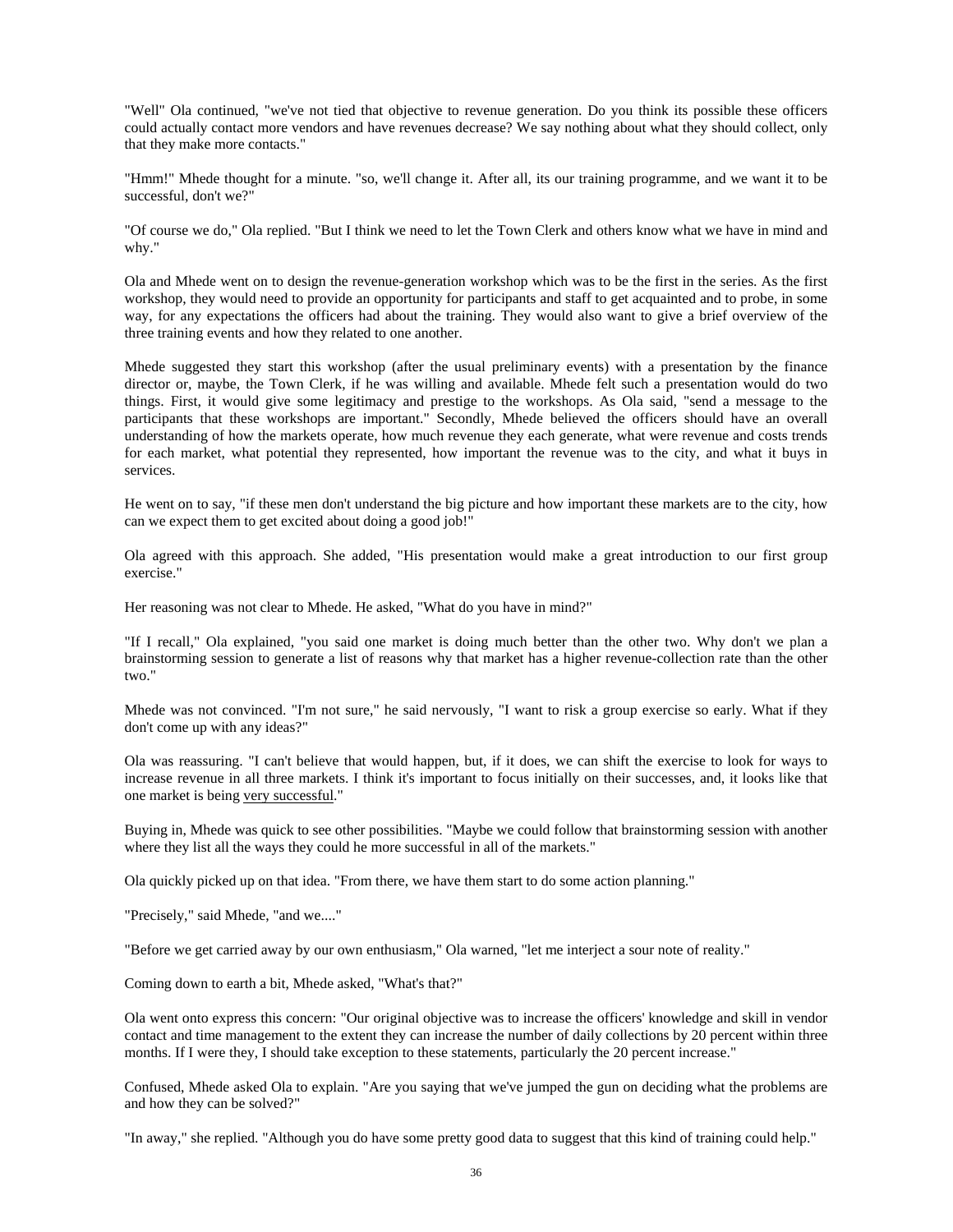"Well" Ola continued, "we've not tied that objective to revenue generation. Do you think its possible these officers could actually contact more vendors and have revenues decrease? We say nothing about what they should collect, only that they make more contacts."

"Hmm!" Mhede thought for a minute. "so, we'll change it. After all, its our training programme, and we want it to be successful, don't we?"

"Of course we do," Ola replied. "But I think we need to let the Town Clerk and others know what we have in mind and why."

Ola and Mhede went on to design the revenue-generation workshop which was to be the first in the series. As the first workshop, they would need to provide an opportunity for participants and staff to get acquainted and to probe, in some way, for any expectations the officers had about the training. They would also want to give a brief overview of the three training events and how they related to one another.

Mhede suggested they start this workshop (after the usual preliminary events) with a presentation by the finance director or, maybe, the Town Clerk, if he was willing and available. Mhede felt such a presentation would do two things. First, it would give some legitimacy and prestige to the workshops. As Ola said, "send a message to the participants that these workshops are important." Secondly, Mhede believed the officers should have an overall understanding of how the markets operate, how much revenue they each generate, what were revenue and costs trends for each market, what potential they represented, how important the revenue was to the city, and what it buys in services.

He went on to say, "if these men don't understand the big picture and how important these markets are to the city, how can we expect them to get excited about doing a good job!"

Ola agreed with this approach. She added, "His presentation would make a great introduction to our first group exercise."

Her reasoning was not clear to Mhede. He asked, "What do you have in mind?"

"If I recall," Ola explained, "you said one market is doing much better than the other two. Why don't we plan a brainstorming session to generate a list of reasons why that market has a higher revenue-collection rate than the other two."

Mhede was not convinced. "I'm not sure," he said nervously, "I want to risk a group exercise so early. What if they don't come up with any ideas?"

Ola was reassuring. "I can't believe that would happen, but, if it does, we can shift the exercise to look for ways to increase revenue in all three markets. I think it's important to focus initially on their successes, and, it looks like that one market is being <u>very successful</u>."

Buying in, Mhede was quick to see other possibilities. "Maybe we could follow that brainstorming session with another where they list all the ways they could he more successful in all of the markets."

Ola quickly picked up on that idea. "From there, we have them start to do some action planning."

"Precisely," said Mhede, "and we...."

"Before we get carried away by our own enthusiasm," Ola warned, "let me interject a sour note of reality."

Coming down to earth a bit, Mhede asked, "What's that?"

Ola went onto express this concern: "Our original objective was to increase the officers' knowledge and skill in vendor contact and time management to the extent they can increase the number of daily collections by 20 percent within three months. If I were they, I should take exception to these statements, particularly the 20 percent increase."

Confused, Mhede asked Ola to explain. "Are you saying that we've jumped the gun on deciding what the problems are and how they can be solved?"

"In away," she replied. "Although you do have some pretty good data to suggest that this kind of training could help."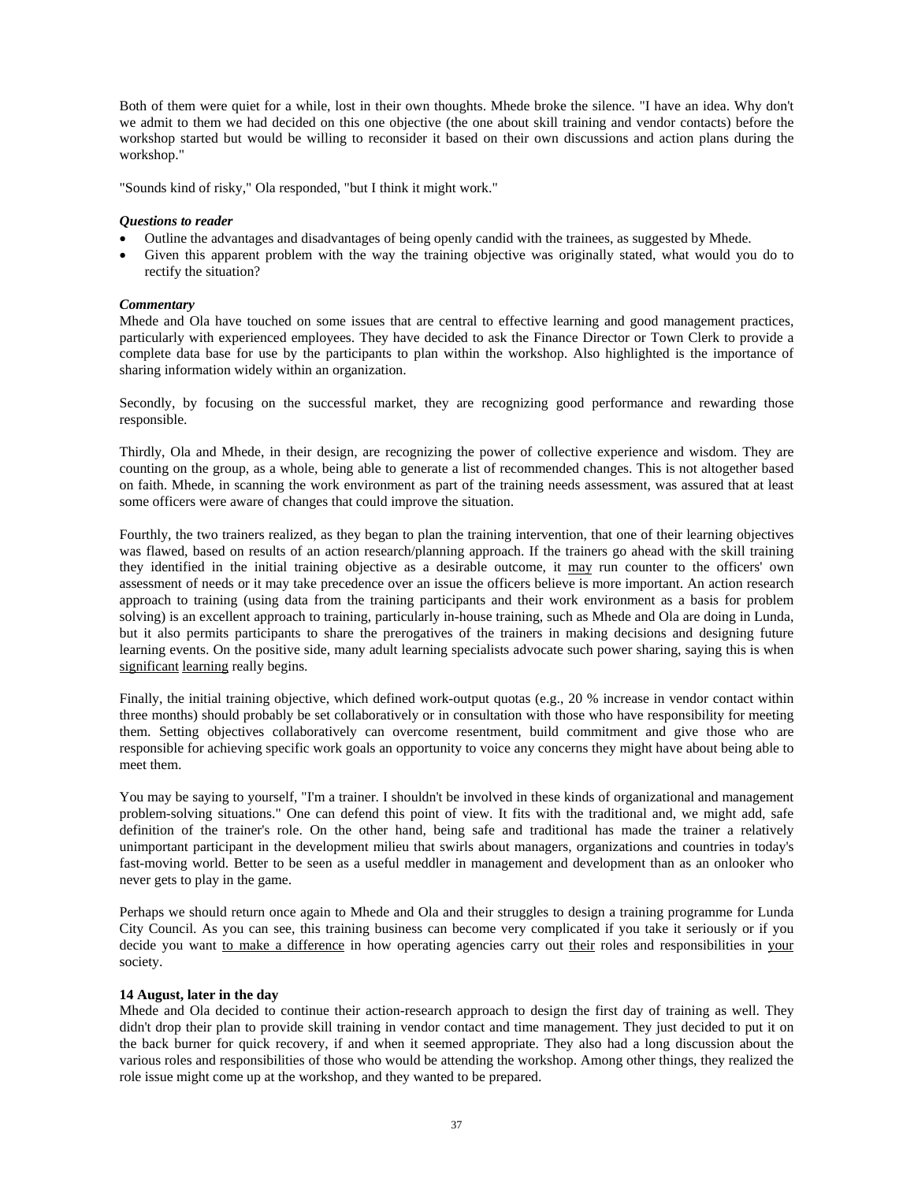Both of them were quiet for a while, lost in their own thoughts. Mhede broke the silence. "I have an idea. Why don't we admit to them we had decided on this one objective (the one about skill training and vendor contacts) before the workshop started but would be willing to reconsider it based on their own discussions and action plans during the workshop."

"Sounds kind of risky," Ola responded, "but I think it might work."

***Questions to reader***

- Outline the advantages and disadvantages of being openly candid with the trainees, as suggested by Mhede.
- Given this apparent problem with the way the training objective was originally stated, what would you do to rectify the situation?

***Commentary***

Mhede and Ola have touched on some issues that are central to effective learning and good management practices, particularly with experienced employees. They have decided to ask the Finance Director or Town Clerk to provide a complete data base for use by the participants to plan within the workshop. Also highlighted is the importance of sharing information widely within an organization.

Secondly, by focusing on the successful market, they are recognizing good performance and rewarding those responsible.

Thirdly, Ola and Mhede, in their design, are recognizing the power of collective experience and wisdom. They are counting on the group, as a whole, being able to generate a list of recommended changes. This is not altogether based on faith. Mhede, in scanning the work environment as part of the training needs assessment, was assured that at least some officers were aware of changes that could improve the situation.

Fourthly, the two trainers realized, as they began to plan the training intervention, that one of their learning objectives was flawed, based on results of an action research/planning approach. If the trainers go ahead with the skill training they identified in the initial training objective as a desirable outcome, it <u>may</u> run counter to the officers' own assessment of needs or it may take precedence over an issue the officers believe is more important. An action research approach to training (using data from the training participants and their work environment as a basis for problem solving) is an excellent approach to training, particularly in-house training, such as Mhede and Ola are doing in Lunda, but it also permits participants to share the prerogatives of the trainers in making decisions and designing future learning events. On the positive side, many adult learning specialists advocate such power sharing, saying this is when <u>significant learning</u> really begins.

Finally, the initial training objective, which defined work-output quotas (e.g., 20 % increase in vendor contact within three months) should probably be set collaboratively or in consultation with those who have responsibility for meeting them. Setting objectives collaboratively can overcome resentment, build commitment and give those who are responsible for achieving specific work goals an opportunity to voice any concerns they might have about being able to meet them.

You may be saying to yourself, "I'm a trainer. I shouldn't be involved in these kinds of organizational and management problem-solving situations." One can defend this point of view. It fits with the traditional and, we might add, safe definition of the trainer's role. On the other hand, being safe and traditional has made the trainer a relatively unimportant participant in the development milieu that swirls about managers, organizations and countries in today's fast-moving world. Better to be seen as a useful meddler in management and development than as an onlooker who never gets to play in the game.

Perhaps we should return once again to Mhede and Ola and their struggles to design a training programme for Lunda City Council. As you can see, this training business can become very complicated if you take it seriously or if you decide you want <u>to make a difference</u> in how operating agencies carry out <u>their</u> roles and responsibilities in <u>your</u> society.

**14 August, later in the day**

Mhede and Ola decided to continue their action-research approach to design the first day of training as well. They didn't drop their plan to provide skill training in vendor contact and time management. They just decided to put it on the back burner for quick recovery, if and when it seemed appropriate. They also had a long discussion about the various roles and responsibilities of those who would be attending the workshop. Among other things, they realized the role issue might come up at the workshop, and they wanted to be prepared.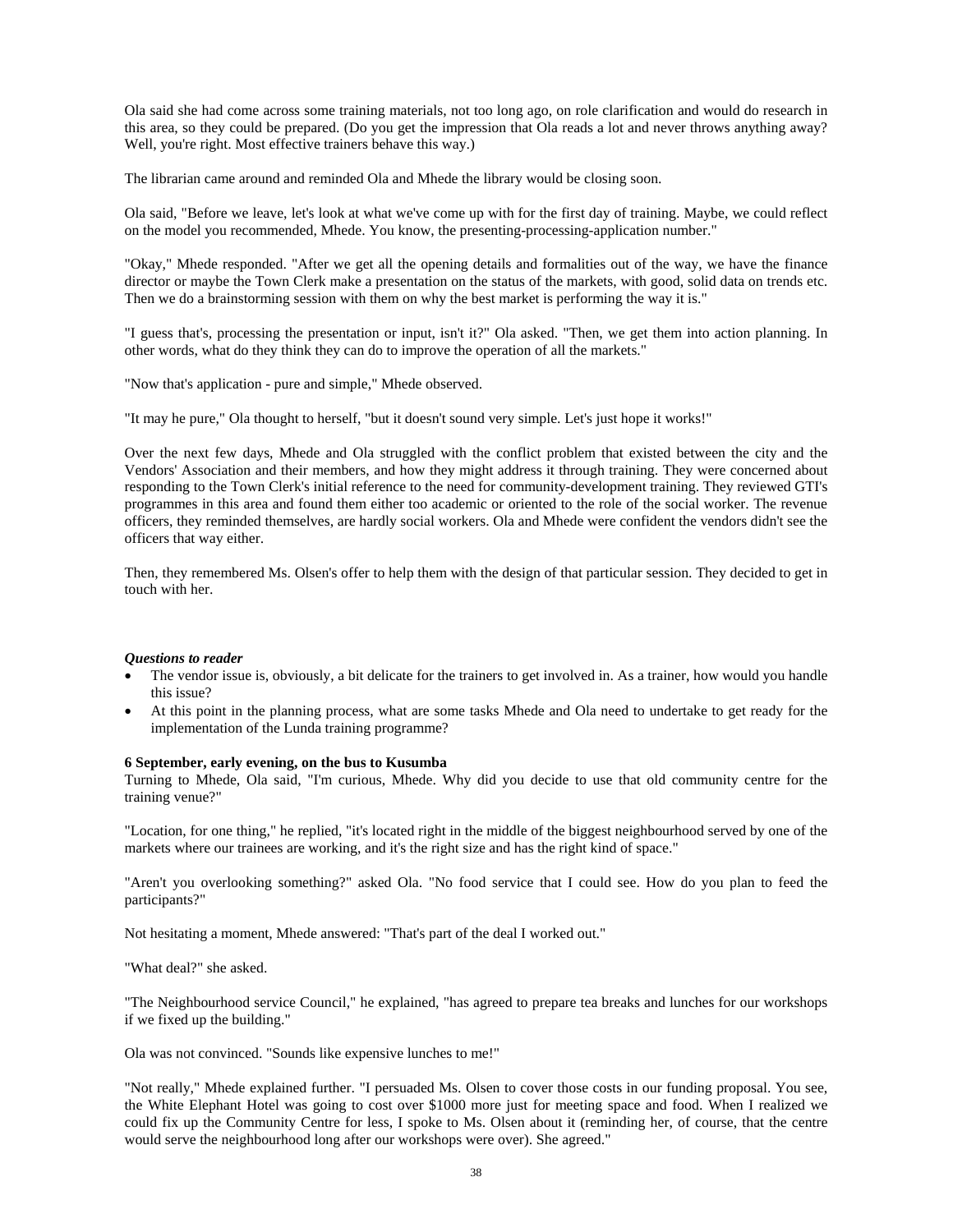Ola said she had come across some training materials, not too long ago, on role clarification and would do research in this area, so they could be prepared. (Do you get the impression that Ola reads a lot and never throws anything away? Well, you're right. Most effective trainers behave this way.)

The librarian came around and reminded Ola and Mhede the library would be closing soon.

Ola said, "Before we leave, let's look at what we've come up with for the first day of training. Maybe, we could reflect on the model you recommended, Mhede. You know, the presenting-processing-application number."

"Okay," Mhede responded. "After we get all the opening details and formalities out of the way, we have the finance director or maybe the Town Clerk make a presentation on the status of the markets, with good, solid data on trends etc. Then we do a brainstorming session with them on why the best market is performing the way it is."

"I guess that's, processing the presentation or input, isn't it?" Ola asked. "Then, we get them into action planning. In other words, what do they think they can do to improve the operation of all the markets."

"Now that's application - pure and simple," Mhede observed.

"It may he pure," Ola thought to herself, "but it doesn't sound very simple. Let's just hope it works!"

Over the next few days, Mhede and Ola struggled with the conflict problem that existed between the city and the Vendors' Association and their members, and how they might address it through training. They were concerned about responding to the Town Clerk's initial reference to the need for community-development training. They reviewed GTI's programmes in this area and found them either too academic or oriented to the role of the social worker. The revenue officers, they reminded themselves, are hardly social workers. Ola and Mhede were confident the vendors didn't see the officers that way either.

Then, they remembered Ms. Olsen's offer to help them with the design of that particular session. They decided to get in touch with her.

***Questions to reader***

- The vendor issue is, obviously, a bit delicate for the trainers to get involved in. As a trainer, how would you handle this issue?
- At this point in the planning process, what are some tasks Mhede and Ola need to undertake to get ready for the implementation of the Lunda training programme?

**6 September, early evening, on the bus to Kusumba**

Turning to Mhede, Ola said, "I'm curious, Mhede. Why did you decide to use that old community centre for the training venue?"

"Location, for one thing," he replied, "it's located right in the middle of the biggest neighbourhood served by one of the markets where our trainees are working, and it's the right size and has the right kind of space."

"Aren't you overlooking something?" asked Ola. "No food service that I could see. How do you plan to feed the participants?"

Not hesitating a moment, Mhede answered: "That's part of the deal I worked out."

"What deal?" she asked.

"The Neighbourhood service Council," he explained, "has agreed to prepare tea breaks and lunches for our workshops if we fixed up the building."

Ola was not convinced. "Sounds like expensive lunches to me!"

"Not really," Mhede explained further. "I persuaded Ms. Olsen to cover those costs in our funding proposal. You see, the White Elephant Hotel was going to cost over $1000 more just for meeting space and food. When I realized we could fix up the Community Centre for less, I spoke to Ms. Olsen about it (reminding her, of course, that the centre would serve the neighbourhood long after our workshops were over). She agreed."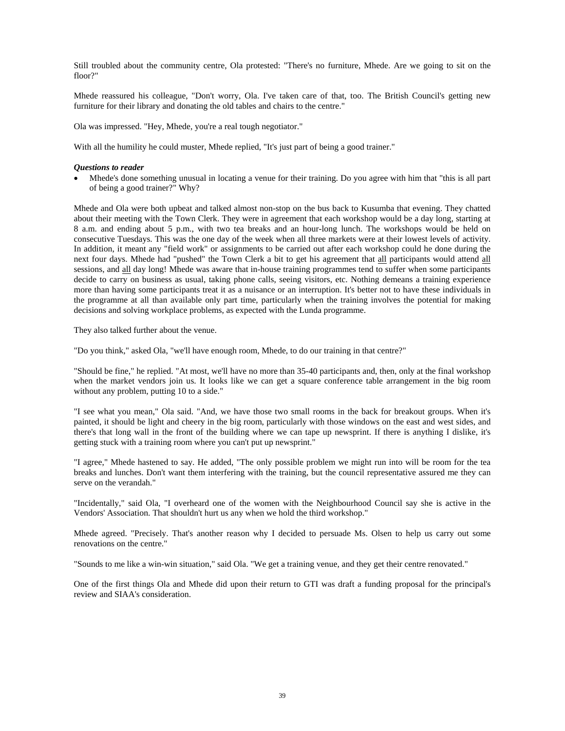Still troubled about the community centre, Ola protested: "There's no furniture, Mhede. Are we going to sit on the floor?"

Mhede reassured his colleague, "Don't worry, Ola. I've taken care of that, too. The British Council's getting new furniture for their library and donating the old tables and chairs to the centre."

Ola was impressed. "Hey, Mhede, you're a real tough negotiator."

With all the humility he could muster, Mhede replied, "It's just part of being a good trainer."

***Questions to reader***

- Mhede's done something unusual in locating a venue for their training. Do you agree with him that "this is all part of being a good trainer?" Why?

Mhede and Ola were both upbeat and talked almost non-stop on the bus back to Kusumba that evening. They chatted about their meeting with the Town Clerk. They were in agreement that each workshop would be a day long, starting at 8 a.m. and ending about 5 p.m., with two tea breaks and an hour-long lunch. The workshops would be held on consecutive Tuesdays. This was the one day of the week when all three markets were at their lowest levels of activity. In addition, it meant any "field work" or assignments to be carried out after each workshop could he done during the next four days. Mhede had "pushed" the Town Clerk a bit to get his agreement that <u>all</u> participants would attend <u>all</u> sessions, and <u>all</u> day long! Mhede was aware that in-house training programmes tend to suffer when some participants decide to carry on business as usual, taking phone calls, seeing visitors, etc. Nothing demeans a training experience more than having some participants treat it as a nuisance or an interruption. It's better not to have these individuals in the programme at all than available only part time, particularly when the training involves the potential for making decisions and solving workplace problems, as expected with the Lunda programme.

They also talked further about the venue.

"Do you think," asked Ola, "we'll have enough room, Mhede, to do our training in that centre?"

"Should be fine," he replied. "At most, we'll have no more than 35-40 participants and, then, only at the final workshop when the market vendors join us. It looks like we can get a square conference table arrangement in the big room without any problem, putting 10 to a side."

"I see what you mean," Ola said. "And, we have those two small rooms in the back for breakout groups. When it's painted, it should be light and cheery in the big room, particularly with those windows on the east and west sides, and there's that long wall in the front of the building where we can tape up newsprint. If there is anything I dislike, it's getting stuck with a training room where you can't put up newsprint."

"I agree," Mhede hastened to say. He added, "The only possible problem we might run into will be room for the tea breaks and lunches. Don't want them interfering with the training, but the council representative assured me they can serve on the verandah."

"Incidentally," said Ola, "I overheard one of the women with the Neighbourhood Council say she is active in the Vendors' Association. That shouldn't hurt us any when we hold the third workshop."

Mhede agreed. "Precisely. That's another reason why I decided to persuade Ms. Olsen to help us carry out some renovations on the centre."

"Sounds to me like a win-win situation," said Ola. "We get a training venue, and they get their centre renovated."

One of the first things Ola and Mhede did upon their return to GTI was draft a funding proposal for the principal's review and SIAA's consideration.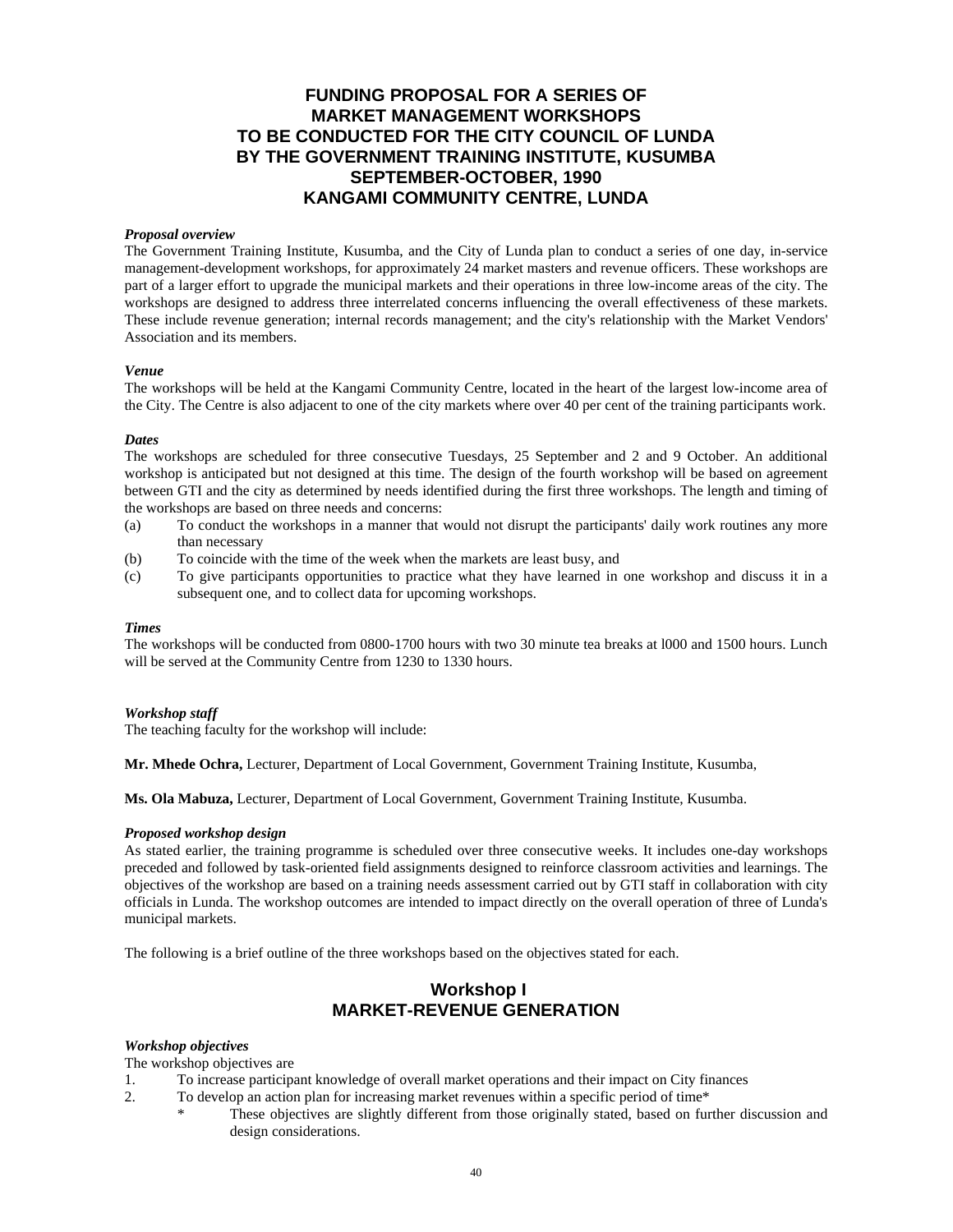# FUNDING PROPOSAL FOR A SERIES OF MARKET MANAGEMENT WORKSHOPS TO BE CONDUCTED FOR THE CITY COUNCIL OF LUNDA BY THE GOVERNMENT TRAINING INSTITUTE, KUSUMBA SEPTEMBER-OCTOBER, 1990 KANGAMI COMMUNITY CENTRE, LUNDA

***Proposal overview***

The Government Training Institute, Kusumba, and the City of Lunda plan to conduct a series of one day, in-service management-development workshops, for approximately 24 market masters and revenue officers. These workshops are part of a larger effort to upgrade the municipal markets and their operations in three low-income areas of the city. The workshops are designed to address three interrelated concerns influencing the overall effectiveness of these markets. These include revenue generation; internal records management; and the city's relationship with the Market Vendors' Association and its members.

***Venue***

The workshops will be held at the Kangami Community Centre, located in the heart of the largest low-income area of the City. The Centre is also adjacent to one of the city markets where over 40 per cent of the training participants work.

***Dates***

The workshops are scheduled for three consecutive Tuesdays, 25 September and 2 and 9 October. An additional workshop is anticipated but not designed at this time. The design of the fourth workshop will be based on agreement between GTI and the city as determined by needs identified during the first three workshops. The length and timing of the workshops are based on three needs and concerns:

(a) To conduct the workshops in a manner that would not disrupt the participants' daily work routines any more than necessary

(b) To coincide with the time of the week when the markets are least busy, and

(c) To give participants opportunities to practice what they have learned in one workshop and discuss it in a subsequent one, and to collect data for upcoming workshops.

***Times***

The workshops will be conducted from 0800-1700 hours with two 30 minute tea breaks at l000 and 1500 hours. Lunch will be served at the Community Centre from 1230 to 1330 hours.

***Workshop staff***

The teaching faculty for the workshop will include:

**Mr. Mhede Ochra,** Lecturer, Department of Local Government, Government Training Institute, Kusumba,

**Ms. Ola Mabuza,** Lecturer, Department of Local Government, Government Training Institute, Kusumba.

***Proposed workshop design***

As stated earlier, the training programme is scheduled over three consecutive weeks. It includes one-day workshops preceded and followed by task-oriented field assignments designed to reinforce classroom activities and learnings. The objectives of the workshop are based on a training needs assessment carried out by GTI staff in collaboration with city officials in Lunda. The workshop outcomes are intended to impact directly on the overall operation of three of Lunda's municipal markets.

The following is a brief outline of the three workshops based on the objectives stated for each.

## Workshop I MARKET-REVENUE GENERATION

***Workshop objectives***

The workshop objectives are

1. To increase participant knowledge of overall market operations and their impact on City finances
2. To develop an action plan for increasing market revenues within a specific period of time*

   * These objectives are slightly different from those originally stated, based on further discussion and design considerations.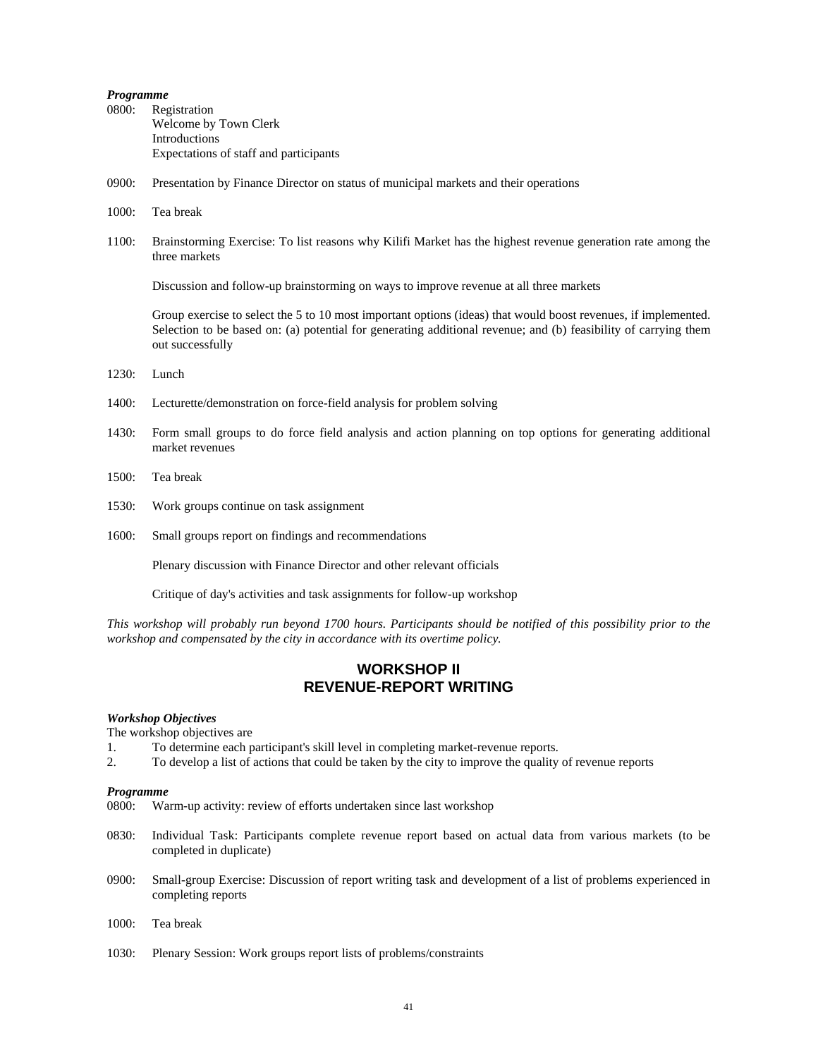***Programme***

0800: Registration
Welcome by Town Clerk
Introductions
Expectations of staff and participants

0900: Presentation by Finance Director on status of municipal markets and their operations

1000: Tea break

1100: Brainstorming Exercise: To list reasons why Kilifi Market has the highest revenue generation rate among the three markets

Discussion and follow-up brainstorming on ways to improve revenue at all three markets

Group exercise to select the 5 to 10 most important options (ideas) that would boost revenues, if implemented. Selection to be based on: (a) potential for generating additional revenue; and (b) feasibility of carrying them out successfully

1230: Lunch

1400: Lecturette/demonstration on force-field analysis for problem solving

1430: Form small groups to do force field analysis and action planning on top options for generating additional market revenues

1500: Tea break

1530: Work groups continue on task assignment

1600: Small groups report on findings and recommendations

Plenary discussion with Finance Director and other relevant officials

Critique of day's activities and task assignments for follow-up workshop

*This workshop will probably run beyond 1700 hours. Participants should be notified of this possibility prior to the workshop and compensated by the city in accordance with its overtime policy.*

## WORKSHOP II
## REVENUE-REPORT WRITING

***Workshop Objectives***

The workshop objectives are

1. To determine each participant's skill level in completing market-revenue reports.
2. To develop a list of actions that could be taken by the city to improve the quality of revenue reports

***Programme***

0800: Warm-up activity: review of efforts undertaken since last workshop

0830: Individual Task: Participants complete revenue report based on actual data from various markets (to be completed in duplicate)

0900: Small-group Exercise: Discussion of report writing task and development of a list of problems experienced in completing reports

1000: Tea break

1030: Plenary Session: Work groups report lists of problems/constraints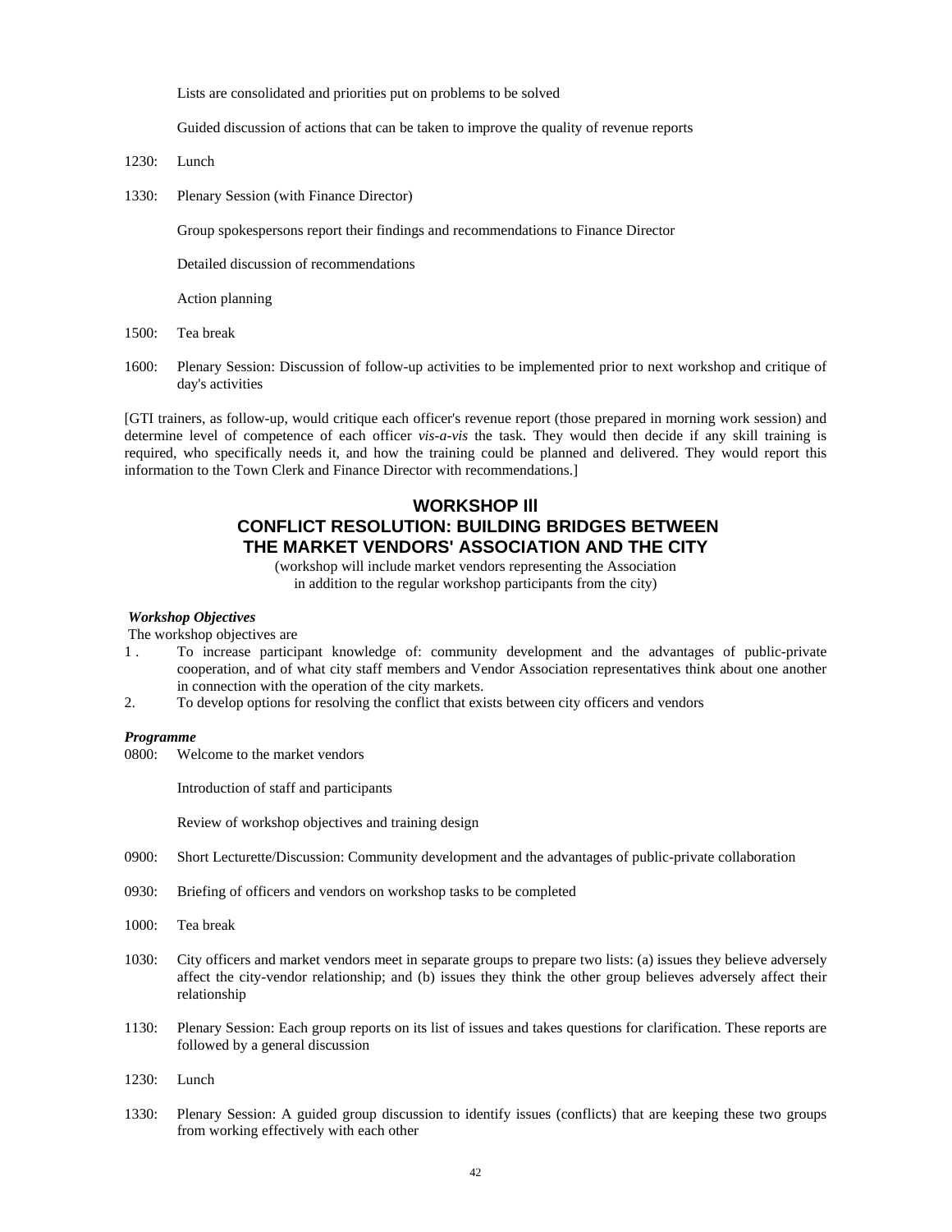Lists are consolidated and priorities put on problems to be solved

Guided discussion of actions that can be taken to improve the quality of revenue reports

1230: Lunch

1330: Plenary Session (with Finance Director)

Group spokespersons report their findings and recommendations to Finance Director

Detailed discussion of recommendations

Action planning

1500: Tea break

1600: Plenary Session: Discussion of follow-up activities to be implemented prior to next workshop and critique of day's activities

[GTI trainers, as follow-up, would critique each officer's revenue report (those prepared in morning work session) and determine level of competence of each officer *vis-a-vis* the task. They would then decide if any skill training is required, who specifically needs it, and how the training could be planned and delivered. They would report this information to the Town Clerk and Finance Director with recommendations.]

## WORKSHOP III
## CONFLICT RESOLUTION: BUILDING BRIDGES BETWEEN THE MARKET VENDORS' ASSOCIATION AND THE CITY

(workshop will include market vendors representing the Association in addition to the regular workshop participants from the city)

***Workshop Objectives***

The workshop objectives are

1. To increase participant knowledge of: community development and the advantages of public-private cooperation, and of what city staff members and Vendor Association representatives think about one another in connection with the operation of the city markets.
2. To develop options for resolving the conflict that exists between city officers and vendors

***Programme***

0800: Welcome to the market vendors

Introduction of staff and participants

Review of workshop objectives and training design

0900: Short Lecturette/Discussion: Community development and the advantages of public-private collaboration

0930: Briefing of officers and vendors on workshop tasks to be completed

1000: Tea break

1030: City officers and market vendors meet in separate groups to prepare two lists: (a) issues they believe adversely affect the city-vendor relationship; and (b) issues they think the other group believes adversely affect their relationship

1130: Plenary Session: Each group reports on its list of issues and takes questions for clarification. These reports are followed by a general discussion

1230: Lunch

1330: Plenary Session: A guided group discussion to identify issues (conflicts) that are keeping these two groups from working effectively with each other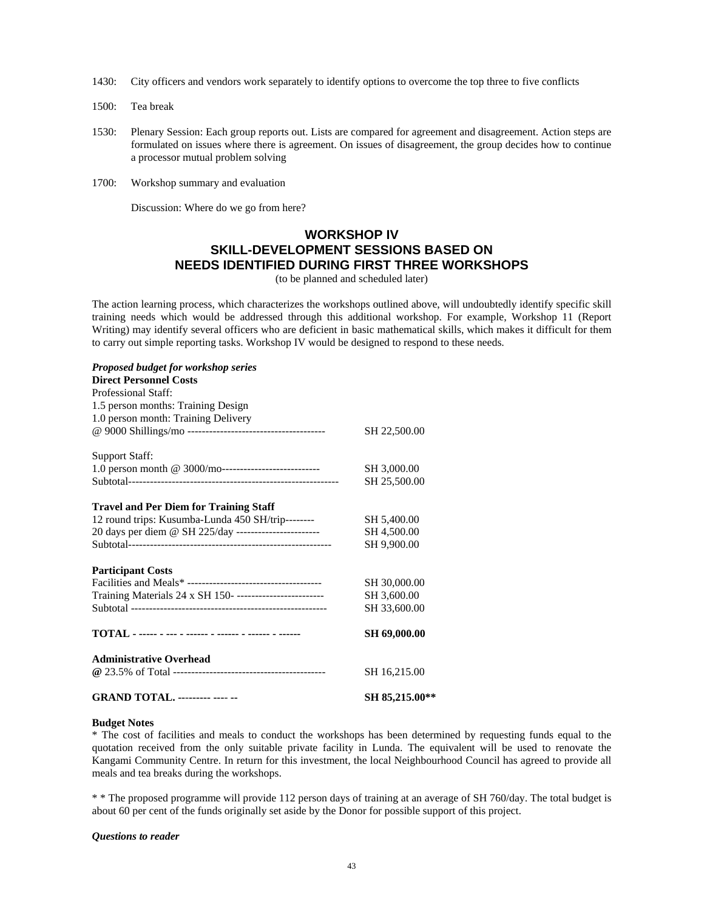1430: City officers and vendors work separately to identify options to overcome the top three to five conflicts

1500: Tea break

1530: Plenary Session: Each group reports out. Lists are compared for agreement and disagreement. Action steps are formulated on issues where there is agreement. On issues of disagreement, the group decides how to continue a processor mutual problem solving

1700: Workshop summary and evaluation

Discussion: Where do we go from here?

## WORKSHOP IV
## SKILL-DEVELOPMENT SESSIONS BASED ON NEEDS IDENTIFIED DURING FIRST THREE WORKSHOPS

(to be planned and scheduled later)

The action learning process, which characterizes the workshops outlined above, will undoubtedly identify specific skill training needs which would be addressed through this additional workshop. For example, Workshop 11 (Report Writing) may identify several officers who are deficient in basic mathematical skills, which makes it difficult for them to carry out simple reporting tasks. Workshop IV would be designed to respond to these needs.

***Proposed budget for workshop series***

| | |
|---|---|
| **Direct Personnel Costs** | |
| Professional Staff: | |
| 1.5 person months: Training Design | |
| 1.0 person month: Training Delivery | |
| @ 9000 Shillings/mo -------------------------------------- | SH 22,500.00 |
| | |
| Support Staff: | |
| 1.0 person month @ 3000/mo--------------------------- | SH 3,000.00 |
| Subtotal---------------------------------------------------------- | SH 25,500.00 |
| | |
| **Travel and Per Diem for Training Staff** | |
| 12 round trips: Kusumba-Lunda 450 SH/trip-------- | SH 5,400.00 |
| 20 days per diem @ SH 225/day ----------------------- | SH 4,500.00 |
| Subtotal------------------------------------------------------- | SH 9,900.00 |
| | |
| **Participant Costs** | |
| Facilities and Meals* ------------------------------------- | SH 30,000.00 |
| Training Materials 24 x SH 150- ------------------------ | SH 3,600.00 |
| Subtotal ------------------------------------------------------ | SH 33,600.00 |
| | |
| **TOTAL - ----- - --- - ------ - ------ - ------ - ------** | **SH 69,000.00** |
| | |
| **Administrative Overhead** | |
| **@** 23.5% of Total ------------------------------------------ | SH 16,215.00 |
| | |
| **GRAND TOTAL. --------- ---- --** | **SH 85,215.00\*\*** |

**Budget Notes**

\* The cost of facilities and meals to conduct the workshops has been determined by requesting funds equal to the quotation received from the only suitable private facility in Lunda. The equivalent will be used to renovate the Kangami Community Centre. In return for this investment, the local Neighbourhood Council has agreed to provide all meals and tea breaks during the workshops.

\* \* The proposed programme will provide 112 person days of training at an average of SH 760/day. The total budget is about 60 per cent of the funds originally set aside by the Donor for possible support of this project.

***Questions to reader***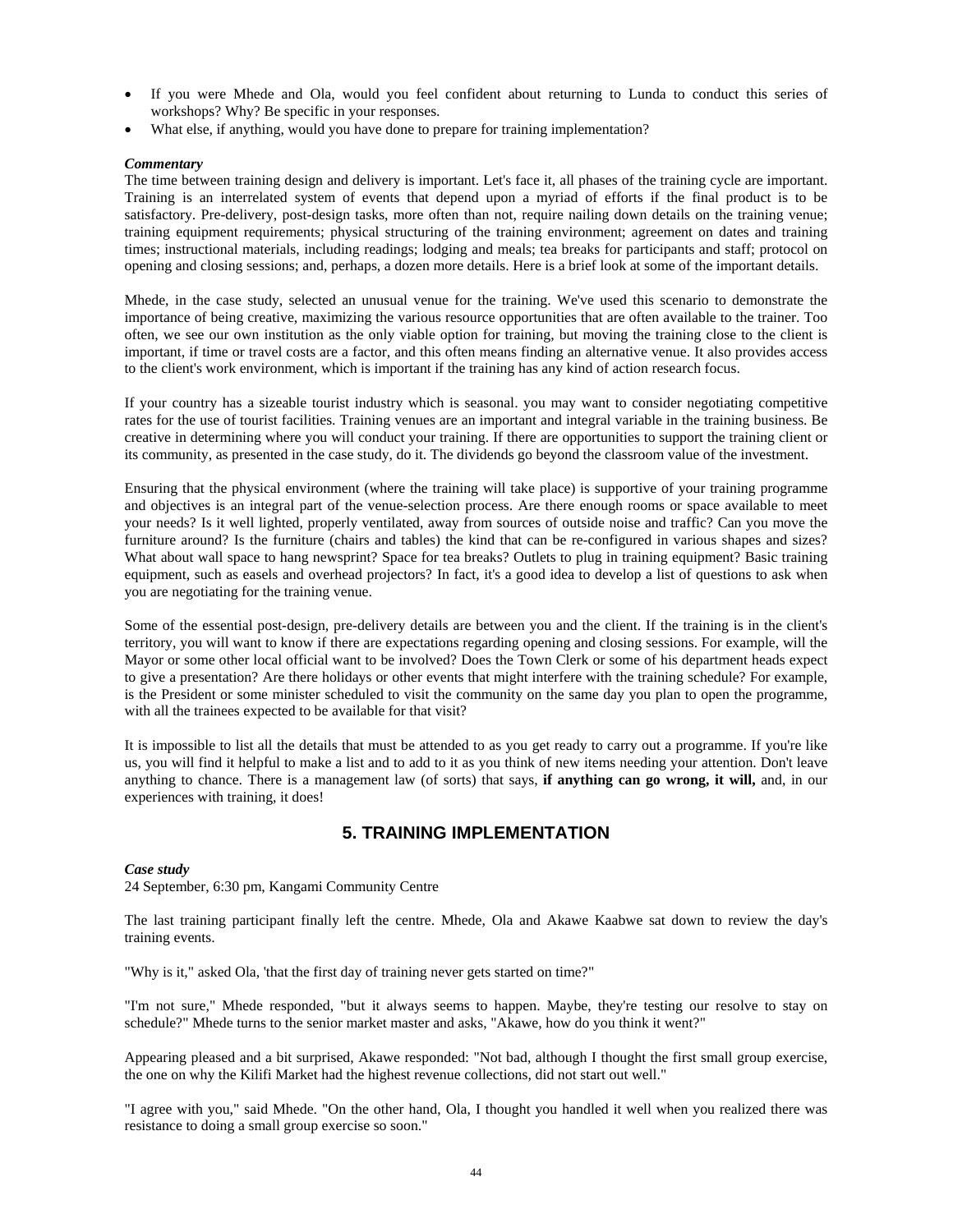- If you were Mhede and Ola, would you feel confident about returning to Lunda to conduct this series of workshops? Why? Be specific in your responses.
- What else, if anything, would you have done to prepare for training implementation?

***Commentary***

The time between training design and delivery is important. Let's face it, all phases of the training cycle are important. Training is an interrelated system of events that depend upon a myriad of efforts if the final product is to be satisfactory. Pre-delivery, post-design tasks, more often than not, require nailing down details on the training venue; training equipment requirements; physical structuring of the training environment; agreement on dates and training times; instructional materials, including readings; lodging and meals; tea breaks for participants and staff; protocol on opening and closing sessions; and, perhaps, a dozen more details. Here is a brief look at some of the important details.

Mhede, in the case study, selected an unusual venue for the training. We've used this scenario to demonstrate the importance of being creative, maximizing the various resource opportunities that are often available to the trainer. Too often, we see our own institution as the only viable option for training, but moving the training close to the client is important, if time or travel costs are a factor, and this often means finding an alternative venue. It also provides access to the client's work environment, which is important if the training has any kind of action research focus.

If your country has a sizeable tourist industry which is seasonal. you may want to consider negotiating competitive rates for the use of tourist facilities. Training venues are an important and integral variable in the training business. Be creative in determining where you will conduct your training. If there are opportunities to support the training client or its community, as presented in the case study, do it. The dividends go beyond the classroom value of the investment.

Ensuring that the physical environment (where the training will take place) is supportive of your training programme and objectives is an integral part of the venue-selection process. Are there enough rooms or space available to meet your needs? Is it well lighted, properly ventilated, away from sources of outside noise and traffic? Can you move the furniture around? Is the furniture (chairs and tables) the kind that can be re-configured in various shapes and sizes? What about wall space to hang newsprint? Space for tea breaks? Outlets to plug in training equipment? Basic training equipment, such as easels and overhead projectors? In fact, it's a good idea to develop a list of questions to ask when you are negotiating for the training venue.

Some of the essential post-design, pre-delivery details are between you and the client. If the training is in the client's territory, you will want to know if there are expectations regarding opening and closing sessions. For example, will the Mayor or some other local official want to be involved? Does the Town Clerk or some of his department heads expect to give a presentation? Are there holidays or other events that might interfere with the training schedule? For example, is the President or some minister scheduled to visit the community on the same day you plan to open the programme, with all the trainees expected to be available for that visit?

It is impossible to list all the details that must be attended to as you get ready to carry out a programme. If you're like us, you will find it helpful to make a list and to add to it as you think of new items needing your attention. Don't leave anything to chance. There is a management law (of sorts) that says, **if anything can go wrong, it will,** and, in our experiences with training, it does!

## 5. TRAINING IMPLEMENTATION

***Case study***

24 September, 6:30 pm, Kangami Community Centre

The last training participant finally left the centre. Mhede, Ola and Akawe Kaabwe sat down to review the day's training events.

"Why is it," asked Ola, 'that the first day of training never gets started on time?"

"I'm not sure," Mhede responded, "but it always seems to happen. Maybe, they're testing our resolve to stay on schedule?" Mhede turns to the senior market master and asks, "Akawe, how do you think it went?"

Appearing pleased and a bit surprised, Akawe responded: "Not bad, although I thought the first small group exercise, the one on why the Kilifi Market had the highest revenue collections, did not start out well."

"I agree with you," said Mhede. "On the other hand, Ola, I thought you handled it well when you realized there was resistance to doing a small group exercise so soon."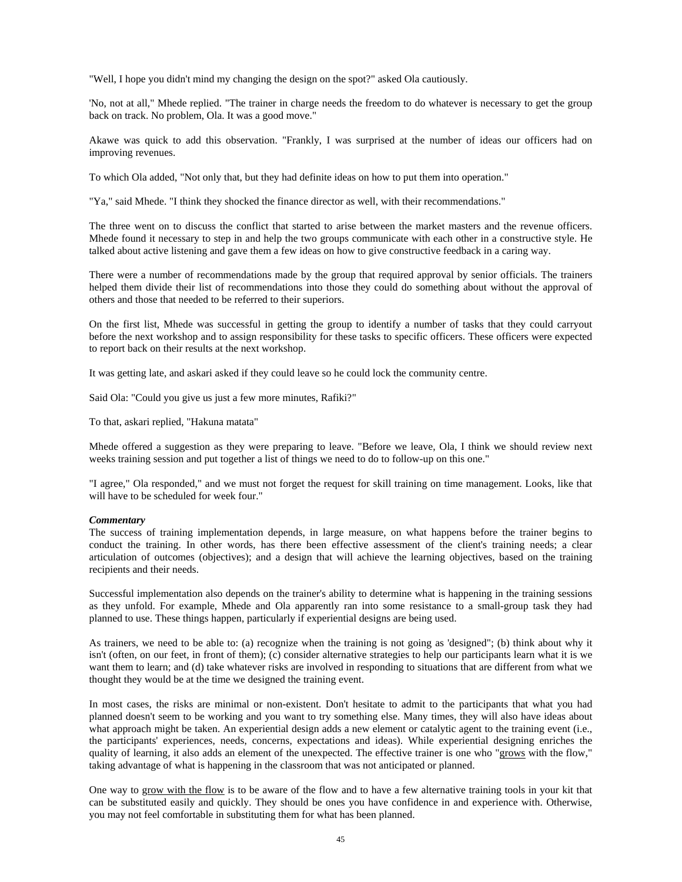"Well, I hope you didn't mind my changing the design on the spot?" asked Ola cautiously.

'No, not at all," Mhede replied. "The trainer in charge needs the freedom to do whatever is necessary to get the group back on track. No problem, Ola. It was a good move."

Akawe was quick to add this observation. "Frankly, I was surprised at the number of ideas our officers had on improving revenues.

To which Ola added, "Not only that, but they had definite ideas on how to put them into operation."

"Ya," said Mhede. "I think they shocked the finance director as well, with their recommendations."

The three went on to discuss the conflict that started to arise between the market masters and the revenue officers. Mhede found it necessary to step in and help the two groups communicate with each other in a constructive style. He talked about active listening and gave them a few ideas on how to give constructive feedback in a caring way.

There were a number of recommendations made by the group that required approval by senior officials. The trainers helped them divide their list of recommendations into those they could do something about without the approval of others and those that needed to be referred to their superiors.

On the first list, Mhede was successful in getting the group to identify a number of tasks that they could carryout before the next workshop and to assign responsibility for these tasks to specific officers. These officers were expected to report back on their results at the next workshop.

It was getting late, and askari asked if they could leave so he could lock the community centre.

Said Ola: "Could you give us just a few more minutes, Rafiki?"

To that, askari replied, "Hakuna matata"

Mhede offered a suggestion as they were preparing to leave. "Before we leave, Ola, I think we should review next weeks training session and put together a list of things we need to do to follow-up on this one."

"I agree," Ola responded," and we must not forget the request for skill training on time management. Looks, like that will have to be scheduled for week four."

***Commentary***

The success of training implementation depends, in large measure, on what happens before the trainer begins to conduct the training. In other words, has there been effective assessment of the client's training needs; a clear articulation of outcomes (objectives); and a design that will achieve the learning objectives, based on the training recipients and their needs.

Successful implementation also depends on the trainer's ability to determine what is happening in the training sessions as they unfold. For example, Mhede and Ola apparently ran into some resistance to a small-group task they had planned to use. These things happen, particularly if experiential designs are being used.

As trainers, we need to be able to: (a) recognize when the training is not going as 'designed"; (b) think about why it isn't (often, on our feet, in front of them); (c) consider alternative strategies to help our participants learn what it is we want them to learn; and (d) take whatever risks are involved in responding to situations that are different from what we thought they would be at the time we designed the training event.

In most cases, the risks are minimal or non-existent. Don't hesitate to admit to the participants that what you had planned doesn't seem to be working and you want to try something else. Many times, they will also have ideas about what approach might be taken. An experiential design adds a new element or catalytic agent to the training event (i.e., the participants' experiences, needs, concerns, expectations and ideas). While experiential designing enriches the quality of learning, it also adds an element of the unexpected. The effective trainer is one who "grows with the flow," taking advantage of what is happening in the classroom that was not anticipated or planned.

One way to grow with the flow is to be aware of the flow and to have a few alternative training tools in your kit that can be substituted easily and quickly. They should be ones you have confidence in and experience with. Otherwise, you may not feel comfortable in substituting them for what has been planned.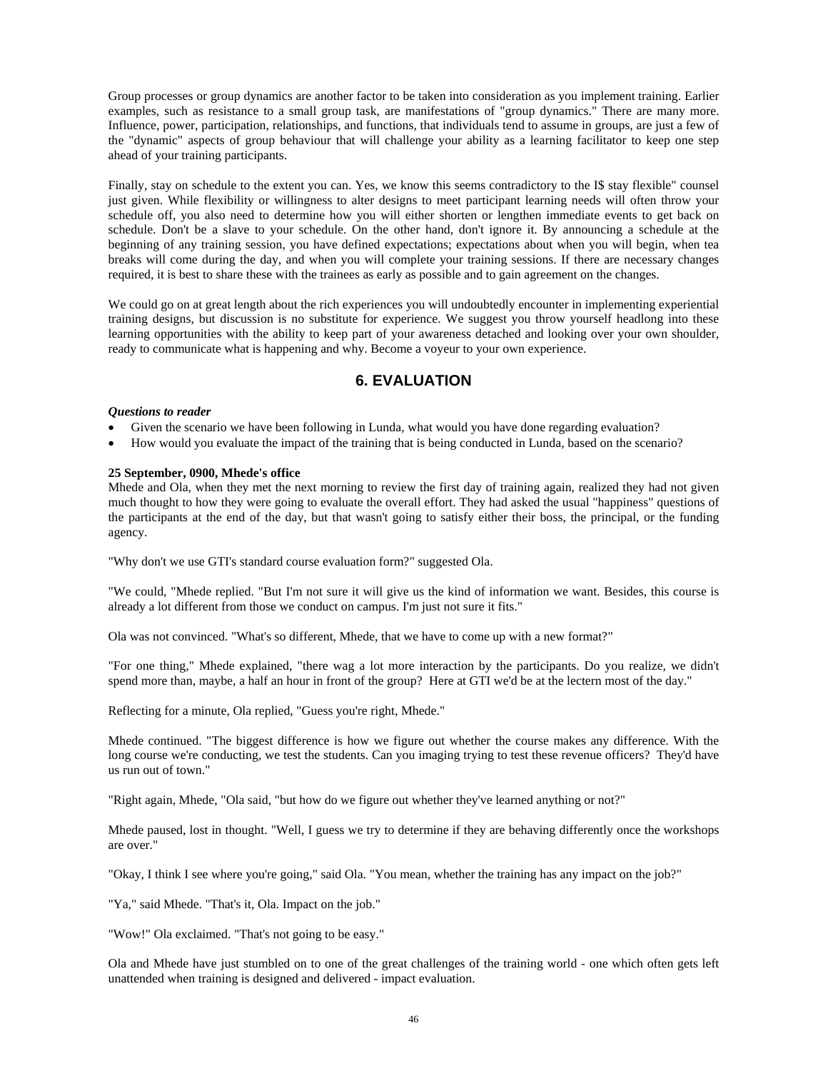Group processes or group dynamics are another factor to be taken into consideration as you implement training. Earlier examples, such as resistance to a small group task, are manifestations of "group dynamics." There are many more. Influence, power, participation, relationships, and functions, that individuals tend to assume in groups, are just a few of the "dynamic" aspects of group behaviour that will challenge your ability as a learning facilitator to keep one step ahead of your training participants.

Finally, stay on schedule to the extent you can. Yes, we know this seems contradictory to the I$ stay flexible" counsel just given. While flexibility or willingness to alter designs to meet participant learning needs will often throw your schedule off, you also need to determine how you will either shorten or lengthen immediate events to get back on schedule. Don't be a slave to your schedule. On the other hand, don't ignore it. By announcing a schedule at the beginning of any training session, you have defined expectations; expectations about when you will begin, when tea breaks will come during the day, and when you will complete your training sessions. If there are necessary changes required, it is best to share these with the trainees as early as possible and to gain agreement on the changes.

We could go on at great length about the rich experiences you will undoubtedly encounter in implementing experiential training designs, but discussion is no substitute for experience. We suggest you throw yourself headlong into these learning opportunities with the ability to keep part of your awareness detached and looking over your own shoulder, ready to communicate what is happening and why. Become a voyeur to your own experience.

## 6. EVALUATION

***Questions to reader***

- Given the scenario we have been following in Lunda, what would you have done regarding evaluation?
- How would you evaluate the impact of the training that is being conducted in Lunda, based on the scenario?

**25 September, 0900, Mhede's office**

Mhede and Ola, when they met the next morning to review the first day of training again, realized they had not given much thought to how they were going to evaluate the overall effort. They had asked the usual "happiness" questions of the participants at the end of the day, but that wasn't going to satisfy either their boss, the principal, or the funding agency.

"Why don't we use GTI's standard course evaluation form?" suggested Ola.

"We could, "Mhede replied. "But I'm not sure it will give us the kind of information we want. Besides, this course is already a lot different from those we conduct on campus. I'm just not sure it fits."

Ola was not convinced. "What's so different, Mhede, that we have to come up with a new format?"

"For one thing," Mhede explained, "there wag a lot more interaction by the participants. Do you realize, we didn't spend more than, maybe, a half an hour in front of the group? Here at GTI we'd be at the lectern most of the day."

Reflecting for a minute, Ola replied, "Guess you're right, Mhede."

Mhede continued. "The biggest difference is how we figure out whether the course makes any difference. With the long course we're conducting, we test the students. Can you imaging trying to test these revenue officers? They'd have us run out of town."

"Right again, Mhede, "Ola said, "but how do we figure out whether they've learned anything or not?"

Mhede paused, lost in thought. "Well, I guess we try to determine if they are behaving differently once the workshops are over."

"Okay, I think I see where you're going," said Ola. "You mean, whether the training has any impact on the job?"

"Ya," said Mhede. "That's it, Ola. Impact on the job."

"Wow!" Ola exclaimed. "That's not going to be easy."

Ola and Mhede have just stumbled on to one of the great challenges of the training world - one which often gets left unattended when training is designed and delivered - impact evaluation.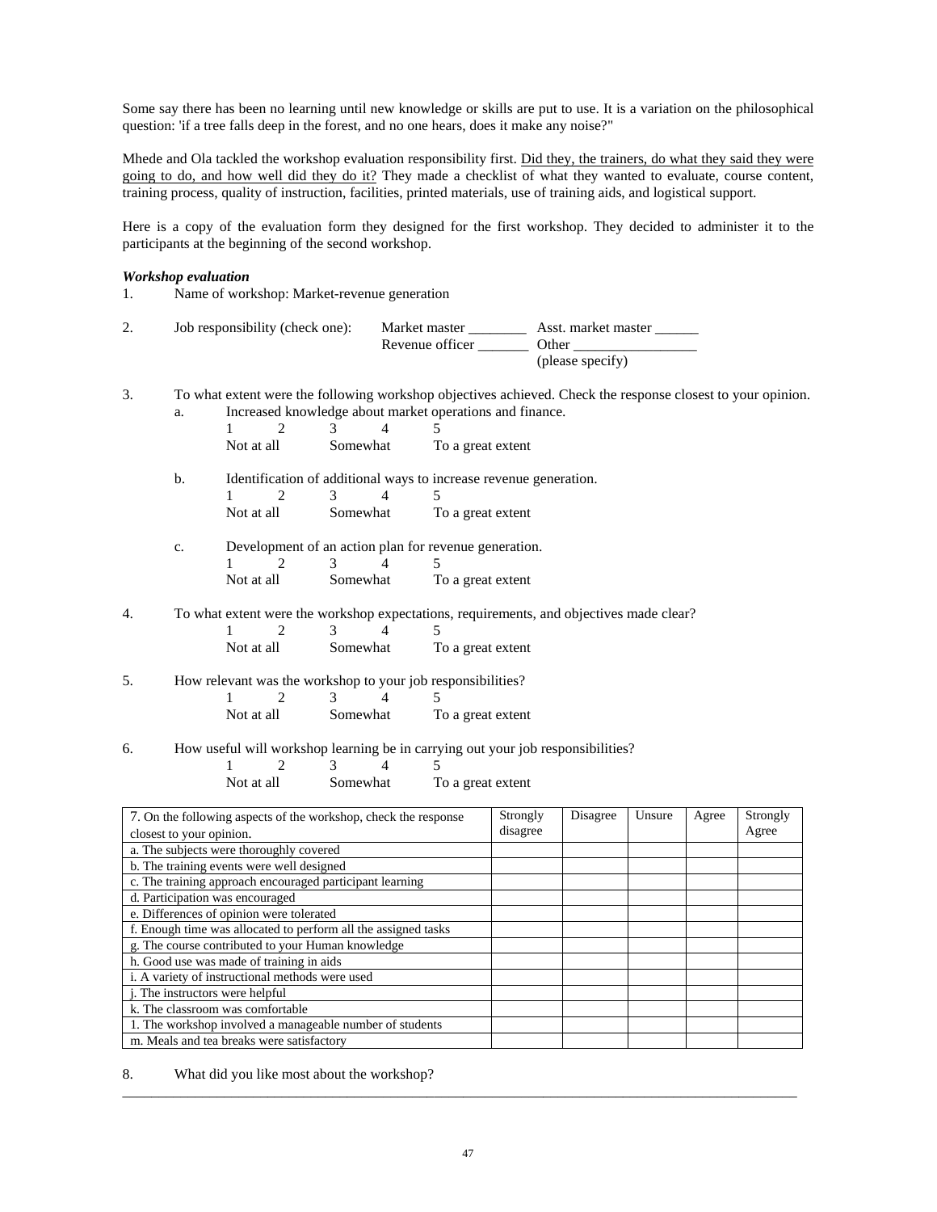Some say there has been no learning until new knowledge or skills are put to use. It is a variation on the philosophical question: 'if a tree falls deep in the forest, and no one hears, does it make any noise?"

Mhede and Ola tackled the workshop evaluation responsibility first. <u>Did they, the trainers, do what they said they were going to do, and how well did they do it?</u> They made a checklist of what they wanted to evaluate, course content, training process, quality of instruction, facilities, printed materials, use of training aids, and logistical support.

Here is a copy of the evaluation form they designed for the first workshop. They decided to administer it to the participants at the beginning of the second workshop.

***Workshop evaluation***

1. Name of workshop: Market-revenue generation

2. Job responsibility (check one): Market master ________ Asst. market master ______
   Revenue officer _______ Other _________________
   (please specify)

3. To what extent were the following workshop objectives achieved. Check the response closest to your opinion.
   a. Increased knowledge about market operations and finance.
      1 2 3 4 5
      Not at all Somewhat To a great extent

   b. Identification of additional ways to increase revenue generation.
      1 2 3 4 5
      Not at all Somewhat To a great extent

   c. Development of an action plan for revenue generation.
      1 2 3 4 5
      Not at all Somewhat To a great extent

4. To what extent were the workshop expectations, requirements, and objectives made clear?
   1 2 3 4 5
   Not at all Somewhat To a great extent

5. How relevant was the workshop to your job responsibilities?
   1 2 3 4 5
   Not at all Somewhat To a great extent

6. How useful will workshop learning be in carrying out your job responsibilities?
   1 2 3 4 5
   Not at all Somewhat To a great extent

| 7. On the following aspects of the workshop, check the response closest to your opinion. | Strongly disagree | Disagree | Unsure | Agree | Strongly Agree |
|---|---|---|---|---|---|
| a. The subjects were thoroughly covered | | | | | |
| b. The training events were well designed | | | | | |
| c. The training approach encouraged participant learning | | | | | |
| d. Participation was encouraged | | | | | |
| e. Differences of opinion were tolerated | | | | | |
| f. Enough time was allocated to perform all the assigned tasks | | | | | |
| g. The course contributed to your Human knowledge | | | | | |
| h. Good use was made of training in aids | | | | | |
| i. A variety of instructional methods were used | | | | | |
| j. The instructors were helpful | | | | | |
| k. The classroom was comfortable | | | | | |
| 1. The workshop involved a manageable number of students | | | | | |
| m. Meals and tea breaks were satisfactory | | | | | |

8. What did you like most about the workshop?

_____________________________________________________________________________________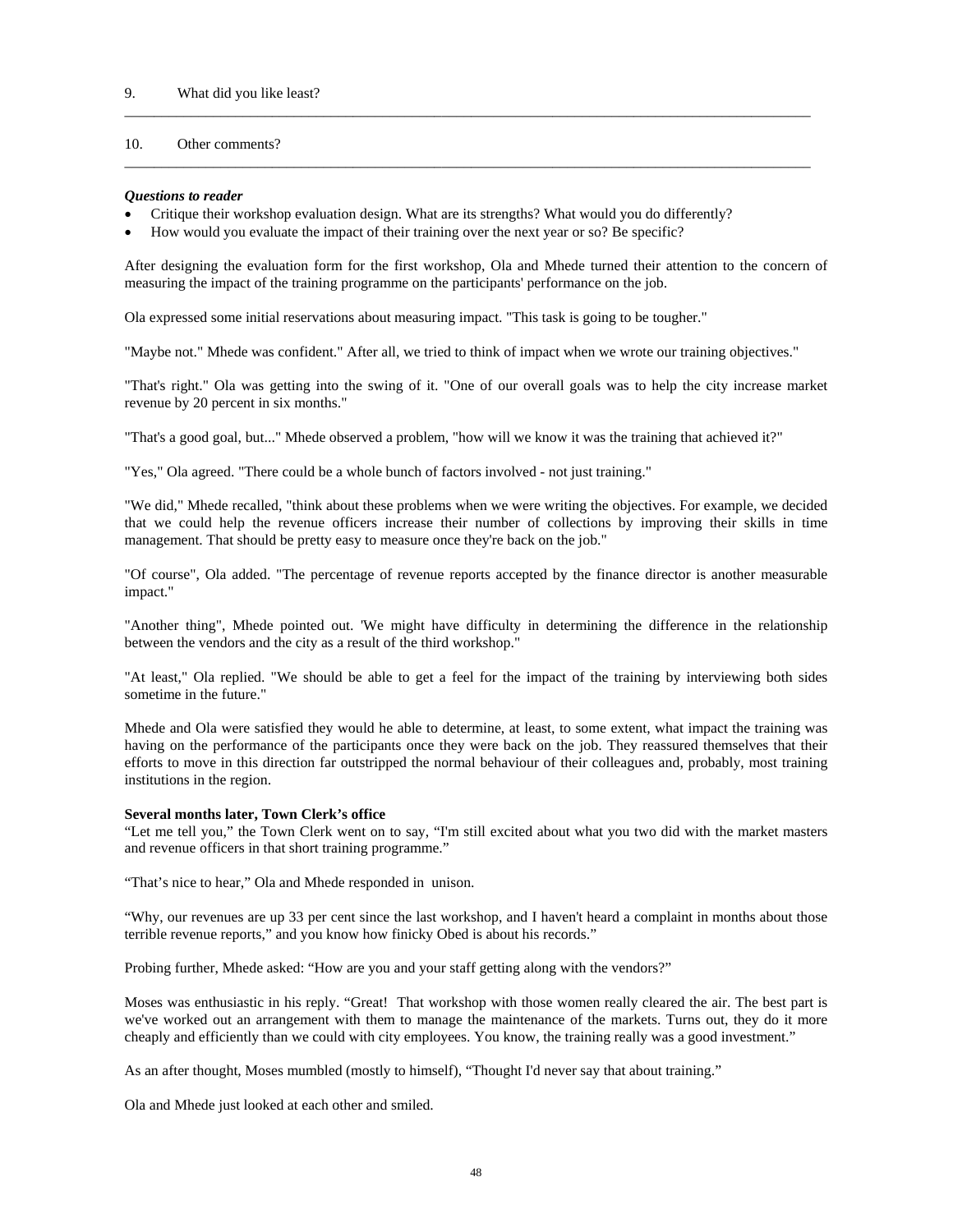9. What did you like least?

_______________________________________________________________________________________________

10. Other comments?

_______________________________________________________________________________________________

***Questions to reader***

- Critique their workshop evaluation design. What are its strengths? What would you do differently?
- How would you evaluate the impact of their training over the next year or so? Be specific?

After designing the evaluation form for the first workshop, Ola and Mhede turned their attention to the concern of measuring the impact of the training programme on the participants' performance on the job.

Ola expressed some initial reservations about measuring impact. "This task is going to be tougher."

"Maybe not." Mhede was confident." After all, we tried to think of impact when we wrote our training objectives."

"That's right." Ola was getting into the swing of it. "One of our overall goals was to help the city increase market revenue by 20 percent in six months."

"That's a good goal, but..." Mhede observed a problem, "how will we know it was the training that achieved it?"

"Yes," Ola agreed. "There could be a whole bunch of factors involved - not just training."

"We did," Mhede recalled, "think about these problems when we were writing the objectives. For example, we decided that we could help the revenue officers increase their number of collections by improving their skills in time management. That should be pretty easy to measure once they're back on the job."

"Of course", Ola added. "The percentage of revenue reports accepted by the finance director is another measurable impact."

"Another thing", Mhede pointed out. 'We might have difficulty in determining the difference in the relationship between the vendors and the city as a result of the third workshop."

"At least," Ola replied. "We should be able to get a feel for the impact of the training by interviewing both sides sometime in the future."

Mhede and Ola were satisfied they would he able to determine, at least, to some extent, what impact the training was having on the performance of the participants once they were back on the job. They reassured themselves that their efforts to move in this direction far outstripped the normal behaviour of their colleagues and, probably, most training institutions in the region.

**Several months later, Town Clerk's office**

"Let me tell you," the Town Clerk went on to say, "I'm still excited about what you two did with the market masters and revenue officers in that short training programme."

"That's nice to hear," Ola and Mhede responded in unison.

"Why, our revenues are up 33 per cent since the last workshop, and I haven't heard a complaint in months about those terrible revenue reports," and you know how finicky Obed is about his records."

Probing further, Mhede asked: "How are you and your staff getting along with the vendors?"

Moses was enthusiastic in his reply. "Great! That workshop with those women really cleared the air. The best part is we've worked out an arrangement with them to manage the maintenance of the markets. Turns out, they do it more cheaply and efficiently than we could with city employees. You know, the training really was a good investment."

As an after thought, Moses mumbled (mostly to himself), "Thought I'd never say that about training."

Ola and Mhede just looked at each other and smiled.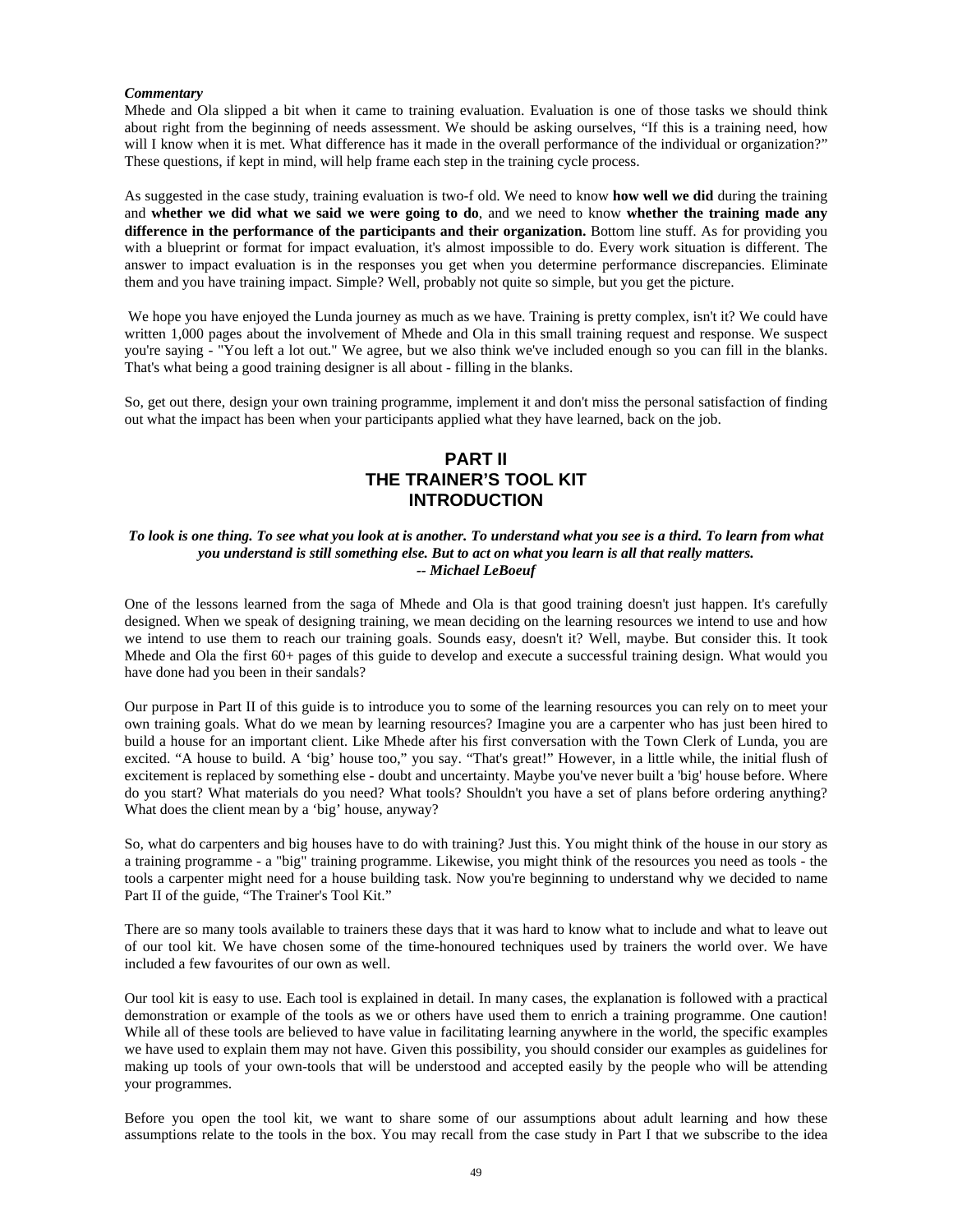***Commentary***

Mhede and Ola slipped a bit when it came to training evaluation. Evaluation is one of those tasks we should think about right from the beginning of needs assessment. We should be asking ourselves, "If this is a training need, how will I know when it is met. What difference has it made in the overall performance of the individual or organization?" These questions, if kept in mind, will help frame each step in the training cycle process.

As suggested in the case study, training evaluation is two-f old. We need to know **how well we did** during the training and **whether we did what we said we were going to do**, and we need to know **whether the training made any difference in the performance of the participants and their organization.** Bottom line stuff. As for providing you with a blueprint or format for impact evaluation, it's almost impossible to do. Every work situation is different. The answer to impact evaluation is in the responses you get when you determine performance discrepancies. Eliminate them and you have training impact. Simple? Well, probably not quite so simple, but you get the picture.

We hope you have enjoyed the Lunda journey as much as we have. Training is pretty complex, isn't it? We could have written 1,000 pages about the involvement of Mhede and Ola in this small training request and response. We suspect you're saying - "You left a lot out." We agree, but we also think we've included enough so you can fill in the blanks. That's what being a good training designer is all about - filling in the blanks.

So, get out there, design your own training programme, implement it and don't miss the personal satisfaction of finding out what the impact has been when your participants applied what they have learned, back on the job.

# PART II
# THE TRAINER'S TOOL KIT
# INTRODUCTION

***To look is one thing. To see what you look at is another. To understand what you see is a third. To learn from what you understand is still something else. But to act on what you learn is all that really matters.***
***-- Michael LeBoeuf***

One of the lessons learned from the saga of Mhede and Ola is that good training doesn't just happen. It's carefully designed. When we speak of designing training, we mean deciding on the learning resources we intend to use and how we intend to use them to reach our training goals. Sounds easy, doesn't it? Well, maybe. But consider this. It took Mhede and Ola the first 60+ pages of this guide to develop and execute a successful training design. What would you have done had you been in their sandals?

Our purpose in Part II of this guide is to introduce you to some of the learning resources you can rely on to meet your own training goals. What do we mean by learning resources? Imagine you are a carpenter who has just been hired to build a house for an important client. Like Mhede after his first conversation with the Town Clerk of Lunda, you are excited. "A house to build. A 'big' house too," you say. "That's great!" However, in a little while, the initial flush of excitement is replaced by something else - doubt and uncertainty. Maybe you've never built a 'big' house before. Where do you start? What materials do you need? What tools? Shouldn't you have a set of plans before ordering anything? What does the client mean by a 'big' house, anyway?

So, what do carpenters and big houses have to do with training? Just this. You might think of the house in our story as a training programme - a "big" training programme. Likewise, you might think of the resources you need as tools - the tools a carpenter might need for a house building task. Now you're beginning to understand why we decided to name Part II of the guide, "The Trainer's Tool Kit."

There are so many tools available to trainers these days that it was hard to know what to include and what to leave out of our tool kit. We have chosen some of the time-honoured techniques used by trainers the world over. We have included a few favourites of our own as well.

Our tool kit is easy to use. Each tool is explained in detail. In many cases, the explanation is followed with a practical demonstration or example of the tools as we or others have used them to enrich a training programme. One caution! While all of these tools are believed to have value in facilitating learning anywhere in the world, the specific examples we have used to explain them may not have. Given this possibility, you should consider our examples as guidelines for making up tools of your own-tools that will be understood and accepted easily by the people who will be attending your programmes.

Before you open the tool kit, we want to share some of our assumptions about adult learning and how these assumptions relate to the tools in the box. You may recall from the case study in Part I that we subscribe to the idea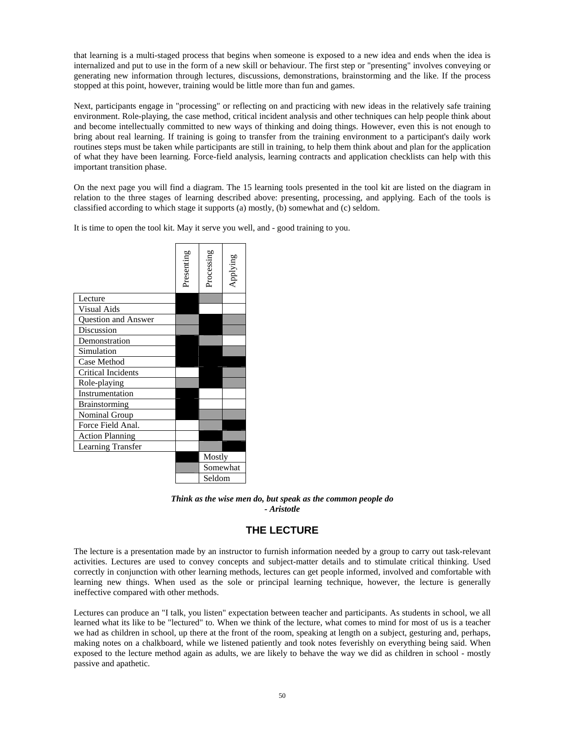that learning is a multi-staged process that begins when someone is exposed to a new idea and ends when the idea is internalized and put to use in the form of a new skill or behaviour. The first step or "presenting" involves conveying or generating new information through lectures, discussions, demonstrations, brainstorming and the like. If the process stopped at this point, however, training would be little more than fun and games.

Next, participants engage in "processing" or reflecting on and practicing with new ideas in the relatively safe training environment. Role-playing, the case method, critical incident analysis and other techniques can help people think about and become intellectually committed to new ways of thinking and doing things. However, even this is not enough to bring about real learning. If training is going to transfer from the training environment to a participant's daily work routines steps must be taken while participants are still in training, to help them think about and plan for the application of what they have been learning. Force-field analysis, learning contracts and application checklists can help with this important transition phase.

On the next page you will find a diagram. The 15 learning tools presented in the tool kit are listed on the diagram in relation to the three stages of learning described above: presenting, processing, and applying. Each of the tools is classified according to which stage it supports (a) mostly, (b) somewhat and (c) seldom.

It is time to open the tool kit. May it serve you well, and - good training to you.

| | Presenting | Processing | Applying |
|---|---|---|---|
| Lecture | Mostly | Somewhat | Seldom |
| Visual Aids | Mostly | Seldom | Seldom |
| Question and Answer | Somewhat | Mostly | Somewhat |
| Discussion | Somewhat | Mostly | Somewhat |
| Demonstration | Mostly | Somewhat | Seldom |
| Simulation | Mostly | Mostly | Somewhat |
| Case Method | Mostly | Mostly | Mostly |
| Critical Incidents | Seldom | Mostly | Somewhat |
| Role-playing | Somewhat | Mostly | Somewhat |
| Instrumentation | Mostly | Seldom | Seldom |
| Brainstorming | Mostly | Seldom | Seldom |
| Nominal Group | Mostly | Somewhat | Somewhat |
| Force Field Anal. | Seldom | Somewhat | Mostly |
| Action Planning | Seldom | Mostly | Somewhat |
| Learning Transfer | Seldom | Somewhat | Mostly |

Legend: Mostly (black) · Somewhat (grey) · Seldom (white)

***Think as the wise men do, but speak as the common people do***
***- Aristotle***

## THE LECTURE

The lecture is a presentation made by an instructor to furnish information needed by a group to carry out task-relevant activities. Lectures are used to convey concepts and subject-matter details and to stimulate critical thinking. Used correctly in conjunction with other learning methods, lectures can get people informed, involved and comfortable with learning new things. When used as the sole or principal learning technique, however, the lecture is generally ineffective compared with other methods.

Lectures can produce an "I talk, you listen" expectation between teacher and participants. As students in school, we all learned what its like to be "lectured" to. When we think of the lecture, what comes to mind for most of us is a teacher we had as children in school, up there at the front of the room, speaking at length on a subject, gesturing and, perhaps, making notes on a chalkboard, while we listened patiently and took notes feverishly on everything being said. When exposed to the lecture method again as adults, we are likely to behave the way we did as children in school - mostly passive and apathetic.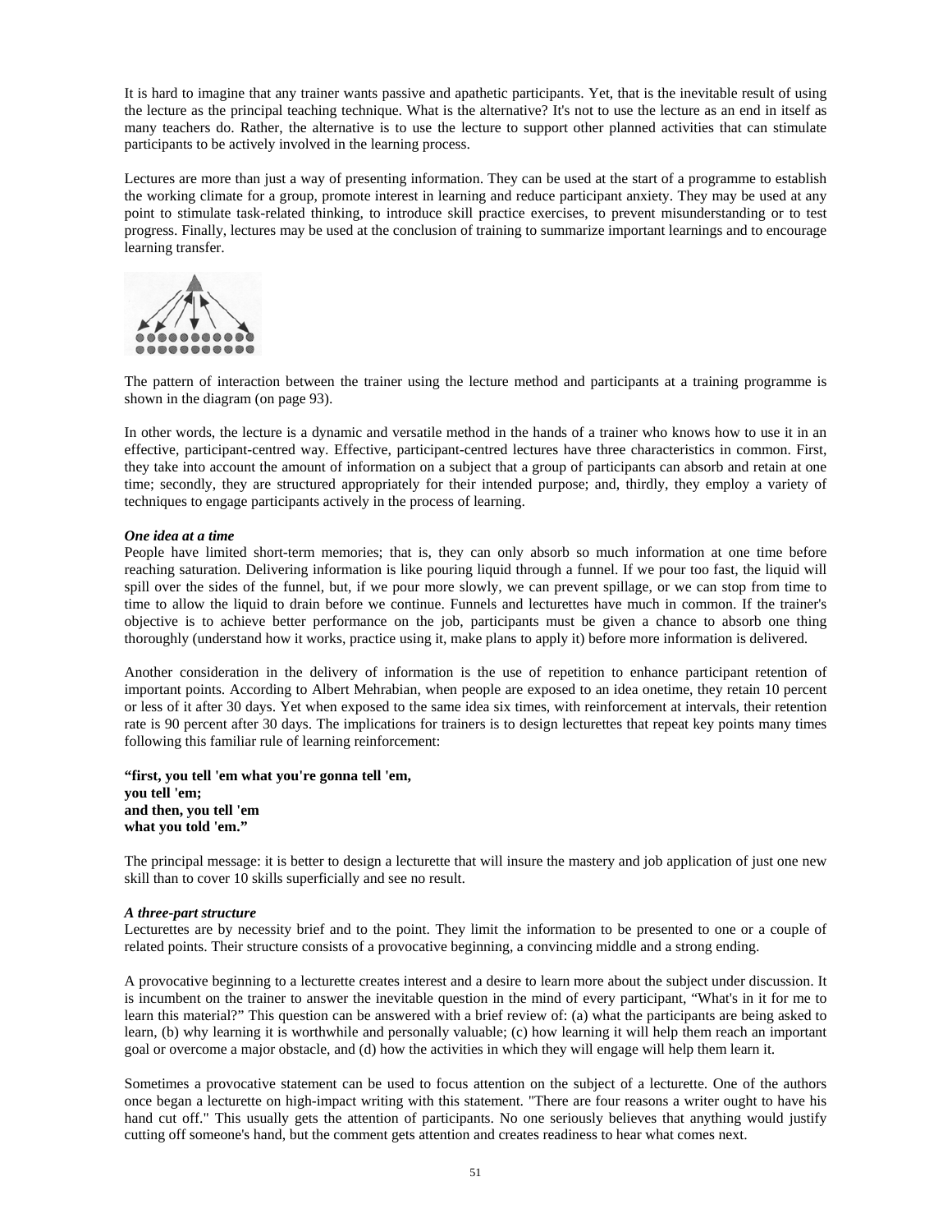It is hard to imagine that any trainer wants passive and apathetic participants. Yet, that is the inevitable result of using the lecture as the principal teaching technique. What is the alternative? It's not to use the lecture as an end in itself as many teachers do. Rather, the alternative is to use the lecture to support other planned activities that can stimulate participants to be actively involved in the learning process.

Lectures are more than just a way of presenting information. They can be used at the start of a programme to establish the working climate for a group, promote interest in learning and reduce participant anxiety. They may be used at any point to stimulate task-related thinking, to introduce skill practice exercises, to prevent misunderstanding or to test progress. Finally, lectures may be used at the conclusion of training to summarize important learnings and to encourage learning transfer.

The pattern of interaction between the trainer using the lecture method and participants at a training programme is shown in the diagram (on page 93).

In other words, the lecture is a dynamic and versatile method in the hands of a trainer who knows how to use it in an effective, participant-centred way. Effective, participant-centred lectures have three characteristics in common. First, they take into account the amount of information on a subject that a group of participants can absorb and retain at one time; secondly, they are structured appropriately for their intended purpose; and, thirdly, they employ a variety of techniques to engage participants actively in the process of learning.

***One idea at a time***

People have limited short-term memories; that is, they can only absorb so much information at one time before reaching saturation. Delivering information is like pouring liquid through a funnel. If we pour too fast, the liquid will spill over the sides of the funnel, but, if we pour more slowly, we can prevent spillage, or we can stop from time to time to allow the liquid to drain before we continue. Funnels and lecturettes have much in common. If the trainer's objective is to achieve better performance on the job, participants must be given a chance to absorb one thing thoroughly (understand how it works, practice using it, make plans to apply it) before more information is delivered.

Another consideration in the delivery of information is the use of repetition to enhance participant retention of important points. According to Albert Mehrabian, when people are exposed to an idea onetime, they retain 10 percent or less of it after 30 days. Yet when exposed to the same idea six times, with reinforcement at intervals, their retention rate is 90 percent after 30 days. The implications for trainers is to design lecturettes that repeat key points many times following this familiar rule of learning reinforcement:

**"first, you tell 'em what you're gonna tell 'em,
you tell 'em;
and then, you tell 'em
what you told 'em."**

The principal message: it is better to design a lecturette that will insure the mastery and job application of just one new skill than to cover 10 skills superficially and see no result.

***A three-part structure***

Lecturettes are by necessity brief and to the point. They limit the information to be presented to one or a couple of related points. Their structure consists of a provocative beginning, a convincing middle and a strong ending.

A provocative beginning to a lecturette creates interest and a desire to learn more about the subject under discussion. It is incumbent on the trainer to answer the inevitable question in the mind of every participant, "What's in it for me to learn this material?" This question can be answered with a brief review of: (a) what the participants are being asked to learn, (b) why learning it is worthwhile and personally valuable; (c) how learning it will help them reach an important goal or overcome a major obstacle, and (d) how the activities in which they will engage will help them learn it.

Sometimes a provocative statement can be used to focus attention on the subject of a lecturette. One of the authors once began a lecturette on high-impact writing with this statement. "There are four reasons a writer ought to have his hand cut off." This usually gets the attention of participants. No one seriously believes that anything would justify cutting off someone's hand, but the comment gets attention and creates readiness to hear what comes next.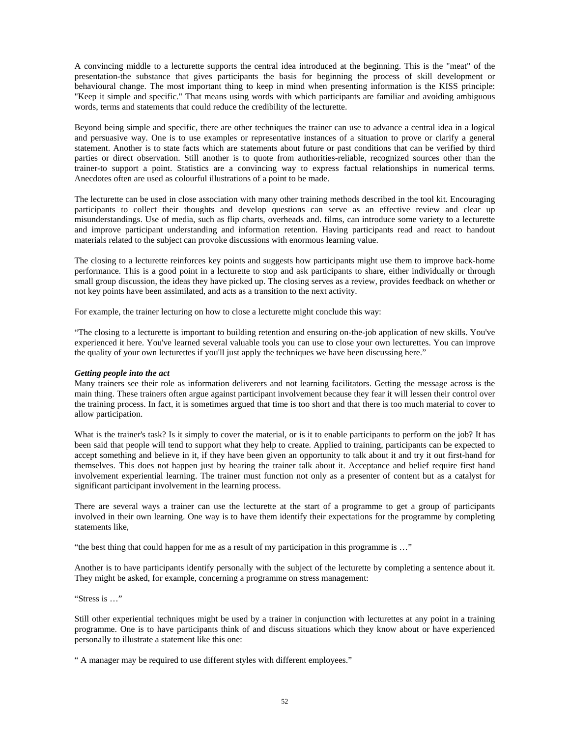A convincing middle to a lecturette supports the central idea introduced at the beginning. This is the "meat" of the presentation-the substance that gives participants the basis for beginning the process of skill development or behavioural change. The most important thing to keep in mind when presenting information is the KISS principle: "Keep it simple and specific." That means using words with which participants are familiar and avoiding ambiguous words, terms and statements that could reduce the credibility of the lecturette.

Beyond being simple and specific, there are other techniques the trainer can use to advance a central idea in a logical and persuasive way. One is to use examples or representative instances of a situation to prove or clarify a general statement. Another is to state facts which are statements about future or past conditions that can be verified by third parties or direct observation. Still another is to quote from authorities-reliable, recognized sources other than the trainer-to support a point. Statistics are a convincing way to express factual relationships in numerical terms. Anecdotes often are used as colourful illustrations of a point to be made.

The lecturette can be used in close association with many other training methods described in the tool kit. Encouraging participants to collect their thoughts and develop questions can serve as an effective review and clear up misunderstandings. Use of media, such as flip charts, overheads and. films, can introduce some variety to a lecturette and improve participant understanding and information retention. Having participants read and react to handout materials related to the subject can provoke discussions with enormous learning value.

The closing to a lecturette reinforces key points and suggests how participants might use them to improve back-home performance. This is a good point in a lecturette to stop and ask participants to share, either individually or through small group discussion, the ideas they have picked up. The closing serves as a review, provides feedback on whether or not key points have been assimilated, and acts as a transition to the next activity.

For example, the trainer lecturing on how to close a lecturette might conclude this way:

"The closing to a lecturette is important to building retention and ensuring on-the-job application of new skills. You've experienced it here. You've learned several valuable tools you can use to close your own lecturettes. You can improve the quality of your own lecturettes if you'll just apply the techniques we have been discussing here."

***Getting people into the act***

Many trainers see their role as information deliverers and not learning facilitators. Getting the message across is the main thing. These trainers often argue against participant involvement because they fear it will lessen their control over the training process. In fact, it is sometimes argued that time is too short and that there is too much material to cover to allow participation.

What is the trainer's task? Is it simply to cover the material, or is it to enable participants to perform on the job? It has been said that people will tend to support what they help to create. Applied to training, participants can be expected to accept something and believe in it, if they have been given an opportunity to talk about it and try it out first-hand for themselves. This does not happen just by hearing the trainer talk about it. Acceptance and belief require first hand involvement experiential learning. The trainer must function not only as a presenter of content but as a catalyst for significant participant involvement in the learning process.

There are several ways a trainer can use the lecturette at the start of a programme to get a group of participants involved in their own learning. One way is to have them identify their expectations for the programme by completing statements like,

"the best thing that could happen for me as a result of my participation in this programme is …"

Another is to have participants identify personally with the subject of the lecturette by completing a sentence about it. They might be asked, for example, concerning a programme on stress management:

"Stress is …"

Still other experiential techniques might be used by a trainer in conjunction with lecturettes at any point in a training programme. One is to have participants think of and discuss situations which they know about or have experienced personally to illustrate a statement like this one:

" A manager may be required to use different styles with different employees."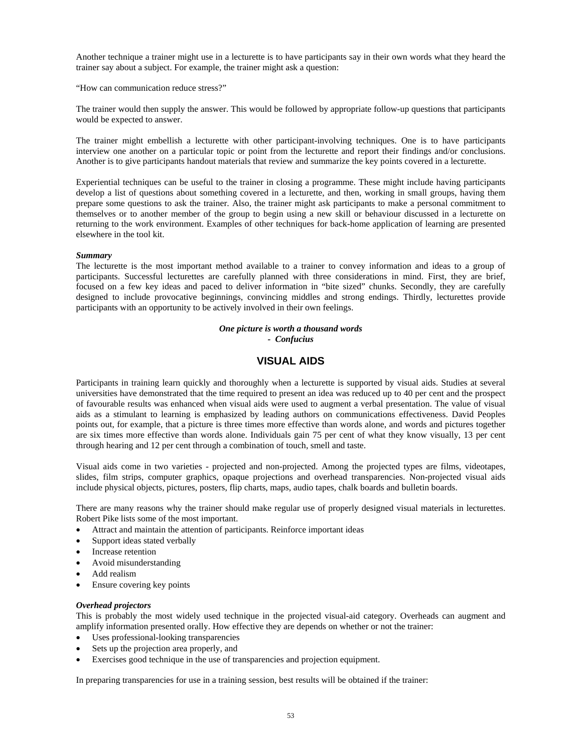Another technique a trainer might use in a lecturette is to have participants say in their own words what they heard the trainer say about a subject. For example, the trainer might ask a question:

"How can communication reduce stress?"

The trainer would then supply the answer. This would be followed by appropriate follow-up questions that participants would be expected to answer.

The trainer might embellish a lecturette with other participant-involving techniques. One is to have participants interview one another on a particular topic or point from the lecturette and report their findings and/or conclusions. Another is to give participants handout materials that review and summarize the key points covered in a lecturette.

Experiential techniques can be useful to the trainer in closing a programme. These might include having participants develop a list of questions about something covered in a lecturette, and then, working in small groups, having them prepare some questions to ask the trainer. Also, the trainer might ask participants to make a personal commitment to themselves or to another member of the group to begin using a new skill or behaviour discussed in a lecturette on returning to the work environment. Examples of other techniques for back-home application of learning are presented elsewhere in the tool kit.

***Summary***

The lecturette is the most important method available to a trainer to convey information and ideas to a group of participants. Successful lecturettes are carefully planned with three considerations in mind. First, they are brief, focused on a few key ideas and paced to deliver information in "bite sized" chunks. Secondly, they are carefully designed to include provocative beginnings, convincing middles and strong endings. Thirdly, lecturettes provide participants with an opportunity to be actively involved in their own feelings.

***One picture is worth a thousand words***
***- Confucius***

## VISUAL AIDS

Participants in training learn quickly and thoroughly when a lecturette is supported by visual aids. Studies at several universities have demonstrated that the time required to present an idea was reduced up to 40 per cent and the prospect of favourable results was enhanced when visual aids were used to augment a verbal presentation. The value of visual aids as a stimulant to learning is emphasized by leading authors on communications effectiveness. David Peoples points out, for example, that a picture is three times more effective than words alone, and words and pictures together are six times more effective than words alone. Individuals gain 75 per cent of what they know visually, 13 per cent through hearing and 12 per cent through a combination of touch, smell and taste.

Visual aids come in two varieties - projected and non-projected. Among the projected types are films, videotapes, slides, film strips, computer graphics, opaque projections and overhead transparencies. Non-projected visual aids include physical objects, pictures, posters, flip charts, maps, audio tapes, chalk boards and bulletin boards.

There are many reasons why the trainer should make regular use of properly designed visual materials in lecturettes. Robert Pike lists some of the most important.

- Attract and maintain the attention of participants. Reinforce important ideas
- Support ideas stated verbally
- Increase retention
- Avoid misunderstanding
- Add realism
- Ensure covering key points

***Overhead projectors***

This is probably the most widely used technique in the projected visual-aid category. Overheads can augment and amplify information presented orally. How effective they are depends on whether or not the trainer:

- Uses professional-looking transparencies
- Sets up the projection area properly, and
- Exercises good technique in the use of transparencies and projection equipment.

In preparing transparencies for use in a training session, best results will be obtained if the trainer: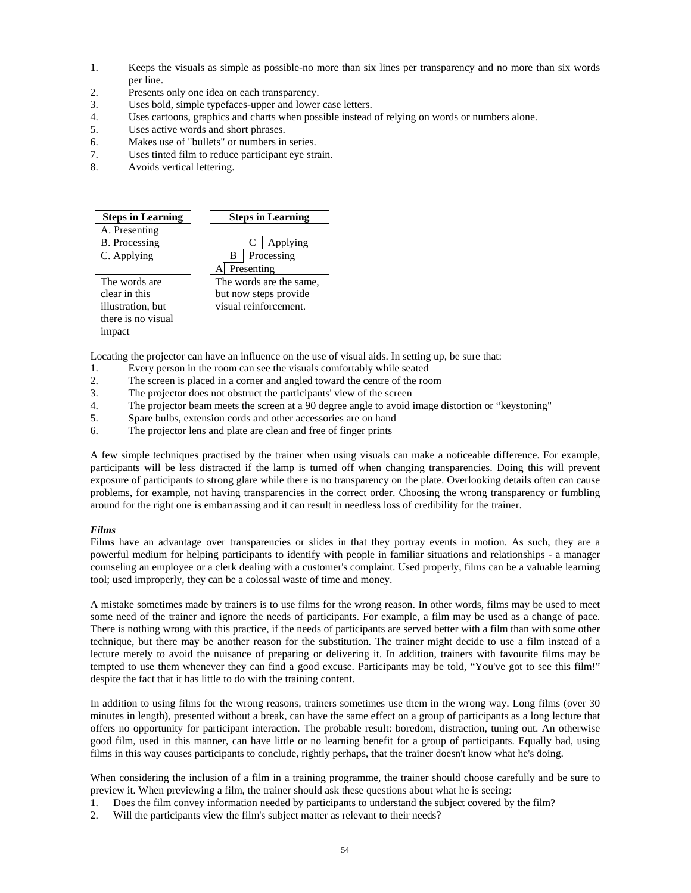1. Keeps the visuals as simple as possible-no more than six lines per transparency and no more than six words per line.
2. Presents only one idea on each transparency.
3. Uses bold, simple typefaces-upper and lower case letters.
4. Uses cartoons, graphics and charts when possible instead of relying on words or numbers alone.
5. Uses active words and short phrases.
6. Makes use of "bullets" or numbers in series.
7. Uses tinted film to reduce participant eye strain.
8. Avoids vertical lettering.

| **Steps in Learning** |
|---|
| A. Presenting |
| B. Processing |
| C. Applying |

The words are clear in this illustration, but there is no visual impact

| **Steps in Learning** |
|---|
| C \| Applying |
| B \| Processing |
| A \| Presenting |

The words are the same, but now steps provide visual reinforcement.

Locating the projector can have an influence on the use of visual aids. In setting up, be sure that:

1. Every person in the room can see the visuals comfortably while seated
2. The screen is placed in a corner and angled toward the centre of the room
3. The projector does not obstruct the participants' view of the screen
4. The projector beam meets the screen at a 90 degree angle to avoid image distortion or "keystoning"
5. Spare bulbs, extension cords and other accessories are on hand
6. The projector lens and plate are clean and free of finger prints

A few simple techniques practised by the trainer when using visuals can make a noticeable difference. For example, participants will be less distracted if the lamp is turned off when changing transparencies. Doing this will prevent exposure of participants to strong glare while there is no transparency on the plate. Overlooking details often can cause problems, for example, not having transparencies in the correct order. Choosing the wrong transparency or fumbling around for the right one is embarrassing and it can result in needless loss of credibility for the trainer.

***Films***

Films have an advantage over transparencies or slides in that they portray events in motion. As such, they are a powerful medium for helping participants to identify with people in familiar situations and relationships - a manager counseling an employee or a clerk dealing with a customer's complaint. Used properly, films can be a valuable learning tool; used improperly, they can be a colossal waste of time and money.

A mistake sometimes made by trainers is to use films for the wrong reason. In other words, films may be used to meet some need of the trainer and ignore the needs of participants. For example, a film may be used as a change of pace. There is nothing wrong with this practice, if the needs of participants are served better with a film than with some other technique, but there may be another reason for the substitution. The trainer might decide to use a film instead of a lecture merely to avoid the nuisance of preparing or delivering it. In addition, trainers with favourite films may be tempted to use them whenever they can find a good excuse. Participants may be told, "You've got to see this film!" despite the fact that it has little to do with the training content.

In addition to using films for the wrong reasons, trainers sometimes use them in the wrong way. Long films (over 30 minutes in length), presented without a break, can have the same effect on a group of participants as a long lecture that offers no opportunity for participant interaction. The probable result: boredom, distraction, tuning out. An otherwise good film, used in this manner, can have little or no learning benefit for a group of participants. Equally bad, using films in this way causes participants to conclude, rightly perhaps, that the trainer doesn't know what he's doing.

When considering the inclusion of a film in a training programme, the trainer should choose carefully and be sure to preview it. When previewing a film, the trainer should ask these questions about what he is seeing:

1. Does the film convey information needed by participants to understand the subject covered by the film?
2. Will the participants view the film's subject matter as relevant to their needs?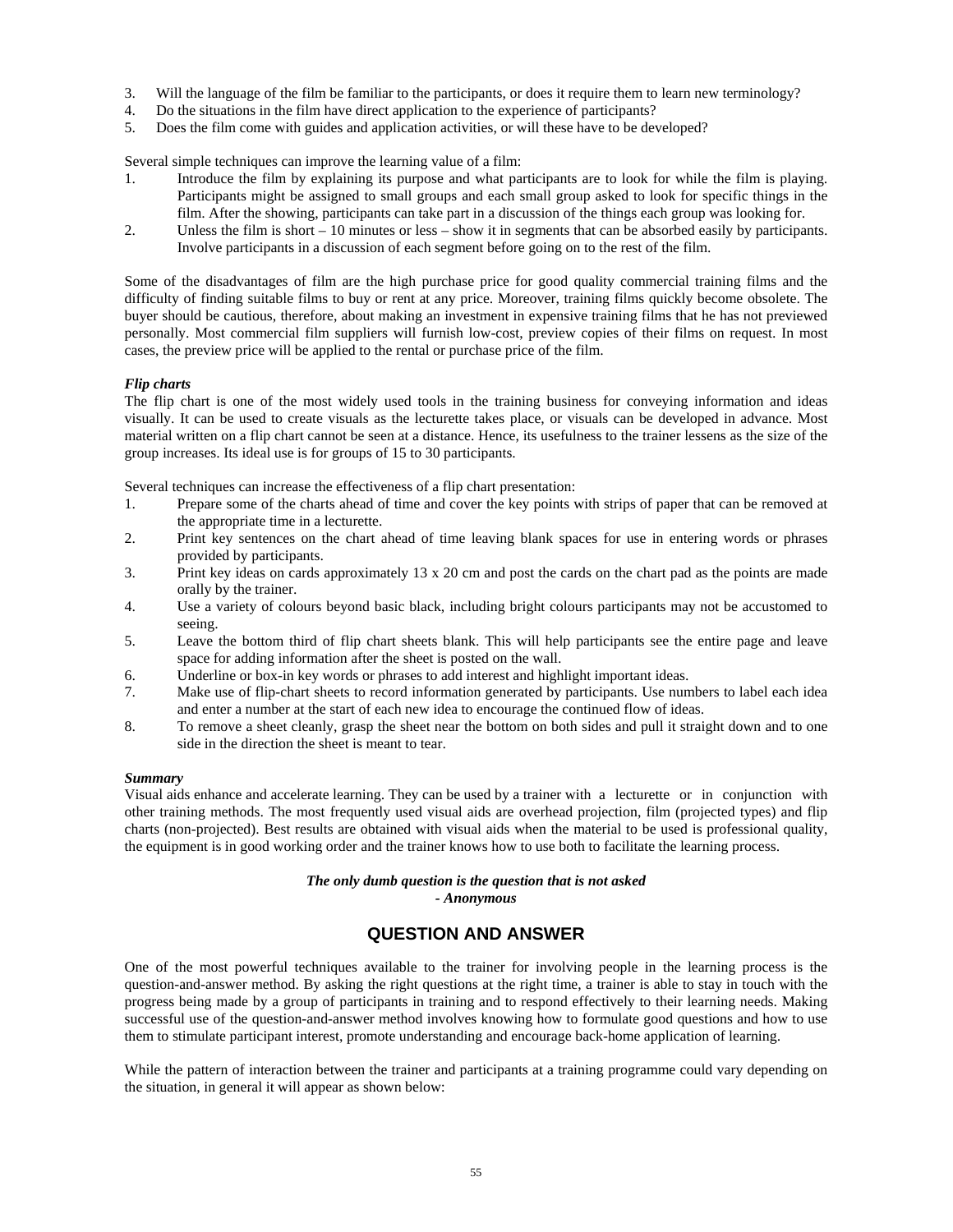3. Will the language of the film be familiar to the participants, or does it require them to learn new terminology?
4. Do the situations in the film have direct application to the experience of participants?
5. Does the film come with guides and application activities, or will these have to be developed?

Several simple techniques can improve the learning value of a film:

1. Introduce the film by explaining its purpose and what participants are to look for while the film is playing. Participants might be assigned to small groups and each small group asked to look for specific things in the film. After the showing, participants can take part in a discussion of the things each group was looking for.
2. Unless the film is short – 10 minutes or less – show it in segments that can be absorbed easily by participants. Involve participants in a discussion of each segment before going on to the rest of the film.

Some of the disadvantages of film are the high purchase price for good quality commercial training films and the difficulty of finding suitable films to buy or rent at any price. Moreover, training films quickly become obsolete. The buyer should be cautious, therefore, about making an investment in expensive training films that he has not previewed personally. Most commercial film suppliers will furnish low-cost, preview copies of their films on request. In most cases, the preview price will be applied to the rental or purchase price of the film.

***Flip charts***

The flip chart is one of the most widely used tools in the training business for conveying information and ideas visually. It can be used to create visuals as the lecturette takes place, or visuals can be developed in advance. Most material written on a flip chart cannot be seen at a distance. Hence, its usefulness to the trainer lessens as the size of the group increases. Its ideal use is for groups of 15 to 30 participants.

Several techniques can increase the effectiveness of a flip chart presentation:

1. Prepare some of the charts ahead of time and cover the key points with strips of paper that can be removed at the appropriate time in a lecturette.
2. Print key sentences on the chart ahead of time leaving blank spaces for use in entering words or phrases provided by participants.
3. Print key ideas on cards approximately 13 x 20 cm and post the cards on the chart pad as the points are made orally by the trainer.
4. Use a variety of colours beyond basic black, including bright colours participants may not be accustomed to seeing.
5. Leave the bottom third of flip chart sheets blank. This will help participants see the entire page and leave space for adding information after the sheet is posted on the wall.
6. Underline or box-in key words or phrases to add interest and highlight important ideas.
7. Make use of flip-chart sheets to record information generated by participants. Use numbers to label each idea and enter a number at the start of each new idea to encourage the continued flow of ideas.
8. To remove a sheet cleanly, grasp the sheet near the bottom on both sides and pull it straight down and to one side in the direction the sheet is meant to tear.

***Summary***

Visual aids enhance and accelerate learning. They can be used by a trainer with a lecturette or in conjunction with other training methods. The most frequently used visual aids are overhead projection, film (projected types) and flip charts (non-projected). Best results are obtained with visual aids when the material to be used is professional quality, the equipment is in good working order and the trainer knows how to use both to facilitate the learning process.

***The only dumb question is the question that is not asked***
***- Anonymous***

## QUESTION AND ANSWER

One of the most powerful techniques available to the trainer for involving people in the learning process is the question-and-answer method. By asking the right questions at the right time, a trainer is able to stay in touch with the progress being made by a group of participants in training and to respond effectively to their learning needs. Making successful use of the question-and-answer method involves knowing how to formulate good questions and how to use them to stimulate participant interest, promote understanding and encourage back-home application of learning.

While the pattern of interaction between the trainer and participants at a training programme could vary depending on the situation, in general it will appear as shown below: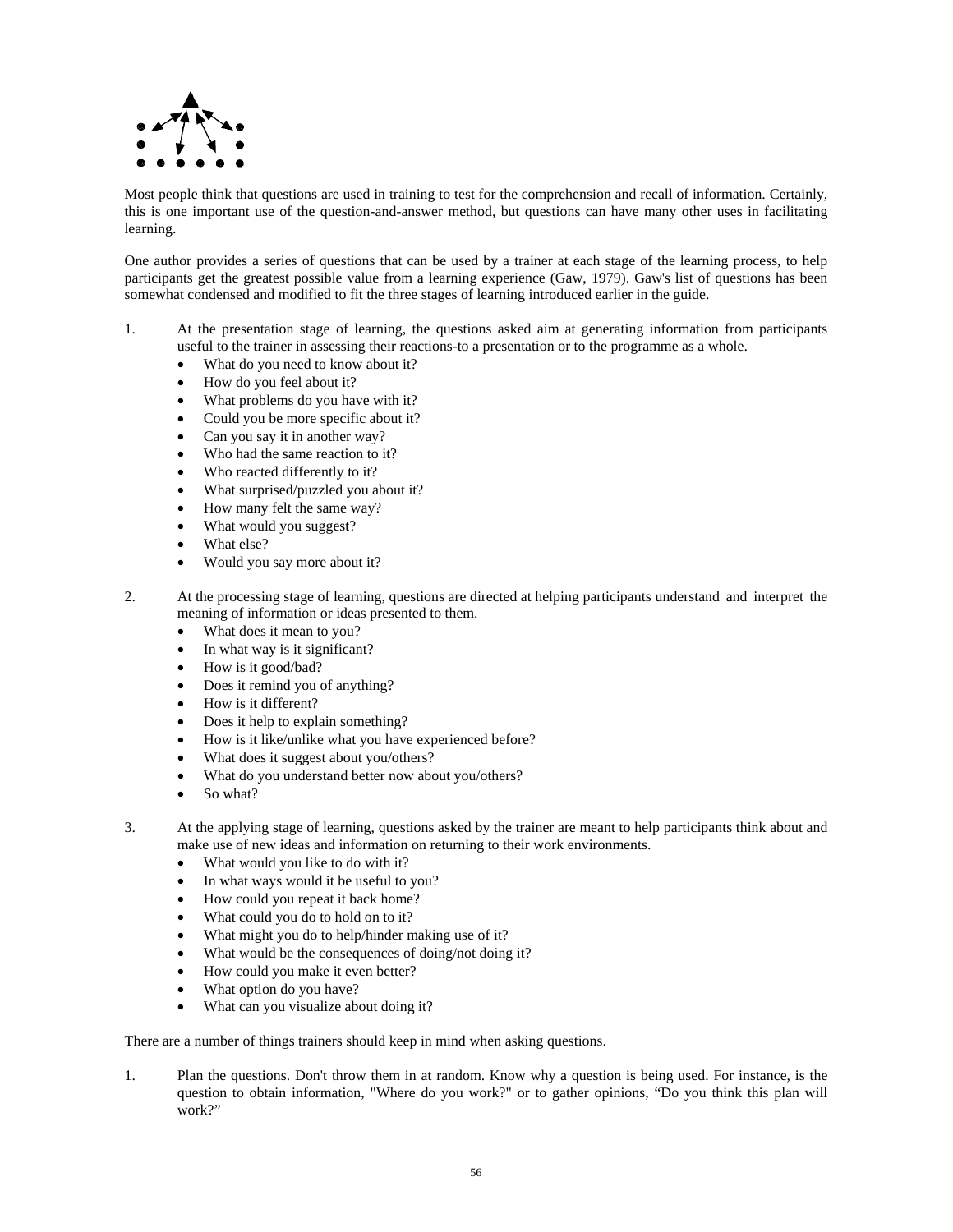Most people think that questions are used in training to test for the comprehension and recall of information. Certainly, this is one important use of the question-and-answer method, but questions can have many other uses in facilitating learning.

One author provides a series of questions that can be used by a trainer at each stage of the learning process, to help participants get the greatest possible value from a learning experience (Gaw, 1979). Gaw's list of questions has been somewhat condensed and modified to fit the three stages of learning introduced earlier in the guide.

1. At the presentation stage of learning, the questions asked aim at generating information from participants useful to the trainer in assessing their reactions-to a presentation or to the programme as a whole.
   - What do you need to know about it?
   - How do you feel about it?
   - What problems do you have with it?
   - Could you be more specific about it?
   - Can you say it in another way?
   - Who had the same reaction to it?
   - Who reacted differently to it?
   - What surprised/puzzled you about it?
   - How many felt the same way?
   - What would you suggest?
   - What else?
   - Would you say more about it?

2. At the processing stage of learning, questions are directed at helping participants understand and interpret the meaning of information or ideas presented to them.
   - What does it mean to you?
   - In what way is it significant?
   - How is it good/bad?
   - Does it remind you of anything?
   - How is it different?
   - Does it help to explain something?
   - How is it like/unlike what you have experienced before?
   - What does it suggest about you/others?
   - What do you understand better now about you/others?
   - So what?

3. At the applying stage of learning, questions asked by the trainer are meant to help participants think about and make use of new ideas and information on returning to their work environments.
   - What would you like to do with it?
   - In what ways would it be useful to you?
   - How could you repeat it back home?
   - What could you do to hold on to it?
   - What might you do to help/hinder making use of it?
   - What would be the consequences of doing/not doing it?
   - How could you make it even better?
   - What option do you have?
   - What can you visualize about doing it?

There are a number of things trainers should keep in mind when asking questions.

1. Plan the questions. Don't throw them in at random. Know why a question is being used. For instance, is the question to obtain information, "Where do you work?" or to gather opinions, "Do you think this plan will work?"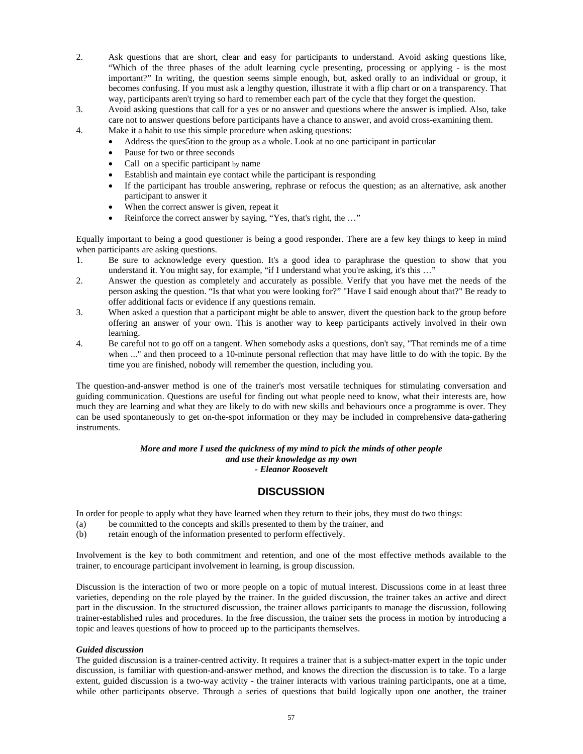2. Ask questions that are short, clear and easy for participants to understand. Avoid asking questions like, “Which of the three phases of the adult learning cycle presenting, processing or applying - is the most important?” In writing, the question seems simple enough, but, asked orally to an individual or group, it becomes confusing. If you must ask a lengthy question, illustrate it with a flip chart or on a transparency. That way, participants aren't trying so hard to remember each part of the cycle that they forget the question.
3. Avoid asking questions that call for a yes or no answer and questions where the answer is implied. Also, take care not to answer questions before participants have a chance to answer, and avoid cross-examining them.
4. Make it a habit to use this simple procedure when asking questions:
   - Address the ques5tion to the group as a whole. Look at no one participant in particular
   - Pause for two or three seconds
   - Call on a specific participant by name
   - Establish and maintain eye contact while the participant is responding
   - If the participant has trouble answering, rephrase or refocus the question; as an alternative, ask another participant to answer it
   - When the correct answer is given, repeat it
   - Reinforce the correct answer by saying, “Yes, that's right, the …”

Equally important to being a good questioner is being a good responder. There are a few key things to keep in mind when participants are asking questions.

1. Be sure to acknowledge every question. It's a good idea to paraphrase the question to show that you understand it. You might say, for example, “if I understand what you're asking, it's this …”
2. Answer the question as completely and accurately as possible. Verify that you have met the needs of the person asking the question. “Is that what you were looking for?” "Have I said enough about that?" Be ready to offer additional facts or evidence if any questions remain.
3. When asked a question that a participant might be able to answer, divert the question back to the group before offering an answer of your own. This is another way to keep participants actively involved in their own learning.
4. Be careful not to go off on a tangent. When somebody asks a questions, don't say, "That reminds me of a time when ..." and then proceed to a 10-minute personal reflection that may have little to do with the topic. By the time you are finished, nobody will remember the question, including you.

The question-and-answer method is one of the trainer's most versatile techniques for stimulating conversation and guiding communication. Questions are useful for finding out what people need to know, what their interests are, how much they are learning and what they are likely to do with new skills and behaviours once a programme is over. They can be used spontaneously to get on-the-spot information or they may be included in comprehensive data-gathering instruments.

***More and more I used the quickness of my mind to pick the minds of other people***
***and use their knowledge as my own***
***- Eleanor Roosevelt***

## DISCUSSION

In order for people to apply what they have learned when they return to their jobs, they must do two things:

(a) be committed to the concepts and skills presented to them by the trainer, and
(b) retain enough of the information presented to perform effectively.

Involvement is the key to both commitment and retention, and one of the most effective methods available to the trainer, to encourage participant involvement in learning, is group discussion.

Discussion is the interaction of two or more people on a topic of mutual interest. Discussions come in at least three varieties, depending on the role played by the trainer. In the guided discussion, the trainer takes an active and direct part in the discussion. In the structured discussion, the trainer allows participants to manage the discussion, following trainer-established rules and procedures. In the free discussion, the trainer sets the process in motion by introducing a topic and leaves questions of how to proceed up to the participants themselves.

### *Guided discussion*

The guided discussion is a trainer-centred activity. It requires a trainer that is a subject-matter expert in the topic under discussion, is familiar with question-and-answer method, and knows the direction the discussion is to take. To a large extent, guided discussion is a two-way activity - the trainer interacts with various training participants, one at a time, while other participants observe. Through a series of questions that build logically upon one another, the trainer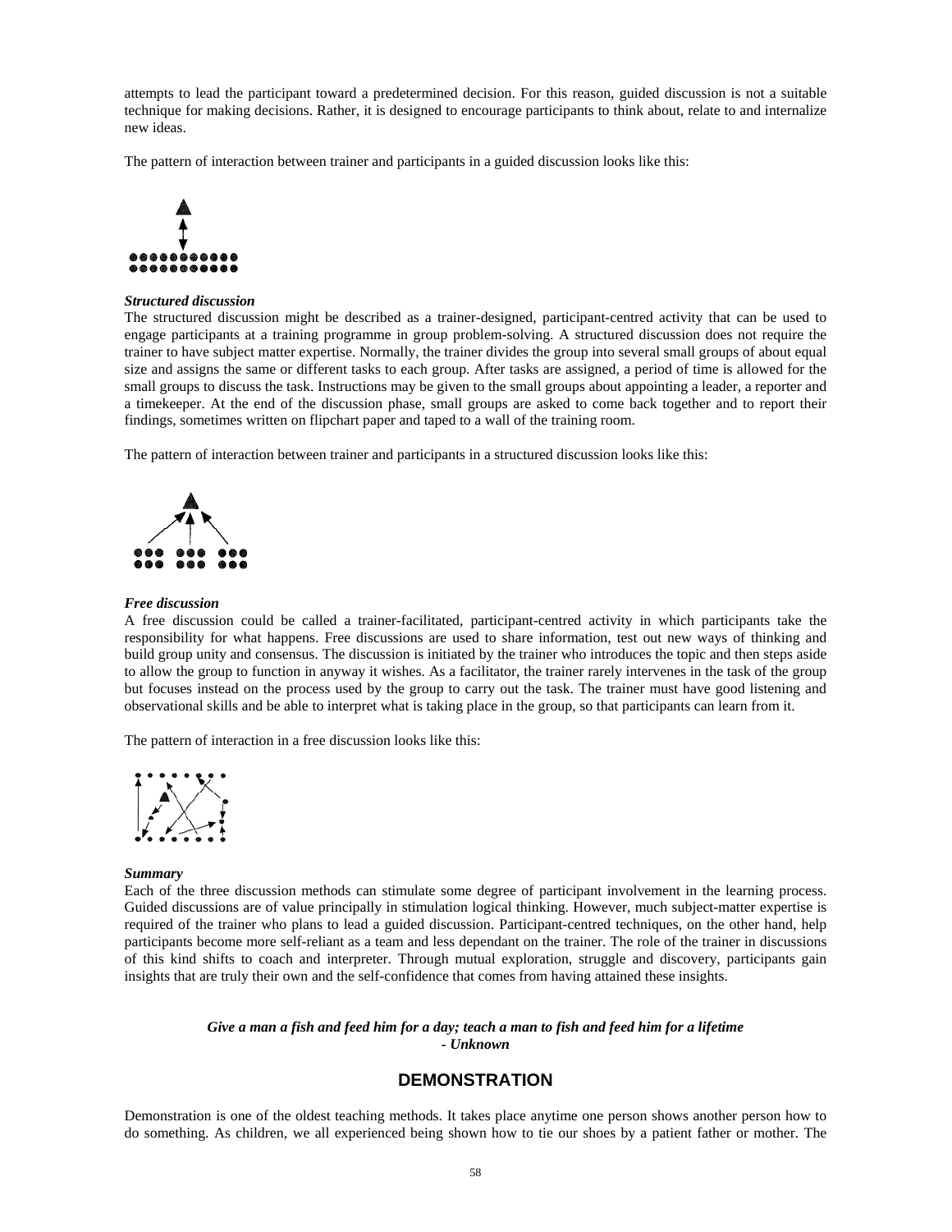attempts to lead the participant toward a predetermined decision. For this reason, guided discussion is not a suitable technique for making decisions. Rather, it is designed to encourage participants to think about, relate to and internalize new ideas.

The pattern of interaction between trainer and participants in a guided discussion looks like this:

***Structured discussion***

The structured discussion might be described as a trainer-designed, participant-centred activity that can be used to engage participants at a training programme in group problem-solving. A structured discussion does not require the trainer to have subject matter expertise. Normally, the trainer divides the group into several small groups of about equal size and assigns the same or different tasks to each group. After tasks are assigned, a period of time is allowed for the small groups to discuss the task. Instructions may be given to the small groups about appointing a leader, a reporter and a timekeeper. At the end of the discussion phase, small groups are asked to come back together and to report their findings, sometimes written on flipchart paper and taped to a wall of the training room.

The pattern of interaction between trainer and participants in a structured discussion looks like this:

***Free discussion***

A free discussion could be called a trainer-facilitated, participant-centred activity in which participants take the responsibility for what happens. Free discussions are used to share information, test out new ways of thinking and build group unity and consensus. The discussion is initiated by the trainer who introduces the topic and then steps aside to allow the group to function in anyway it wishes. As a facilitator, the trainer rarely intervenes in the task of the group but focuses instead on the process used by the group to carry out the task. The trainer must have good listening and observational skills and be able to interpret what is taking place in the group, so that participants can learn from it.

The pattern of interaction in a free discussion looks like this:

***Summary***

Each of the three discussion methods can stimulate some degree of participant involvement in the learning process. Guided discussions are of value principally in stimulation logical thinking. However, much subject-matter expertise is required of the trainer who plans to lead a guided discussion. Participant-centred techniques, on the other hand, help participants become more self-reliant as a team and less dependant on the trainer. The role of the trainer in discussions of this kind shifts to coach and interpreter. Through mutual exploration, struggle and discovery, participants gain insights that are truly their own and the self-confidence that comes from having attained these insights.

***Give a man a fish and feed him for a day; teach a man to fish and feed him for a lifetime***
***- Unknown***

## DEMONSTRATION

Demonstration is one of the oldest teaching methods. It takes place anytime one person shows another person how to do something. As children, we all experienced being shown how to tie our shoes by a patient father or mother. The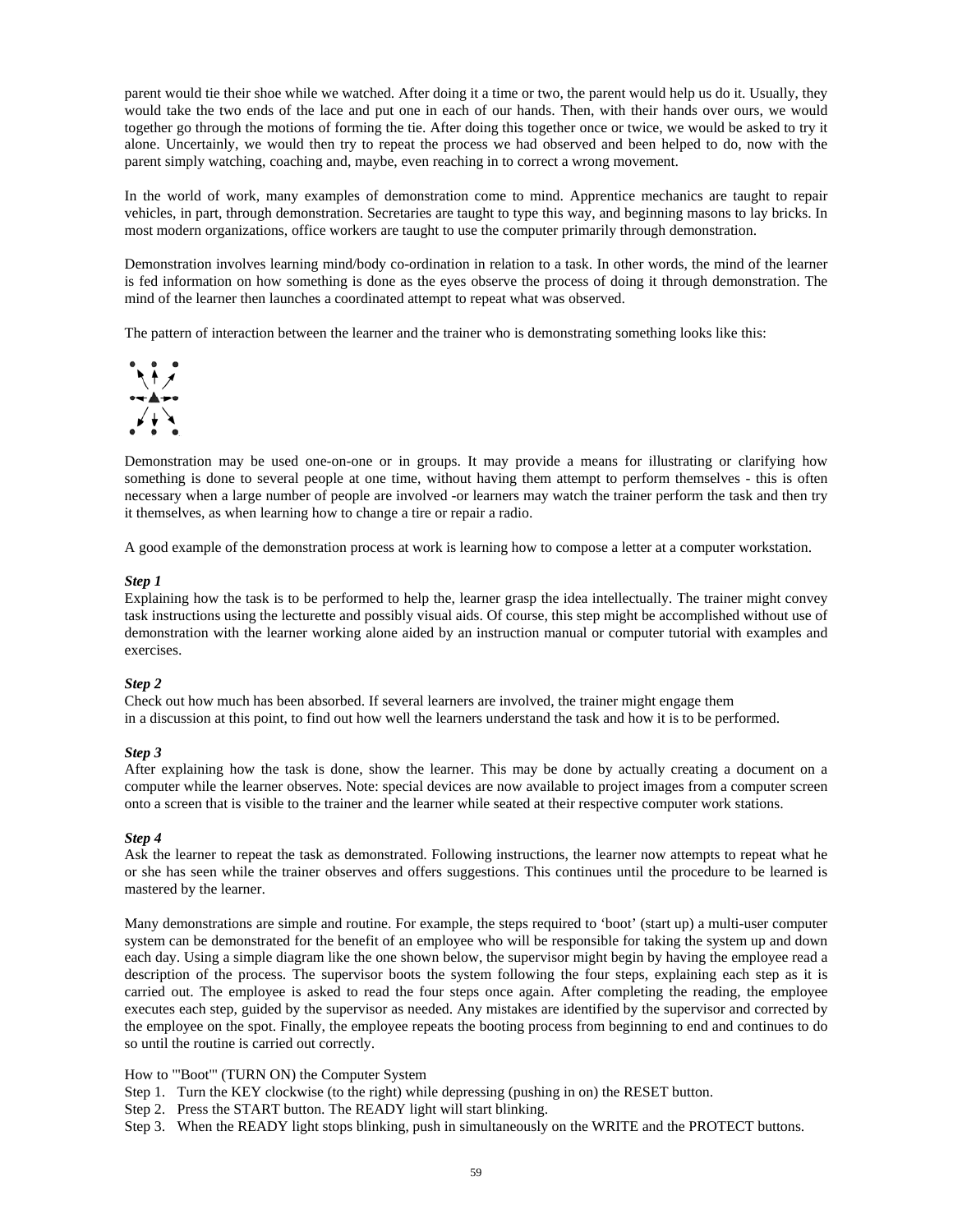parent would tie their shoe while we watched. After doing it a time or two, the parent would help us do it. Usually, they would take the two ends of the lace and put one in each of our hands. Then, with their hands over ours, we would together go through the motions of forming the tie. After doing this together once or twice, we would be asked to try it alone. Uncertainly, we would then try to repeat the process we had observed and been helped to do, now with the parent simply watching, coaching and, maybe, even reaching in to correct a wrong movement.

In the world of work, many examples of demonstration come to mind. Apprentice mechanics are taught to repair vehicles, in part, through demonstration. Secretaries are taught to type this way, and beginning masons to lay bricks. In most modern organizations, office workers are taught to use the computer primarily through demonstration.

Demonstration involves learning mind/body co-ordination in relation to a task. In other words, the mind of the learner is fed information on how something is done as the eyes observe the process of doing it through demonstration. The mind of the learner then launches a coordinated attempt to repeat what was observed.

The pattern of interaction between the learner and the trainer who is demonstrating something looks like this:

Demonstration may be used one-on-one or in groups. It may provide a means for illustrating or clarifying how something is done to several people at one time, without having them attempt to perform themselves - this is often necessary when a large number of people are involved -or learners may watch the trainer perform the task and then try it themselves, as when learning how to change a tire or repair a radio.

A good example of the demonstration process at work is learning how to compose a letter at a computer workstation.

***Step 1***

Explaining how the task is to be performed to help the, learner grasp the idea intellectually. The trainer might convey task instructions using the lecturette and possibly visual aids. Of course, this step might be accomplished without use of demonstration with the learner working alone aided by an instruction manual or computer tutorial with examples and exercises.

***Step 2***

Check out how much has been absorbed. If several learners are involved, the trainer might engage them in a discussion at this point, to find out how well the learners understand the task and how it is to be performed.

***Step 3***

After explaining how the task is done, show the learner. This may be done by actually creating a document on a computer while the learner observes. Note: special devices are now available to project images from a computer screen onto a screen that is visible to the trainer and the learner while seated at their respective computer work stations.

***Step 4***

Ask the learner to repeat the task as demonstrated. Following instructions, the learner now attempts to repeat what he or she has seen while the trainer observes and offers suggestions. This continues until the procedure to be learned is mastered by the learner.

Many demonstrations are simple and routine. For example, the steps required to 'boot' (start up) a multi-user computer system can be demonstrated for the benefit of an employee who will be responsible for taking the system up and down each day. Using a simple diagram like the one shown below, the supervisor might begin by having the employee read a description of the process. The supervisor boots the system following the four steps, explaining each step as it is carried out. The employee is asked to read the four steps once again. After completing the reading, the employee executes each step, guided by the supervisor as needed. Any mistakes are identified by the supervisor and corrected by the employee on the spot. Finally, the employee repeats the booting process from beginning to end and continues to do so until the routine is carried out correctly.

How to "'Boot'" (TURN ON) the Computer System

Step 1. Turn the KEY clockwise (to the right) while depressing (pushing in on) the RESET button.

Step 2. Press the START button. The READY light will start blinking.

Step 3. When the READY light stops blinking, push in simultaneously on the WRITE and the PROTECT buttons.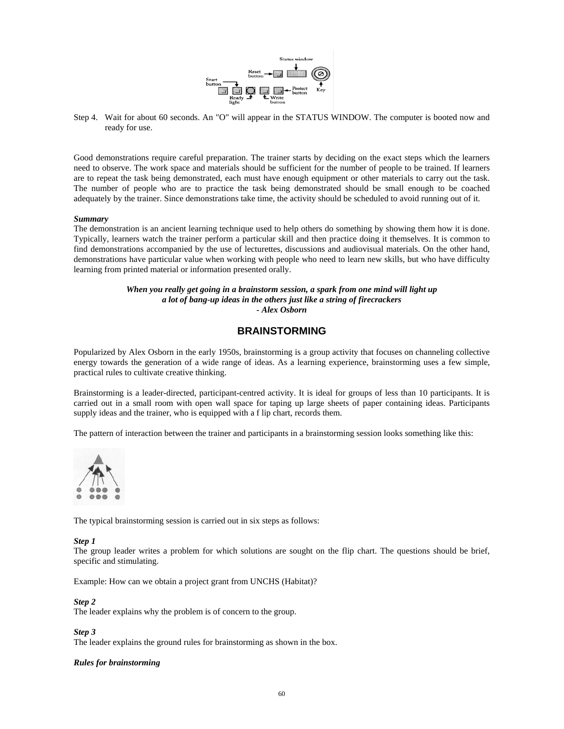Step 4. Wait for about 60 seconds. An "O" will appear in the STATUS WINDOW. The computer is booted now and ready for use.

Good demonstrations require careful preparation. The trainer starts by deciding on the exact steps which the learners need to observe. The work space and materials should be sufficient for the number of people to be trained. If learners are to repeat the task being demonstrated, each must have enough equipment or other materials to carry out the task. The number of people who are to practice the task being demonstrated should be small enough to be coached adequately by the trainer. Since demonstrations take time, the activity should be scheduled to avoid running out of it.

***Summary***

The demonstration is an ancient learning technique used to help others do something by showing them how it is done. Typically, learners watch the trainer perform a particular skill and then practice doing it themselves. It is common to find demonstrations accompanied by the use of lecturettes, discussions and audiovisual materials. On the other hand, demonstrations have particular value when working with people who need to learn new skills, but who have difficulty learning from printed material or information presented orally.

***When you really get going in a brainstorm session, a spark from one mind will light up a lot of bang-up ideas in the others just like a string of firecrackers - Alex Osborn***

## BRAINSTORMING

Popularized by Alex Osborn in the early 1950s, brainstorming is a group activity that focuses on channeling collective energy towards the generation of a wide range of ideas. As a learning experience, brainstorming uses a few simple, practical rules to cultivate creative thinking.

Brainstorming is a leader-directed, participant-centred activity. It is ideal for groups of less than 10 participants. It is carried out in a small room with open wall space for taping up large sheets of paper containing ideas. Participants supply ideas and the trainer, who is equipped with a f lip chart, records them.

The pattern of interaction between the trainer and participants in a brainstorming session looks something like this:

The typical brainstorming session is carried out in six steps as follows:

***Step 1***

The group leader writes a problem for which solutions are sought on the flip chart. The questions should be brief, specific and stimulating.

Example: How can we obtain a project grant from UNCHS (Habitat)?

***Step 2***

The leader explains why the problem is of concern to the group.

***Step 3***

The leader explains the ground rules for brainstorming as shown in the box.

***Rules for brainstorming***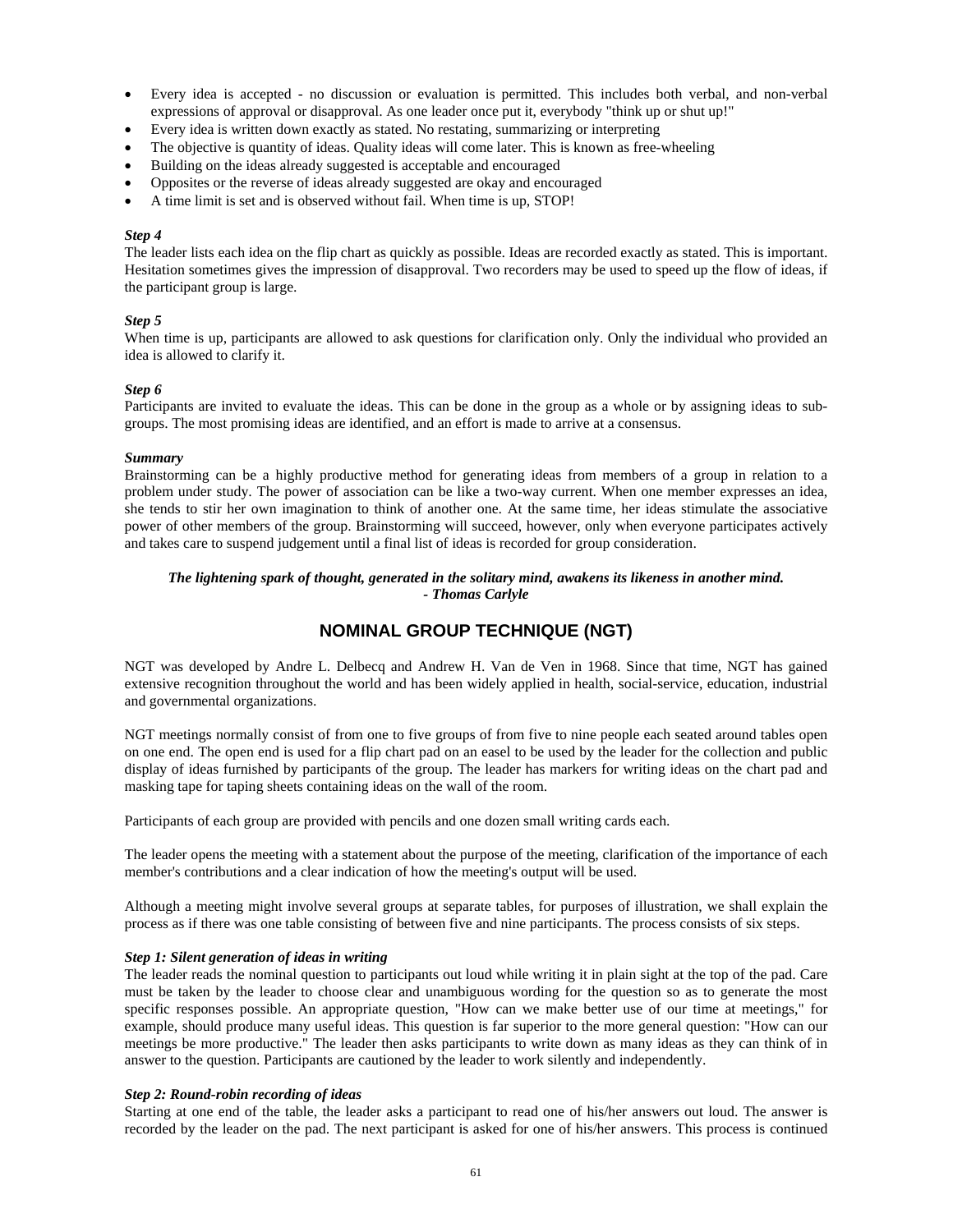- Every idea is accepted - no discussion or evaluation is permitted. This includes both verbal, and non-verbal expressions of approval or disapproval. As one leader once put it, everybody "think up or shut up!"
- Every idea is written down exactly as stated. No restating, summarizing or interpreting
- The objective is quantity of ideas. Quality ideas will come later. This is known as free-wheeling
- Building on the ideas already suggested is acceptable and encouraged
- Opposites or the reverse of ideas already suggested are okay and encouraged
- A time limit is set and is observed without fail. When time is up, STOP!

***Step 4***

The leader lists each idea on the flip chart as quickly as possible. Ideas are recorded exactly as stated. This is important. Hesitation sometimes gives the impression of disapproval. Two recorders may be used to speed up the flow of ideas, if the participant group is large.

***Step 5***

When time is up, participants are allowed to ask questions for clarification only. Only the individual who provided an idea is allowed to clarify it.

***Step 6***

Participants are invited to evaluate the ideas. This can be done in the group as a whole or by assigning ideas to sub-groups. The most promising ideas are identified, and an effort is made to arrive at a consensus.

***Summary***

Brainstorming can be a highly productive method for generating ideas from members of a group in relation to a problem under study. The power of association can be like a two-way current. When one member expresses an idea, she tends to stir her own imagination to think of another one. At the same time, her ideas stimulate the associative power of other members of the group. Brainstorming will succeed, however, only when everyone participates actively and takes care to suspend judgement until a final list of ideas is recorded for group consideration.

***The lightening spark of thought, generated in the solitary mind, awakens its likeness in another mind.***
***- Thomas Carlyle***

## NOMINAL GROUP TECHNIQUE (NGT)

NGT was developed by Andre L. Delbecq and Andrew H. Van de Ven in 1968. Since that time, NGT has gained extensive recognition throughout the world and has been widely applied in health, social-service, education, industrial and governmental organizations.

NGT meetings normally consist of from one to five groups of from five to nine people each seated around tables open on one end. The open end is used for a flip chart pad on an easel to be used by the leader for the collection and public display of ideas furnished by participants of the group. The leader has markers for writing ideas on the chart pad and masking tape for taping sheets containing ideas on the wall of the room.

Participants of each group are provided with pencils and one dozen small writing cards each.

The leader opens the meeting with a statement about the purpose of the meeting, clarification of the importance of each member's contributions and a clear indication of how the meeting's output will be used.

Although a meeting might involve several groups at separate tables, for purposes of illustration, we shall explain the process as if there was one table consisting of between five and nine participants. The process consists of six steps.

***Step 1: Silent generation of ideas in writing***

The leader reads the nominal question to participants out loud while writing it in plain sight at the top of the pad. Care must be taken by the leader to choose clear and unambiguous wording for the question so as to generate the most specific responses possible. An appropriate question, "How can we make better use of our time at meetings," for example, should produce many useful ideas. This question is far superior to the more general question: "How can our meetings be more productive." The leader then asks participants to write down as many ideas as they can think of in answer to the question. Participants are cautioned by the leader to work silently and independently.

***Step 2: Round-robin recording of ideas***

Starting at one end of the table, the leader asks a participant to read one of his/her answers out loud. The answer is recorded by the leader on the pad. The next participant is asked for one of his/her answers. This process is continued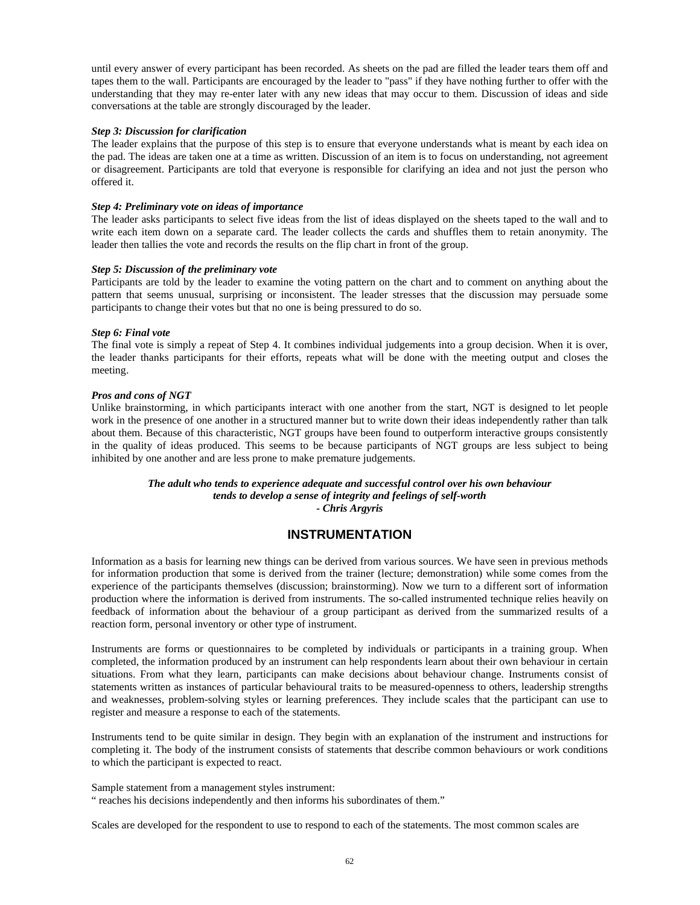until every answer of every participant has been recorded. As sheets on the pad are filled the leader tears them off and tapes them to the wall. Participants are encouraged by the leader to "pass" if they have nothing further to offer with the understanding that they may re-enter later with any new ideas that may occur to them. Discussion of ideas and side conversations at the table are strongly discouraged by the leader.

***Step 3: Discussion for clarification***

The leader explains that the purpose of this step is to ensure that everyone understands what is meant by each idea on the pad. The ideas are taken one at a time as written. Discussion of an item is to focus on understanding, not agreement or disagreement. Participants are told that everyone is responsible for clarifying an idea and not just the person who offered it.

***Step 4: Preliminary vote on ideas of importance***

The leader asks participants to select five ideas from the list of ideas displayed on the sheets taped to the wall and to write each item down on a separate card. The leader collects the cards and shuffles them to retain anonymity. The leader then tallies the vote and records the results on the flip chart in front of the group.

***Step 5: Discussion of the preliminary vote***

Participants are told by the leader to examine the voting pattern on the chart and to comment on anything about the pattern that seems unusual, surprising or inconsistent. The leader stresses that the discussion may persuade some participants to change their votes but that no one is being pressured to do so.

***Step 6: Final vote***

The final vote is simply a repeat of Step 4. It combines individual judgements into a group decision. When it is over, the leader thanks participants for their efforts, repeats what will be done with the meeting output and closes the meeting.

***Pros and cons of NGT***

Unlike brainstorming, in which participants interact with one another from the start, NGT is designed to let people work in the presence of one another in a structured manner but to write down their ideas independently rather than talk about them. Because of this characteristic, NGT groups have been found to outperform interactive groups consistently in the quality of ideas produced. This seems to be because participants of NGT groups are less subject to being inhibited by one another and are less prone to make premature judgements.

***The adult who tends to experience adequate and successful control over his own behaviour tends to develop a sense of integrity and feelings of self-worth***
***- Chris Argyris***

## INSTRUMENTATION

Information as a basis for learning new things can be derived from various sources. We have seen in previous methods for information production that some is derived from the trainer (lecture; demonstration) while some comes from the experience of the participants themselves (discussion; brainstorming). Now we turn to a different sort of information production where the information is derived from instruments. The so-called instrumented technique relies heavily on feedback of information about the behaviour of a group participant as derived from the summarized results of a reaction form, personal inventory or other type of instrument.

Instruments are forms or questionnaires to be completed by individuals or participants in a training group. When completed, the information produced by an instrument can help respondents learn about their own behaviour in certain situations. From what they learn, participants can make decisions about behaviour change. Instruments consist of statements written as instances of particular behavioural traits to be measured-openness to others, leadership strengths and weaknesses, problem-solving styles or learning preferences. They include scales that the participant can use to register and measure a response to each of the statements.

Instruments tend to be quite similar in design. They begin with an explanation of the instrument and instructions for completing it. The body of the instrument consists of statements that describe common behaviours or work conditions to which the participant is expected to react.

Sample statement from a management styles instrument:
" reaches his decisions independently and then informs his subordinates of them."

Scales are developed for the respondent to use to respond to each of the statements. The most common scales are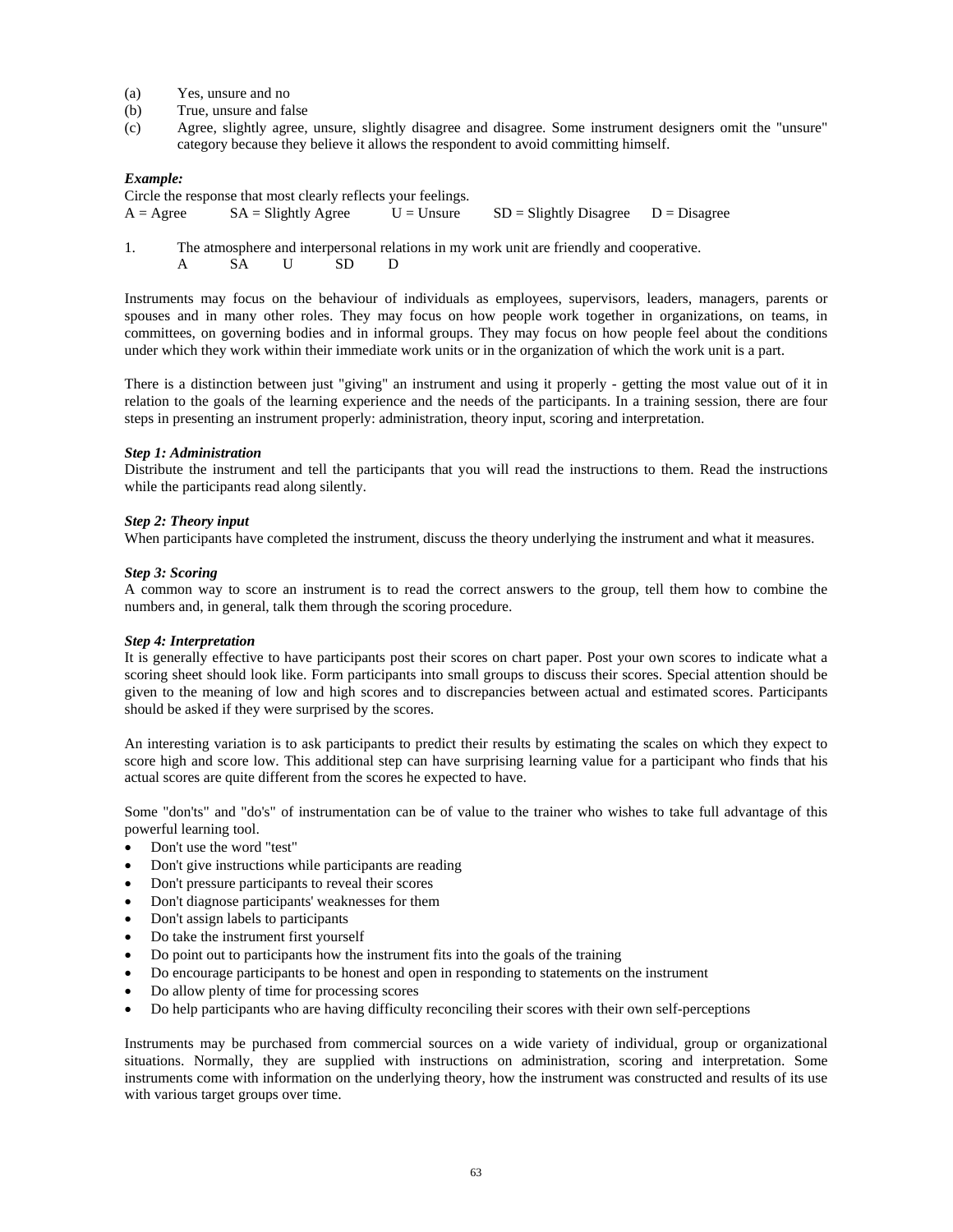(a) Yes, unsure and no
(b) True, unsure and false
(c) Agree, slightly agree, unsure, slightly disagree and disagree. Some instrument designers omit the "unsure" category because they believe it allows the respondent to avoid committing himself.

***Example:***

Circle the response that most clearly reflects your feelings.
A = Agree SA = Slightly Agree U = Unsure SD = Slightly Disagree D = Disagree

1. The atmosphere and interpersonal relations in my work unit are friendly and cooperative.
   A SA U SD D

Instruments may focus on the behaviour of individuals as employees, supervisors, leaders, managers, parents or spouses and in many other roles. They may focus on how people work together in organizations, on teams, in committees, on governing bodies and in informal groups. They may focus on how people feel about the conditions under which they work within their immediate work units or in the organization of which the work unit is a part.

There is a distinction between just "giving" an instrument and using it properly - getting the most value out of it in relation to the goals of the learning experience and the needs of the participants. In a training session, there are four steps in presenting an instrument properly: administration, theory input, scoring and interpretation.

***Step 1: Administration***

Distribute the instrument and tell the participants that you will read the instructions to them. Read the instructions while the participants read along silently.

***Step 2: Theory input***

When participants have completed the instrument, discuss the theory underlying the instrument and what it measures.

***Step 3: Scoring***

A common way to score an instrument is to read the correct answers to the group, tell them how to combine the numbers and, in general, talk them through the scoring procedure.

***Step 4: Interpretation***

It is generally effective to have participants post their scores on chart paper. Post your own scores to indicate what a scoring sheet should look like. Form participants into small groups to discuss their scores. Special attention should be given to the meaning of low and high scores and to discrepancies between actual and estimated scores. Participants should be asked if they were surprised by the scores.

An interesting variation is to ask participants to predict their results by estimating the scales on which they expect to score high and score low. This additional step can have surprising learning value for a participant who finds that his actual scores are quite different from the scores he expected to have.

Some "don'ts" and "do's" of instrumentation can be of value to the trainer who wishes to take full advantage of this powerful learning tool.

- Don't use the word "test"
- Don't give instructions while participants are reading
- Don't pressure participants to reveal their scores
- Don't diagnose participants' weaknesses for them
- Don't assign labels to participants
- Do take the instrument first yourself
- Do point out to participants how the instrument fits into the goals of the training
- Do encourage participants to be honest and open in responding to statements on the instrument
- Do allow plenty of time for processing scores
- Do help participants who are having difficulty reconciling their scores with their own self-perceptions

Instruments may be purchased from commercial sources on a wide variety of individual, group or organizational situations. Normally, they are supplied with instructions on administration, scoring and interpretation. Some instruments come with information on the underlying theory, how the instrument was constructed and results of its use with various target groups over time.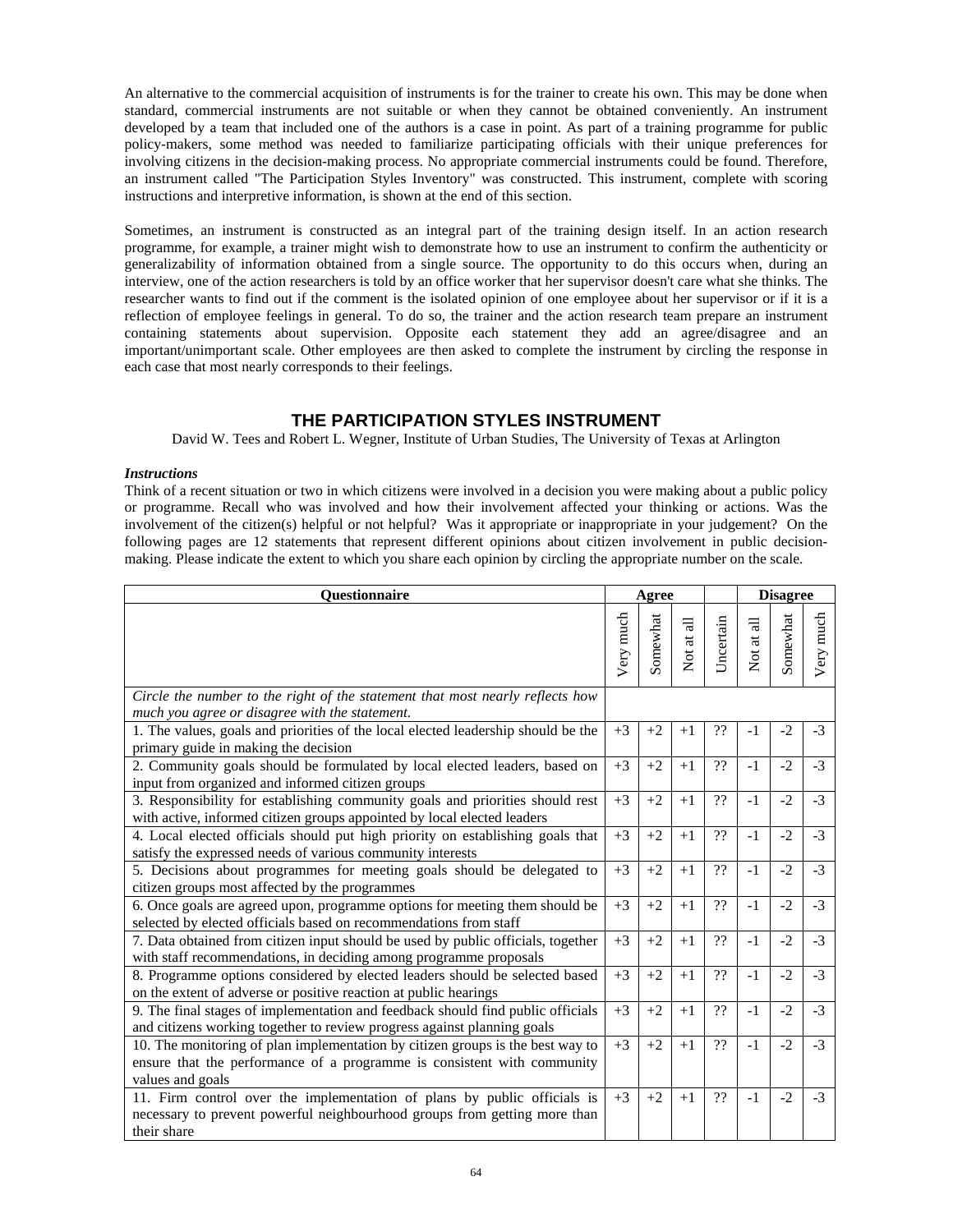An alternative to the commercial acquisition of instruments is for the trainer to create his own. This may be done when standard, commercial instruments are not suitable or when they cannot be obtained conveniently. An instrument developed by a team that included one of the authors is a case in point. As part of a training programme for public policy-makers, some method was needed to familiarize participating officials with their unique preferences for involving citizens in the decision-making process. No appropriate commercial instruments could be found. Therefore, an instrument called "The Participation Styles Inventory" was constructed. This instrument, complete with scoring instructions and interpretive information, is shown at the end of this section.

Sometimes, an instrument is constructed as an integral part of the training design itself. In an action research programme, for example, a trainer might wish to demonstrate how to use an instrument to confirm the authenticity or generalizability of information obtained from a single source. The opportunity to do this occurs when, during an interview, one of the action researchers is told by an office worker that her supervisor doesn't care what she thinks. The researcher wants to find out if the comment is the isolated opinion of one employee about her supervisor or if it is a reflection of employee feelings in general. To do so, the trainer and the action research team prepare an instrument containing statements about supervision. Opposite each statement they add an agree/disagree and an important/unimportant scale. Other employees are then asked to complete the instrument by circling the response in each case that most nearly corresponds to their feelings.

## THE PARTICIPATION STYLES INSTRUMENT

David W. Tees and Robert L. Wegner, Institute of Urban Studies, The University of Texas at Arlington

***Instructions***

Think of a recent situation or two in which citizens were involved in a decision you were making about a public policy or programme. Recall who was involved and how their involvement affected your thinking or actions. Was the involvement of the citizen(s) helpful or not helpful? Was it appropriate or inappropriate in your judgement? On the following pages are 12 statements that represent different opinions about citizen involvement in public decision-making. Please indicate the extent to which you share each opinion by circling the appropriate number on the scale.

| Questionnaire | Agree | | | | Disagree | | |
|---|---|---|---|---|---|---|---|
| | Very much | Somewhat | Not at all | Uncertain | Not at all | Somewhat | Very much |
| *Circle the number to the right of the statement that most nearly reflects how much you agree or disagree with the statement.* | | | | | | | |
| 1. The values, goals and priorities of the local elected leadership should be the primary guide in making the decision | +3 | +2 | +1 | ?? | -1 | -2 | -3 |
| 2. Community goals should be formulated by local elected leaders, based on input from organized and informed citizen groups | +3 | +2 | +1 | ?? | -1 | -2 | -3 |
| 3. Responsibility for establishing community goals and priorities should rest with active, informed citizen groups appointed by local elected leaders | +3 | +2 | +1 | ?? | -1 | -2 | -3 |
| 4. Local elected officials should put high priority on establishing goals that satisfy the expressed needs of various community interests | +3 | +2 | +1 | ?? | -1 | -2 | -3 |
| 5. Decisions about programmes for meeting goals should be delegated to citizen groups most affected by the programmes | +3 | +2 | +1 | ?? | -1 | -2 | -3 |
| 6. Once goals are agreed upon, programme options for meeting them should be selected by elected officials based on recommendations from staff | +3 | +2 | +1 | ?? | -1 | -2 | -3 |
| 7. Data obtained from citizen input should be used by public officials, together with staff recommendations, in deciding among programme proposals | +3 | +2 | +1 | ?? | -1 | -2 | -3 |
| 8. Programme options considered by elected leaders should be selected based on the extent of adverse or positive reaction at public hearings | +3 | +2 | +1 | ?? | -1 | -2 | -3 |
| 9. The final stages of implementation and feedback should find public officials and citizens working together to review progress against planning goals | +3 | +2 | +1 | ?? | -1 | -2 | -3 |
| 10. The monitoring of plan implementation by citizen groups is the best way to ensure that the performance of a programme is consistent with community values and goals | +3 | +2 | +1 | ?? | -1 | -2 | -3 |
| 11. Firm control over the implementation of plans by public officials is necessary to prevent powerful neighbourhood groups from getting more than their share | +3 | +2 | +1 | ?? | -1 | -2 | -3 |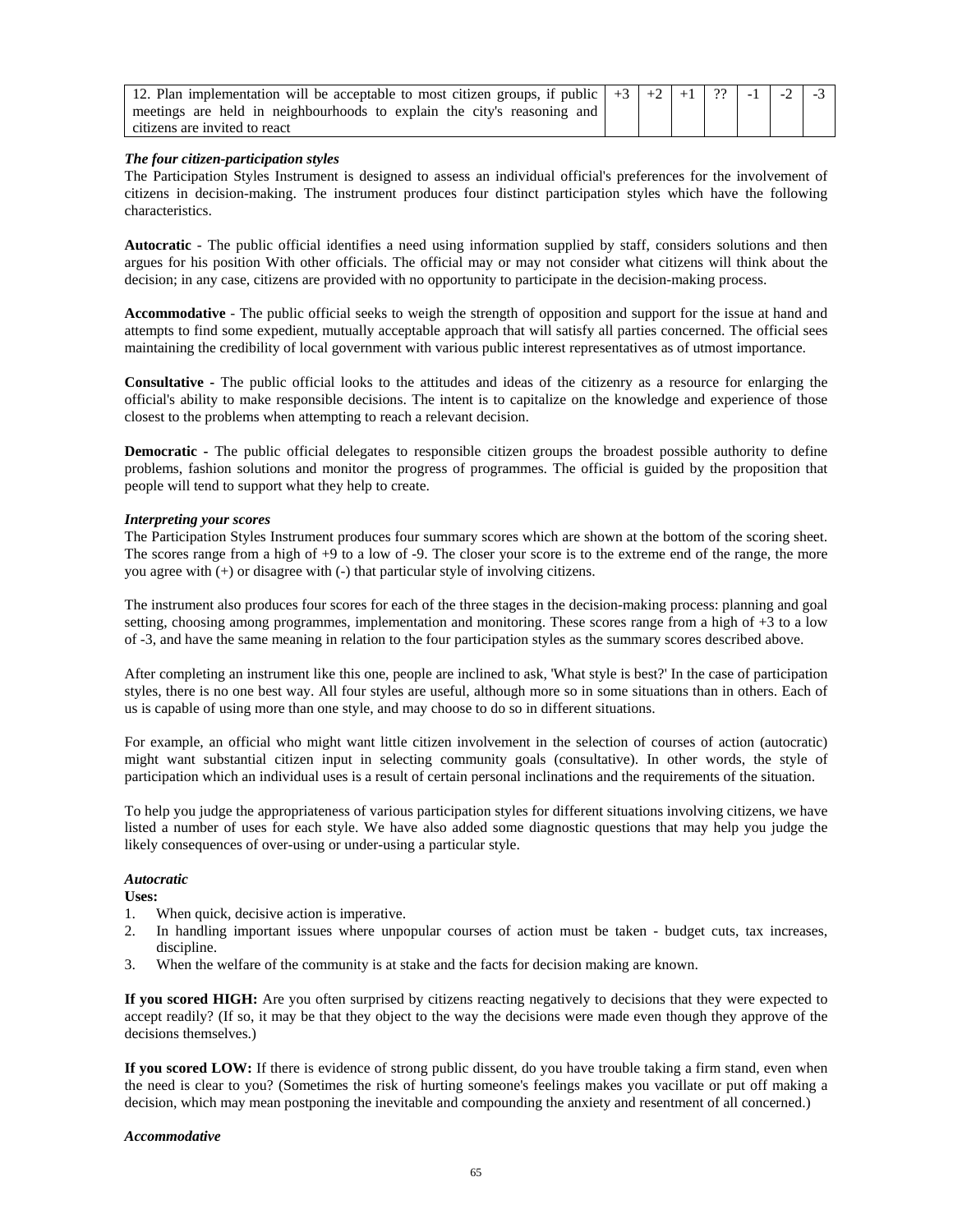| 12. Plan implementation will be acceptable to most citizen groups, if public meetings are held in neighbourhoods to explain the city's reasoning and citizens are invited to react | +3 | +2 | +1 | ?? | -1 | -2 | -3 |
|---|---|---|---|---|---|---|---|

***The four citizen-participation styles***

The Participation Styles Instrument is designed to assess an individual official's preferences for the involvement of citizens in decision-making. The instrument produces four distinct participation styles which have the following characteristics.

**Autocratic** - The public official identifies a need using information supplied by staff, considers solutions and then argues for his position With other officials. The official may or may not consider what citizens will think about the decision; in any case, citizens are provided with no opportunity to participate in the decision-making process.

**Accommodative** - The public official seeks to weigh the strength of opposition and support for the issue at hand and attempts to find some expedient, mutually acceptable approach that will satisfy all parties concerned. The official sees maintaining the credibility of local government with various public interest representatives as of utmost importance.

**Consultative -** The public official looks to the attitudes and ideas of the citizenry as a resource for enlarging the official's ability to make responsible decisions. The intent is to capitalize on the knowledge and experience of those closest to the problems when attempting to reach a relevant decision.

**Democratic -** The public official delegates to responsible citizen groups the broadest possible authority to define problems, fashion solutions and monitor the progress of programmes. The official is guided by the proposition that people will tend to support what they help to create.

***Interpreting your scores***

The Participation Styles Instrument produces four summary scores which are shown at the bottom of the scoring sheet. The scores range from a high of +9 to a low of -9. The closer your score is to the extreme end of the range, the more you agree with (+) or disagree with (-) that particular style of involving citizens.

The instrument also produces four scores for each of the three stages in the decision-making process: planning and goal setting, choosing among programmes, implementation and monitoring. These scores range from a high of +3 to a low of -3, and have the same meaning in relation to the four participation styles as the summary scores described above.

After completing an instrument like this one, people are inclined to ask, 'What style is best?' In the case of participation styles, there is no one best way. All four styles are useful, although more so in some situations than in others. Each of us is capable of using more than one style, and may choose to do so in different situations.

For example, an official who might want little citizen involvement in the selection of courses of action (autocratic) might want substantial citizen input in selecting community goals (consultative). In other words, the style of participation which an individual uses is a result of certain personal inclinations and the requirements of the situation.

To help you judge the appropriateness of various participation styles for different situations involving citizens, we have listed a number of uses for each style. We have also added some diagnostic questions that may help you judge the likely consequences of over-using or under-using a particular style.

***Autocratic***

**Uses:**

1. When quick, decisive action is imperative.
2. In handling important issues where unpopular courses of action must be taken - budget cuts, tax increases, discipline.
3. When the welfare of the community is at stake and the facts for decision making are known.

**If you scored HIGH:** Are you often surprised by citizens reacting negatively to decisions that they were expected to accept readily? (If so, it may be that they object to the way the decisions were made even though they approve of the decisions themselves.)

**If you scored LOW:** If there is evidence of strong public dissent, do you have trouble taking a firm stand, even when the need is clear to you? (Sometimes the risk of hurting someone's feelings makes you vacillate or put off making a decision, which may mean postponing the inevitable and compounding the anxiety and resentment of all concerned.)

***Accommodative***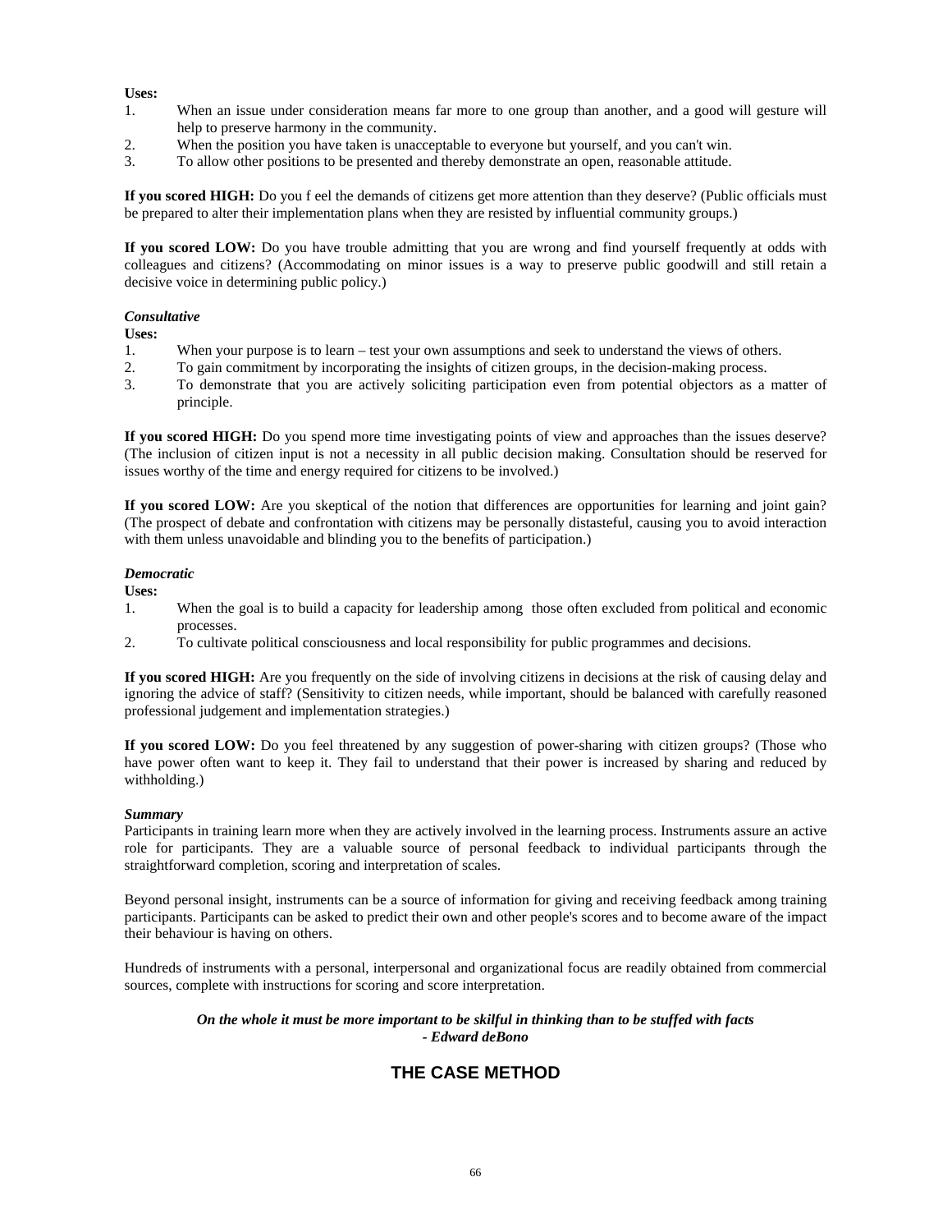**Uses:**

1. When an issue under consideration means far more to one group than another, and a good will gesture will help to preserve harmony in the community.
2. When the position you have taken is unacceptable to everyone but yourself, and you can't win.
3. To allow other positions to be presented and thereby demonstrate an open, reasonable attitude.

**If you scored HIGH:** Do you f eel the demands of citizens get more attention than they deserve? (Public officials must be prepared to alter their implementation plans when they are resisted by influential community groups.)

**If you scored LOW:** Do you have trouble admitting that you are wrong and find yourself frequently at odds with colleagues and citizens? (Accommodating on minor issues is a way to preserve public goodwill and still retain a decisive voice in determining public policy.)

***Consultative***

**Uses:**

1. When your purpose is to learn – test your own assumptions and seek to understand the views of others.
2. To gain commitment by incorporating the insights of citizen groups, in the decision-making process.
3. To demonstrate that you are actively soliciting participation even from potential objectors as a matter of principle.

**If you scored HIGH:** Do you spend more time investigating points of view and approaches than the issues deserve? (The inclusion of citizen input is not a necessity in all public decision making. Consultation should be reserved for issues worthy of the time and energy required for citizens to be involved.)

**If you scored LOW:** Are you skeptical of the notion that differences are opportunities for learning and joint gain? (The prospect of debate and confrontation with citizens may be personally distasteful, causing you to avoid interaction with them unless unavoidable and blinding you to the benefits of participation.)

***Democratic***

**Uses:**

1. When the goal is to build a capacity for leadership among those often excluded from political and economic processes.
2. To cultivate political consciousness and local responsibility for public programmes and decisions.

**If you scored HIGH:** Are you frequently on the side of involving citizens in decisions at the risk of causing delay and ignoring the advice of staff? (Sensitivity to citizen needs, while important, should be balanced with carefully reasoned professional judgement and implementation strategies.)

**If you scored LOW:** Do you feel threatened by any suggestion of power-sharing with citizen groups? (Those who have power often want to keep it. They fail to understand that their power is increased by sharing and reduced by withholding.)

***Summary***

Participants in training learn more when they are actively involved in the learning process. Instruments assure an active role for participants. They are a valuable source of personal feedback to individual participants through the straightforward completion, scoring and interpretation of scales.

Beyond personal insight, instruments can be a source of information for giving and receiving feedback among training participants. Participants can be asked to predict their own and other people's scores and to become aware of the impact their behaviour is having on others.

Hundreds of instruments with a personal, interpersonal and organizational focus are readily obtained from commercial sources, complete with instructions for scoring and score interpretation.

***On the whole it must be more important to be skilful in thinking than to be stuffed with facts***
***- Edward deBono***

## THE CASE METHOD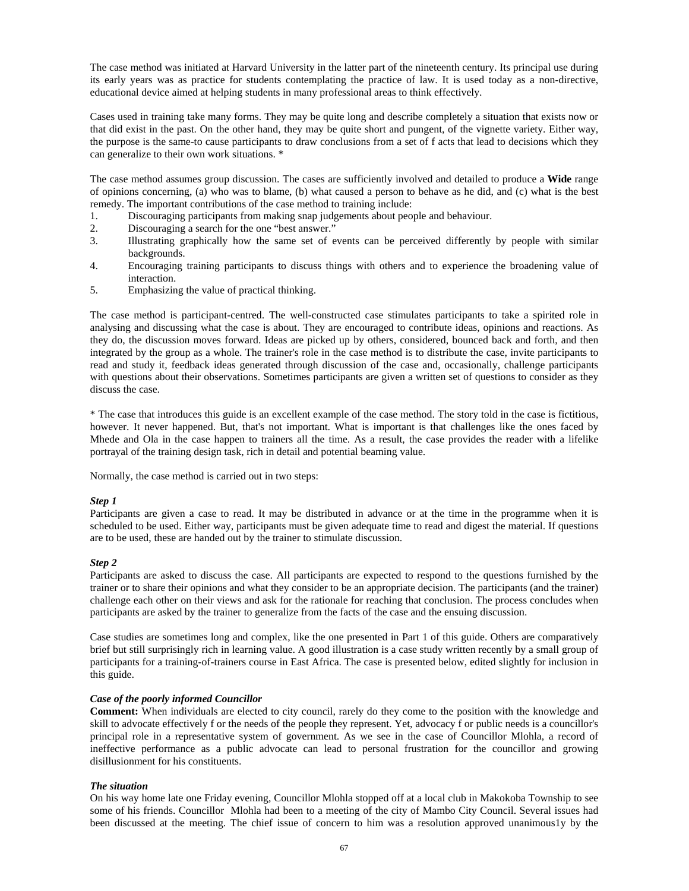The case method was initiated at Harvard University in the latter part of the nineteenth century. Its principal use during its early years was as practice for students contemplating the practice of law. It is used today as a non-directive, educational device aimed at helping students in many professional areas to think effectively.

Cases used in training take many forms. They may be quite long and describe completely a situation that exists now or that did exist in the past. On the other hand, they may be quite short and pungent, of the vignette variety. Either way, the purpose is the same-to cause participants to draw conclusions from a set of f acts that lead to decisions which they can generalize to their own work situations. *

The case method assumes group discussion. The cases are sufficiently involved and detailed to produce a **Wide** range of opinions concerning, (a) who was to blame, (b) what caused a person to behave as he did, and (c) what is the best remedy. The important contributions of the case method to training include:

1. Discouraging participants from making snap judgements about people and behaviour.
2. Discouraging a search for the one "best answer."
3. Illustrating graphically how the same set of events can be perceived differently by people with similar backgrounds.
4. Encouraging training participants to discuss things with others and to experience the broadening value of interaction.
5. Emphasizing the value of practical thinking.

The case method is participant-centred. The well-constructed case stimulates participants to take a spirited role in analysing and discussing what the case is about. They are encouraged to contribute ideas, opinions and reactions. As they do, the discussion moves forward. Ideas are picked up by others, considered, bounced back and forth, and then integrated by the group as a whole. The trainer's role in the case method is to distribute the case, invite participants to read and study it, feedback ideas generated through discussion of the case and, occasionally, challenge participants with questions about their observations. Sometimes participants are given a written set of questions to consider as they discuss the case.

* The case that introduces this guide is an excellent example of the case method. The story told in the case is fictitious, however. It never happened. But, that's not important. What is important is that challenges like the ones faced by Mhede and Ola in the case happen to trainers all the time. As a result, the case provides the reader with a lifelike portrayal of the training design task, rich in detail and potential beaming value.

Normally, the case method is carried out in two steps:

***Step 1***

Participants are given a case to read. It may be distributed in advance or at the time in the programme when it is scheduled to be used. Either way, participants must be given adequate time to read and digest the material. If questions are to be used, these are handed out by the trainer to stimulate discussion.

***Step 2***

Participants are asked to discuss the case. All participants are expected to respond to the questions furnished by the trainer or to share their opinions and what they consider to be an appropriate decision. The participants (and the trainer) challenge each other on their views and ask for the rationale for reaching that conclusion. The process concludes when participants are asked by the trainer to generalize from the facts of the case and the ensuing discussion.

Case studies are sometimes long and complex, like the one presented in Part 1 of this guide. Others are comparatively brief but still surprisingly rich in learning value. A good illustration is a case study written recently by a small group of participants for a training-of-trainers course in East Africa. The case is presented below, edited slightly for inclusion in this guide.

***Case of the poorly informed Councillor***

**Comment:** When individuals are elected to city council, rarely do they come to the position with the knowledge and skill to advocate effectively f or the needs of the people they represent. Yet, advocacy f or public needs is a councillor's principal role in a representative system of government. As we see in the case of Councillor Mlohla, a record of ineffective performance as a public advocate can lead to personal frustration for the councillor and growing disillusionment for his constituents.

***The situation***

On his way home late one Friday evening, Councillor Mlohla stopped off at a local club in Makokoba Township to see some of his friends. Councillor Mlohla had been to a meeting of the city of Mambo City Council. Several issues had been discussed at the meeting. The chief issue of concern to him was a resolution approved unanimous1y by the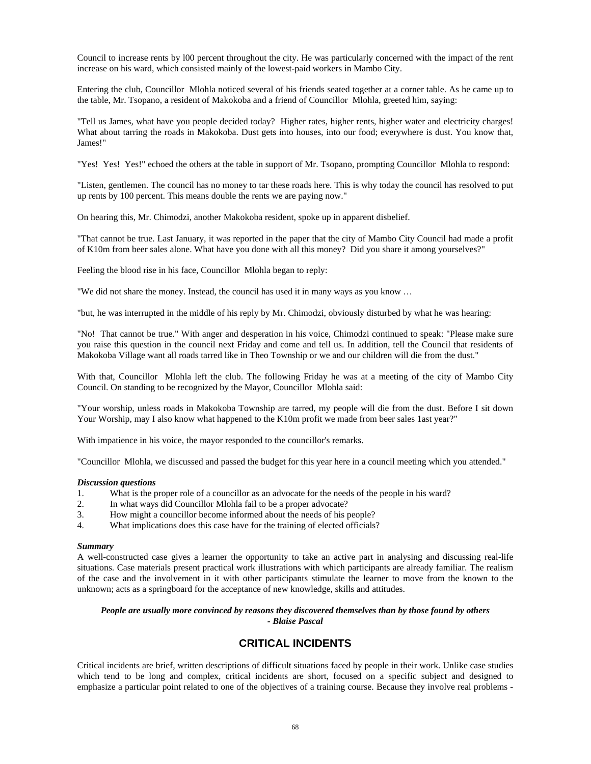Council to increase rents by l00 percent throughout the city. He was particularly concerned with the impact of the rent increase on his ward, which consisted mainly of the lowest-paid workers in Mambo City.

Entering the club, Councillor Mlohla noticed several of his friends seated together at a corner table. As he came up to the table, Mr. Tsopano, a resident of Makokoba and a friend of Councillor Mlohla, greeted him, saying:

"Tell us James, what have you people decided today? Higher rates, higher rents, higher water and electricity charges! What about tarring the roads in Makokoba. Dust gets into houses, into our food; everywhere is dust. You know that, James!"

"Yes! Yes! Yes!" echoed the others at the table in support of Mr. Tsopano, prompting Councillor Mlohla to respond:

"Listen, gentlemen. The council has no money to tar these roads here. This is why today the council has resolved to put up rents by 100 percent. This means double the rents we are paying now."

On hearing this, Mr. Chimodzi, another Makokoba resident, spoke up in apparent disbelief.

"That cannot be true. Last January, it was reported in the paper that the city of Mambo City Council had made a profit of K10m from beer sales alone. What have you done with all this money? Did you share it among yourselves?"

Feeling the blood rise in his face, Councillor Mlohla began to reply:

"We did not share the money. Instead, the council has used it in many ways as you know …

"but, he was interrupted in the middle of his reply by Mr. Chimodzi, obviously disturbed by what he was hearing:

"No! That cannot be true." With anger and desperation in his voice, Chimodzi continued to speak: "Please make sure you raise this question in the council next Friday and come and tell us. In addition, tell the Council that residents of Makokoba Village want all roads tarred like in Theo Township or we and our children will die from the dust."

With that, Councillor Mlohla left the club. The following Friday he was at a meeting of the city of Mambo City Council. On standing to be recognized by the Mayor, Councillor Mlohla said:

"Your worship, unless roads in Makokoba Township are tarred, my people will die from the dust. Before I sit down Your Worship, may I also know what happened to the K10m profit we made from beer sales 1ast year?"

With impatience in his voice, the mayor responded to the councillor's remarks.

"Councillor Mlohla, we discussed and passed the budget for this year here in a council meeting which you attended."

***Discussion questions***

1. What is the proper role of a councillor as an advocate for the needs of the people in his ward?
2. In what ways did Councillor Mlohla fail to be a proper advocate?
3. How might a councillor become informed about the needs of his people?
4. What implications does this case have for the training of elected officials?

***Summary***

A well-constructed case gives a learner the opportunity to take an active part in analysing and discussing real-life situations. Case materials present practical work illustrations with which participants are already familiar. The realism of the case and the involvement in it with other participants stimulate the learner to move from the known to the unknown; acts as a springboard for the acceptance of new knowledge, skills and attitudes.

***People are usually more convinced by reasons they discovered themselves than by those found by others - Blaise Pascal***

## CRITICAL INCIDENTS

Critical incidents are brief, written descriptions of difficult situations faced by people in their work. Unlike case studies which tend to be long and complex, critical incidents are short, focused on a specific subject and designed to emphasize a particular point related to one of the objectives of a training course. Because they involve real problems -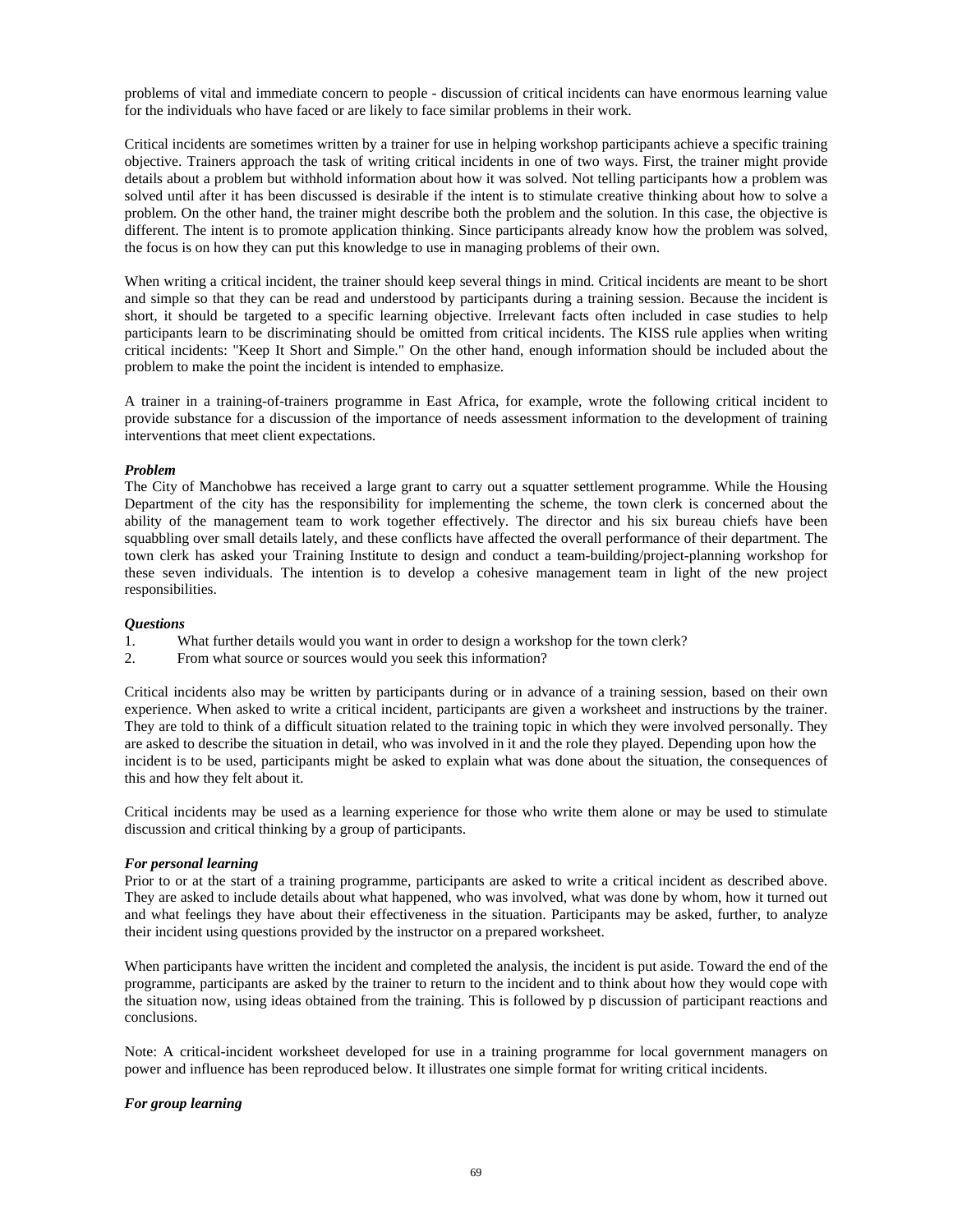problems of vital and immediate concern to people - discussion of critical incidents can have enormous learning value for the individuals who have faced or are likely to face similar problems in their work.

Critical incidents are sometimes written by a trainer for use in helping workshop participants achieve a specific training objective. Trainers approach the task of writing critical incidents in one of two ways. First, the trainer might provide details about a problem but withhold information about how it was solved. Not telling participants how a problem was solved until after it has been discussed is desirable if the intent is to stimulate creative thinking about how to solve a problem. On the other hand, the trainer might describe both the problem and the solution. In this case, the objective is different. The intent is to promote application thinking. Since participants already know how the problem was solved, the focus is on how they can put this knowledge to use in managing problems of their own.

When writing a critical incident, the trainer should keep several things in mind. Critical incidents are meant to be short and simple so that they can be read and understood by participants during a training session. Because the incident is short, it should be targeted to a specific learning objective. Irrelevant facts often included in case studies to help participants learn to be discriminating should be omitted from critical incidents. The KISS rule applies when writing critical incidents: "Keep It Short and Simple." On the other hand, enough information should be included about the problem to make the point the incident is intended to emphasize.

A trainer in a training-of-trainers programme in East Africa, for example, wrote the following critical incident to provide substance for a discussion of the importance of needs assessment information to the development of training interventions that meet client expectations.

***Problem***

The City of Manchobwe has received a large grant to carry out a squatter settlement programme. While the Housing Department of the city has the responsibility for implementing the scheme, the town clerk is concerned about the ability of the management team to work together effectively. The director and his six bureau chiefs have been squabbling over small details lately, and these conflicts have affected the overall performance of their department. The town clerk has asked your Training Institute to design and conduct a team-building/project-planning workshop for these seven individuals. The intention is to develop a cohesive management team in light of the new project responsibilities.

***Questions***

1. What further details would you want in order to design a workshop for the town clerk?
2. From what source or sources would you seek this information?

Critical incidents also may be written by participants during or in advance of a training session, based on their own experience. When asked to write a critical incident, participants are given a worksheet and instructions by the trainer. They are told to think of a difficult situation related to the training topic in which they were involved personally. They are asked to describe the situation in detail, who was involved in it and the role they played. Depending upon how the incident is to be used, participants might be asked to explain what was done about the situation, the consequences of this and how they felt about it.

Critical incidents may be used as a learning experience for those who write them alone or may be used to stimulate discussion and critical thinking by a group of participants.

***For personal learning***

Prior to or at the start of a training programme, participants are asked to write a critical incident as described above. They are asked to include details about what happened, who was involved, what was done by whom, how it turned out and what feelings they have about their effectiveness in the situation. Participants may be asked, further, to analyze their incident using questions provided by the instructor on a prepared worksheet.

When participants have written the incident and completed the analysis, the incident is put aside. Toward the end of the programme, participants are asked by the trainer to return to the incident and to think about how they would cope with the situation now, using ideas obtained from the training. This is followed by p discussion of participant reactions and conclusions.

Note: A critical-incident worksheet developed for use in a training programme for local government managers on power and influence has been reproduced below. It illustrates one simple format for writing critical incidents.

***For group learning***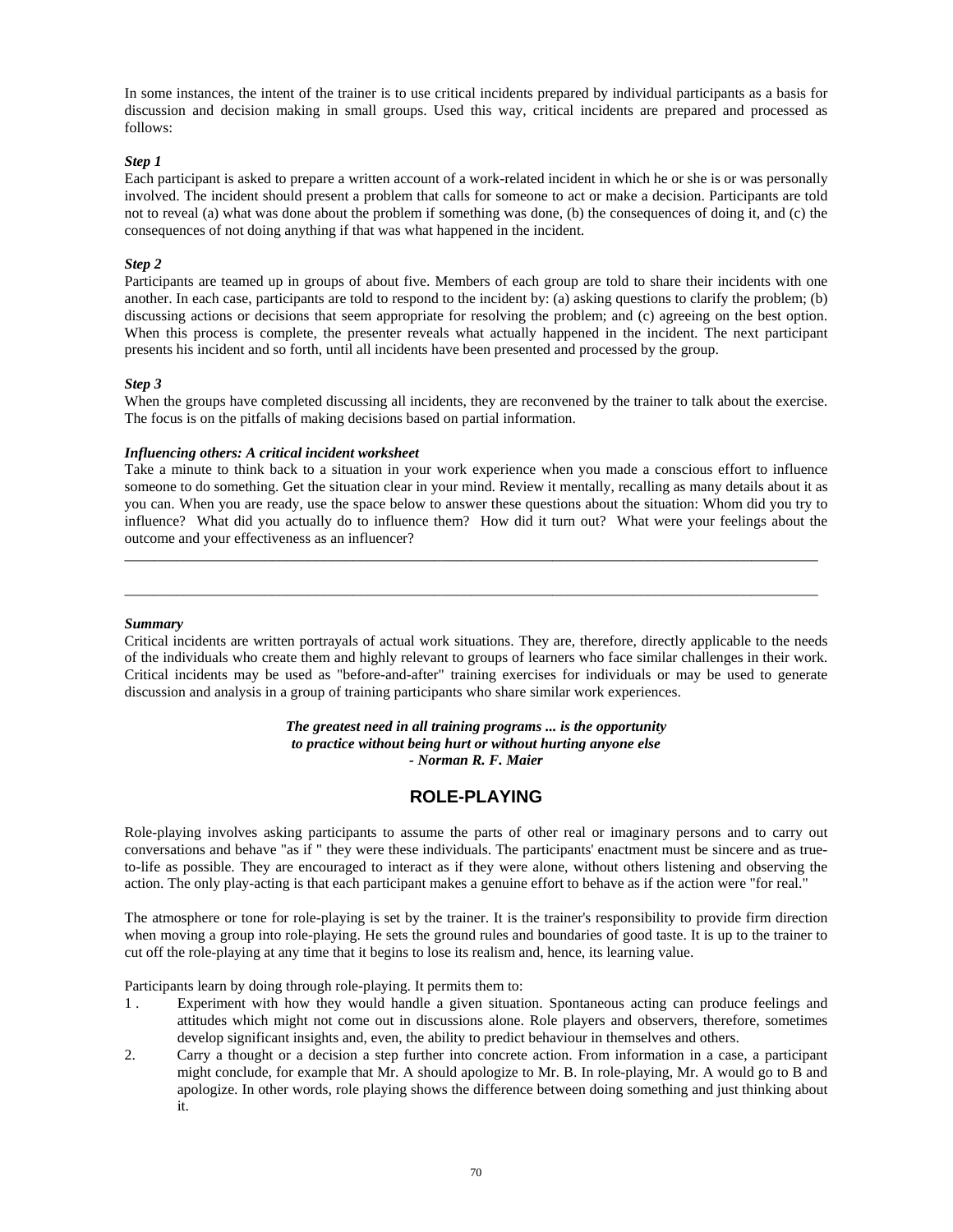In some instances, the intent of the trainer is to use critical incidents prepared by individual participants as a basis for discussion and decision making in small groups. Used this way, critical incidents are prepared and processed as follows:

***Step 1***

Each participant is asked to prepare a written account of a work-related incident in which he or she is or was personally involved. The incident should present a problem that calls for someone to act or make a decision. Participants are told not to reveal (a) what was done about the problem if something was done, (b) the consequences of doing it, and (c) the consequences of not doing anything if that was what happened in the incident.

***Step 2***

Participants are teamed up in groups of about five. Members of each group are told to share their incidents with one another. In each case, participants are told to respond to the incident by: (a) asking questions to clarify the problem; (b) discussing actions or decisions that seem appropriate for resolving the problem; and (c) agreeing on the best option. When this process is complete, the presenter reveals what actually happened in the incident. The next participant presents his incident and so forth, until all incidents have been presented and processed by the group.

***Step 3***

When the groups have completed discussing all incidents, they are reconvened by the trainer to talk about the exercise. The focus is on the pitfalls of making decisions based on partial information.

***Influencing others: A critical incident worksheet***

Take a minute to think back to a situation in your work experience when you made a conscious effort to influence someone to do something. Get the situation clear in your mind. Review it mentally, recalling as many details about it as you can. When you are ready, use the space below to answer these questions about the situation: Whom did you try to influence? What did you actually do to influence them? How did it turn out? What were your feelings about the outcome and your effectiveness as an influencer?

_______________________________________________________________________________________________

_______________________________________________________________________________________________

***Summary***

Critical incidents are written portrayals of actual work situations. They are, therefore, directly applicable to the needs of the individuals who create them and highly relevant to groups of learners who face similar challenges in their work. Critical incidents may be used as "before-and-after" training exercises for individuals or may be used to generate discussion and analysis in a group of training participants who share similar work experiences.

***The greatest need in all training programs ... is the opportunity to practice without being hurt or without hurting anyone else***
***- Norman R. F. Maier***

## ROLE-PLAYING

Role-playing involves asking participants to assume the parts of other real or imaginary persons and to carry out conversations and behave "as if " they were these individuals. The participants' enactment must be sincere and as true-to-life as possible. They are encouraged to interact as if they were alone, without others listening and observing the action. The only play-acting is that each participant makes a genuine effort to behave as if the action were "for real."

The atmosphere or tone for role-playing is set by the trainer. It is the trainer's responsibility to provide firm direction when moving a group into role-playing. He sets the ground rules and boundaries of good taste. It is up to the trainer to cut off the role-playing at any time that it begins to lose its realism and, hence, its learning value.

Participants learn by doing through role-playing. It permits them to:

1. Experiment with how they would handle a given situation. Spontaneous acting can produce feelings and attitudes which might not come out in discussions alone. Role players and observers, therefore, sometimes develop significant insights and, even, the ability to predict behaviour in themselves and others.
2. Carry a thought or a decision a step further into concrete action. From information in a case, a participant might conclude, for example that Mr. A should apologize to Mr. B. In role-playing, Mr. A would go to B and apologize. In other words, role playing shows the difference between doing something and just thinking about it.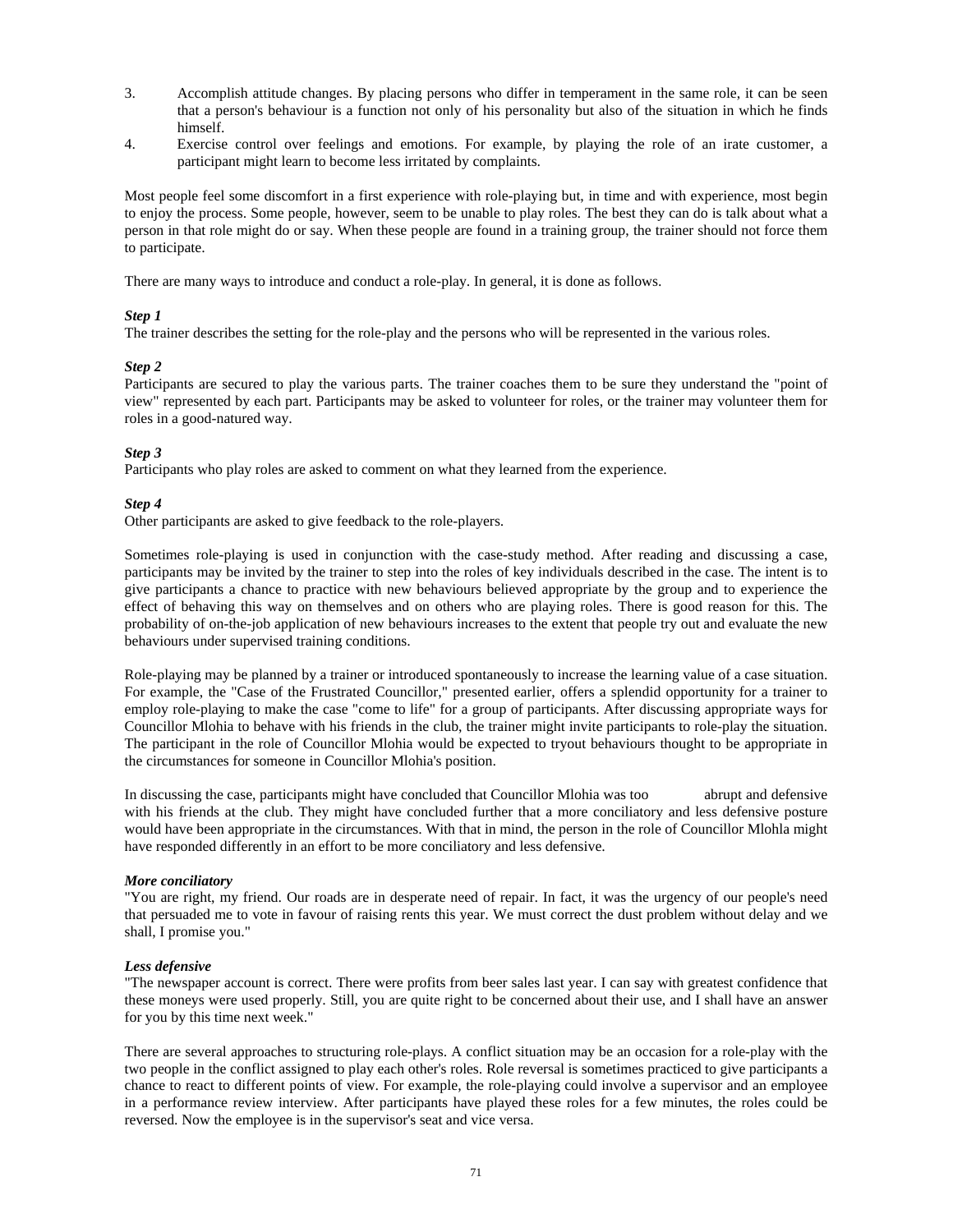3. Accomplish attitude changes. By placing persons who differ in temperament in the same role, it can be seen that a person's behaviour is a function not only of his personality but also of the situation in which he finds himself.
4. Exercise control over feelings and emotions. For example, by playing the role of an irate customer, a participant might learn to become less irritated by complaints.

Most people feel some discomfort in a first experience with role-playing but, in time and with experience, most begin to enjoy the process. Some people, however, seem to be unable to play roles. The best they can do is talk about what a person in that role might do or say. When these people are found in a training group, the trainer should not force them to participate.

There are many ways to introduce and conduct a role-play. In general, it is done as follows.

***Step 1***
The trainer describes the setting for the role-play and the persons who will be represented in the various roles.

***Step 2***
Participants are secured to play the various parts. The trainer coaches them to be sure they understand the "point of view" represented by each part. Participants may be asked to volunteer for roles, or the trainer may volunteer them for roles in a good-natured way.

***Step 3***
Participants who play roles are asked to comment on what they learned from the experience.

***Step 4***
Other participants are asked to give feedback to the role-players.

Sometimes role-playing is used in conjunction with the case-study method. After reading and discussing a case, participants may be invited by the trainer to step into the roles of key individuals described in the case. The intent is to give participants a chance to practice with new behaviours believed appropriate by the group and to experience the effect of behaving this way on themselves and on others who are playing roles. There is good reason for this. The probability of on-the-job application of new behaviours increases to the extent that people try out and evaluate the new behaviours under supervised training conditions.

Role-playing may be planned by a trainer or introduced spontaneously to increase the learning value of a case situation. For example, the "Case of the Frustrated Councillor," presented earlier, offers a splendid opportunity for a trainer to employ role-playing to make the case "come to life" for a group of participants. After discussing appropriate ways for Councillor Mlohia to behave with his friends in the club, the trainer might invite participants to role-play the situation. The participant in the role of Councillor Mlohia would be expected to tryout behaviours thought to be appropriate in the circumstances for someone in Councillor Mlohia's position.

In discussing the case, participants might have concluded that Councillor Mlohia was too abrupt and defensive with his friends at the club. They might have concluded further that a more conciliatory and less defensive posture would have been appropriate in the circumstances. With that in mind, the person in the role of Councillor Mlohla might have responded differently in an effort to be more conciliatory and less defensive.

***More conciliatory***
"You are right, my friend. Our roads are in desperate need of repair. In fact, it was the urgency of our people's need that persuaded me to vote in favour of raising rents this year. We must correct the dust problem without delay and we shall, I promise you."

***Less defensive***
"The newspaper account is correct. There were profits from beer sales last year. I can say with greatest confidence that these moneys were used properly. Still, you are quite right to be concerned about their use, and I shall have an answer for you by this time next week."

There are several approaches to structuring role-plays. A conflict situation may be an occasion for a role-play with the two people in the conflict assigned to play each other's roles. Role reversal is sometimes practiced to give participants a chance to react to different points of view. For example, the role-playing could involve a supervisor and an employee in a performance review interview. After participants have played these roles for a few minutes, the roles could be reversed. Now the employee is in the supervisor's seat and vice versa.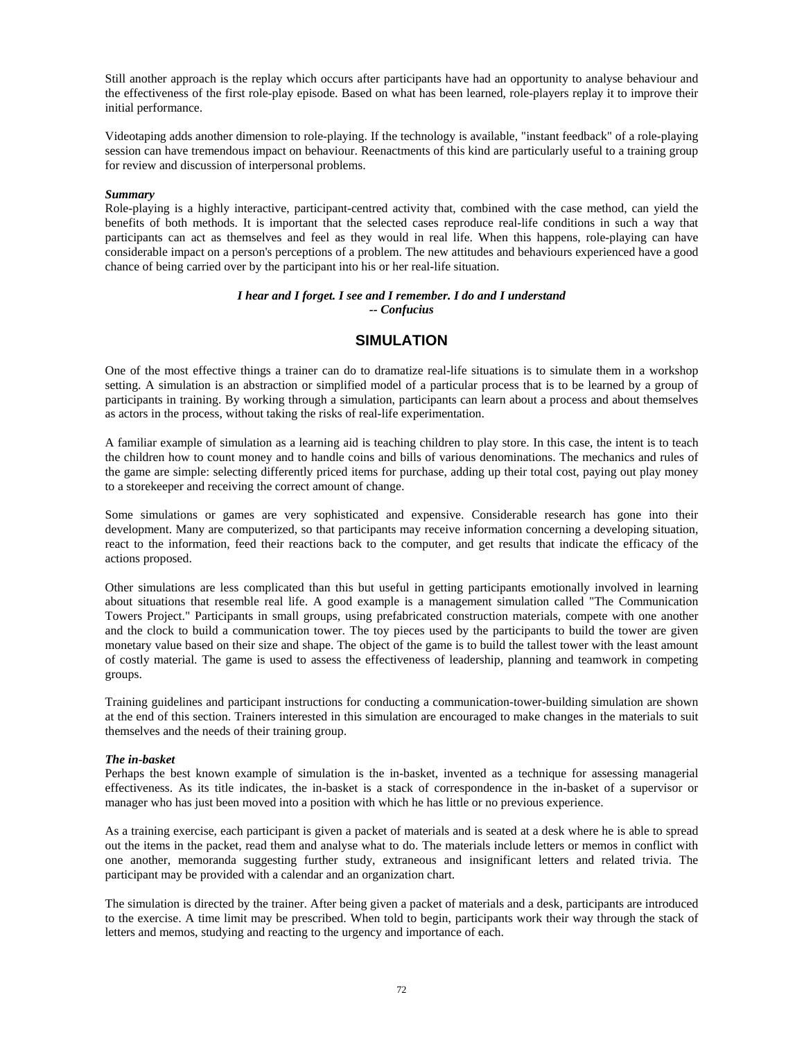Still another approach is the replay which occurs after participants have had an opportunity to analyse behaviour and the effectiveness of the first role-play episode. Based on what has been learned, role-players replay it to improve their initial performance.

Videotaping adds another dimension to role-playing. If the technology is available, "instant feedback" of a role-playing session can have tremendous impact on behaviour. Reenactments of this kind are particularly useful to a training group for review and discussion of interpersonal problems.

***Summary***

Role-playing is a highly interactive, participant-centred activity that, combined with the case method, can yield the benefits of both methods. It is important that the selected cases reproduce real-life conditions in such a way that participants can act as themselves and feel as they would in real life. When this happens, role-playing can have considerable impact on a person's perceptions of a problem. The new attitudes and behaviours experienced have a good chance of being carried over by the participant into his or her real-life situation.

***I hear and I forget. I see and I remember. I do and I understand***
***-- Confucius***

## SIMULATION

One of the most effective things a trainer can do to dramatize real-life situations is to simulate them in a workshop setting. A simulation is an abstraction or simplified model of a particular process that is to be learned by a group of participants in training. By working through a simulation, participants can learn about a process and about themselves as actors in the process, without taking the risks of real-life experimentation.

A familiar example of simulation as a learning aid is teaching children to play store. In this case, the intent is to teach the children how to count money and to handle coins and bills of various denominations. The mechanics and rules of the game are simple: selecting differently priced items for purchase, adding up their total cost, paying out play money to a storekeeper and receiving the correct amount of change.

Some simulations or games are very sophisticated and expensive. Considerable research has gone into their development. Many are computerized, so that participants may receive information concerning a developing situation, react to the information, feed their reactions back to the computer, and get results that indicate the efficacy of the actions proposed.

Other simulations are less complicated than this but useful in getting participants emotionally involved in learning about situations that resemble real life. A good example is a management simulation called "The Communication Towers Project." Participants in small groups, using prefabricated construction materials, compete with one another and the clock to build a communication tower. The toy pieces used by the participants to build the tower are given monetary value based on their size and shape. The object of the game is to build the tallest tower with the least amount of costly material. The game is used to assess the effectiveness of leadership, planning and teamwork in competing groups.

Training guidelines and participant instructions for conducting a communication-tower-building simulation are shown at the end of this section. Trainers interested in this simulation are encouraged to make changes in the materials to suit themselves and the needs of their training group.

***The in-basket***

Perhaps the best known example of simulation is the in-basket, invented as a technique for assessing managerial effectiveness. As its title indicates, the in-basket is a stack of correspondence in the in-basket of a supervisor or manager who has just been moved into a position with which he has little or no previous experience.

As a training exercise, each participant is given a packet of materials and is seated at a desk where he is able to spread out the items in the packet, read them and analyse what to do. The materials include letters or memos in conflict with one another, memoranda suggesting further study, extraneous and insignificant letters and related trivia. The participant may be provided with a calendar and an organization chart.

The simulation is directed by the trainer. After being given a packet of materials and a desk, participants are introduced to the exercise. A time limit may be prescribed. When told to begin, participants work their way through the stack of letters and memos, studying and reacting to the urgency and importance of each.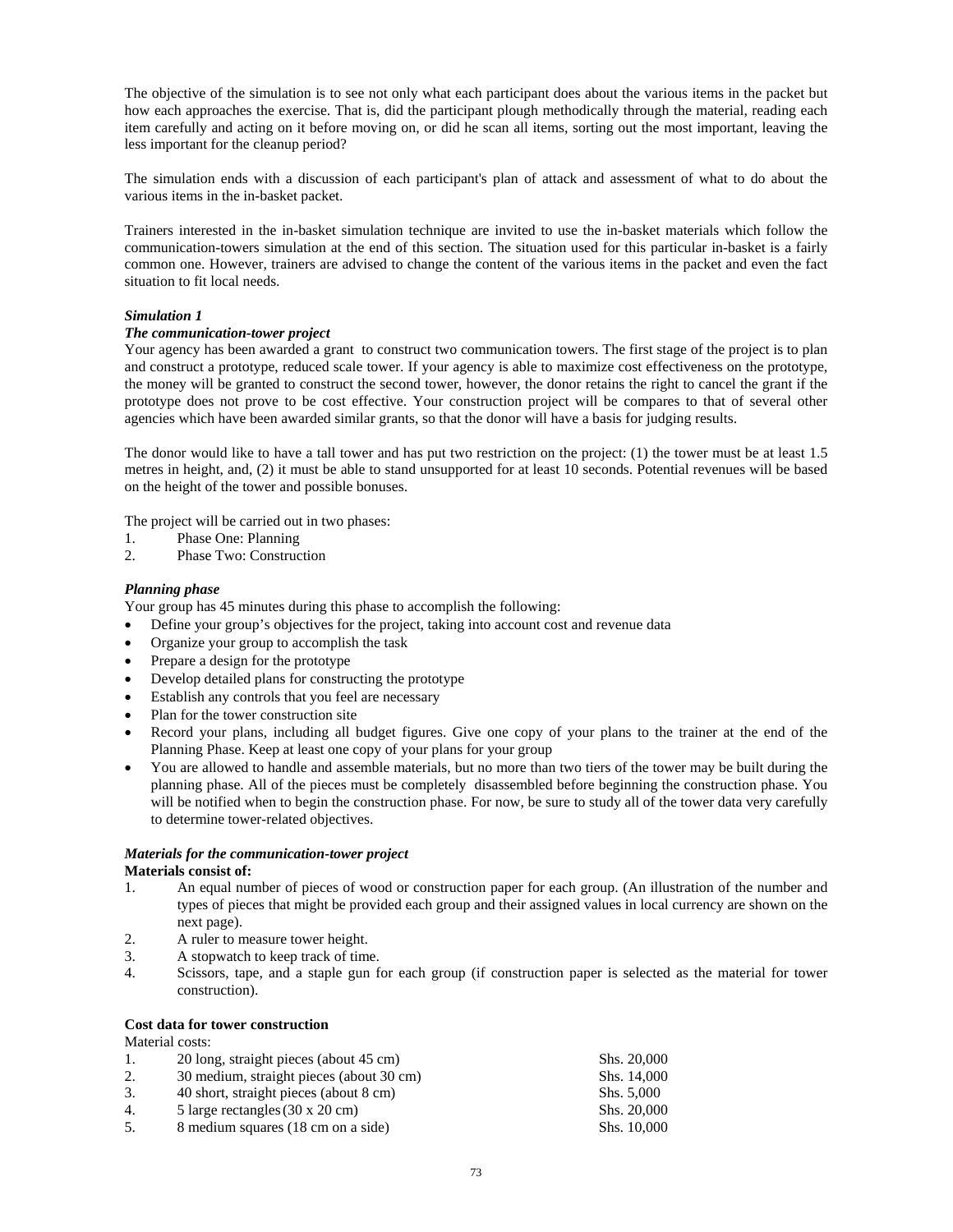The objective of the simulation is to see not only what each participant does about the various items in the packet but how each approaches the exercise. That is, did the participant plough methodically through the material, reading each item carefully and acting on it before moving on, or did he scan all items, sorting out the most important, leaving the less important for the cleanup period?

The simulation ends with a discussion of each participant's plan of attack and assessment of what to do about the various items in the in-basket packet.

Trainers interested in the in-basket simulation technique are invited to use the in-basket materials which follow the communication-towers simulation at the end of this section. The situation used for this particular in-basket is a fairly common one. However, trainers are advised to change the content of the various items in the packet and even the fact situation to fit local needs.

***Simulation 1***

***The communication-tower project***

Your agency has been awarded a grant to construct two communication towers. The first stage of the project is to plan and construct a prototype, reduced scale tower. If your agency is able to maximize cost effectiveness on the prototype, the money will be granted to construct the second tower, however, the donor retains the right to cancel the grant if the prototype does not prove to be cost effective. Your construction project will be compares to that of several other agencies which have been awarded similar grants, so that the donor will have a basis for judging results.

The donor would like to have a tall tower and has put two restriction on the project: (1) the tower must be at least 1.5 metres in height, and, (2) it must be able to stand unsupported for at least 10 seconds. Potential revenues will be based on the height of the tower and possible bonuses.

The project will be carried out in two phases:

1. Phase One: Planning
2. Phase Two: Construction

***Planning phase***

Your group has 45 minutes during this phase to accomplish the following:

- Define your group's objectives for the project, taking into account cost and revenue data
- Organize your group to accomplish the task
- Prepare a design for the prototype
- Develop detailed plans for constructing the prototype
- Establish any controls that you feel are necessary
- Plan for the tower construction site
- Record your plans, including all budget figures. Give one copy of your plans to the trainer at the end of the Planning Phase. Keep at least one copy of your plans for your group
- You are allowed to handle and assemble materials, but no more than two tiers of the tower may be built during the planning phase. All of the pieces must be completely disassembled before beginning the construction phase. You will be notified when to begin the construction phase. For now, be sure to study all of the tower data very carefully to determine tower-related objectives.

***Materials for the communication-tower project***

**Materials consist of:**

1. An equal number of pieces of wood or construction paper for each group. (An illustration of the number and types of pieces that might be provided each group and their assigned values in local currency are shown on the next page).
2. A ruler to measure tower height.
3. A stopwatch to keep track of time.
4. Scissors, tape, and a staple gun for each group (if construction paper is selected as the material for tower construction).

**Cost data for tower construction**

Material costs:

| | | |
|---|---|---|
| 1. | 20 long, straight pieces (about 45 cm) | Shs. 20,000 |
| 2. | 30 medium, straight pieces (about 30 cm) | Shs. 14,000 |
| 3. | 40 short, straight pieces (about 8 cm) | Shs. 5,000 |
| 4. | 5 large rectangles (30 x 20 cm) | Shs. 20,000 |
| 5. | 8 medium squares (18 cm on a side) | Shs. 10,000 |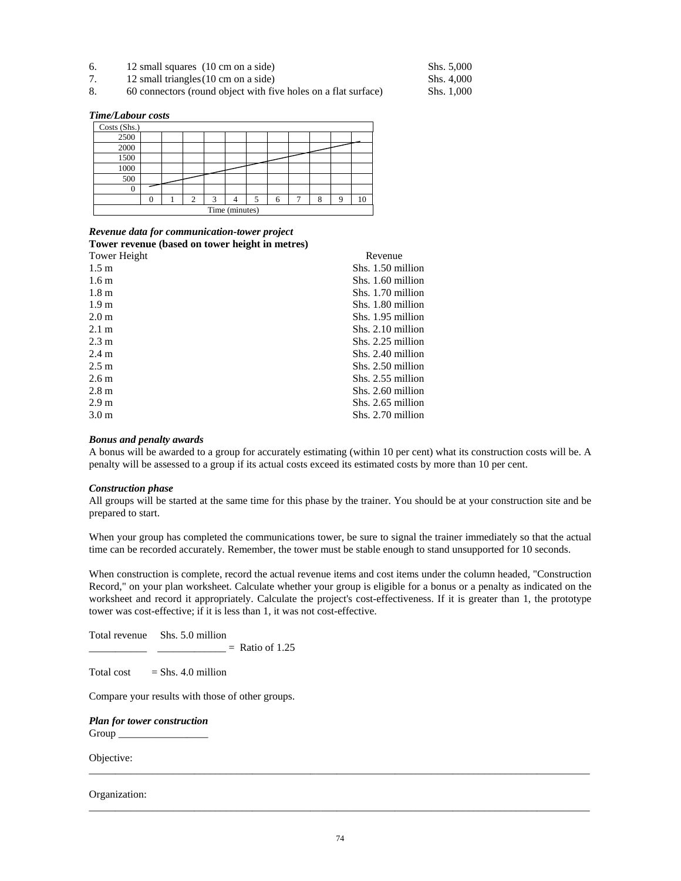6. 12 small squares (10 cm on a side) Shs. 5,000
7. 12 small triangles (10 cm on a side) Shs. 4,000
8. 60 connectors (round object with five holes on a flat surface) Shs. 1,000

***Time/Labour costs***

| Costs (Shs.) | | | | | | | | | | | |
|---|---|---|---|---|---|---|---|---|---|---|---|
| 2500 | | | | | | | | | | | |
| 2000 | | | | | | | | | | | |
| 1500 | | | | | | | | | | | |
| 1000 | | | | | | | | | | | |
| 500 | | | | | | | | | | | |
| 0 | | | | | | | | | | | |
| | 0 | 1 | 2 | 3 | 4 | 5 | 6 | 7 | 8 | 9 | 10 |
| Time (minutes) | | | | | | | | | | | |

***Revenue data for communication-tower project***

**Tower revenue (based on tower height in metres)**

| Tower Height | Revenue |
|---|---|
| 1.5 m | Shs. 1.50 million |
| 1.6 m | Shs. 1.60 million |
| 1.8 m | Shs. 1.70 million |
| 1.9 m | Shs. 1.80 million |
| 2.0 m | Shs. 1.95 million |
| 2.1 m | Shs. 2.10 million |
| 2.3 m | Shs. 2.25 million |
| 2.4 m | Shs. 2.40 million |
| 2.5 m | Shs. 2.50 million |
| 2.6 m | Shs. 2.55 million |
| 2.8 m | Shs. 2.60 million |
| 2.9 m | Shs. 2.65 million |
| 3.0 m | Shs. 2.70 million |

***Bonus and penalty awards***

A bonus will be awarded to a group for accurately estimating (within 10 per cent) what its construction costs will be. A penalty will be assessed to a group if its actual costs exceed its estimated costs by more than 10 per cent.

***Construction phase***

All groups will be started at the same time for this phase by the trainer. You should be at your construction site and be prepared to start.

When your group has completed the communications tower, be sure to signal the trainer immediately so that the actual time can be recorded accurately. Remember, the tower must be stable enough to stand unsupported for 10 seconds.

When construction is complete, record the actual revenue items and cost items under the column headed, "Construction Record," on your plan worksheet. Calculate whether your group is eligible for a bonus or a penalty as indicated on the worksheet and record it appropriately. Calculate the project's cost-effectiveness. If it is greater than 1, the prototype tower was cost-effective; if it is less than 1, it was not cost-effective.

Total revenue Shs. 5.0 million
___________ _____________ = Ratio of 1.25

Total cost = Shs. 4.0 million

Compare your results with those of other groups.

***Plan for tower construction***

Group _________________

Objective:
_____________________________________________________________________________________________

Organization:
_____________________________________________________________________________________________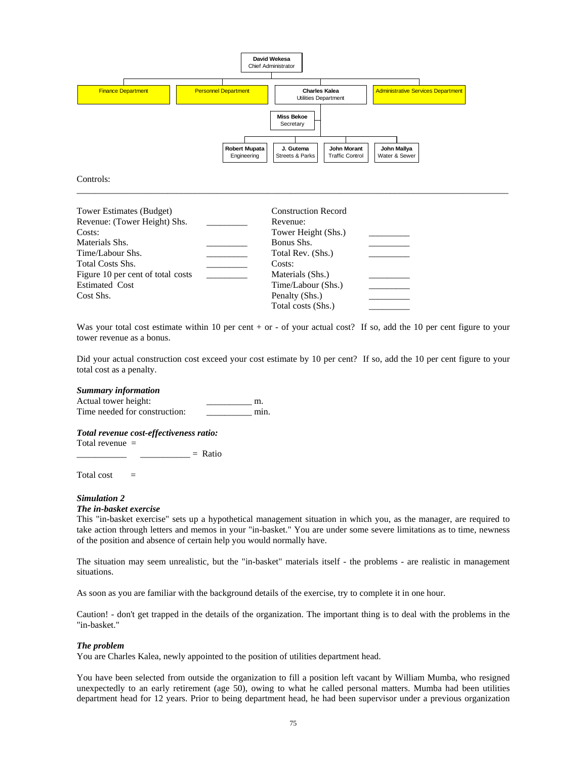David Wekesa
Chief Administrator

- Finance Department
- Personnel Department
- Charles Kalea, Utilities Department
  - Miss Bekoe, Secretary
  - Robert Mupata, Engineering
  - J. Gutema, Streets & Parks
  - John Morant, Traffic Control
  - John Mallya, Water & Sewer
- Administrative Services Department

Controls:

_______________________________________________________________________________

| Tower Estimates (Budget) | | Construction Record | |
|---|---|---|---|
| Revenue: (Tower Height) Shs. | _________ | Revenue: | |
| Costs: | | Tower Height (Shs.) | _________ |
| Materials Shs. | _________ | Bonus Shs. | _________ |
| Time/Labour Shs. | _________ | Total Rev. (Shs.) | _________ |
| Total Costs Shs. | _________ | Costs: | |
| Figure 10 per cent of total costs | _________ | Materials (Shs.) | _________ |
| Estimated Cost | | Time/Labour (Shs.) | _________ |
| Cost Shs. | | Penalty (Shs.) | _________ |
| | | Total costs (Shs.) | _________ |

Was your total cost estimate within 10 per cent + or - of your actual cost? If so, add the 10 per cent figure to your tower revenue as a bonus.

Did your actual construction cost exceed your cost estimate by 10 per cent? If so, add the 10 per cent figure to your total cost as a penalty.

***Summary information***

Actual tower height: __________ m.
Time needed for construction: __________ min.

***Total revenue cost-effectiveness ratio:***

Total revenue =
___________ ___________ = Ratio

Total cost =

***Simulation 2***

***The in-basket exercise***

This "in-basket exercise" sets up a hypothetical management situation in which you, as the manager, are required to take action through letters and memos in your "in-basket." You are under some severe limitations as to time, newness of the position and absence of certain help you would normally have.

The situation may seem unrealistic, but the "in-basket" materials itself - the problems - are realistic in management situations.

As soon as you are familiar with the background details of the exercise, try to complete it in one hour.

Caution! - don't get trapped in the details of the organization. The important thing is to deal with the problems in the "in-basket."

***The problem***

You are Charles Kalea, newly appointed to the position of utilities department head.

You have been selected from outside the organization to fill a position left vacant by William Mumba, who resigned unexpectedly to an early retirement (age 50), owing to what he called personal matters. Mumba had been utilities department head for 12 years. Prior to being department head, he had been supervisor under a previous organization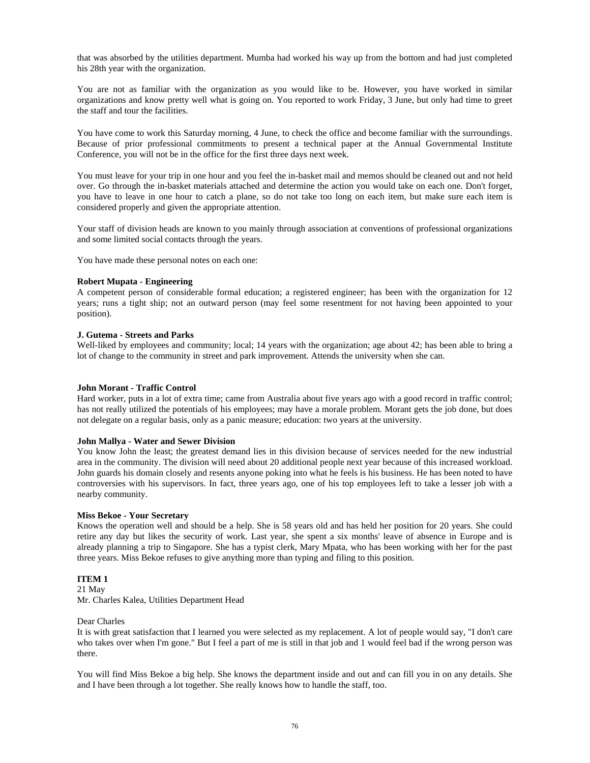that was absorbed by the utilities department. Mumba had worked his way up from the bottom and had just completed his 28th year with the organization.

You are not as familiar with the organization as you would like to be. However, you have worked in similar organizations and know pretty well what is going on. You reported to work Friday, 3 June, but only had time to greet the staff and tour the facilities.

You have come to work this Saturday morning, 4 June, to check the office and become familiar with the surroundings. Because of prior professional commitments to present a technical paper at the Annual Governmental Institute Conference, you will not be in the office for the first three days next week.

You must leave for your trip in one hour and you feel the in-basket mail and memos should be cleaned out and not held over. Go through the in-basket materials attached and determine the action you would take on each one. Don't forget, you have to leave in one hour to catch a plane, so do not take too long on each item, but make sure each item is considered properly and given the appropriate attention.

Your staff of division heads are known to you mainly through association at conventions of professional organizations and some limited social contacts through the years.

You have made these personal notes on each one:

**Robert Mupata - Engineering**
A competent person of considerable formal education; a registered engineer; has been with the organization for 12 years; runs a tight ship; not an outward person (may feel some resentment for not having been appointed to your position).

**J. Gutema - Streets and Parks**
Well-liked by employees and community; local; 14 years with the organization; age about 42; has been able to bring a lot of change to the community in street and park improvement. Attends the university when she can.

**John Morant - Traffic Control**
Hard worker, puts in a lot of extra time; came from Australia about five years ago with a good record in traffic control; has not really utilized the potentials of his employees; may have a morale problem. Morant gets the job done, but does not delegate on a regular basis, only as a panic measure; education: two years at the university.

**John Mallya - Water and Sewer Division**
You know John the least; the greatest demand lies in this division because of services needed for the new industrial area in the community. The division will need about 20 additional people next year because of this increased workload. John guards his domain closely and resents anyone poking into what he feels is his business. He has been noted to have controversies with his supervisors. In fact, three years ago, one of his top employees left to take a lesser job with a nearby community.

**Miss Bekoe - Your Secretary**
Knows the operation well and should be a help. She is 58 years old and has held her position for 20 years. She could retire any day but likes the security of work. Last year, she spent a six months' leave of absence in Europe and is already planning a trip to Singapore. She has a typist clerk, Mary Mpata, who has been working with her for the past three years. Miss Bekoe refuses to give anything more than typing and filing to this position.

**ITEM 1**
21 May
Mr. Charles Kalea, Utilities Department Head

Dear Charles
It is with great satisfaction that I learned you were selected as my replacement. A lot of people would say, "I don't care who takes over when I'm gone." But I feel a part of me is still in that job and 1 would feel bad if the wrong person was there.

You will find Miss Bekoe a big help. She knows the department inside and out and can fill you in on any details. She and I have been through a lot together. She really knows how to handle the staff, too.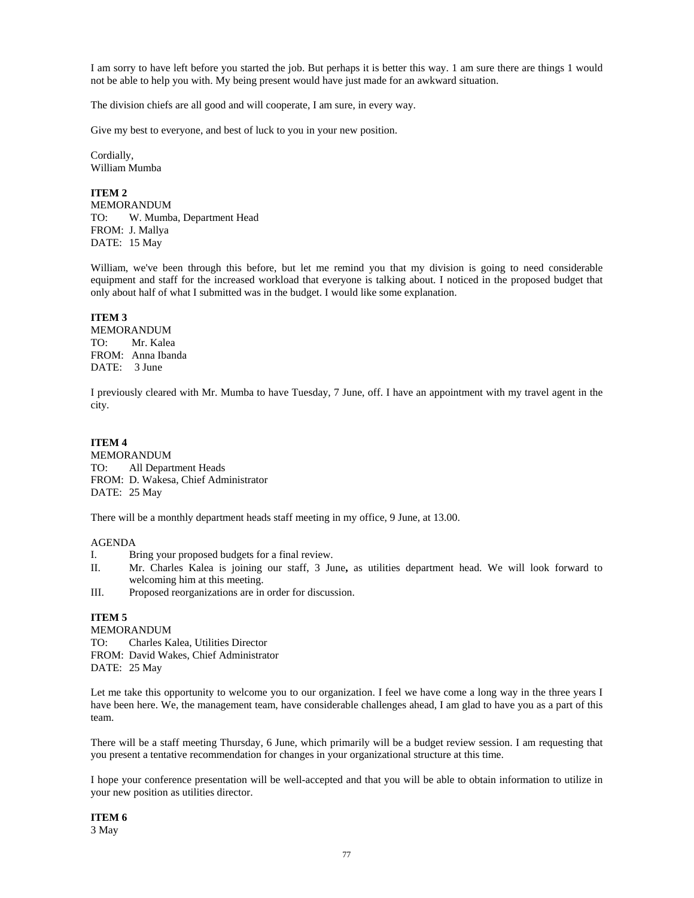I am sorry to have left before you started the job. But perhaps it is better this way. 1 am sure there are things 1 would not be able to help you with. My being present would have just made for an awkward situation.

The division chiefs are all good and will cooperate, I am sure, in every way.

Give my best to everyone, and best of luck to you in your new position.

Cordially,
William Mumba

**ITEM 2**
MEMORANDUM
TO: W. Mumba, Department Head
FROM: J. Mallya
DATE: 15 May

William, we've been through this before, but let me remind you that my division is going to need considerable equipment and staff for the increased workload that everyone is talking about. I noticed in the proposed budget that only about half of what I submitted was in the budget. I would like some explanation.

**ITEM 3**
MEMORANDUM
TO: Mr. Kalea
FROM: Anna Ibanda
DATE: 3 June

I previously cleared with Mr. Mumba to have Tuesday, 7 June, off. I have an appointment with my travel agent in the city.

**ITEM 4**
MEMORANDUM
TO: All Department Heads
FROM: D. Wakesa, Chief Administrator
DATE: 25 May

There will be a monthly department heads staff meeting in my office, 9 June, at 13.00.

AGENDA

I. Bring your proposed budgets for a final review.
II. Mr. Charles Kalea is joining our staff, 3 June**,** as utilities department head. We will look forward to welcoming him at this meeting.
III. Proposed reorganizations are in order for discussion.

**ITEM 5**
MEMORANDUM
TO: Charles Kalea, Utilities Director
FROM: David Wakes, Chief Administrator
DATE: 25 May

Let me take this opportunity to welcome you to our organization. I feel we have come a long way in the three years I have been here. We, the management team, have considerable challenges ahead, I am glad to have you as a part of this team.

There will be a staff meeting Thursday, 6 June, which primarily will be a budget review session. I am requesting that you present a tentative recommendation for changes in your organizational structure at this time.

I hope your conference presentation will be well-accepted and that you will be able to obtain information to utilize in your new position as utilities director.

**ITEM 6**
3 May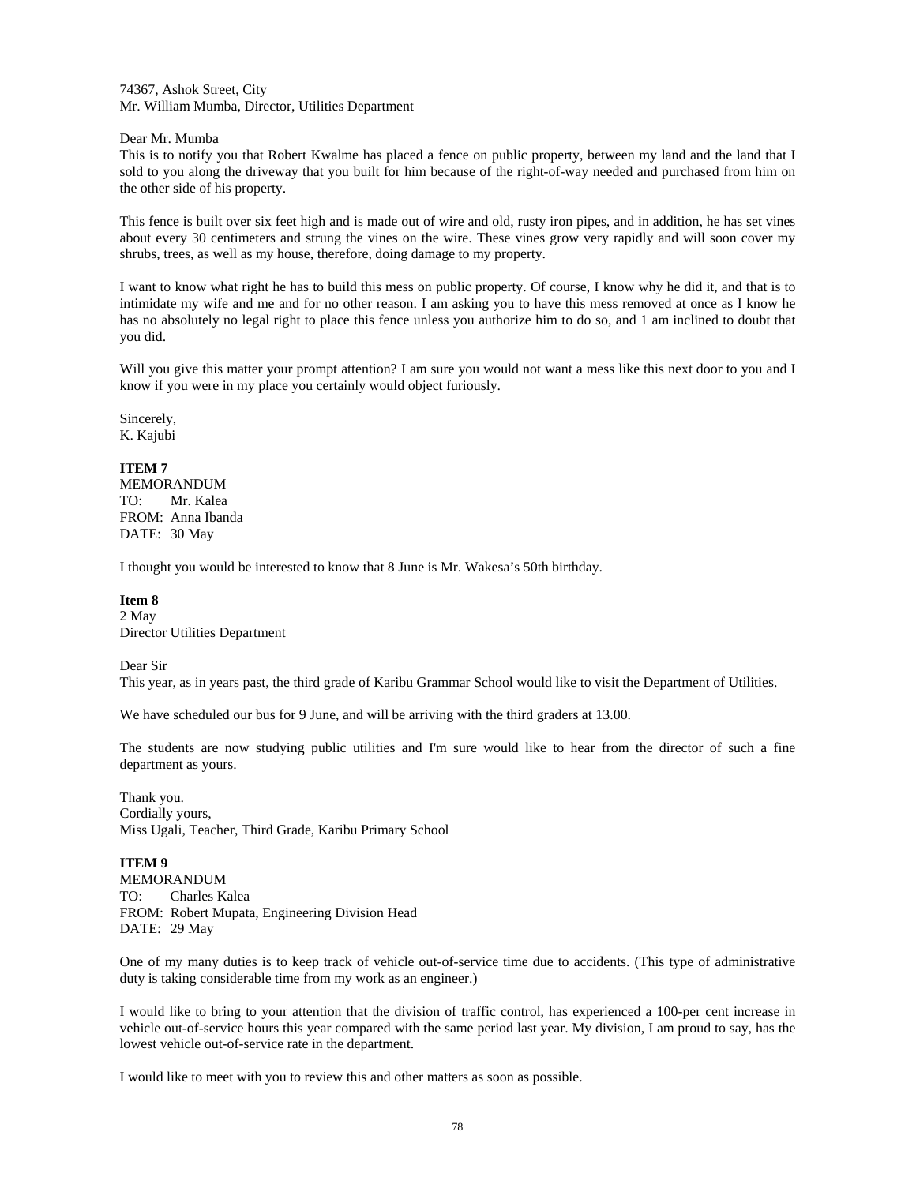74367, Ashok Street, City
Mr. William Mumba, Director, Utilities Department

Dear Mr. Mumba
This is to notify you that Robert Kwalme has placed a fence on public property, between my land and the land that I sold to you along the driveway that you built for him because of the right-of-way needed and purchased from him on the other side of his property.

This fence is built over six feet high and is made out of wire and old, rusty iron pipes, and in addition, he has set vines about every 30 centimeters and strung the vines on the wire. These vines grow very rapidly and will soon cover my shrubs, trees, as well as my house, therefore, doing damage to my property.

I want to know what right he has to build this mess on public property. Of course, I know why he did it, and that is to intimidate my wife and me and for no other reason. I am asking you to have this mess removed at once as I know he has no absolutely no legal right to place this fence unless you authorize him to do so, and 1 am inclined to doubt that you did.

Will you give this matter your prompt attention? I am sure you would not want a mess like this next door to you and I know if you were in my place you certainly would object furiously.

Sincerely,
K. Kajubi

**ITEM 7**
MEMORANDUM
TO: Mr. Kalea
FROM: Anna Ibanda
DATE: 30 May

I thought you would be interested to know that 8 June is Mr. Wakesa's 50th birthday.

**Item 8**
2 May
Director Utilities Department

Dear Sir
This year, as in years past, the third grade of Karibu Grammar School would like to visit the Department of Utilities.

We have scheduled our bus for 9 June, and will be arriving with the third graders at 13.00.

The students are now studying public utilities and I'm sure would like to hear from the director of such a fine department as yours.

Thank you.
Cordially yours,
Miss Ugali, Teacher, Third Grade, Karibu Primary School

**ITEM 9**
MEMORANDUM
TO: Charles Kalea
FROM: Robert Mupata, Engineering Division Head
DATE: 29 May

One of my many duties is to keep track of vehicle out-of-service time due to accidents. (This type of administrative duty is taking considerable time from my work as an engineer.)

I would like to bring to your attention that the division of traffic control, has experienced a 100-per cent increase in vehicle out-of-service hours this year compared with the same period last year. My division, I am proud to say, has the lowest vehicle out-of-service rate in the department.

I would like to meet with you to review this and other matters as soon as possible.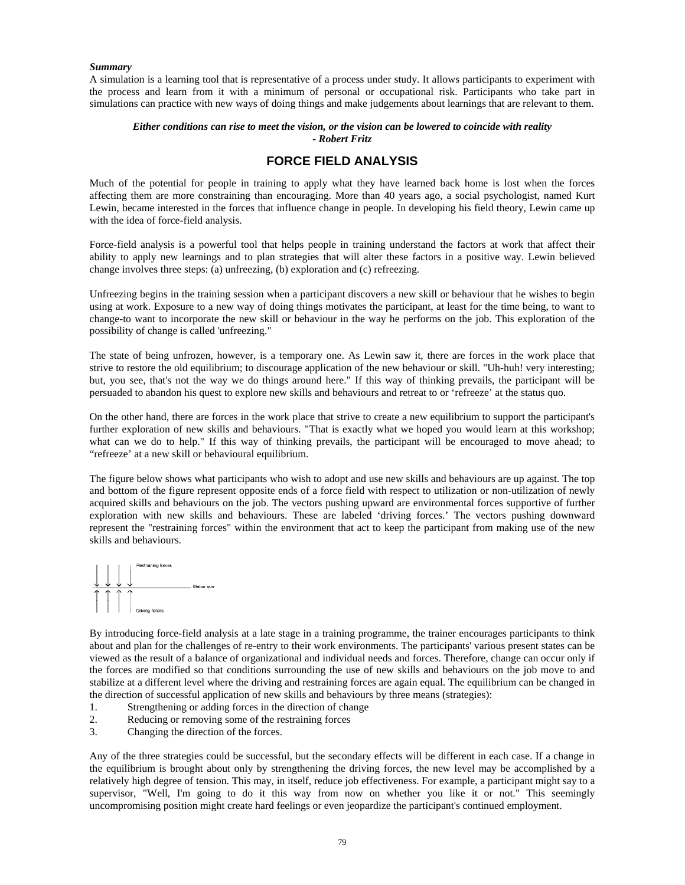***Summary***

A simulation is a learning tool that is representative of a process under study. It allows participants to experiment with the process and learn from it with a minimum of personal or occupational risk. Participants who take part in simulations can practice with new ways of doing things and make judgements about learnings that are relevant to them.

***Either conditions can rise to meet the vision, or the vision can be lowered to coincide with reality***
***- Robert Fritz***

## FORCE FIELD ANALYSIS

Much of the potential for people in training to apply what they have learned back home is lost when the forces affecting them are more constraining than encouraging. More than 40 years ago, a social psychologist, named Kurt Lewin, became interested in the forces that influence change in people. In developing his field theory, Lewin came up with the idea of force-field analysis.

Force-field analysis is a powerful tool that helps people in training understand the factors at work that affect their ability to apply new learnings and to plan strategies that will alter these factors in a positive way. Lewin believed change involves three steps: (a) unfreezing, (b) exploration and (c) refreezing.

Unfreezing begins in the training session when a participant discovers a new skill or behaviour that he wishes to begin using at work. Exposure to a new way of doing things motivates the participant, at least for the time being, to want to change-to want to incorporate the new skill or behaviour in the way he performs on the job. This exploration of the possibility of change is called 'unfreezing."

The state of being unfrozen, however, is a temporary one. As Lewin saw it, there are forces in the work place that strive to restore the old equilibrium; to discourage application of the new behaviour or skill. "Uh-huh! very interesting; but, you see, that's not the way we do things around here." If this way of thinking prevails, the participant will be persuaded to abandon his quest to explore new skills and behaviours and retreat to or ‘refreeze’ at the status quo.

On the other hand, there are forces in the work place that strive to create a new equilibrium to support the participant's further exploration of new skills and behaviours. "That is exactly what we hoped you would learn at this workshop; what can we do to help." If this way of thinking prevails, the participant will be encouraged to move ahead; to “refreeze’ at a new skill or behavioural equilibrium.

The figure below shows what participants who wish to adopt and use new skills and behaviours are up against. The top and bottom of the figure represent opposite ends of a force field with respect to utilization or non-utilization of newly acquired skills and behaviours on the job. The vectors pushing upward are environmental forces supportive of further exploration with new skills and behaviours. These are labeled ‘driving forces.’ The vectors pushing downward represent the "restraining forces" within the environment that act to keep the participant from making use of the new skills and behaviours.

Restraining forces

Status quo

Driving forces

By introducing force-field analysis at a late stage in a training programme, the trainer encourages participants to think about and plan for the challenges of re-entry to their work environments. The participants' various present states can be viewed as the result of a balance of organizational and individual needs and forces. Therefore, change can occur only if the forces are modified so that conditions surrounding the use of new skills and behaviours on the job move to and stabilize at a different level where the driving and restraining forces are again equal. The equilibrium can be changed in the direction of successful application of new skills and behaviours by three means (strategies):

1. Strengthening or adding forces in the direction of change
2. Reducing or removing some of the restraining forces
3. Changing the direction of the forces.

Any of the three strategies could be successful, but the secondary effects will be different in each case. If a change in the equilibrium is brought about only by strengthening the driving forces, the new level may be accomplished by a relatively high degree of tension. This may, in itself, reduce job effectiveness. For example, a participant might say to a supervisor, "Well, I'm going to do it this way from now on whether you like it or not." This seemingly uncompromising position might create hard feelings or even jeopardize the participant's continued employment.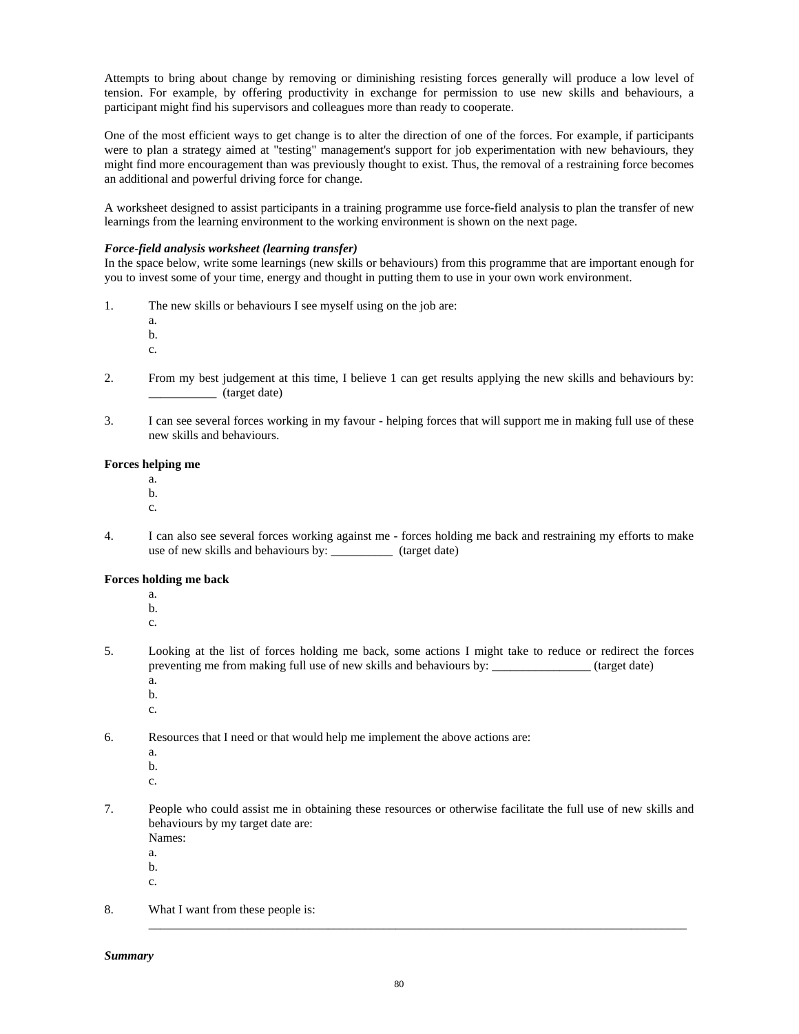Attempts to bring about change by removing or diminishing resisting forces generally will produce a low level of tension. For example, by offering productivity in exchange for permission to use new skills and behaviours, a participant might find his supervisors and colleagues more than ready to cooperate.

One of the most efficient ways to get change is to alter the direction of one of the forces. For example, if participants were to plan a strategy aimed at "testing" management's support for job experimentation with new behaviours, they might find more encouragement than was previously thought to exist. Thus, the removal of a restraining force becomes an additional and powerful driving force for change.

A worksheet designed to assist participants in a training programme use force-field analysis to plan the transfer of new learnings from the learning environment to the working environment is shown on the next page.

***Force-field analysis worksheet (learning transfer)***

In the space below, write some learnings (new skills or behaviours) from this programme that are important enough for you to invest some of your time, energy and thought in putting them to use in your own work environment.

1. The new skills or behaviours I see myself using on the job are:
   a.
   b.
   c.

2. From my best judgement at this time, I believe 1 can get results applying the new skills and behaviours by: ___________ (target date)

3. I can see several forces working in my favour - helping forces that will support me in making full use of these new skills and behaviours.

**Forces helping me**

   a.
   b.
   c.

4. I can also see several forces working against me - forces holding me back and restraining my efforts to make use of new skills and behaviours by: __________ (target date)

**Forces holding me back**

   a.
   b.
   c.

5. Looking at the list of forces holding me back, some actions I might take to reduce or redirect the forces preventing me from making full use of new skills and behaviours by: ________________ (target date)
   a.
   b.
   c.

6. Resources that I need or that would help me implement the above actions are:
   a.
   b.
   c.

7. People who could assist me in obtaining these resources or otherwise facilitate the full use of new skills and behaviours by my target date are:
   Names:
   a.
   b.
   c.

8. What I want from these people is:
   ______________________________________________________________________________________________

***Summary***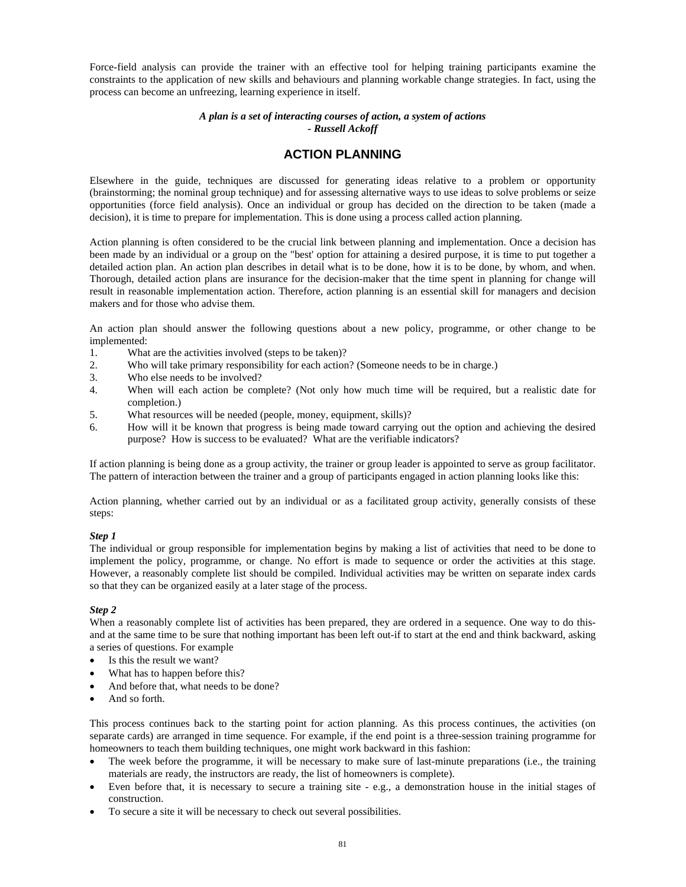Force-field analysis can provide the trainer with an effective tool for helping training participants examine the constraints to the application of new skills and behaviours and planning workable change strategies. In fact, using the process can become an unfreezing, learning experience in itself.

***A plan is a set of interacting courses of action, a system of actions***
***- Russell Ackoff***

## ACTION PLANNING

Elsewhere in the guide, techniques are discussed for generating ideas relative to a problem or opportunity (brainstorming; the nominal group technique) and for assessing alternative ways to use ideas to solve problems or seize opportunities (force field analysis). Once an individual or group has decided on the direction to be taken (made a decision), it is time to prepare for implementation. This is done using a process called action planning.

Action planning is often considered to be the crucial link between planning and implementation. Once a decision has been made by an individual or a group on the "best' option for attaining a desired purpose, it is time to put together a detailed action plan. An action plan describes in detail what is to be done, how it is to be done, by whom, and when. Thorough, detailed action plans are insurance for the decision-maker that the time spent in planning for change will result in reasonable implementation action. Therefore, action planning is an essential skill for managers and decision makers and for those who advise them.

An action plan should answer the following questions about a new policy, programme, or other change to be implemented:

1. What are the activities involved (steps to be taken)?
2. Who will take primary responsibility for each action? (Someone needs to be in charge.)
3. Who else needs to be involved?
4. When will each action be complete? (Not only how much time will be required, but a realistic date for completion.)
5. What resources will be needed (people, money, equipment, skills)?
6. How will it be known that progress is being made toward carrying out the option and achieving the desired purpose? How is success to be evaluated? What are the verifiable indicators?

If action planning is being done as a group activity, the trainer or group leader is appointed to serve as group facilitator. The pattern of interaction between the trainer and a group of participants engaged in action planning looks like this:

Action planning, whether carried out by an individual or as a facilitated group activity, generally consists of these steps:

***Step 1***

The individual or group responsible for implementation begins by making a list of activities that need to be done to implement the policy, programme, or change. No effort is made to sequence or order the activities at this stage. However, a reasonably complete list should be compiled. Individual activities may be written on separate index cards so that they can be organized easily at a later stage of the process.

***Step 2***

When a reasonably complete list of activities has been prepared, they are ordered in a sequence. One way to do this-and at the same time to be sure that nothing important has been left out-if to start at the end and think backward, asking a series of questions. For example

- Is this the result we want?
- What has to happen before this?
- And before that, what needs to be done?
- And so forth.

This process continues back to the starting point for action planning. As this process continues, the activities (on separate cards) are arranged in time sequence. For example, if the end point is a three-session training programme for homeowners to teach them building techniques, one might work backward in this fashion:

- The week before the programme, it will be necessary to make sure of last-minute preparations (i.e., the training materials are ready, the instructors are ready, the list of homeowners is complete).
- Even before that, it is necessary to secure a training site - e.g., a demonstration house in the initial stages of construction.
- To secure a site it will be necessary to check out several possibilities.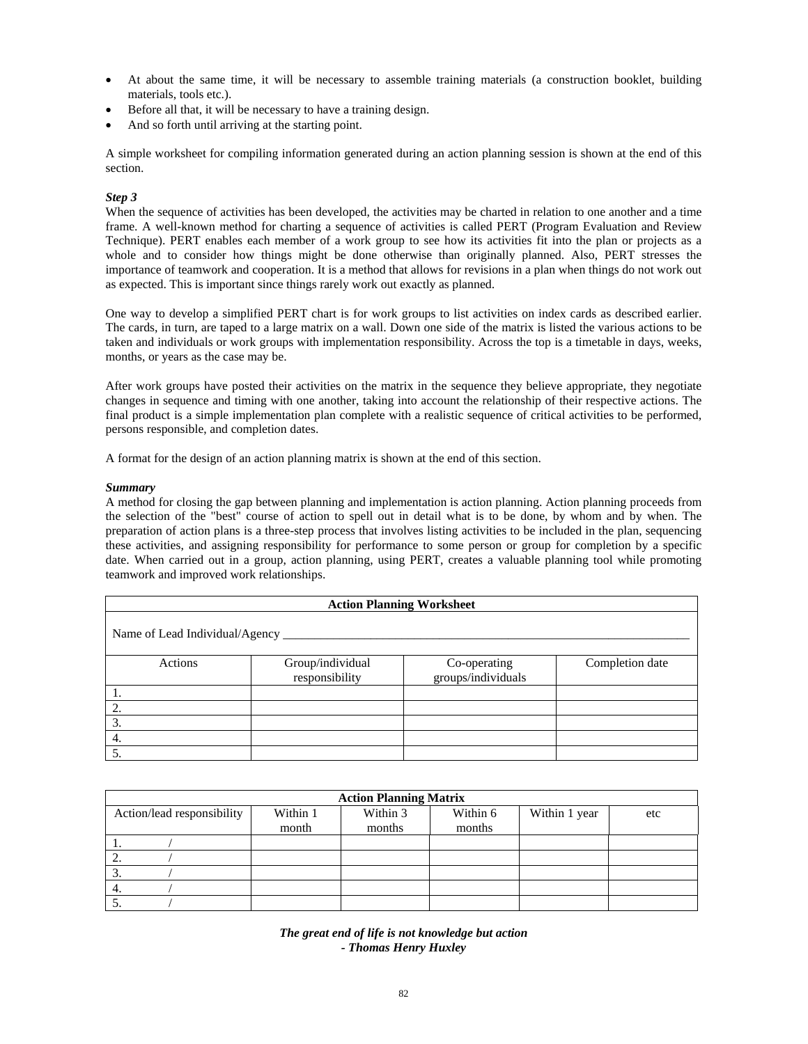- At about the same time, it will be necessary to assemble training materials (a construction booklet, building materials, tools etc.).
- Before all that, it will be necessary to have a training design.
- And so forth until arriving at the starting point.

A simple worksheet for compiling information generated during an action planning session is shown at the end of this section.

***Step 3***

When the sequence of activities has been developed, the activities may be charted in relation to one another and a time frame. A well-known method for charting a sequence of activities is called PERT (Program Evaluation and Review Technique). PERT enables each member of a work group to see how its activities fit into the plan or projects as a whole and to consider how things might be done otherwise than originally planned. Also, PERT stresses the importance of teamwork and cooperation. It is a method that allows for revisions in a plan when things do not work out as expected. This is important since things rarely work out exactly as planned.

One way to develop a simplified PERT chart is for work groups to list activities on index cards as described earlier. The cards, in turn, are taped to a large matrix on a wall. Down one side of the matrix is listed the various actions to be taken and individuals or work groups with implementation responsibility. Across the top is a timetable in days, weeks, months, or years as the case may be.

After work groups have posted their activities on the matrix in the sequence they believe appropriate, they negotiate changes in sequence and timing with one another, taking into account the relationship of their respective actions. The final product is a simple implementation plan complete with a realistic sequence of critical activities to be performed, persons responsible, and completion dates.

A format for the design of an action planning matrix is shown at the end of this section.

***Summary***

A method for closing the gap between planning and implementation is action planning. Action planning proceeds from the selection of the "best" course of action to spell out in detail what is to be done, by whom and by when. The preparation of action plans is a three-step process that involves listing activities to be included in the plan, sequencing these activities, and assigning responsibility for performance to some person or group for completion by a specific date. When carried out in a group, action planning, using PERT, creates a valuable planning tool while promoting teamwork and improved work relationships.

**Action Planning Worksheet**

Name of Lead Individual/Agency ____________________________________________

| Actions | Group/individual responsibility | Co-operating groups/individuals | Completion date |
|---|---|---|---|
| 1. | | | |
| 2. | | | |
| 3. | | | |
| 4. | | | |
| 5. | | | |

**Action Planning Matrix**

| Action/lead responsibility | Within 1 month | Within 3 months | Within 6 months | Within 1 year | etc |
|---|---|---|---|---|---|
| 1. / | | | | | |
| 2. / | | | | | |
| 3. / | | | | | |
| 4. / | | | | | |
| 5. / | | | | | |

***The great end of life is not knowledge but action***
***- Thomas Henry Huxley***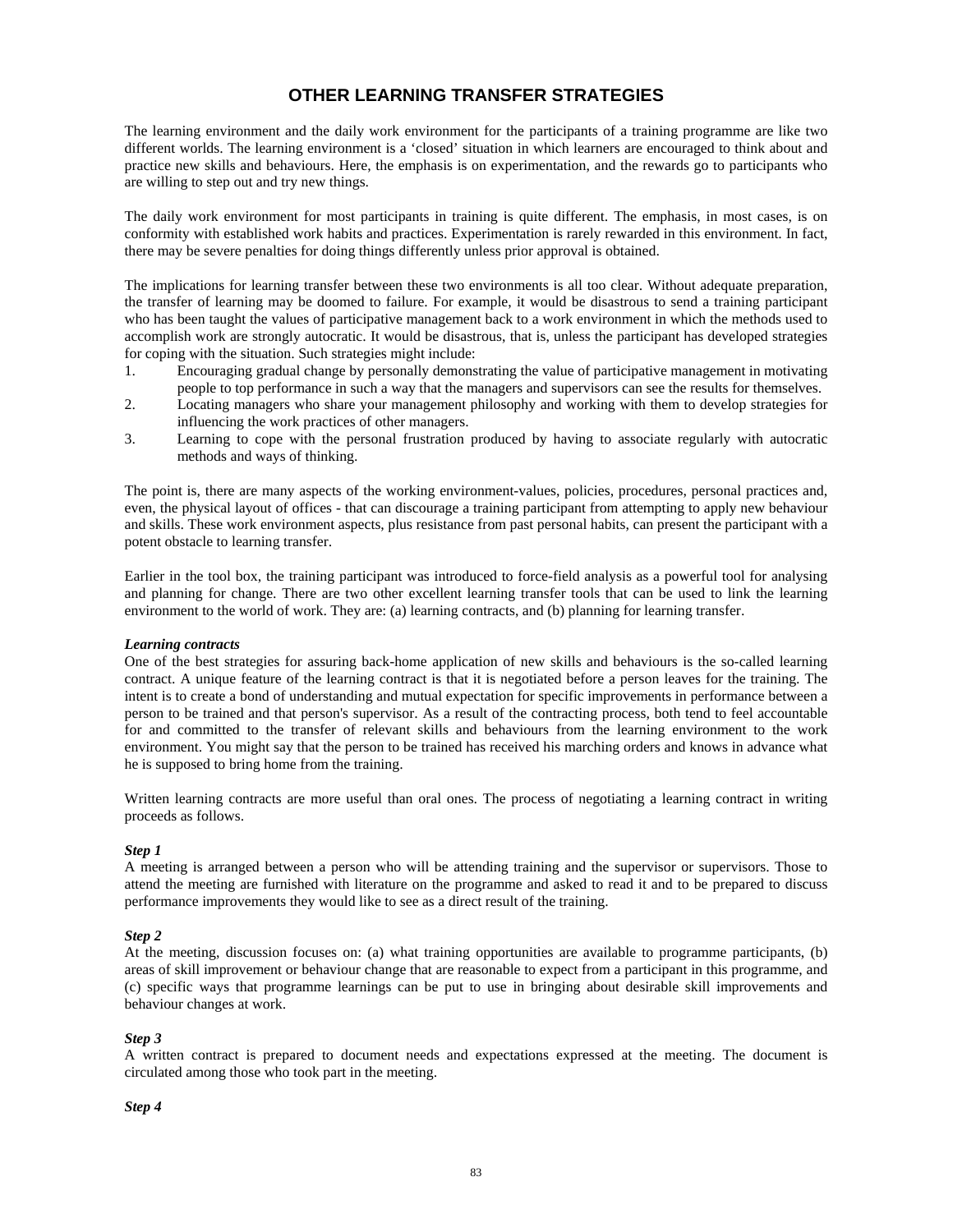# OTHER LEARNING TRANSFER STRATEGIES

The learning environment and the daily work environment for the participants of a training programme are like two different worlds. The learning environment is a 'closed' situation in which learners are encouraged to think about and practice new skills and behaviours. Here, the emphasis is on experimentation, and the rewards go to participants who are willing to step out and try new things.

The daily work environment for most participants in training is quite different. The emphasis, in most cases, is on conformity with established work habits and practices. Experimentation is rarely rewarded in this environment. In fact, there may be severe penalties for doing things differently unless prior approval is obtained.

The implications for learning transfer between these two environments is all too clear. Without adequate preparation, the transfer of learning may be doomed to failure. For example, it would be disastrous to send a training participant who has been taught the values of participative management back to a work environment in which the methods used to accomplish work are strongly autocratic. It would be disastrous, that is, unless the participant has developed strategies for coping with the situation. Such strategies might include:

1. Encouraging gradual change by personally demonstrating the value of participative management in motivating people to top performance in such a way that the managers and supervisors can see the results for themselves.
2. Locating managers who share your management philosophy and working with them to develop strategies for influencing the work practices of other managers.
3. Learning to cope with the personal frustration produced by having to associate regularly with autocratic methods and ways of thinking.

The point is, there are many aspects of the working environment-values, policies, procedures, personal practices and, even, the physical layout of offices - that can discourage a training participant from attempting to apply new behaviour and skills. These work environment aspects, plus resistance from past personal habits, can present the participant with a potent obstacle to learning transfer.

Earlier in the tool box, the training participant was introduced to force-field analysis as a powerful tool for analysing and planning for change. There are two other excellent learning transfer tools that can be used to link the learning environment to the world of work. They are: (a) learning contracts, and (b) planning for learning transfer.

***Learning contracts***

One of the best strategies for assuring back-home application of new skills and behaviours is the so-called learning contract. A unique feature of the learning contract is that it is negotiated before a person leaves for the training. The intent is to create a bond of understanding and mutual expectation for specific improvements in performance between a person to be trained and that person's supervisor. As a result of the contracting process, both tend to feel accountable for and committed to the transfer of relevant skills and behaviours from the learning environment to the work environment. You might say that the person to be trained has received his marching orders and knows in advance what he is supposed to bring home from the training.

Written learning contracts are more useful than oral ones. The process of negotiating a learning contract in writing proceeds as follows.

***Step 1***

A meeting is arranged between a person who will be attending training and the supervisor or supervisors. Those to attend the meeting are furnished with literature on the programme and asked to read it and to be prepared to discuss performance improvements they would like to see as a direct result of the training.

***Step 2***

At the meeting, discussion focuses on: (a) what training opportunities are available to programme participants, (b) areas of skill improvement or behaviour change that are reasonable to expect from a participant in this programme, and (c) specific ways that programme learnings can be put to use in bringing about desirable skill improvements and behaviour changes at work.

***Step 3***

A written contract is prepared to document needs and expectations expressed at the meeting. The document is circulated among those who took part in the meeting.

***Step 4***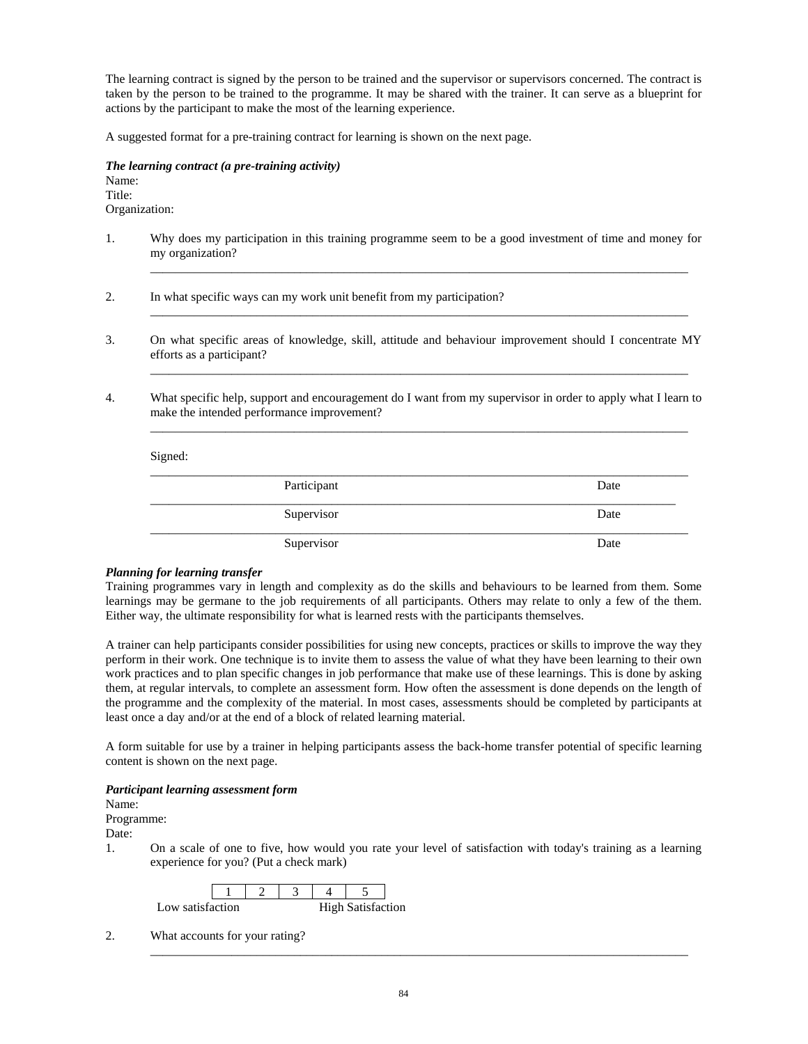The learning contract is signed by the person to be trained and the supervisor or supervisors concerned. The contract is taken by the person to be trained to the programme. It may be shared with the trainer. It can serve as a blueprint for actions by the participant to make the most of the learning experience.

A suggested format for a pre-training contract for learning is shown on the next page.

***The learning contract (a pre-training activity)***

Name:
Title:
Organization:

1. Why does my participation in this training programme seem to be a good investment of time and money for my organization?

   ______________________________________________________________________

2. In what specific ways can my work unit benefit from my participation?

   ______________________________________________________________________

3. On what specific areas of knowledge, skill, attitude and behaviour improvement should I concentrate MY efforts as a participant?

   ______________________________________________________________________

4. What specific help, support and encouragement do I want from my supervisor in order to apply what I learn to make the intended performance improvement?

   ______________________________________________________________________

   Signed:

   ______________________________________________________________________
   Participant Date

   ______________________________________________________________________
   Supervisor Date

   ______________________________________________________________________
   Supervisor Date

***Planning for learning transfer***

Training programmes vary in length and complexity as do the skills and behaviours to be learned from them. Some learnings may be germane to the job requirements of all participants. Others may relate to only a few of the them. Either way, the ultimate responsibility for what is learned rests with the participants themselves.

A trainer can help participants consider possibilities for using new concepts, practices or skills to improve the way they perform in their work. One technique is to invite them to assess the value of what they have been learning to their own work practices and to plan specific changes in job performance that make use of these learnings. This is done by asking them, at regular intervals, to complete an assessment form. How often the assessment is done depends on the length of the programme and the complexity of the material. In most cases, assessments should be completed by participants at least once a day and/or at the end of a block of related learning material.

A form suitable for use by a trainer in helping participants assess the back-home transfer potential of specific learning content is shown on the next page.

***Participant learning assessment form***

Name:
Programme:
Date:

1. On a scale of one to five, how would you rate your level of satisfaction with today's training as a learning experience for you? (Put a check mark)

| 1 | 2 | 3 | 4 | 5 |
|---|---|---|---|---|

   Low satisfaction High Satisfaction

2. What accounts for your rating?

   ______________________________________________________________________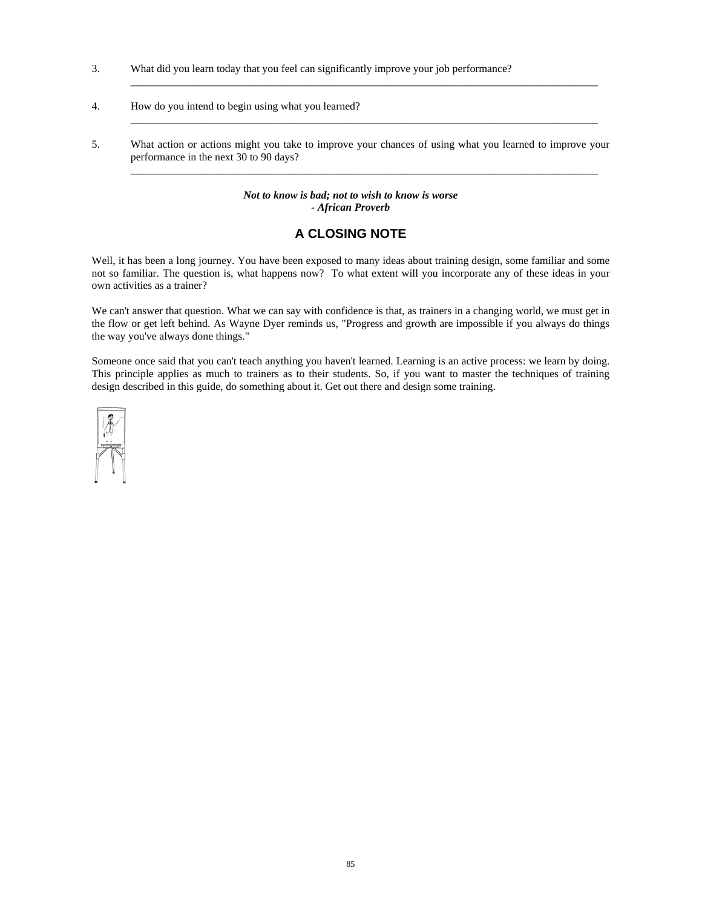3. What did you learn today that you feel can significantly improve your job performance?

   ______________________________________________________________________________________

4. How do you intend to begin using what you learned?

   ______________________________________________________________________________________

5. What action or actions might you take to improve your chances of using what you learned to improve your performance in the next 30 to 90 days?

   ______________________________________________________________________________________

***Not to know is bad; not to wish to know is worse***
***- African Proverb***

## A CLOSING NOTE

Well, it has been a long journey. You have been exposed to many ideas about training design, some familiar and some not so familiar. The question is, what happens now? To what extent will you incorporate any of these ideas in your own activities as a trainer?

We can't answer that question. What we can say with confidence is that, as trainers in a changing world, we must get in the flow or get left behind. As Wayne Dyer reminds us, "Progress and growth are impossible if you always do things the way you've always done things."

Someone once said that you can't teach anything you haven't learned. Learning is an active process: we learn by doing. This principle applies as much to trainers as to their students. So, if you want to master the techniques of training design described in this guide, do something about it. Get out there and design some training.